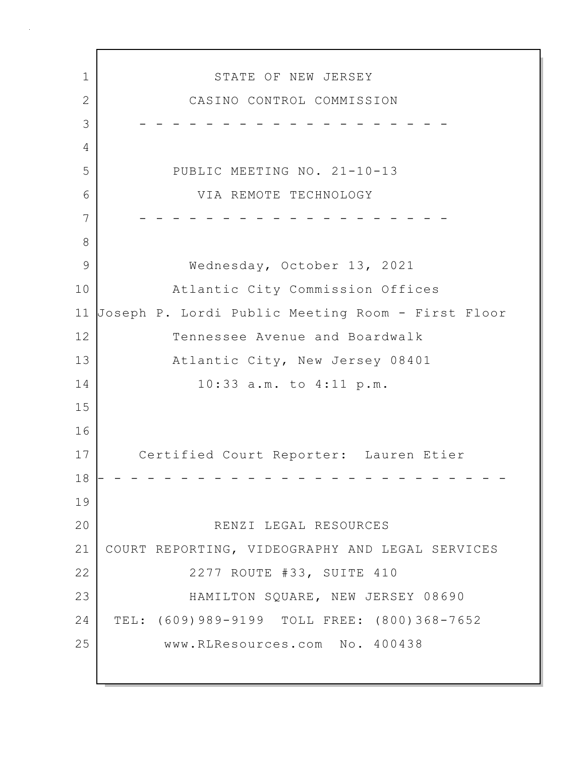STATE OF NEW JERSEY

CASINO CONTROL COMMISSION

- - - - - - - - - - - - - - - - - - - - -

PUBLIC MEETING NO. 21-10-13

VIA REMOTE TECHNOLOGY

- - - - - - - - - - - - - - - - - - - - -

Wednesday, October 13, 2021

Atlantic City Commission Offices

Joseph P. Lordi Public Meeting Room - First Floor

Tennessee Avenue and Boardwalk

Atlantic City, New Jersey 08401

10:33 a.m. to 4:11 p.m.

Certified Court Reporter: Lauren Etier

- - - - - - - - - - - - - - - - - - - - - - - - - -

RENZI LEGAL RESOURCES

COURT REPORTING, VIDEOGRAPHY AND LEGAL SERVICES

2277 ROUTE #33, SUITE 410

HAMILTON SQUARE, NEW JERSEY 08690

TEL: (609)989-9199 TOLL FREE: (800)368-7652

www.RLResources.com No. 400438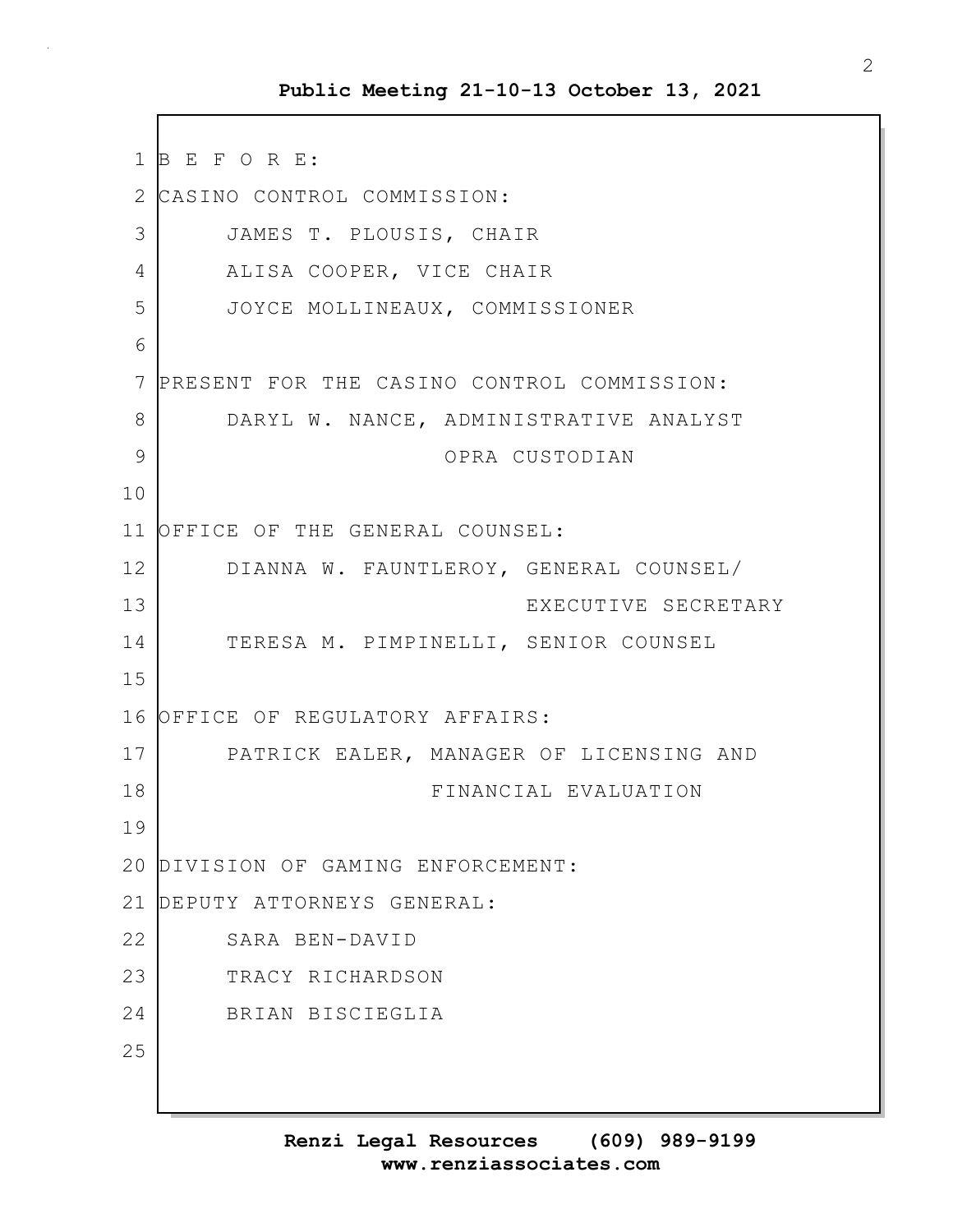B E F O R E:

CASINO CONTROL COMMISSION:

JAMES T. PLOUSIS, CHAIR
ALISA COOPER, VICE CHAIR
JOYCE MOLLINEAUX, COMMISSIONER

PRESENT FOR THE CASINO CONTROL COMMISSION:

DARYL W. NANCE, ADMINISTRATIVE ANALYST
OPRA CUSTODIAN

OFFICE OF THE GENERAL COUNSEL:

DIANNA W. FAUNTLEROY, GENERAL COUNSEL/
EXECUTIVE SECRETARY
TERESA M. PIMPINELLI, SENIOR COUNSEL

OFFICE OF REGULATORY AFFAIRS:

PATRICK EALER, MANAGER OF LICENSING AND
FINANCIAL EVALUATION

DIVISION OF GAMING ENFORCEMENT:

DEPUTY ATTORNEYS GENERAL:

SARA BEN-DAVID
TRACY RICHARDSON
BRIAN BISCIEGLIA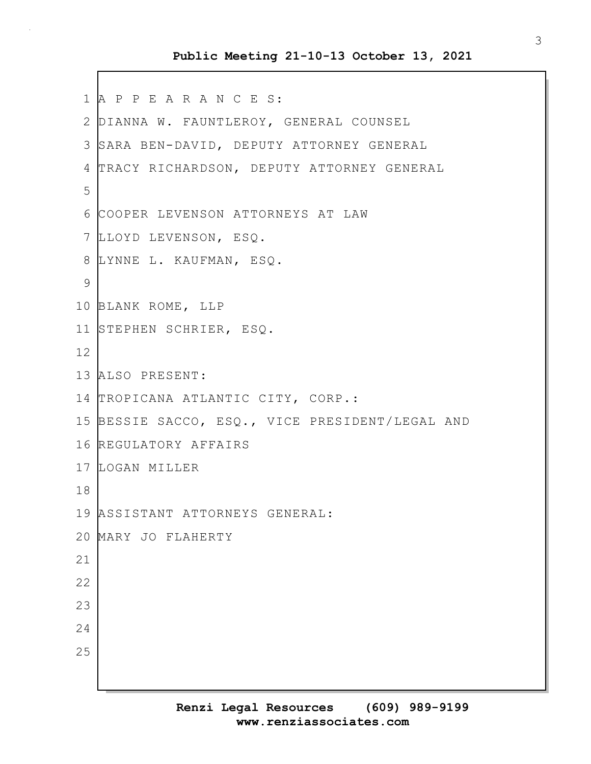A P P E A R A N C E S:

DIANNA W. FAUNTLEROY, GENERAL COUNSEL
SARA BEN-DAVID, DEPUTY ATTORNEY GENERAL
TRACY RICHARDSON, DEPUTY ATTORNEY GENERAL

COOPER LEVENSON ATTORNEYS AT LAW
LLOYD LEVENSON, ESQ.
LYNNE L. KAUFMAN, ESQ.

BLANK ROME, LLP
STEPHEN SCHRIER, ESQ.

ALSO PRESENT:
TROPICANA ATLANTIC CITY, CORP.:
BESSIE SACCO, ESQ., VICE PRESIDENT/LEGAL AND REGULATORY AFFAIRS
LOGAN MILLER

ASSISTANT ATTORNEYS GENERAL:
MARY JO FLAHERTY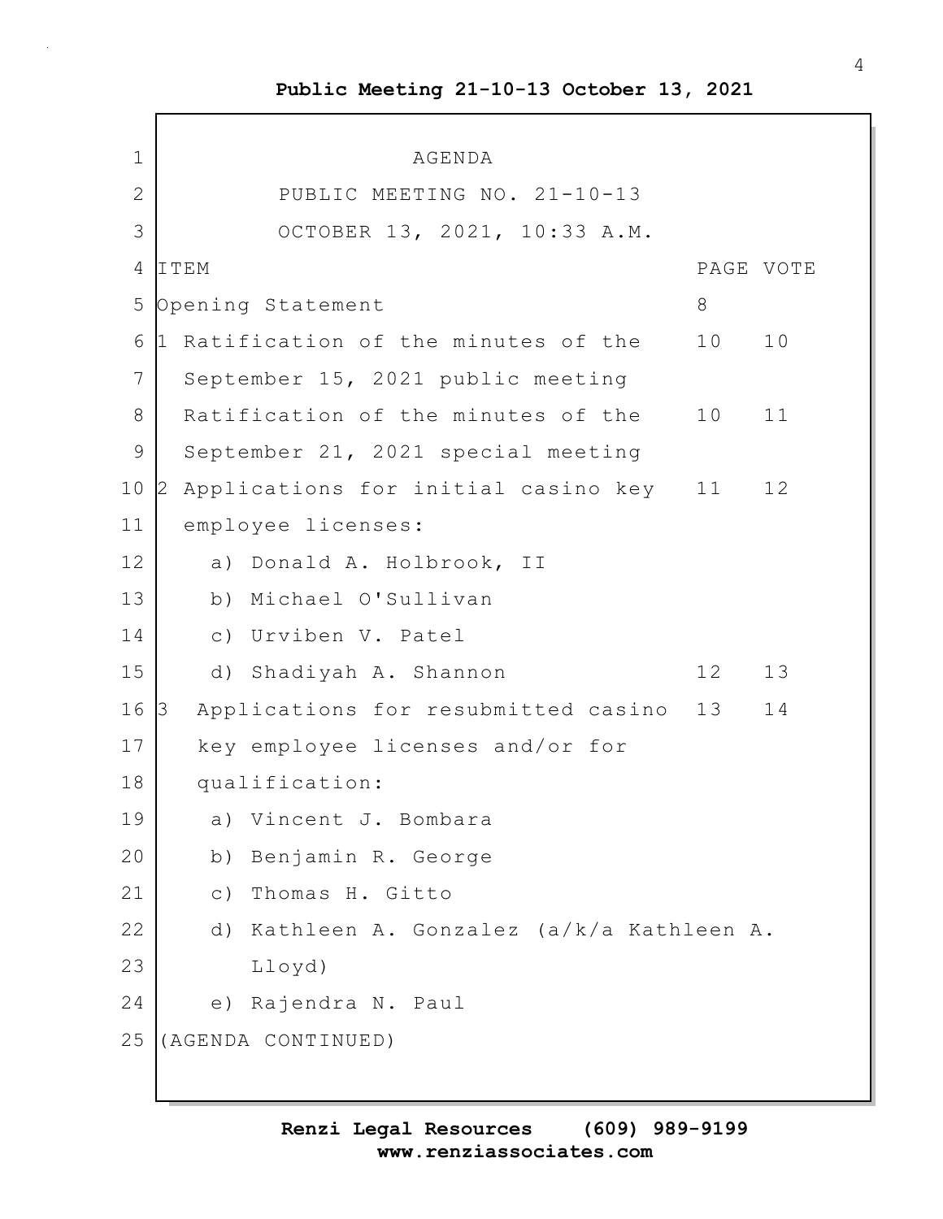# AGENDA

## PUBLIC MEETING NO. 21-10-13

## OCTOBER 13, 2021, 10:33 A.M.

| ITEM | PAGE | VOTE |
|---|---|---|
| Opening Statement | 8 | |
| 1 Ratification of the minutes of the September 15, 2021 public meeting | 10 | 10 |
| Ratification of the minutes of the September 21, 2021 special meeting | 10 | 11 |
| 2 Applications for initial casino key employee licenses: | 11 | 12 |
| a) Donald A. Holbrook, II | | |
| b) Michael O'Sullivan | | |
| c) Urviben V. Patel | | |
| d) Shadiyah A. Shannon | 12 | 13 |
| 3 Applications for resubmitted casino key employee licenses and/or for qualification: | 13 | 14 |
| a) Vincent J. Bombara | | |
| b) Benjamin R. George | | |
| c) Thomas H. Gitto | | |
| d) Kathleen A. Gonzalez (a/k/a Kathleen A. Lloyd) | | |
| e) Rajendra N. Paul | | |

(AGENDA CONTINUED)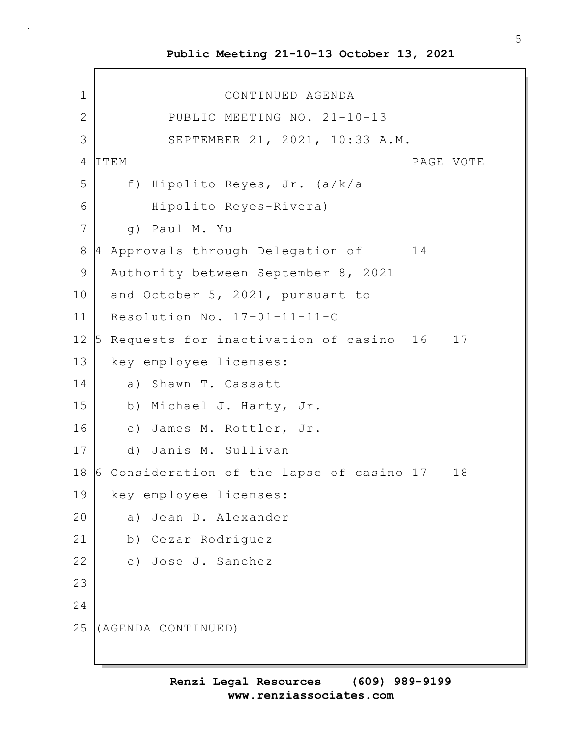CONTINUED AGENDA

PUBLIC MEETING NO. 21-10-13

SEPTEMBER 21, 2021, 10:33 A.M.

| ITEM | PAGE | VOTE |
|---|---|---|
| f) Hipolito Reyes, Jr. (a/k/a Hipolito Reyes-Rivera) | | |
| g) Paul M. Yu | | |
| 4 Approvals through Delegation of Authority between September 8, 2021 and October 5, 2021, pursuant to Resolution No. 17-01-11-11-C | 14 | |
| 5 Requests for inactivation of casino key employee licenses: | 16 | 17 |
| a) Shawn T. Cassatt | | |
| b) Michael J. Harty, Jr. | | |
| c) James M. Rottler, Jr. | | |
| d) Janis M. Sullivan | | |
| 6 Consideration of the lapse of casino key employee licenses: | 17 | 18 |
| a) Jean D. Alexander | | |
| b) Cezar Rodriguez | | |
| c) Jose J. Sanchez | | |

(AGENDA CONTINUED)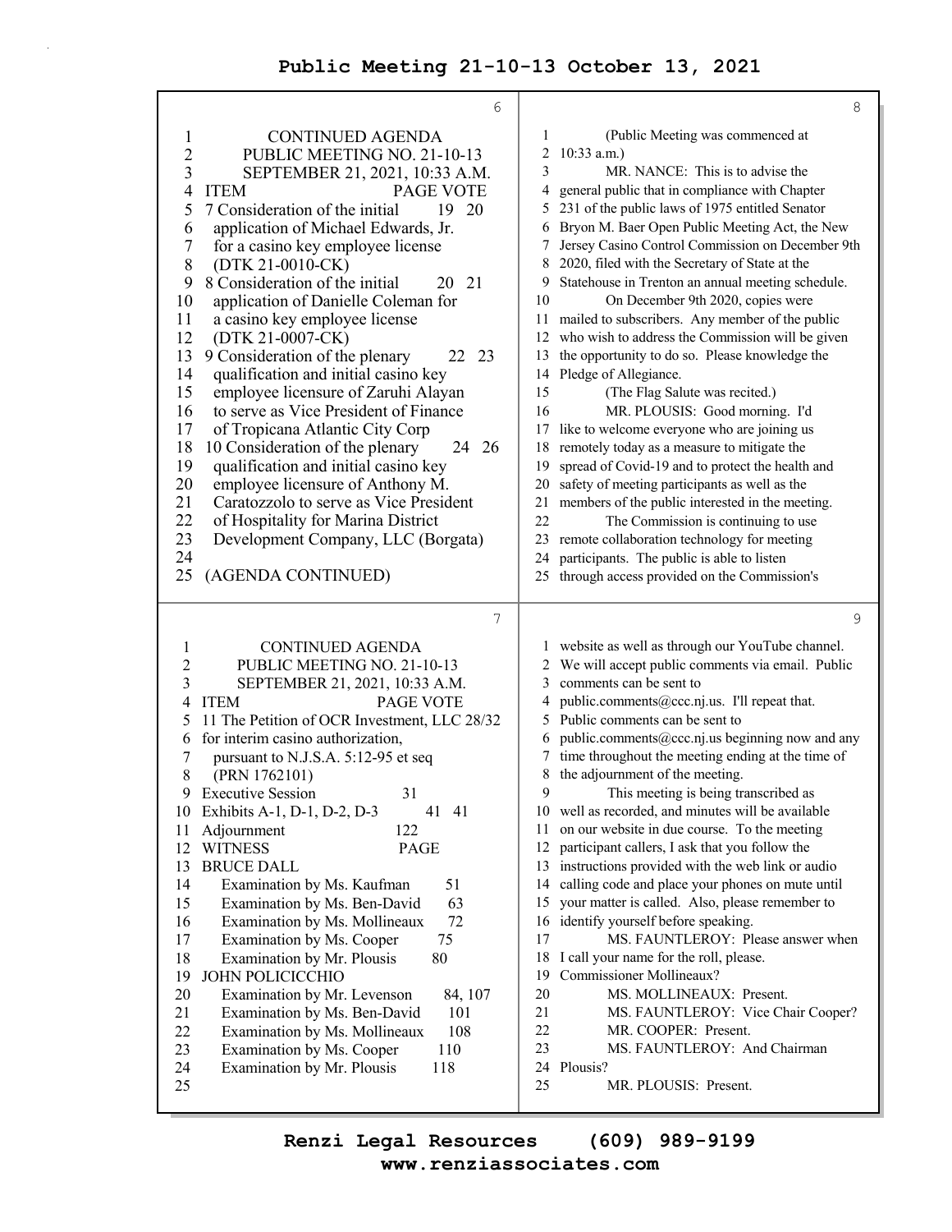CONTINUED AGENDA
PUBLIC MEETING NO. 21-10-13
SEPTEMBER 21, 2021, 10:33 A.M.

| ITEM | PAGE | VOTE |
|---|---|---|
| 7 Consideration of the initial application of Michael Edwards, Jr. for a casino key employee license (DTK 21-0010-CK) | 19 | 20 |
| 8 Consideration of the initial application of Danielle Coleman for a casino key employee license (DTK 21-0007-CK) | 20 | 21 |
| 9 Consideration of the plenary qualification and initial casino key employee licensure of Zaruhi Alayan to serve as Vice President of Finance of Tropicana Atlantic City Corp | 22 | 23 |
| 10 Consideration of the plenary qualification and initial casino key employee licensure of Anthony M. Caratozzolo to serve as Vice President of Hospitality for Marina District Development Company, LLC (Borgata) | 24 | 26 |

(AGENDA CONTINUED)

CONTINUED AGENDA
PUBLIC MEETING NO. 21-10-13
SEPTEMBER 21, 2021, 10:33 A.M.

| ITEM | PAGE | VOTE |
|---|---|---|
| 11 The Petition of OCR Investment, LLC for interim casino authorization, pursuant to N.J.S.A. 5:12-95 et seq (PRN 1762101) | 28/32 | |
| Executive Session | 31 | |
| Exhibits A-1, D-1, D-2, D-3 | 41 | 41 |
| Adjournment | 122 | |

| WITNESS | PAGE |
|---|---|
| BRUCE DALL | |
| Examination by Ms. Kaufman | 51 |
| Examination by Ms. Ben-David | 63 |
| Examination by Ms. Mollineaux | 72 |
| Examination by Ms. Cooper | 75 |
| Examination by Mr. Plousis | 80 |
| JOHN POLICICCHIO | |
| Examination by Mr. Levenson | 84, 107 |
| Examination by Ms. Ben-David | 101 |
| Examination by Ms. Mollineaux | 108 |
| Examination by Ms. Cooper | 110 |
| Examination by Mr. Plousis | 118 |

(Public Meeting was commenced at 10:33 a.m.)

MR. NANCE: This is to advise the general public that in compliance with Chapter 231 of the public laws of 1975 entitled Senator Bryon M. Baer Open Public Meeting Act, the New Jersey Casino Control Commission on December 9th 2020, filed with the Secretary of State at the Statehouse in Trenton an annual meeting schedule.

On December 9th 2020, copies were mailed to subscribers. Any member of the public who wish to address the Commission will be given the opportunity to do so. Please knowledge the Pledge of Allegiance.

(The Flag Salute was recited.)

MR. PLOUSIS: Good morning. I'd like to welcome everyone who are joining us remotely today as a measure to mitigate the spread of Covid-19 and to protect the health and safety of meeting participants as well as the members of the public interested in the meeting.

The Commission is continuing to use remote collaboration technology for meeting participants. The public is able to listen through access provided on the Commission's website as well as through our YouTube channel. We will accept public comments via email. Public comments can be sent to public.comments@ccc.nj.us. I'll repeat that. Public comments can be sent to public.comments@ccc.nj.us beginning now and any time throughout the meeting ending at the time of the adjournment of the meeting.

This meeting is being transcribed as well as recorded, and minutes will be available on our website in due course. To the meeting participant callers, I ask that you follow the instructions provided with the web link or audio calling code and place your phones on mute until your matter is called. Also, please remember to identify yourself before speaking.

MS. FAUNTLEROY: Please answer when I call your name for the roll, please. Commissioner Mollineaux?

MS. MOLLINEAUX: Present.

MS. FAUNTLEROY: Vice Chair Cooper?

MR. COOPER: Present.

MS. FAUNTLEROY: And Chairman Plousis?

MR. PLOUSIS: Present.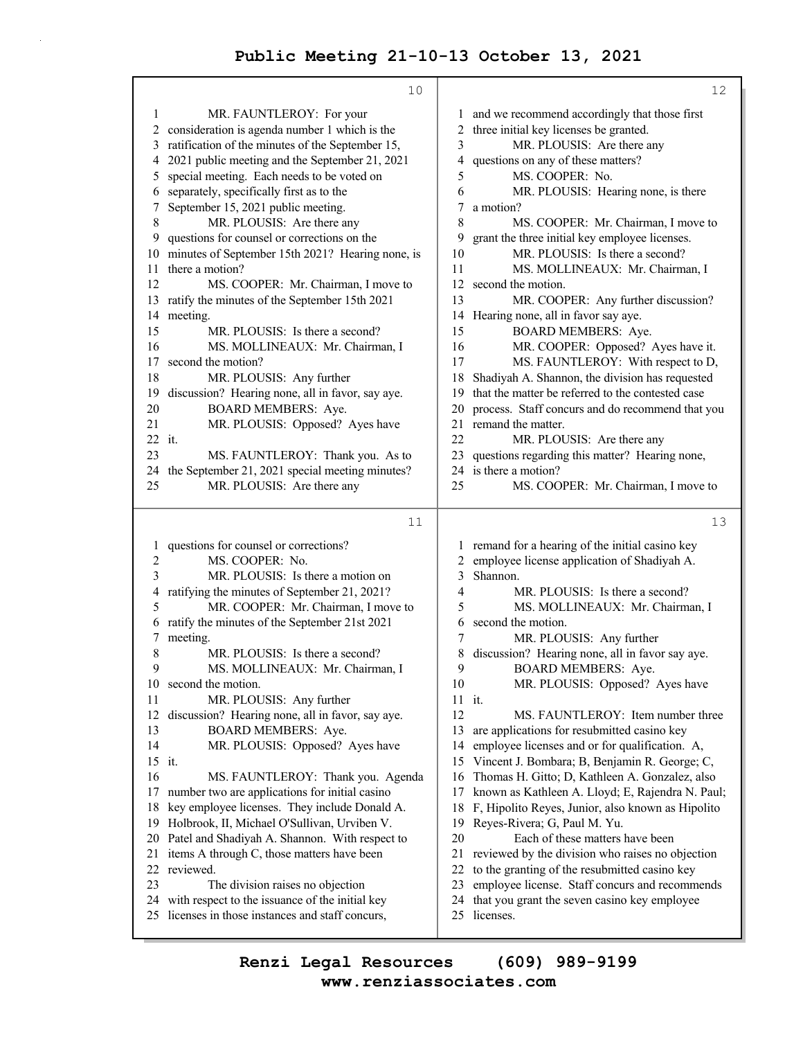# Public Meeting 21-10-13 October 13, 2021

10

1 MR. FAUNTLEROY: For your
2 consideration is agenda number 1 which is the
3 ratification of the minutes of the September 15,
4 2021 public meeting and the September 21, 2021
5 special meeting. Each needs to be voted on
6 separately, specifically first as to the
7 September 15, 2021 public meeting.
8 MR. PLOUSIS: Are there any
9 questions for counsel or corrections on the
10 minutes of September 15th 2021? Hearing none, is
11 there a motion?
12 MS. COOPER: Mr. Chairman, I move to
13 ratify the minutes of the September 15th 2021
14 meeting.
15 MR. PLOUSIS: Is there a second?
16 MS. MOLLINEAUX: Mr. Chairman, I
17 second the motion?
18 MR. PLOUSIS: Any further
19 discussion? Hearing none, all in favor, say aye.
20 BOARD MEMBERS: Aye.
21 MR. PLOUSIS: Opposed? Ayes have
22 it.
23 MS. FAUNTLEROY: Thank you. As to
24 the September 21, 2021 special meeting minutes?
25 MR. PLOUSIS: Are there any

11

1 questions for counsel or corrections?
2 MS. COOPER: No.
3 MR. PLOUSIS: Is there a motion on
4 ratifying the minutes of September 21, 2021?
5 MR. COOPER: Mr. Chairman, I move to
6 ratify the minutes of the September 21st 2021
7 meeting.
8 MR. PLOUSIS: Is there a second?
9 MS. MOLLINEAUX: Mr. Chairman, I
10 second the motion.
11 MR. PLOUSIS: Any further
12 discussion? Hearing none, all in favor, say aye.
13 BOARD MEMBERS: Aye.
14 MR. PLOUSIS: Opposed? Ayes have
15 it.
16 MS. FAUNTLEROY: Thank you. Agenda
17 number two are applications for initial casino
18 key employee licenses. They include Donald A.
19 Holbrook, II, Michael O'Sullivan, Urviben V.
20 Patel and Shadiyah A. Shannon. With respect to
21 items A through C, those matters have been
22 reviewed.
23 The division raises no objection
24 with respect to the issuance of the initial key
25 licenses in those instances and staff concurs,

12

1 and we recommend accordingly that those first
2 three initial key licenses be granted.
3 MR. PLOUSIS: Are there any
4 questions on any of these matters?
5 MS. COOPER: No.
6 MR. PLOUSIS: Hearing none, is there
7 a motion?
8 MS. COOPER: Mr. Chairman, I move to
9 grant the three initial key employee licenses.
10 MR. PLOUSIS: Is there a second?
11 MS. MOLLINEAUX: Mr. Chairman, I
12 second the motion.
13 MR. COOPER: Any further discussion?
14 Hearing none, all in favor say aye.
15 BOARD MEMBERS: Aye.
16 MR. COOPER: Opposed? Ayes have it.
17 MS. FAUNTLEROY: With respect to D,
18 Shadiyah A. Shannon, the division has requested
19 that the matter be referred to the contested case
20 process. Staff concurs and do recommend that you
21 remand the matter.
22 MR. PLOUSIS: Are there any
23 questions regarding this matter? Hearing none,
24 is there a motion?
25 MS. COOPER: Mr. Chairman, I move to

13

1 remand for a hearing of the initial casino key
2 employee license application of Shadiyah A.
3 Shannon.
4 MR. PLOUSIS: Is there a second?
5 MS. MOLLINEAUX: Mr. Chairman, I
6 second the motion.
7 MR. PLOUSIS: Any further
8 discussion? Hearing none, all in favor say aye.
9 BOARD MEMBERS: Aye.
10 MR. PLOUSIS: Opposed? Ayes have
11 it.
12 MS. FAUNTLEROY: Item number three
13 are applications for resubmitted casino key
14 employee licenses and or for qualification. A,
15 Vincent J. Bombara; B, Benjamin R. George; C,
16 Thomas H. Gitto; D, Kathleen A. Gonzalez, also
17 known as Kathleen A. Lloyd; E, Rajendra N. Paul;
18 F, Hipolito Reyes, Junior, also known as Hipolito
19 Reyes-Rivera; G, Paul M. Yu.
20 Each of these matters have been
21 reviewed by the division who raises no objection
22 to the granting of the resubmitted casino key
23 employee license. Staff concurs and recommends
24 that you grant the seven casino key employee
25 licenses.

Renzi Legal Resources (609) 989-9199
www.renziassociates.com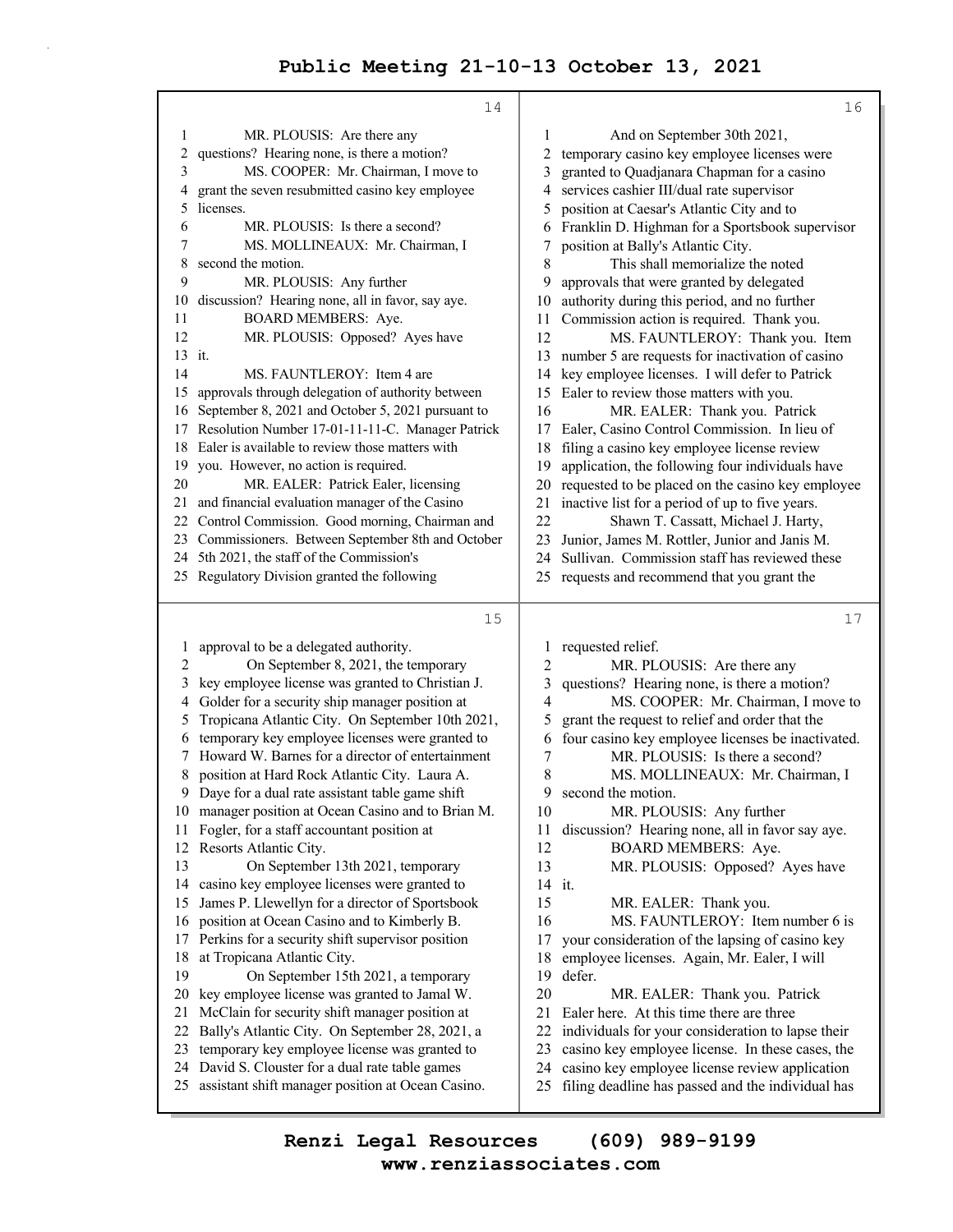MR. PLOUSIS: Are there any questions? Hearing none, is there a motion?

MS. COOPER: Mr. Chairman, I move to grant the seven resubmitted casino key employee licenses.

MR. PLOUSIS: Is there a second?

MS. MOLLINEAUX: Mr. Chairman, I second the motion.

MR. PLOUSIS: Any further discussion? Hearing none, all in favor, say aye.

BOARD MEMBERS: Aye.

MR. PLOUSIS: Opposed? Ayes have it.

MS. FAUNTLEROY: Item 4 are approvals through delegation of authority between September 8, 2021 and October 5, 2021 pursuant to Resolution Number 17-01-11-11-C. Manager Patrick Ealer is available to review those matters with you. However, no action is required.

MR. EALER: Patrick Ealer, licensing and financial evaluation manager of the Casino Control Commission. Good morning, Chairman and Commissioners. Between September 8th and October 5th 2021, the staff of the Commission's Regulatory Division granted the following approval to be a delegated authority.

On September 8, 2021, the temporary key employee license was granted to Christian J. Golder for a security ship manager position at Tropicana Atlantic City. On September 10th 2021, temporary key employee licenses were granted to Howard W. Barnes for a director of entertainment position at Hard Rock Atlantic City. Laura A. Daye for a dual rate assistant table game shift manager position at Ocean Casino and to Brian M. Fogler, for a staff accountant position at Resorts Atlantic City.

On September 13th 2021, temporary casino key employee licenses were granted to James P. Llewellyn for a director of Sportsbook position at Ocean Casino and to Kimberly B. Perkins for a security shift supervisor position at Tropicana Atlantic City.

On September 15th 2021, a temporary key employee license was granted to Jamal W. McClain for security shift manager position at Bally's Atlantic City. On September 28, 2021, a temporary key employee license was granted to David S. Clouster for a dual rate table games assistant shift manager position at Ocean Casino.

And on September 30th 2021, temporary casino key employee licenses were granted to Quadjanara Chapman for a casino services cashier III/dual rate supervisor position at Caesar's Atlantic City and to Franklin D. Highman for a Sportsbook supervisor position at Bally's Atlantic City.

This shall memorialize the noted approvals that were granted by delegated authority during this period, and no further Commission action is required. Thank you.

MS. FAUNTLEROY: Thank you. Item number 5 are requests for inactivation of casino key employee licenses. I will defer to Patrick Ealer to review those matters with you.

MR. EALER: Thank you. Patrick Ealer, Casino Control Commission. In lieu of filing a casino key employee license review application, the following four individuals have requested to be placed on the casino key employee inactive list for a period of up to five years.

Shawn T. Cassatt, Michael J. Harty, Junior, James M. Rottler, Junior and Janis M. Sullivan. Commission staff has reviewed these requests and recommend that you grant the requested relief.

MR. PLOUSIS: Are there any questions? Hearing none, is there a motion?

MS. COOPER: Mr. Chairman, I move to grant the request to relief and order that the four casino key employee licenses be inactivated.

MR. PLOUSIS: Is there a second?

MS. MOLLINEAUX: Mr. Chairman, I second the motion.

MR. PLOUSIS: Any further discussion? Hearing none, all in favor say aye.

BOARD MEMBERS: Aye.

MR. PLOUSIS: Opposed? Ayes have it.

MR. EALER: Thank you.

MS. FAUNTLEROY: Item number 6 is your consideration of the lapsing of casino key employee licenses. Again, Mr. Ealer, I will defer.

MR. EALER: Thank you. Patrick Ealer here. At this time there are three individuals for your consideration to lapse their casino key employee license. In these cases, the casino key employee license review application filing deadline has passed and the individual has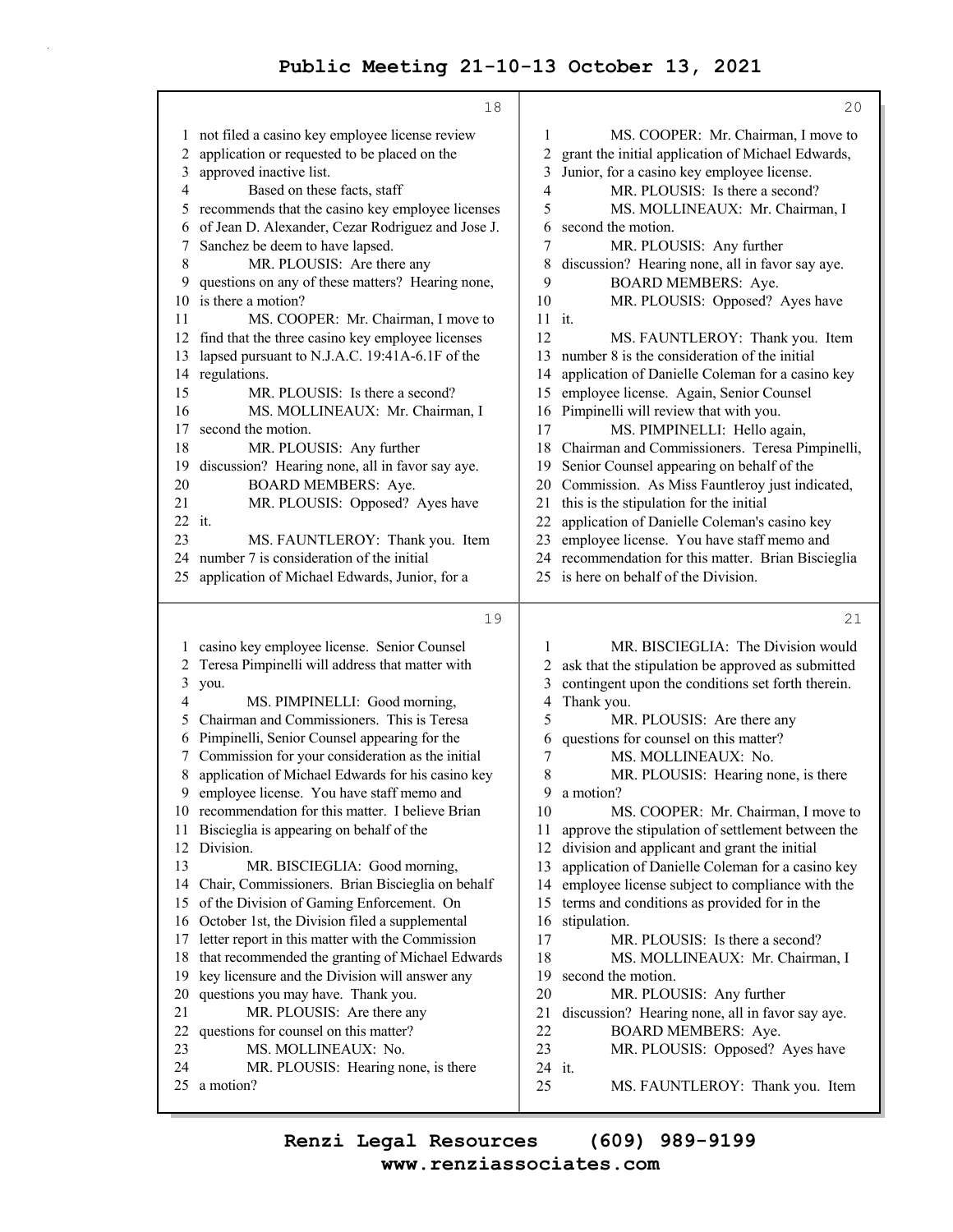not filed a casino key employee license review application or requested to be placed on the approved inactive list.

Based on these facts, staff recommends that the casino key employee licenses of Jean D. Alexander, Cezar Rodriguez and Jose J. Sanchez be deem to have lapsed.

MR. PLOUSIS: Are there any questions on any of these matters? Hearing none, is there a motion?

MS. COOPER: Mr. Chairman, I move to find that the three casino key employee licenses lapsed pursuant to N.J.A.C. 19:41A-6.1F of the regulations.

MR. PLOUSIS: Is there a second?

MS. MOLLINEAUX: Mr. Chairman, I second the motion.

MR. PLOUSIS: Any further discussion? Hearing none, all in favor say aye.

BOARD MEMBERS: Aye.

MR. PLOUSIS: Opposed? Ayes have it.

MS. FAUNTLEROY: Thank you. Item number 7 is consideration of the initial application of Michael Edwards, Junior, for a casino key employee license. Senior Counsel Teresa Pimpinelli will address that matter with you.

MS. PIMPINELLI: Good morning, Chairman and Commissioners. This is Teresa Pimpinelli, Senior Counsel appearing for the Commission for your consideration as the initial application of Michael Edwards for his casino key employee license. You have staff memo and recommendation for this matter. I believe Brian Biscieglia is appearing on behalf of the Division.

MR. BISCIEGLIA: Good morning, Chair, Commissioners. Brian Biscieglia on behalf of the Division of Gaming Enforcement. On October 1st, the Division filed a supplemental letter report in this matter with the Commission that recommended the granting of Michael Edwards key licensure and the Division will answer any questions you may have. Thank you.

MR. PLOUSIS: Are there any questions for counsel on this matter?

MS. MOLLINEAUX: No.

MR. PLOUSIS: Hearing none, is there a motion?

MS. COOPER: Mr. Chairman, I move to grant the initial application of Michael Edwards, Junior, for a casino key employee license.

MR. PLOUSIS: Is there a second?

MS. MOLLINEAUX: Mr. Chairman, I second the motion.

MR. PLOUSIS: Any further discussion? Hearing none, all in favor say aye.

BOARD MEMBERS: Aye.

MR. PLOUSIS: Opposed? Ayes have it.

MS. FAUNTLEROY: Thank you. Item number 8 is the consideration of the initial application of Danielle Coleman for a casino key employee license. Again, Senior Counsel Pimpinelli will review that with you.

MS. PIMPINELLI: Hello again, Chairman and Commissioners. Teresa Pimpinelli, Senior Counsel appearing on behalf of the Commission. As Miss Fauntleroy just indicated, this is the stipulation for the initial application of Danielle Coleman's casino key employee license. You have staff memo and recommendation for this matter. Brian Biscieglia is here on behalf of the Division.

MR. BISCIEGLIA: The Division would ask that the stipulation be approved as submitted contingent upon the conditions set forth therein. Thank you.

MR. PLOUSIS: Are there any questions for counsel on this matter?

MS. MOLLINEAUX: No.

MR. PLOUSIS: Hearing none, is there a motion?

MS. COOPER: Mr. Chairman, I move to approve the stipulation of settlement between the division and applicant and grant the initial application of Danielle Coleman for a casino key employee license subject to compliance with the terms and conditions as provided for in the stipulation.

MR. PLOUSIS: Is there a second?

MS. MOLLINEAUX: Mr. Chairman, I second the motion.

MR. PLOUSIS: Any further discussion? Hearing none, all in favor say aye.

BOARD MEMBERS: Aye.

MR. PLOUSIS: Opposed? Ayes have it.

MS. FAUNTLEROY: Thank you. Item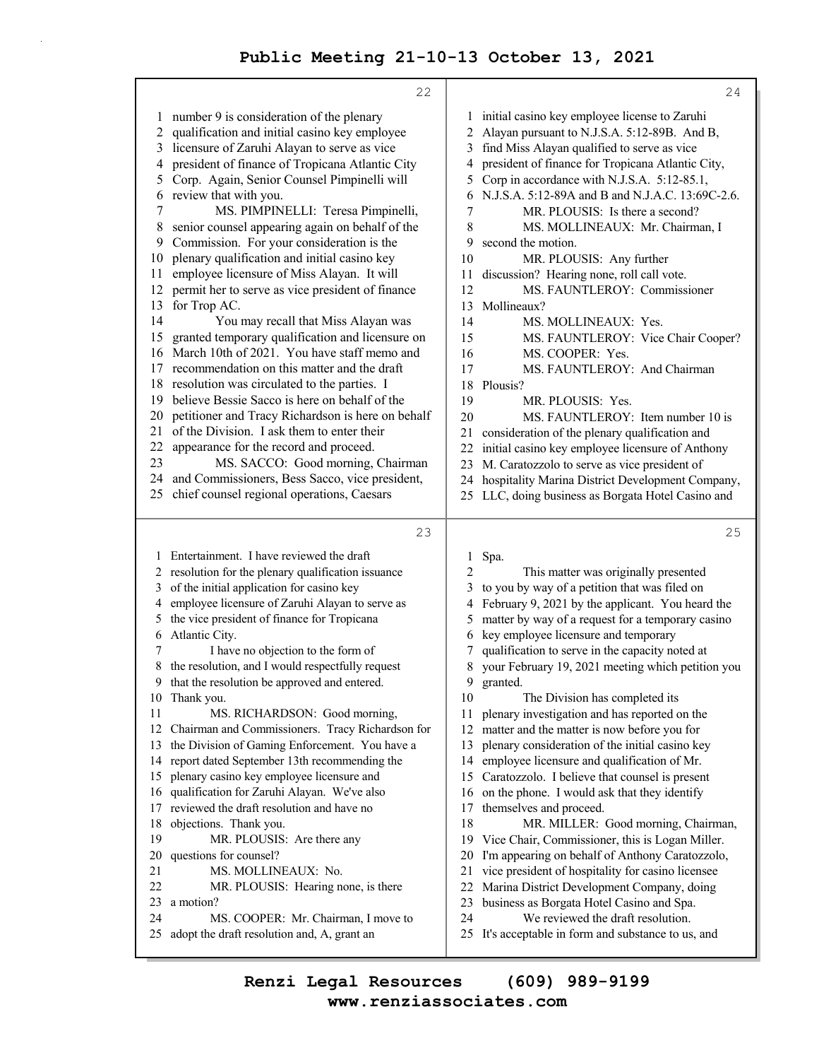number 9 is consideration of the plenary qualification and initial casino key employee licensure of Zaruhi Alayan to serve as vice president of finance of Tropicana Atlantic City Corp. Again, Senior Counsel Pimpinelli will review that with you.

MS. PIMPINELLI: Teresa Pimpinelli, senior counsel appearing again on behalf of the Commission. For your consideration is the plenary qualification and initial casino key employee licensure of Miss Alayan. It will permit her to serve as vice president of finance for Trop AC.

You may recall that Miss Alayan was granted temporary qualification and licensure on March 10th of 2021. You have staff memo and recommendation on this matter and the draft resolution was circulated to the parties. I believe Bessie Sacco is here on behalf of the petitioner and Tracy Richardson is here on behalf of the Division. I ask them to enter their appearance for the record and proceed.

MS. SACCO: Good morning, Chairman and Commissioners, Bess Sacco, vice president, chief counsel regional operations, Caesars Entertainment. I have reviewed the draft resolution for the plenary qualification issuance of the initial application for casino key employee licensure of Zaruhi Alayan to serve as the vice president of finance for Tropicana Atlantic City.

I have no objection to the form of the resolution, and I would respectfully request that the resolution be approved and entered. Thank you.

MS. RICHARDSON: Good morning, Chairman and Commissioners. Tracy Richardson for the Division of Gaming Enforcement. You have a report dated September 13th recommending the plenary casino key employee licensure and qualification for Zaruhi Alayan. We've also reviewed the draft resolution and have no objections. Thank you.

MR. PLOUSIS: Are there any questions for counsel?

MS. MOLLINEAUX: No.

MR. PLOUSIS: Hearing none, is there a motion?

MS. COOPER: Mr. Chairman, I move to adopt the draft resolution and, A, grant an initial casino key employee license to Zaruhi Alayan pursuant to N.J.S.A. 5:12-89B. And B, find Miss Alayan qualified to serve as vice president of finance for Tropicana Atlantic City, Corp in accordance with N.J.S.A. 5:12-85.1, N.J.S.A. 5:12-89A and B and N.J.A.C. 13:69C-2.6.

MR. PLOUSIS: Is there a second?

MS. MOLLINEAUX: Mr. Chairman, I second the motion.

MR. PLOUSIS: Any further discussion? Hearing none, roll call vote.

MS. FAUNTLEROY: Commissioner Mollineaux?

MS. MOLLINEAUX: Yes.

MS. FAUNTLEROY: Vice Chair Cooper?

MS. COOPER: Yes.

MS. FAUNTLEROY: And Chairman Plousis?

MR. PLOUSIS: Yes.

MS. FAUNTLEROY: Item number 10 is consideration of the plenary qualification and initial casino key employee licensure of Anthony M. Caratozzolo to serve as vice president of hospitality Marina District Development Company, LLC, doing business as Borgata Hotel Casino and Spa.

This matter was originally presented to you by way of a petition that was filed on February 9, 2021 by the applicant. You heard the matter by way of a request for a temporary casino key employee licensure and temporary qualification to serve in the capacity noted at your February 19, 2021 meeting which petition you granted.

The Division has completed its plenary investigation and has reported on the matter and the matter is now before you for plenary consideration of the initial casino key employee licensure and qualification of Mr. Caratozzolo. I believe that counsel is present on the phone. I would ask that they identify themselves and proceed.

MR. MILLER: Good morning, Chairman, Vice Chair, Commissioner, this is Logan Miller. I'm appearing on behalf of Anthony Caratozzolo, vice president of hospitality for casino licensee Marina District Development Company, doing business as Borgata Hotel Casino and Spa.

We reviewed the draft resolution. It's acceptable in form and substance to us, and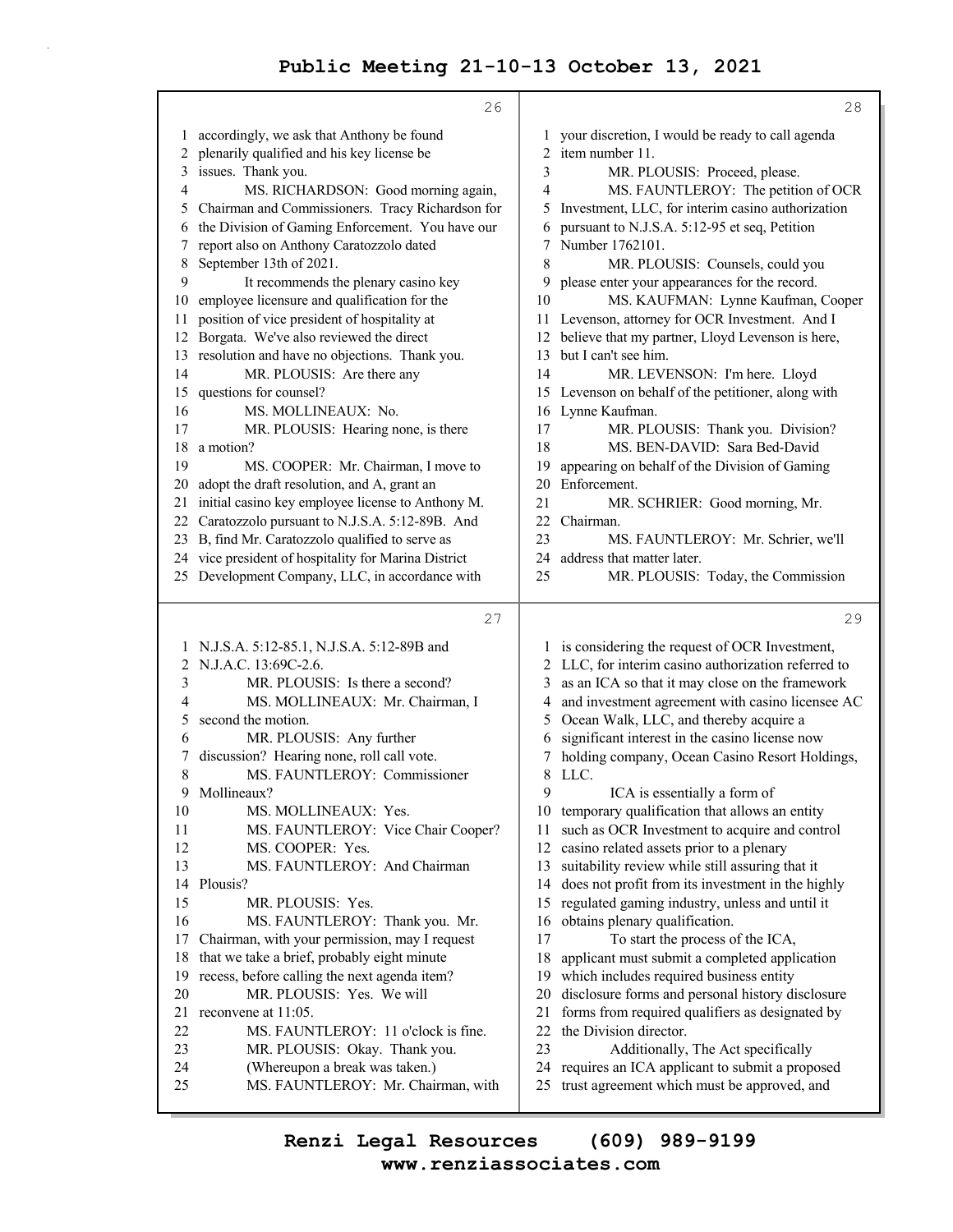accordingly, we ask that Anthony be found plenarily qualified and his key license be issues. Thank you.

MS. RICHARDSON: Good morning again, Chairman and Commissioners. Tracy Richardson for the Division of Gaming Enforcement. You have our report also on Anthony Caratozzolo dated September 13th of 2021.

It recommends the plenary casino key employee licensure and qualification for the position of vice president of hospitality at Borgata. We've also reviewed the direct resolution and have no objections. Thank you.

MR. PLOUSIS: Are there any questions for counsel?

MS. MOLLINEAUX: No.

MR. PLOUSIS: Hearing none, is there a motion?

MS. COOPER: Mr. Chairman, I move to adopt the draft resolution, and A, grant an initial casino key employee license to Anthony M. Caratozzolo pursuant to N.J.S.A. 5:12-89B. And B, find Mr. Caratozzolo qualified to serve as vice president of hospitality for Marina District Development Company, LLC, in accordance with N.J.S.A. 5:12-85.1, N.J.S.A. 5:12-89B and N.J.A.C. 13:69C-2.6.

MR. PLOUSIS: Is there a second?

MS. MOLLINEAUX: Mr. Chairman, I second the motion.

MR. PLOUSIS: Any further discussion? Hearing none, roll call vote.

MS. FAUNTLEROY: Commissioner Mollineaux?

MS. MOLLINEAUX: Yes.

MS. FAUNTLEROY: Vice Chair Cooper?

MS. COOPER: Yes.

MS. FAUNTLEROY: And Chairman Plousis?

MR. PLOUSIS: Yes.

MS. FAUNTLEROY: Thank you. Mr. Chairman, with your permission, may I request that we take a brief, probably eight minute recess, before calling the next agenda item?

MR. PLOUSIS: Yes. We will reconvene at 11:05.

MS. FAUNTLEROY: 11 o'clock is fine.

MR. PLOUSIS: Okay. Thank you.

(Whereupon a break was taken.)

MS. FAUNTLEROY: Mr. Chairman, with your discretion, I would be ready to call agenda item number 11.

MR. PLOUSIS: Proceed, please.

MS. FAUNTLEROY: The petition of OCR Investment, LLC, for interim casino authorization pursuant to N.J.S.A. 5:12-95 et seq, Petition Number 1762101.

MR. PLOUSIS: Counsels, could you please enter your appearances for the record.

MS. KAUFMAN: Lynne Kaufman, Cooper Levenson, attorney for OCR Investment. And I believe that my partner, Lloyd Levenson is here, but I can't see him.

MR. LEVENSON: I'm here. Lloyd Levenson on behalf of the petitioner, along with Lynne Kaufman.

MR. PLOUSIS: Thank you. Division?

MS. BEN-DAVID: Sara Bed-David appearing on behalf of the Division of Gaming Enforcement.

MR. SCHRIER: Good morning, Mr. Chairman.

MS. FAUNTLEROY: Mr. Schrier, we'll address that matter later.

MR. PLOUSIS: Today, the Commission is considering the request of OCR Investment, LLC, for interim casino authorization referred to as an ICA so that it may close on the framework and investment agreement with casino licensee AC Ocean Walk, LLC, and thereby acquire a significant interest in the casino license now holding company, Ocean Casino Resort Holdings, LLC.

ICA is essentially a form of temporary qualification that allows an entity such as OCR Investment to acquire and control casino related assets prior to a plenary suitability review while still assuring that it does not profit from its investment in the highly regulated gaming industry, unless and until it obtains plenary qualification.

To start the process of the ICA, applicant must submit a completed application which includes required business entity disclosure forms and personal history disclosure forms from required qualifiers as designated by the Division director.

Additionally, The Act specifically requires an ICA applicant to submit a proposed trust agreement which must be approved, and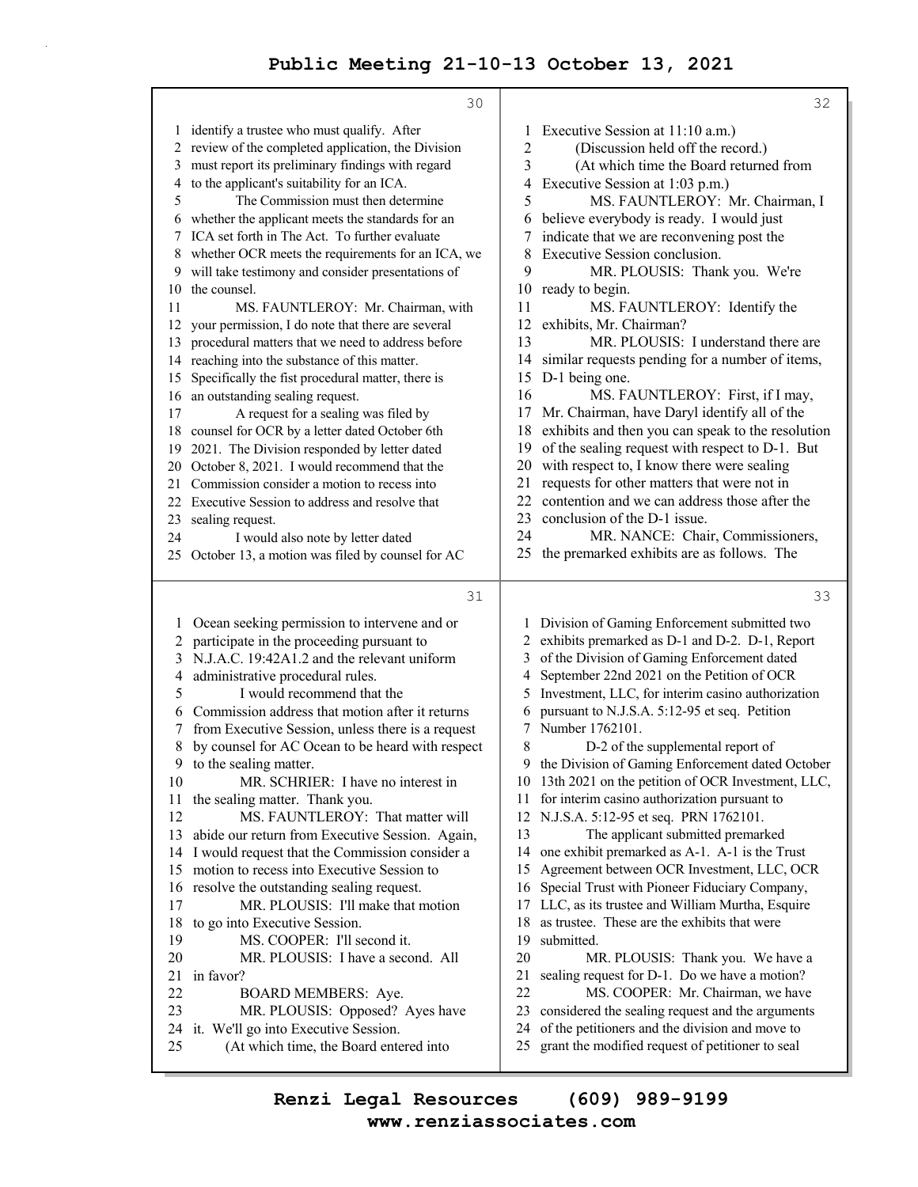identify a trustee who must qualify. After review of the completed application, the Division must report its preliminary findings with regard to the applicant's suitability for an ICA.

The Commission must then determine whether the applicant meets the standards for an ICA set forth in The Act. To further evaluate whether OCR meets the requirements for an ICA, we will take testimony and consider presentations of the counsel.

MS. FAUNTLEROY: Mr. Chairman, with your permission, I do note that there are several procedural matters that we need to address before reaching into the substance of this matter. Specifically the fist procedural matter, there is an outstanding sealing request.

A request for a sealing was filed by counsel for OCR by a letter dated October 6th 2021. The Division responded by letter dated October 8, 2021. I would recommend that the Commission consider a motion to recess into Executive Session to address and resolve that sealing request.

I would also note by letter dated October 13, a motion was filed by counsel for AC Ocean seeking permission to intervene and or participate in the proceeding pursuant to N.J.A.C. 19:42A1.2 and the relevant uniform administrative procedural rules.

I would recommend that the Commission address that motion after it returns from Executive Session, unless there is a request by counsel for AC Ocean to be heard with respect to the sealing matter.

MR. SCHRIER: I have no interest in the sealing matter. Thank you.

MS. FAUNTLEROY: That matter will abide our return from Executive Session. Again, I would request that the Commission consider a motion to recess into Executive Session to resolve the outstanding sealing request.

MR. PLOUSIS: I'll make that motion to go into Executive Session.

MS. COOPER: I'll second it.

MR. PLOUSIS: I have a second. All in favor?

BOARD MEMBERS: Aye.

MR. PLOUSIS: Opposed? Ayes have it. We'll go into Executive Session.

(At which time, the Board entered into Executive Session at 11:10 a.m.)

(Discussion held off the record.)

(At which time the Board returned from Executive Session at 1:03 p.m.)

MS. FAUNTLEROY: Mr. Chairman, I believe everybody is ready. I would just indicate that we are reconvening post the Executive Session conclusion.

MR. PLOUSIS: Thank you. We're ready to begin.

MS. FAUNTLEROY: Identify the exhibits, Mr. Chairman?

MR. PLOUSIS: I understand there are similar requests pending for a number of items, D-1 being one.

MS. FAUNTLEROY: First, if I may, Mr. Chairman, have Daryl identify all of the exhibits and then you can speak to the resolution of the sealing request with respect to D-1. But with respect to, I know there were sealing requests for other matters that were not in contention and we can address those after the conclusion of the D-1 issue.

MR. NANCE: Chair, Commissioners, the premarked exhibits are as follows. The Division of Gaming Enforcement submitted two exhibits premarked as D-1 and D-2. D-1, Report of the Division of Gaming Enforcement dated September 22nd 2021 on the Petition of OCR Investment, LLC, for interim casino authorization pursuant to N.J.S.A. 5:12-95 et seq. Petition Number 1762101.

D-2 of the supplemental report of the Division of Gaming Enforcement dated October 13th 2021 on the petition of OCR Investment, LLC, for interim casino authorization pursuant to N.J.S.A. 5:12-95 et seq. PRN 1762101.

The applicant submitted premarked one exhibit premarked as A-1. A-1 is the Trust Agreement between OCR Investment, LLC, OCR Special Trust with Pioneer Fiduciary Company, LLC, as its trustee and William Murtha, Esquire as trustee. These are the exhibits that were submitted.

MR. PLOUSIS: Thank you. We have a sealing request for D-1. Do we have a motion?

MS. COOPER: Mr. Chairman, we have considered the sealing request and the arguments of the petitioners and the division and move to grant the modified request of petitioner to seal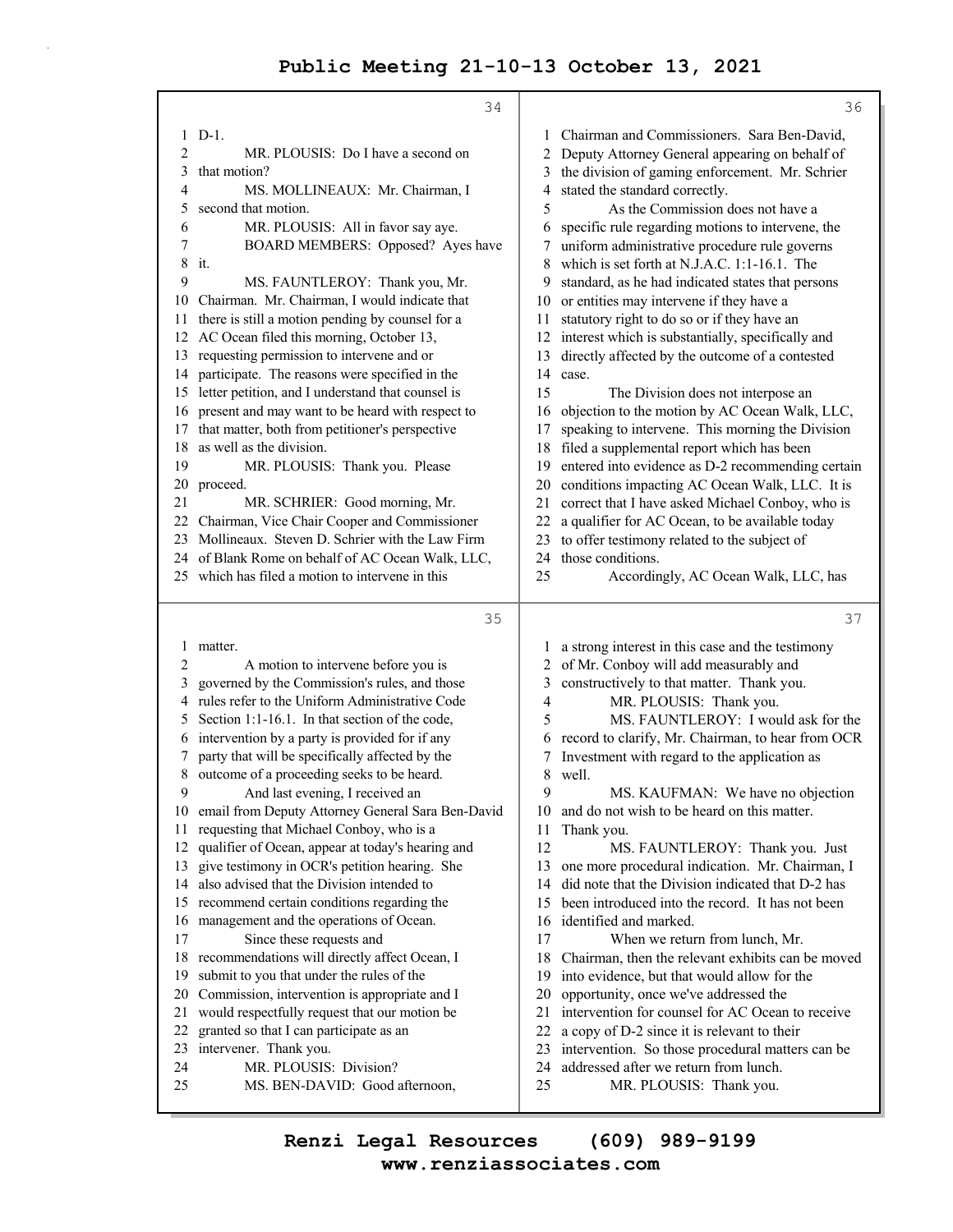D-1.

MR. PLOUSIS: Do I have a second on that motion?

MS. MOLLINEAUX: Mr. Chairman, I second that motion.

MR. PLOUSIS: All in favor say aye.

BOARD MEMBERS: Opposed? Ayes have it.

MS. FAUNTLEROY: Thank you, Mr. Chairman. Mr. Chairman, I would indicate that there is still a motion pending by counsel for a AC Ocean filed this morning, October 13, requesting permission to intervene and or participate. The reasons were specified in the letter petition, and I understand that counsel is present and may want to be heard with respect to that matter, both from petitioner's perspective as well as the division.

MR. PLOUSIS: Thank you. Please proceed.

MR. SCHRIER: Good morning, Mr. Chairman, Vice Chair Cooper and Commissioner Mollineaux. Steven D. Schrier with the Law Firm of Blank Rome on behalf of AC Ocean Walk, LLC, which has filed a motion to intervene in this matter.

A motion to intervene before you is governed by the Commission's rules, and those rules refer to the Uniform Administrative Code Section 1:1-16.1. In that section of the code, intervention by a party is provided for if any party that will be specifically affected by the outcome of a proceeding seeks to be heard.

And last evening, I received an email from Deputy Attorney General Sara Ben-David requesting that Michael Conboy, who is a qualifier of Ocean, appear at today's hearing and give testimony in OCR's petition hearing. She also advised that the Division intended to recommend certain conditions regarding the management and the operations of Ocean.

Since these requests and recommendations will directly affect Ocean, I submit to you that under the rules of the Commission, intervention is appropriate and I would respectfully request that our motion be granted so that I can participate as an intervener. Thank you.

MR. PLOUSIS: Division?

MS. BEN-DAVID: Good afternoon, Chairman and Commissioners. Sara Ben-David, Deputy Attorney General appearing on behalf of the division of gaming enforcement. Mr. Schrier stated the standard correctly.

As the Commission does not have a specific rule regarding motions to intervene, the uniform administrative procedure rule governs which is set forth at N.J.A.C. 1:1-16.1. The standard, as he had indicated states that persons or entities may intervene if they have a statutory right to do so or if they have an interest which is substantially, specifically and directly affected by the outcome of a contested case.

The Division does not interpose an objection to the motion by AC Ocean Walk, LLC, speaking to intervene. This morning the Division filed a supplemental report which has been entered into evidence as D-2 recommending certain conditions impacting AC Ocean Walk, LLC. It is correct that I have asked Michael Conboy, who is a qualifier for AC Ocean, to be available today to offer testimony related to the subject of those conditions.

Accordingly, AC Ocean Walk, LLC, has a strong interest in this case and the testimony of Mr. Conboy will add measurably and constructively to that matter. Thank you.

MR. PLOUSIS: Thank you.

MS. FAUNTLEROY: I would ask for the record to clarify, Mr. Chairman, to hear from OCR Investment with regard to the application as well.

MS. KAUFMAN: We have no objection and do not wish to be heard on this matter. Thank you.

MS. FAUNTLEROY: Thank you. Just one more procedural indication. Mr. Chairman, I did note that the Division indicated that D-2 has been introduced into the record. It has not been identified and marked.

When we return from lunch, Mr. Chairman, then the relevant exhibits can be moved into evidence, but that would allow for the opportunity, once we've addressed the intervention for counsel for AC Ocean to receive a copy of D-2 since it is relevant to their intervention. So those procedural matters can be addressed after we return from lunch.

MR. PLOUSIS: Thank you.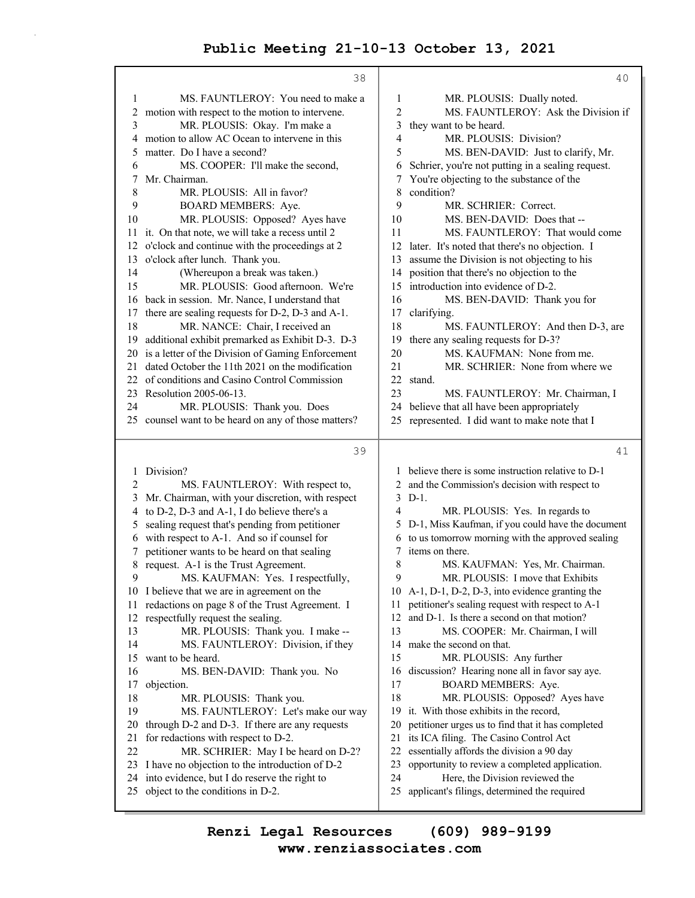**38**

1 MS. FAUNTLEROY: You need to make a
2 motion with respect to the motion to intervene.
3 MR. PLOUSIS: Okay. I'm make a
4 motion to allow AC Ocean to intervene in this
5 matter. Do I have a second?
6 MS. COOPER: I'll make the second,
7 Mr. Chairman.
8 MR. PLOUSIS: All in favor?
9 BOARD MEMBERS: Aye.
10 MR. PLOUSIS: Opposed? Ayes have
11 it. On that note, we will take a recess until 2
12 o'clock and continue with the proceedings at 2
13 o'clock after lunch. Thank you.
14 (Whereupon a break was taken.)
15 MR. PLOUSIS: Good afternoon. We're
16 back in session. Mr. Nance, I understand that
17 there are sealing requests for D-2, D-3 and A-1.
18 MR. NANCE: Chair, I received an
19 additional exhibit premarked as Exhibit D-3. D-3
20 is a letter of the Division of Gaming Enforcement
21 dated October the 11th 2021 on the modification
22 of conditions and Casino Control Commission
23 Resolution 2005-06-13.
24 MR. PLOUSIS: Thank you. Does
25 counsel want to be heard on any of those matters?

**39**

1 Division?
2 MS. FAUNTLEROY: With respect to,
3 Mr. Chairman, with your discretion, with respect
4 to D-2, D-3 and A-1, I do believe there's a
5 sealing request that's pending from petitioner
6 with respect to A-1. And so if counsel for
7 petitioner wants to be heard on that sealing
8 request. A-1 is the Trust Agreement.
9 MS. KAUFMAN: Yes. I respectfully,
10 I believe that we are in agreement on the
11 redactions on page 8 of the Trust Agreement. I
12 respectfully request the sealing.
13 MR. PLOUSIS: Thank you. I make --
14 MS. FAUNTLEROY: Division, if they
15 want to be heard.
16 MS. BEN-DAVID: Thank you. No
17 objection.
18 MR. PLOUSIS: Thank you.
19 MS. FAUNTLEROY: Let's make our way
20 through D-2 and D-3. If there are any requests
21 for redactions with respect to D-2.
22 MR. SCHRIER: May I be heard on D-2?
23 I have no objection to the introduction of D-2
24 into evidence, but I do reserve the right to
25 object to the conditions in D-2.

**40**

1 MR. PLOUSIS: Dually noted.
2 MS. FAUNTLEROY: Ask the Division if
3 they want to be heard.
4 MR. PLOUSIS: Division?
5 MS. BEN-DAVID: Just to clarify, Mr.
6 Schrier, you're not putting in a sealing request.
7 You're objecting to the substance of the
8 condition?
9 MR. SCHRIER: Correct.
10 MS. BEN-DAVID: Does that --
11 MS. FAUNTLEROY: That would come
12 later. It's noted that there's no objection. I
13 assume the Division is not objecting to his
14 position that there's no objection to the
15 introduction into evidence of D-2.
16 MS. BEN-DAVID: Thank you for
17 clarifying.
18 MS. FAUNTLEROY: And then D-3, are
19 there any sealing requests for D-3?
20 MS. KAUFMAN: None from me.
21 MR. SCHRIER: None from where we
22 stand.
23 MS. FAUNTLEROY: Mr. Chairman, I
24 believe that all have been appropriately
25 represented. I did want to make note that I

**41**

1 believe there is some instruction relative to D-1
2 and the Commission's decision with respect to
3 D-1.
4 MR. PLOUSIS: Yes. In regards to
5 D-1, Miss Kaufman, if you could have the document
6 to us tomorrow morning with the approved sealing
7 items on there.
8 MS. KAUFMAN: Yes, Mr. Chairman.
9 MR. PLOUSIS: I move that Exhibits
10 A-1, D-1, D-2, D-3, into evidence granting the
11 petitioner's sealing request with respect to A-1
12 and D-1. Is there a second on that motion?
13 MS. COOPER: Mr. Chairman, I will
14 make the second on that.
15 MR. PLOUSIS: Any further
16 discussion? Hearing none all in favor say aye.
17 BOARD MEMBERS: Aye.
18 MR. PLOUSIS: Opposed? Ayes have
19 it. With those exhibits in the record,
20 petitioner urges us to find that it has completed
21 its ICA filing. The Casino Control Act
22 essentially affords the division a 90 day
23 opportunity to review a completed application.
24 Here, the Division reviewed the
25 applicant's filings, determined the required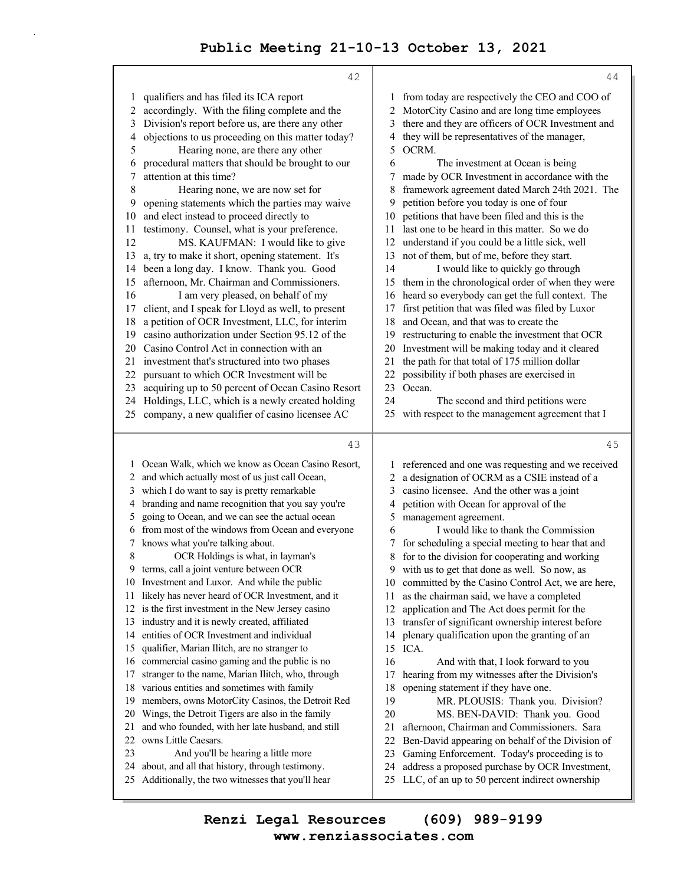qualifiers and has filed its ICA report accordingly. With the filing complete and the Division's report before us, are there any other objections to us proceeding on this matter today?

Hearing none, are there any other procedural matters that should be brought to our attention at this time?

Hearing none, we are now set for opening statements which the parties may waive and elect instead to proceed directly to testimony. Counsel, what is your preference.

MS. KAUFMAN: I would like to give a, try to make it short, opening statement. It's been a long day. I know. Thank you. Good afternoon, Mr. Chairman and Commissioners.

I am very pleased, on behalf of my client, and I speak for Lloyd as well, to present a petition of OCR Investment, LLC, for interim casino authorization under Section 95.12 of the Casino Control Act in connection with an investment that's structured into two phases pursuant to which OCR Investment will be acquiring up to 50 percent of Ocean Casino Resort Holdings, LLC, which is a newly created holding company, a new qualifier of casino licensee AC Ocean Walk, which we know as Ocean Casino Resort, and which actually most of us just call Ocean, which I do want to say is pretty remarkable branding and name recognition that you say you're going to Ocean, and we can see the actual ocean from most of the windows from Ocean and everyone knows what you're talking about.

OCR Holdings is what, in layman's terms, call a joint venture between OCR Investment and Luxor. And while the public likely has never heard of OCR Investment, and it is the first investment in the New Jersey casino industry and it is newly created, affiliated entities of OCR Investment and individual qualifier, Marian Ilitch, are no stranger to commercial casino gaming and the public is no stranger to the name, Marian Ilitch, who, through various entities and sometimes with family members, owns MotorCity Casinos, the Detroit Red Wings, the Detroit Tigers are also in the family and who founded, with her late husband, and still owns Little Caesars.

And you'll be hearing a little more about, and all that history, through testimony. Additionally, the two witnesses that you'll hear from today are respectively the CEO and COO of MotorCity Casino and are long time employees there and they are officers of OCR Investment and they will be representatives of the manager, OCRM.

The investment at Ocean is being made by OCR Investment in accordance with the framework agreement dated March 24th 2021. The petition before you today is one of four petitions that have been filed and this is the last one to be heard in this matter. So we do understand if you could be a little sick, well not of them, but of me, before they start.

I would like to quickly go through them in the chronological order of when they were heard so everybody can get the full context. The first petition that was filed was filed by Luxor and Ocean, and that was to create the restructuring to enable the investment that OCR Investment will be making today and it cleared the path for that total of 175 million dollar possibility if both phases are exercised in Ocean.

The second and third petitions were with respect to the management agreement that I referenced and one was requesting and we received a designation of OCRM as a CSIE instead of a casino licensee. And the other was a joint petition with Ocean for approval of the management agreement.

I would like to thank the Commission for scheduling a special meeting to hear that and for to the division for cooperating and working with us to get that done as well. So now, as committed by the Casino Control Act, we are here, as the chairman said, we have a completed application and The Act does permit for the transfer of significant ownership interest before plenary qualification upon the granting of an ICA.

And with that, I look forward to you hearing from my witnesses after the Division's opening statement if they have one.

MR. PLOUSIS: Thank you. Division?

MS. BEN-DAVID: Thank you. Good afternoon, Chairman and Commissioners. Sara Ben-David appearing on behalf of the Division of Gaming Enforcement. Today's proceeding is to address a proposed purchase by OCR Investment, LLC, of an up to 50 percent indirect ownership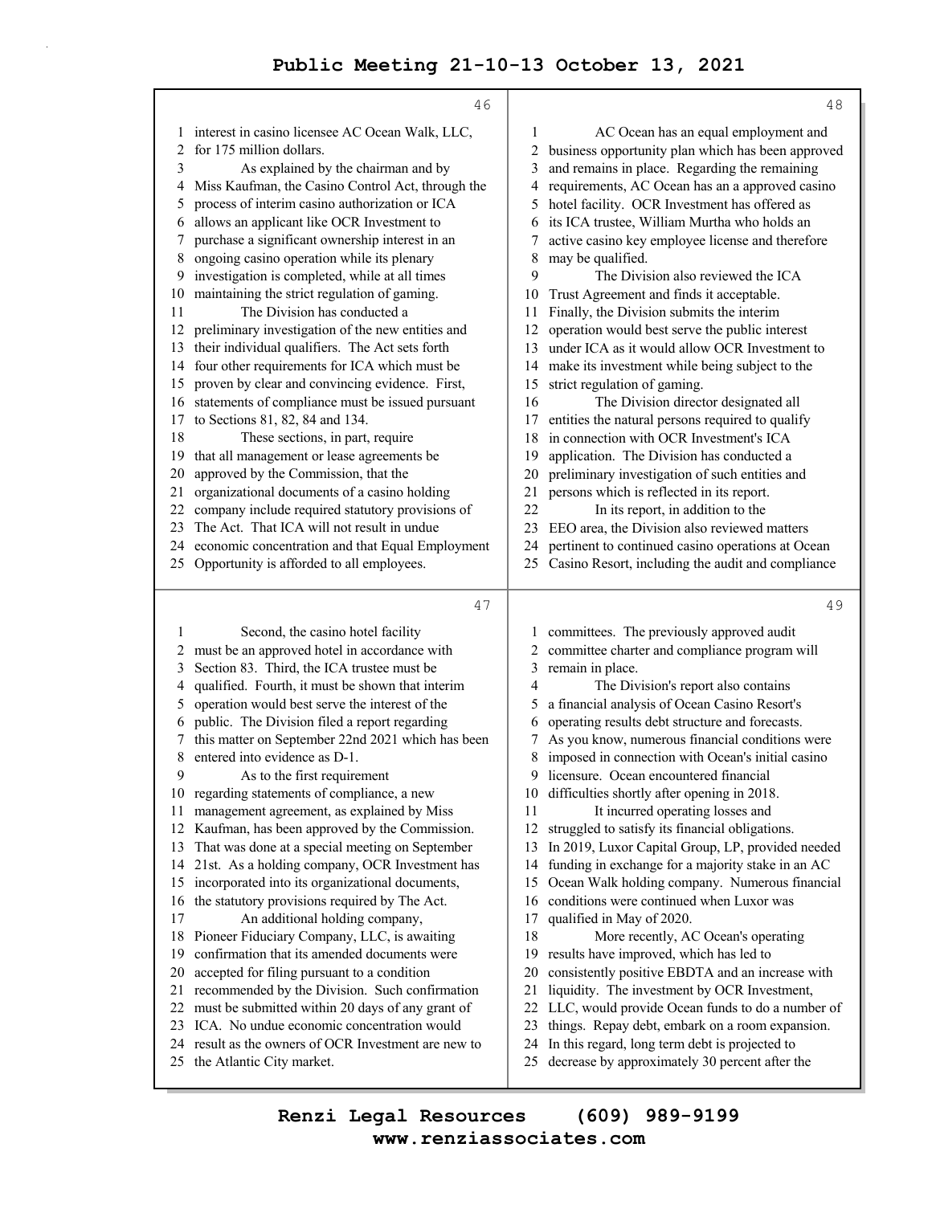interest in casino licensee AC Ocean Walk, LLC, for 175 million dollars.

As explained by the chairman and by Miss Kaufman, the Casino Control Act, through the process of interim casino authorization or ICA allows an applicant like OCR Investment to purchase a significant ownership interest in an ongoing casino operation while its plenary investigation is completed, while at all times maintaining the strict regulation of gaming.

The Division has conducted a preliminary investigation of the new entities and their individual qualifiers. The Act sets forth four other requirements for ICA which must be proven by clear and convincing evidence. First, statements of compliance must be issued pursuant to Sections 81, 82, 84 and 134.

These sections, in part, require that all management or lease agreements be approved by the Commission, that the organizational documents of a casino holding company include required statutory provisions of The Act. That ICA will not result in undue economic concentration and that Equal Employment Opportunity is afforded to all employees.

Second, the casino hotel facility must be an approved hotel in accordance with Section 83. Third, the ICA trustee must be qualified. Fourth, it must be shown that interim operation would best serve the interest of the public. The Division filed a report regarding this matter on September 22nd 2021 which has been entered into evidence as D-1.

As to the first requirement regarding statements of compliance, a new management agreement, as explained by Miss Kaufman, has been approved by the Commission. That was done at a special meeting on September 21st. As a holding company, OCR Investment has incorporated into its organizational documents, the statutory provisions required by The Act.

An additional holding company, Pioneer Fiduciary Company, LLC, is awaiting confirmation that its amended documents were accepted for filing pursuant to a condition recommended by the Division. Such confirmation must be submitted within 20 days of any grant of ICA. No undue economic concentration would result as the owners of OCR Investment are new to the Atlantic City market.

AC Ocean has an equal employment and business opportunity plan which has been approved and remains in place. Regarding the remaining requirements, AC Ocean has an a approved casino hotel facility. OCR Investment has offered as its ICA trustee, William Murtha who holds an active casino key employee license and therefore may be qualified.

The Division also reviewed the ICA Trust Agreement and finds it acceptable. Finally, the Division submits the interim operation would best serve the public interest under ICA as it would allow OCR Investment to make its investment while being subject to the strict regulation of gaming.

The Division director designated all entities the natural persons required to qualify in connection with OCR Investment's ICA application. The Division has conducted a preliminary investigation of such entities and persons which is reflected in its report.

In its report, in addition to the EEO area, the Division also reviewed matters pertinent to continued casino operations at Ocean Casino Resort, including the audit and compliance committees. The previously approved audit committee charter and compliance program will remain in place.

The Division's report also contains a financial analysis of Ocean Casino Resort's operating results debt structure and forecasts. As you know, numerous financial conditions were imposed in connection with Ocean's initial casino licensure. Ocean encountered financial difficulties shortly after opening in 2018.

It incurred operating losses and struggled to satisfy its financial obligations. In 2019, Luxor Capital Group, LP, provided needed funding in exchange for a majority stake in an AC Ocean Walk holding company. Numerous financial conditions were continued when Luxor was qualified in May of 2020.

More recently, AC Ocean's operating results have improved, which has led to consistently positive EBDTA and an increase with liquidity. The investment by OCR Investment, LLC, would provide Ocean funds to do a number of things. Repay debt, embark on a room expansion. In this regard, long term debt is projected to decrease by approximately 30 percent after the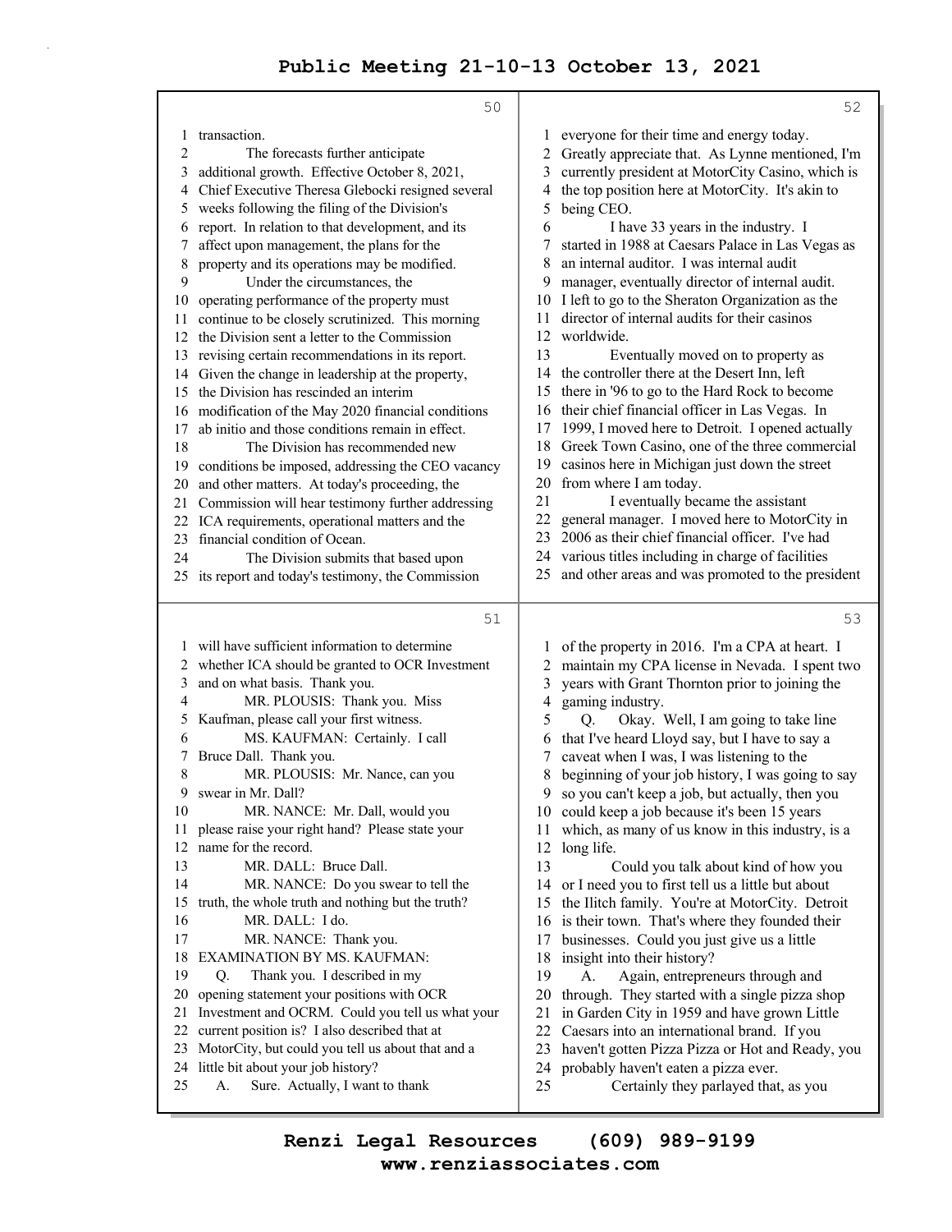transaction.

The forecasts further anticipate additional growth. Effective October 8, 2021, Chief Executive Theresa Glebocki resigned several weeks following the filing of the Division's report. In relation to that development, and its affect upon management, the plans for the property and its operations may be modified.

Under the circumstances, the operating performance of the property must continue to be closely scrutinized. This morning the Division sent a letter to the Commission revising certain recommendations in its report. Given the change in leadership at the property, the Division has rescinded an interim modification of the May 2020 financial conditions ab initio and those conditions remain in effect.

The Division has recommended new conditions be imposed, addressing the CEO vacancy and other matters. At today's proceeding, the Commission will hear testimony further addressing ICA requirements, operational matters and the financial condition of Ocean.

The Division submits that based upon its report and today's testimony, the Commission will have sufficient information to determine whether ICA should be granted to OCR Investment and on what basis. Thank you.

MR. PLOUSIS: Thank you. Miss Kaufman, please call your first witness.

MS. KAUFMAN: Certainly. I call Bruce Dall. Thank you.

MR. PLOUSIS: Mr. Nance, can you swear in Mr. Dall?

MR. NANCE: Mr. Dall, would you please raise your right hand? Please state your name for the record.

MR. DALL: Bruce Dall.

MR. NANCE: Do you swear to tell the truth, the whole truth and nothing but the truth?

MR. DALL: I do.

MR. NANCE: Thank you.

EXAMINATION BY MS. KAUFMAN:

Q. Thank you. I described in my opening statement your positions with OCR Investment and OCRM. Could you tell us what your current position is? I also described that at MotorCity, but could you tell us about that and a little bit about your job history?

A. Sure. Actually, I want to thank everyone for their time and energy today. Greatly appreciate that. As Lynne mentioned, I'm currently president at MotorCity Casino, which is the top position here at MotorCity. It's akin to being CEO.

I have 33 years in the industry. I started in 1988 at Caesars Palace in Las Vegas as an internal auditor. I was internal audit manager, eventually director of internal audit. I left to go to the Sheraton Organization as the director of internal audits for their casinos worldwide.

Eventually moved on to property as the controller there at the Desert Inn, left there in '96 to go to the Hard Rock to become their chief financial officer in Las Vegas. In 1999, I moved here to Detroit. I opened actually Greek Town Casino, one of the three commercial casinos here in Michigan just down the street from where I am today.

I eventually became the assistant general manager. I moved here to MotorCity in 2006 as their chief financial officer. I've had various titles including in charge of facilities and other areas and was promoted to the president of the property in 2016. I'm a CPA at heart. I maintain my CPA license in Nevada. I spent two years with Grant Thornton prior to joining the gaming industry.

Q. Okay. Well, I am going to take line that I've heard Lloyd say, but I have to say a caveat when I was, I was listening to the beginning of your job history, I was going to say so you can't keep a job, but actually, then you could keep a job because it's been 15 years which, as many of us know in this industry, is a long life.

Could you talk about kind of how you or I need you to first tell us a little but about the Ilitch family. You're at MotorCity. Detroit is their town. That's where they founded their businesses. Could you just give us a little insight into their history?

A. Again, entrepreneurs through and through. They started with a single pizza shop in Garden City in 1959 and have grown Little Caesars into an international brand. If you haven't gotten Pizza Pizza or Hot and Ready, you probably haven't eaten a pizza ever.

Certainly they parlayed that, as you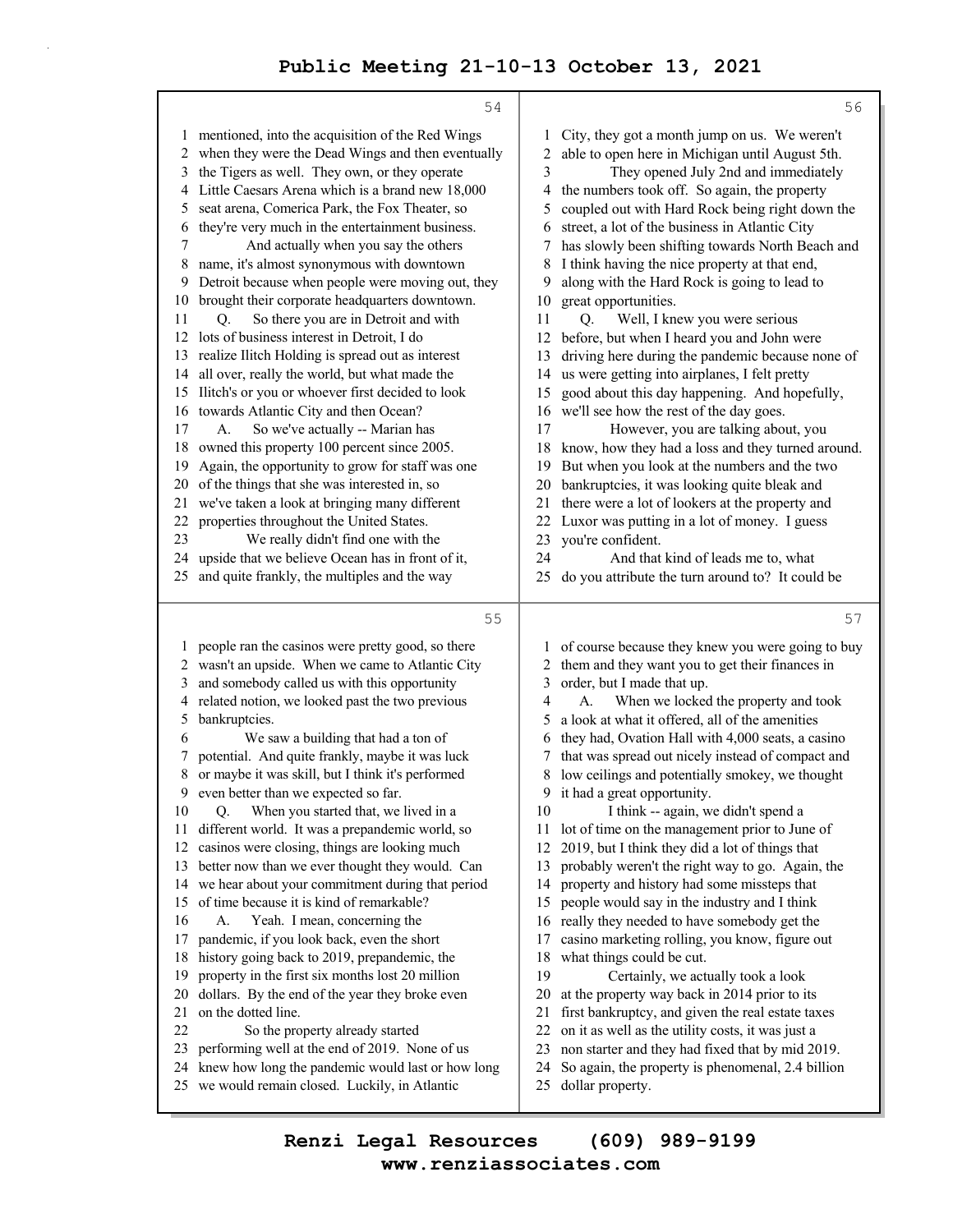mentioned, into the acquisition of the Red Wings when they were the Dead Wings and then eventually the Tigers as well. They own, or they operate Little Caesars Arena which is a brand new 18,000 seat arena, Comerica Park, the Fox Theater, so they're very much in the entertainment business.

And actually when you say the others name, it's almost synonymous with downtown Detroit because when people were moving out, they brought their corporate headquarters downtown.

Q. So there you are in Detroit and with lots of business interest in Detroit, I do realize Ilitch Holding is spread out as interest all over, really the world, but what made the Ilitch's or you or whoever first decided to look towards Atlantic City and then Ocean?

A. So we've actually -- Marian has owned this property 100 percent since 2005. Again, the opportunity to grow for staff was one of the things that she was interested in, so we've taken a look at bringing many different properties throughout the United States.

We really didn't find one with the upside that we believe Ocean has in front of it, and quite frankly, the multiples and the way people ran the casinos were pretty good, so there wasn't an upside. When we came to Atlantic City and somebody called us with this opportunity related notion, we looked past the two previous bankruptcies.

We saw a building that had a ton of potential. And quite frankly, maybe it was luck or maybe it was skill, but I think it's performed even better than we expected so far.

Q. When you started that, we lived in a different world. It was a prepandemic world, so casinos were closing, things are looking much better now than we ever thought they would. Can we hear about your commitment during that period of time because it is kind of remarkable?

A. Yeah. I mean, concerning the pandemic, if you look back, even the short history going back to 2019, prepandemic, the property in the first six months lost 20 million dollars. By the end of the year they broke even on the dotted line.

So the property already started performing well at the end of 2019. None of us knew how long the pandemic would last or how long we would remain closed. Luckily, in Atlantic City, they got a month jump on us. We weren't able to open here in Michigan until August 5th.

They opened July 2nd and immediately the numbers took off. So again, the property coupled out with Hard Rock being right down the street, a lot of the business in Atlantic City has slowly been shifting towards North Beach and I think having the nice property at that end, along with the Hard Rock is going to lead to great opportunities.

Q. Well, I knew you were serious before, but when I heard you and John were driving here during the pandemic because none of us were getting into airplanes, I felt pretty good about this day happening. And hopefully, we'll see how the rest of the day goes.

However, you are talking about, you know, how they had a loss and they turned around. But when you look at the numbers and the two bankruptcies, it was looking quite bleak and there were a lot of lookers at the property and Luxor was putting in a lot of money. I guess you're confident.

And that kind of leads me to, what do you attribute the turn around to? It could be of course because they knew you were going to buy them and they want you to get their finances in order, but I made that up.

A. When we locked the property and took a look at what it offered, all of the amenities they had, Ovation Hall with 4,000 seats, a casino that was spread out nicely instead of compact and low ceilings and potentially smokey, we thought it had a great opportunity.

I think -- again, we didn't spend a lot of time on the management prior to June of 2019, but I think they did a lot of things that probably weren't the right way to go. Again, the property and history had some missteps that people would say in the industry and I think really they needed to have somebody get the casino marketing rolling, you know, figure out what things could be cut.

Certainly, we actually took a look at the property way back in 2014 prior to its first bankruptcy, and given the real estate taxes on it as well as the utility costs, it was just a non starter and they had fixed that by mid 2019. So again, the property is phenomenal, 2.4 billion dollar property.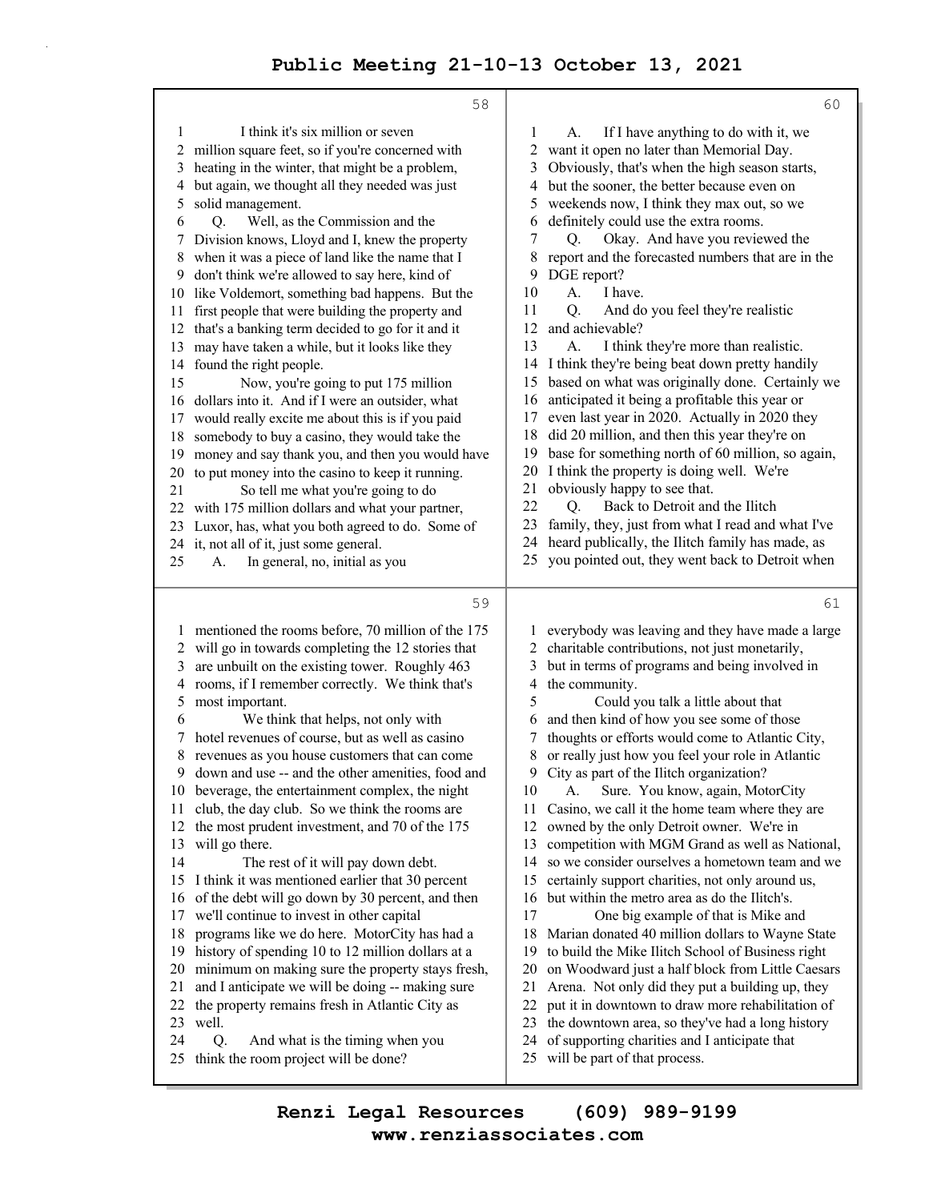I think it's six million or seven million square feet, so if you're concerned with heating in the winter, that might be a problem, but again, we thought all they needed was just solid management.

Q. Well, as the Commission and the Division knows, Lloyd and I, knew the property when it was a piece of land like the name that I don't think we're allowed to say here, kind of like Voldemort, something bad happens. But the first people that were building the property and that's a banking term decided to go for it and it may have taken a while, but it looks like they found the right people.

Now, you're going to put 175 million dollars into it. And if I were an outsider, what would really excite me about this is if you paid somebody to buy a casino, they would take the money and say thank you, and then you would have to put money into the casino to keep it running.

So tell me what you're going to do with 175 million dollars and what your partner, Luxor, has, what you both agreed to do. Some of it, not all of it, just some general.

A. In general, no, initial as you mentioned the rooms before, 70 million of the 175 will go in towards completing the 12 stories that are unbuilt on the existing tower. Roughly 463 rooms, if I remember correctly. We think that's most important.

We think that helps, not only with hotel revenues of course, but as well as casino revenues as you house customers that can come down and use -- and the other amenities, food and beverage, the entertainment complex, the night club, the day club. So we think the rooms are the most prudent investment, and 70 of the 175 will go there.

The rest of it will pay down debt. I think it was mentioned earlier that 30 percent of the debt will go down by 30 percent, and then we'll continue to invest in other capital programs like we do here. MotorCity has had a history of spending 10 to 12 million dollars at a minimum on making sure the property stays fresh, and I anticipate we will be doing -- making sure the property remains fresh in Atlantic City as well.

Q. And what is the timing when you think the room project will be done?

A. If I have anything to do with it, we want it open no later than Memorial Day. Obviously, that's when the high season starts, but the sooner, the better because even on weekends now, I think they max out, so we definitely could use the extra rooms.

Q. Okay. And have you reviewed the report and the forecasted numbers that are in the DGE report?

A. I have.

Q. And do you feel they're realistic and achievable?

A. I think they're more than realistic. I think they're being beat down pretty handily based on what was originally done. Certainly we anticipated it being a profitable this year or even last year in 2020. Actually in 2020 they did 20 million, and then this year they're on base for something north of 60 million, so again, I think the property is doing well. We're obviously happy to see that.

Q. Back to Detroit and the Ilitch family, they, just from what I read and what I've heard publically, the Ilitch family has made, as you pointed out, they went back to Detroit when everybody was leaving and they have made a large charitable contributions, not just monetarily, but in terms of programs and being involved in the community.

Could you talk a little about that and then kind of how you see some of those thoughts or efforts would come to Atlantic City, or really just how you feel your role in Atlantic City as part of the Ilitch organization?

A. Sure. You know, again, MotorCity Casino, we call it the home team where they are owned by the only Detroit owner. We're in competition with MGM Grand as well as National, so we consider ourselves a hometown team and we certainly support charities, not only around us, but within the metro area as do the Ilitch's.

One big example of that is Mike and Marian donated 40 million dollars to Wayne State to build the Mike Ilitch School of Business right on Woodward just a half block from Little Caesars Arena. Not only did they put a building up, they put it in downtown to draw more rehabilitation of the downtown area, so they've had a long history of supporting charities and I anticipate that will be part of that process.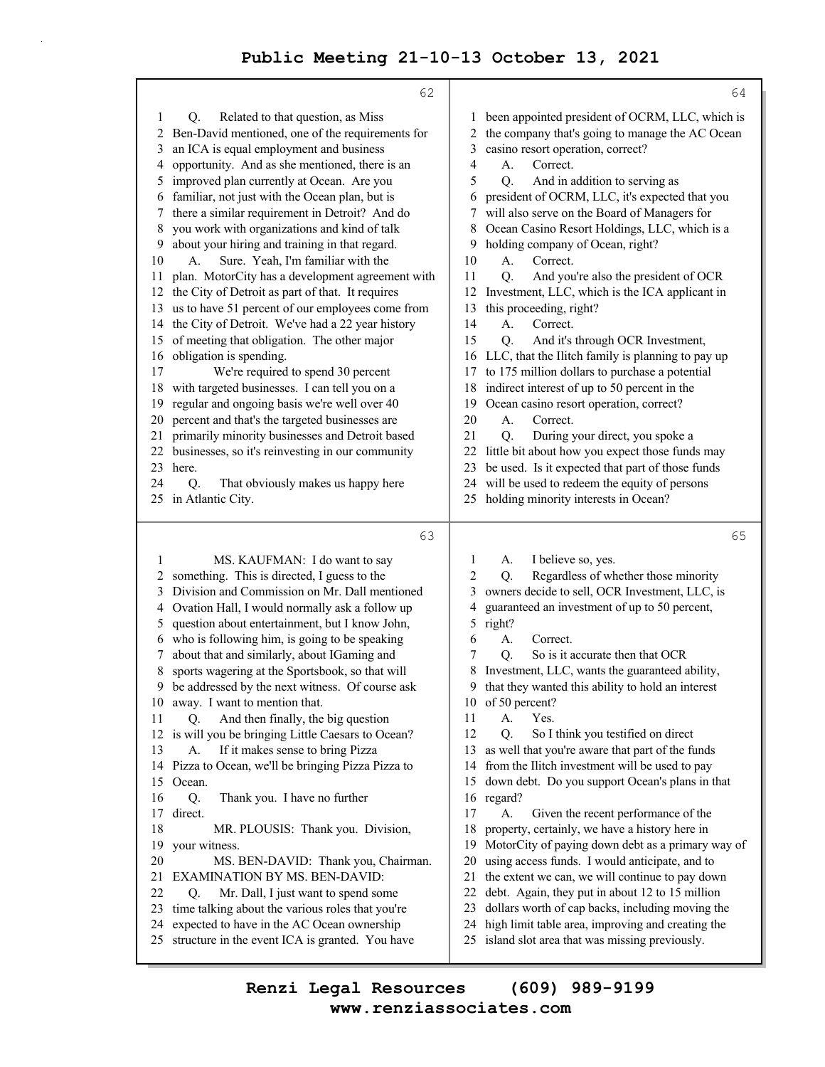Q. Related to that question, as Miss Ben-David mentioned, one of the requirements for an ICA is equal employment and business opportunity. And as she mentioned, there is an improved plan currently at Ocean. Are you familiar, not just with the Ocean plan, but is there a similar requirement in Detroit? And do you work with organizations and kind of talk about your hiring and training in that regard.

A. Sure. Yeah, I'm familiar with the plan. MotorCity has a development agreement with the City of Detroit as part of that. It requires us to have 51 percent of our employees come from the City of Detroit. We've had a 22 year history of meeting that obligation. The other major obligation is spending.

We're required to spend 30 percent with targeted businesses. I can tell you on a regular and ongoing basis we're well over 40 percent and that's the targeted businesses are primarily minority businesses and Detroit based businesses, so it's reinvesting in our community here.

Q. That obviously makes us happy here in Atlantic City.

MS. KAUFMAN: I do want to say something. This is directed, I guess to the Division and Commission on Mr. Dall mentioned Ovation Hall, I would normally ask a follow up question about entertainment, but I know John, who is following him, is going to be speaking about that and similarly, about IGaming and sports wagering at the Sportsbook, so that will be addressed by the next witness. Of course ask away. I want to mention that.

Q. And then finally, the big question is will you be bringing Little Caesars to Ocean?

A. If it makes sense to bring Pizza Pizza to Ocean, we'll be bringing Pizza Pizza to Ocean.

Q. Thank you. I have no further direct.

MR. PLOUSIS: Thank you. Division, your witness.

MS. BEN-DAVID: Thank you, Chairman.

EXAMINATION BY MS. BEN-DAVID:

Q. Mr. Dall, I just want to spend some time talking about the various roles that you're expected to have in the AC Ocean ownership structure in the event ICA is granted. You have been appointed president of OCRM, LLC, which is the company that's going to manage the AC Ocean casino resort operation, correct?

A. Correct.

Q. And in addition to serving as president of OCRM, LLC, it's expected that you will also serve on the Board of Managers for Ocean Casino Resort Holdings, LLC, which is a holding company of Ocean, right?

A. Correct.

Q. And you're also the president of OCR Investment, LLC, which is the ICA applicant in this proceeding, right?

A. Correct.

Q. And it's through OCR Investment, LLC, that the Ilitch family is planning to pay up to 175 million dollars to purchase a potential indirect interest of up to 50 percent in the Ocean casino resort operation, correct?

A. Correct.

Q. During your direct, you spoke a little bit about how you expect those funds may be used. Is it expected that part of those funds will be used to redeem the equity of persons holding minority interests in Ocean?

A. I believe so, yes.

Q. Regardless of whether those minority owners decide to sell, OCR Investment, LLC, is guaranteed an investment of up to 50 percent, right?

A. Correct.

Q. So is it accurate then that OCR Investment, LLC, wants the guaranteed ability, that they wanted this ability to hold an interest of 50 percent?

A. Yes.

Q. So I think you testified on direct as well that you're aware that part of the funds from the Ilitch investment will be used to pay down debt. Do you support Ocean's plans in that regard?

A. Given the recent performance of the property, certainly, we have a history here in MotorCity of paying down debt as a primary way of using access funds. I would anticipate, and to the extent we can, we will continue to pay down debt. Again, they put in about 12 to 15 million dollars worth of cap backs, including moving the high limit table area, improving and creating the island slot area that was missing previously.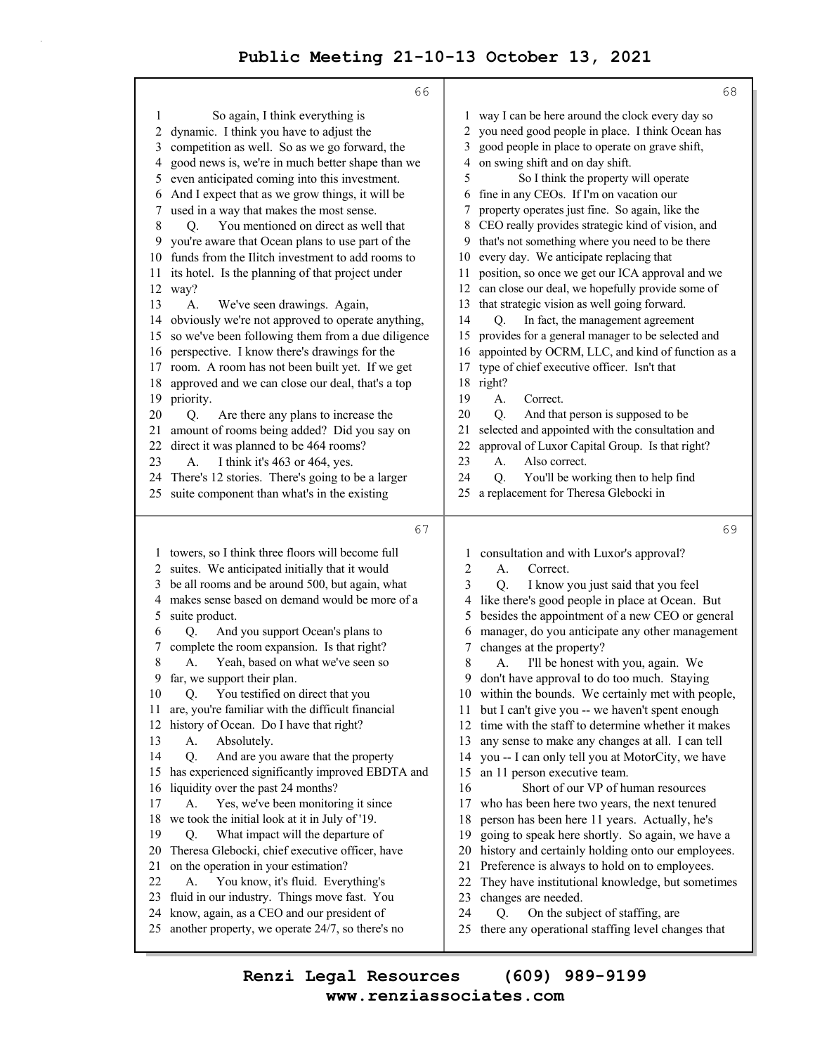66

1 So again, I think everything is
2 dynamic. I think you have to adjust the
3 competition as well. So as we go forward, the
4 good news is, we're in much better shape than we
5 even anticipated coming into this investment.
6 And I expect that as we grow things, it will be
7 used in a way that makes the most sense.
8 Q. You mentioned on direct as well that
9 you're aware that Ocean plans to use part of the
10 funds from the Ilitch investment to add rooms to
11 its hotel. Is the planning of that project under
12 way?
13 A. We've seen drawings. Again,
14 obviously we're not approved to operate anything,
15 so we've been following them from a due diligence
16 perspective. I know there's drawings for the
17 room. A room has not been built yet. If we get
18 approved and we can close our deal, that's a top
19 priority.
20 Q. Are there any plans to increase the
21 amount of rooms being added? Did you say on
22 direct it was planned to be 464 rooms?
23 A. I think it's 463 or 464, yes.
24 There's 12 stories. There's going to be a larger
25 suite component than what's in the existing

67

1 towers, so I think three floors will become full
2 suites. We anticipated initially that it would
3 be all rooms and be around 500, but again, what
4 makes sense based on demand would be more of a
5 suite product.
6 Q. And you support Ocean's plans to
7 complete the room expansion. Is that right?
8 A. Yeah, based on what we've seen so
9 far, we support their plan.
10 Q. You testified on direct that you
11 are, you're familiar with the difficult financial
12 history of Ocean. Do I have that right?
13 A. Absolutely.
14 Q. And are you aware that the property
15 has experienced significantly improved EBDTA and
16 liquidity over the past 24 months?
17 A. Yes, we've been monitoring it since
18 we took the initial look at it in July of '19.
19 Q. What impact will the departure of
20 Theresa Glebocki, chief executive officer, have
21 on the operation in your estimation?
22 A. You know, it's fluid. Everything's
23 fluid in our industry. Things move fast. You
24 know, again, as a CEO and our president of
25 another property, we operate 24/7, so there's no

68

1 way I can be here around the clock every day so
2 you need good people in place. I think Ocean has
3 good people in place to operate on grave shift,
4 on swing shift and on day shift.
5 So I think the property will operate
6 fine in any CEOs. If I'm on vacation our
7 property operates just fine. So again, like the
8 CEO really provides strategic kind of vision, and
9 that's not something where you need to be there
10 every day. We anticipate replacing that
11 position, so once we get our ICA approval and we
12 can close our deal, we hopefully provide some of
13 that strategic vision as well going forward.
14 Q. In fact, the management agreement
15 provides for a general manager to be selected and
16 appointed by OCRM, LLC, and kind of function as a
17 type of chief executive officer. Isn't that
18 right?
19 A. Correct.
20 Q. And that person is supposed to be
21 selected and appointed with the consultation and
22 approval of Luxor Capital Group. Is that right?
23 A. Also correct.
24 Q. You'll be working then to help find
25 a replacement for Theresa Glebocki in

69

1 consultation and with Luxor's approval?
2 A. Correct.
3 Q. I know you just said that you feel
4 like there's good people in place at Ocean. But
5 besides the appointment of a new CEO or general
6 manager, do you anticipate any other management
7 changes at the property?
8 A. I'll be honest with you, again. We
9 don't have approval to do too much. Staying
10 within the bounds. We certainly met with people,
11 but I can't give you -- we haven't spent enough
12 time with the staff to determine whether it makes
13 any sense to make any changes at all. I can tell
14 you -- I can only tell you at MotorCity, we have
15 an 11 person executive team.
16 Short of our VP of human resources
17 who has been here two years, the next tenured
18 person has been here 11 years. Actually, he's
19 going to speak here shortly. So again, we have a
20 history and certainly holding onto our employees.
21 Preference is always to hold on to employees.
22 They have institutional knowledge, but sometimes
23 changes are needed.
24 Q. On the subject of staffing, are
25 there any operational staffing level changes that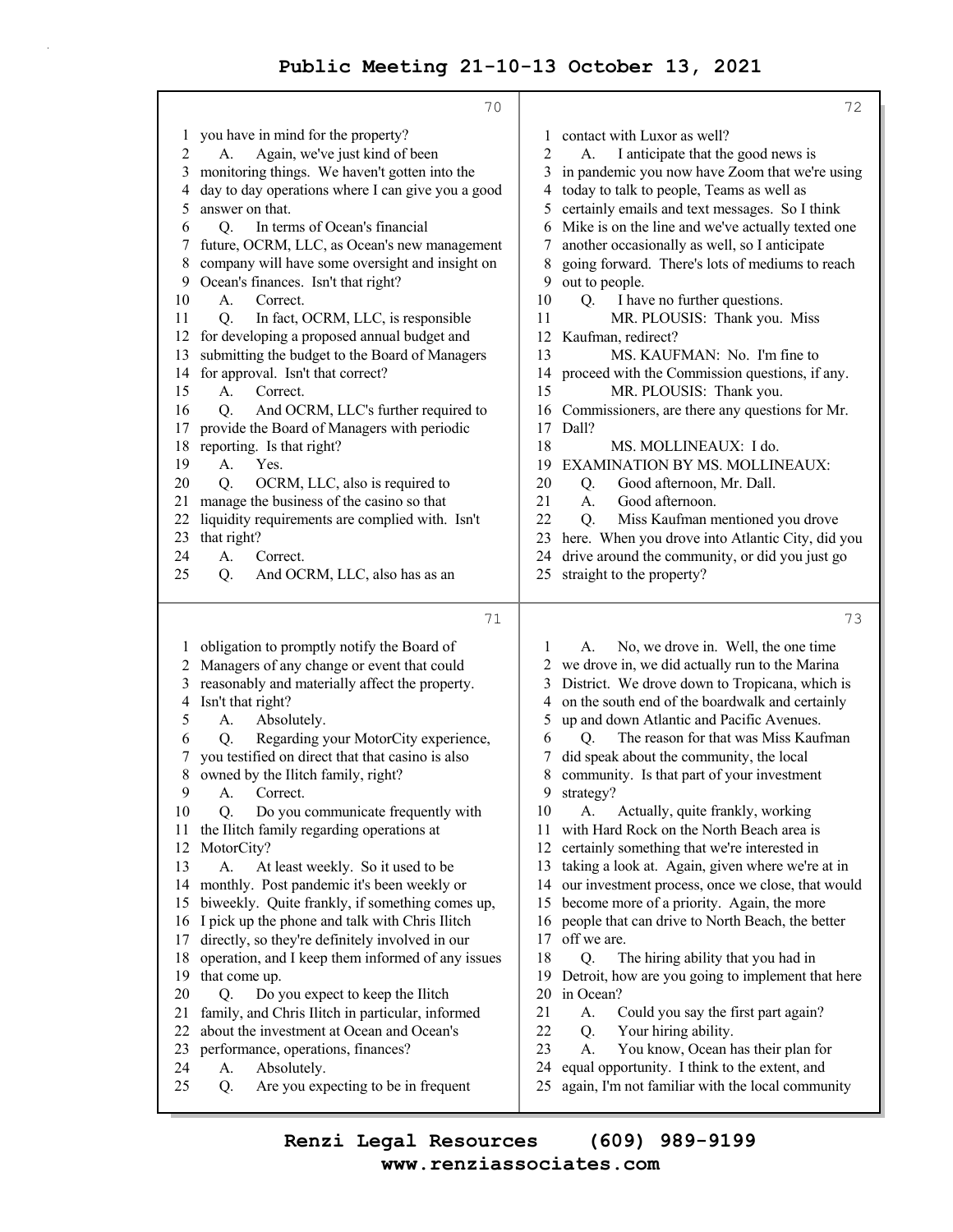70

1 you have in mind for the property?
2 A. Again, we've just kind of been
3 monitoring things. We haven't gotten into the
4 day to day operations where I can give you a good
5 answer on that.
6 Q. In terms of Ocean's financial
7 future, OCRM, LLC, as Ocean's new management
8 company will have some oversight and insight on
9 Ocean's finances. Isn't that right?
10 A. Correct.
11 Q. In fact, OCRM, LLC, is responsible
12 for developing a proposed annual budget and
13 submitting the budget to the Board of Managers
14 for approval. Isn't that correct?
15 A. Correct.
16 Q. And OCRM, LLC's further required to
17 provide the Board of Managers with periodic
18 reporting. Is that right?
19 A. Yes.
20 Q. OCRM, LLC, also is required to
21 manage the business of the casino so that
22 liquidity requirements are complied with. Isn't
23 that right?
24 A. Correct.
25 Q. And OCRM, LLC, also has as an

71

1 obligation to promptly notify the Board of
2 Managers of any change or event that could
3 reasonably and materially affect the property.
4 Isn't that right?
5 A. Absolutely.
6 Q. Regarding your MotorCity experience,
7 you testified on direct that that casino is also
8 owned by the Ilitch family, right?
9 A. Correct.
10 Q. Do you communicate frequently with
11 the Ilitch family regarding operations at
12 MotorCity?
13 A. At least weekly. So it used to be
14 monthly. Post pandemic it's been weekly or
15 biweekly. Quite frankly, if something comes up,
16 I pick up the phone and talk with Chris Ilitch
17 directly, so they're definitely involved in our
18 operation, and I keep them informed of any issues
19 that come up.
20 Q. Do you expect to keep the Ilitch
21 family, and Chris Ilitch in particular, informed
22 about the investment at Ocean and Ocean's
23 performance, operations, finances?
24 A. Absolutely.
25 Q. Are you expecting to be in frequent

72

1 contact with Luxor as well?
2 A. I anticipate that the good news is
3 in pandemic you now have Zoom that we're using
4 today to talk to people, Teams as well as
5 certainly emails and text messages. So I think
6 Mike is on the line and we've actually texted one
7 another occasionally as well, so I anticipate
8 going forward. There's lots of mediums to reach
9 out to people.
10 Q. I have no further questions.
11 MR. PLOUSIS: Thank you. Miss
12 Kaufman, redirect?
13 MS. KAUFMAN: No. I'm fine to
14 proceed with the Commission questions, if any.
15 MR. PLOUSIS: Thank you.
16 Commissioners, are there any questions for Mr.
17 Dall?
18 MS. MOLLINEAUX: I do.
19 EXAMINATION BY MS. MOLLINEAUX:
20 Q. Good afternoon, Mr. Dall.
21 A. Good afternoon.
22 Q. Miss Kaufman mentioned you drove
23 here. When you drove into Atlantic City, did you
24 drive around the community, or did you just go
25 straight to the property?

73

1 A. No, we drove in. Well, the one time
2 we drove in, we did actually run to the Marina
3 District. We drove down to Tropicana, which is
4 on the south end of the boardwalk and certainly
5 up and down Atlantic and Pacific Avenues.
6 Q. The reason for that was Miss Kaufman
7 did speak about the community, the local
8 community. Is that part of your investment
9 strategy?
10 A. Actually, quite frankly, working
11 with Hard Rock on the North Beach area is
12 certainly something that we're interested in
13 taking a look at. Again, given where we're at in
14 our investment process, once we close, that would
15 become more of a priority. Again, the more
16 people that can drive to North Beach, the better
17 off we are.
18 Q. The hiring ability that you had in
19 Detroit, how are you going to implement that here
20 in Ocean?
21 A. Could you say the first part again?
22 Q. Your hiring ability.
23 A. You know, Ocean has their plan for
24 equal opportunity. I think to the extent, and
25 again, I'm not familiar with the local community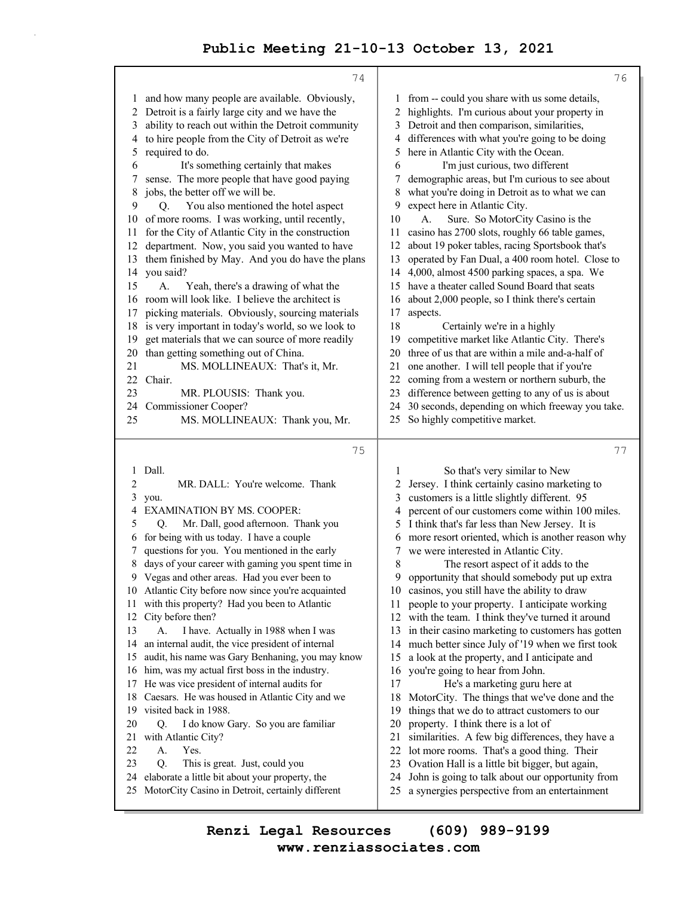and how many people are available. Obviously, Detroit is a fairly large city and we have the ability to reach out within the Detroit community to hire people from the City of Detroit as we're required to do.

It's something certainly that makes sense. The more people that have good paying jobs, the better off we will be.

Q. You also mentioned the hotel aspect of more rooms. I was working, until recently, for the City of Atlantic City in the construction department. Now, you said you wanted to have them finished by May. And you do have the plans you said?

A. Yeah, there's a drawing of what the room will look like. I believe the architect is picking materials. Obviously, sourcing materials is very important in today's world, so we look to get materials that we can source of more readily than getting something out of China.

MS. MOLLINEAUX: That's it, Mr. Chair.

MR. PLOUSIS: Thank you. Commissioner Cooper?

MS. MOLLINEAUX: Thank you, Mr. Dall.

MR. DALL: You're welcome. Thank you.

EXAMINATION BY MS. COOPER:

Q. Mr. Dall, good afternoon. Thank you for being with us today. I have a couple questions for you. You mentioned in the early days of your career with gaming you spent time in Vegas and other areas. Had you ever been to Atlantic City before now since you're acquainted with this property? Had you been to Atlantic City before then?

A. I have. Actually in 1988 when I was an internal audit, the vice president of internal audit, his name was Gary Benhaning, you may know him, was my actual first boss in the industry. He was vice president of internal audits for Caesars. He was housed in Atlantic City and we visited back in 1988.

Q. I do know Gary. So you are familiar with Atlantic City?

A. Yes.

Q. This is great. Just, could you elaborate a little bit about your property, the MotorCity Casino in Detroit, certainly different from -- could you share with us some details, highlights. I'm curious about your property in Detroit and then comparison, similarities, differences with what you're going to be doing here in Atlantic City with the Ocean.

I'm just curious, two different demographic areas, but I'm curious to see about what you're doing in Detroit as to what we can expect here in Atlantic City.

A. Sure. So MotorCity Casino is the casino has 2700 slots, roughly 66 table games, about 19 poker tables, racing Sportsbook that's operated by Fan Dual, a 400 room hotel. Close to 4,000, almost 4500 parking spaces, a spa. We have a theater called Sound Board that seats about 2,000 people, so I think there's certain aspects.

Certainly we're in a highly competitive market like Atlantic City. There's three of us that are within a mile and-a-half of one another. I will tell people that if you're coming from a western or northern suburb, the difference between getting to any of us is about 30 seconds, depending on which freeway you take. So highly competitive market.

So that's very similar to New Jersey. I think certainly casino marketing to customers is a little slightly different. 95 percent of our customers come within 100 miles. I think that's far less than New Jersey. It is more resort oriented, which is another reason why we were interested in Atlantic City.

The resort aspect of it adds to the opportunity that should somebody put up extra casinos, you still have the ability to draw people to your property. I anticipate working with the team. I think they've turned it around in their casino marketing to customers has gotten much better since July of '19 when we first took a look at the property, and I anticipate and you're going to hear from John.

He's a marketing guru here at MotorCity. The things that we've done and the things that we do to attract customers to our property. I think there is a lot of similarities. A few big differences, they have a lot more rooms. That's a good thing. Their Ovation Hall is a little bit bigger, but again, John is going to talk about our opportunity from a synergies perspective from an entertainment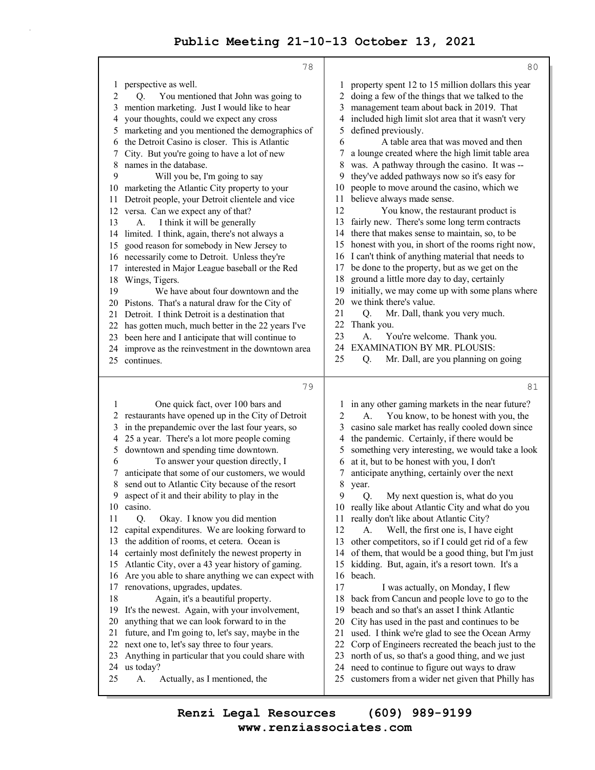perspective as well.

Q. You mentioned that John was going to mention marketing. Just I would like to hear your thoughts, could we expect any cross marketing and you mentioned the demographics of the Detroit Casino is closer. This is Atlantic City. But you're going to have a lot of new names in the database.

Will you be, I'm going to say marketing the Atlantic City property to your Detroit people, your Detroit clientele and vice versa. Can we expect any of that?

A. I think it will be generally limited. I think, again, there's not always a good reason for somebody in New Jersey to necessarily come to Detroit. Unless they're interested in Major League baseball or the Red Wings, Tigers.

We have about four downtown and the Pistons. That's a natural draw for the City of Detroit. I think Detroit is a destination that has gotten much, much better in the 22 years I've been here and I anticipate that will continue to improve as the reinvestment in the downtown area continues.

One quick fact, over 100 bars and restaurants have opened up in the City of Detroit in the prepandemic over the last four years, so 25 a year. There's a lot more people coming downtown and spending time downtown.

To answer your question directly, I anticipate that some of our customers, we would send out to Atlantic City because of the resort aspect of it and their ability to play in the casino.

Q. Okay. I know you did mention capital expenditures. We are looking forward to the addition of rooms, et cetera. Ocean is certainly most definitely the newest property in Atlantic City, over a 43 year history of gaming. Are you able to share anything we can expect with renovations, upgrades, updates.

Again, it's a beautiful property. It's the newest. Again, with your involvement, anything that we can look forward to in the future, and I'm going to, let's say, maybe in the next one to, let's say three to four years. Anything in particular that you could share with us today?

A. Actually, as I mentioned, the property spent 12 to 15 million dollars this year doing a few of the things that we talked to the management team about back in 2019. That included high limit slot area that it wasn't very defined previously.

A table area that was moved and then a lounge created where the high limit table area was. A pathway through the casino. It was -- they've added pathways now so it's easy for people to move around the casino, which we believe always made sense.

You know, the restaurant product is fairly new. There's some long term contracts there that makes sense to maintain, so, to be honest with you, in short of the rooms right now, I can't think of anything material that needs to be done to the property, but as we get on the ground a little more day to day, certainly initially, we may come up with some plans where we think there's value.

Q. Mr. Dall, thank you very much. Thank you.

A. You're welcome. Thank you.

EXAMINATION BY MR. PLOUSIS:

Q. Mr. Dall, are you planning on going in any other gaming markets in the near future?

A. You know, to be honest with you, the casino sale market has really cooled down since the pandemic. Certainly, if there would be something very interesting, we would take a look at it, but to be honest with you, I don't anticipate anything, certainly over the next year.

Q. My next question is, what do you really like about Atlantic City and what do you really don't like about Atlantic City?

A. Well, the first one is, I have eight other competitors, so if I could get rid of a few of them, that would be a good thing, but I'm just kidding. But, again, it's a resort town. It's a beach.

I was actually, on Monday, I flew back from Cancun and people love to go to the beach and so that's an asset I think Atlantic City has used in the past and continues to be used. I think we're glad to see the Ocean Army Corp of Engineers recreated the beach just to the north of us, so that's a good thing, and we just need to continue to figure out ways to draw customers from a wider net given that Philly has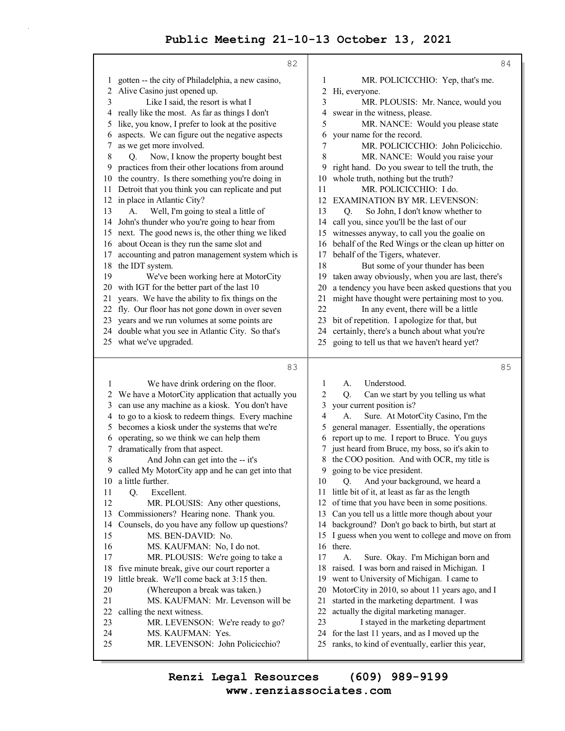82

1 gotten -- the city of Philadelphia, a new casino,
2 Alive Casino just opened up.
3 Like I said, the resort is what I
4 really like the most. As far as things I don't
5 like, you know, I prefer to look at the positive
6 aspects. We can figure out the negative aspects
7 as we get more involved.
8 Q. Now, I know the property bought best
9 practices from their other locations from around
10 the country. Is there something you're doing in
11 Detroit that you think you can replicate and put
12 in place in Atlantic City?
13 A. Well, I'm going to steal a little of
14 John's thunder who you're going to hear from
15 next. The good news is, the other thing we liked
16 about Ocean is they run the same slot and
17 accounting and patron management system which is
18 the IDT system.
19 We've been working here at MotorCity
20 with IGT for the better part of the last 10
21 years. We have the ability to fix things on the
22 fly. Our floor has not gone down in over seven
23 years and we run volumes at some points are
24 double what you see in Atlantic City. So that's
25 what we've upgraded.

83

1 We have drink ordering on the floor.
2 We have a MotorCity application that actually you
3 can use any machine as a kiosk. You don't have
4 to go to a kiosk to redeem things. Every machine
5 becomes a kiosk under the systems that we're
6 operating, so we think we can help them
7 dramatically from that aspect.
8 And John can get into the -- it's
9 called My MotorCity app and he can get into that
10 a little further.
11 Q. Excellent.
12 MR. PLOUSIS: Any other questions,
13 Commissioners? Hearing none. Thank you.
14 Counsels, do you have any follow up questions?
15 MS. BEN-DAVID: No.
16 MS. KAUFMAN: No, I do not.
17 MR. PLOUSIS: We're going to take a
18 five minute break, give our court reporter a
19 little break. We'll come back at 3:15 then.
20 (Whereupon a break was taken.)
21 MS. KAUFMAN: Mr. Levenson will be
22 calling the next witness.
23 MR. LEVENSON: We're ready to go?
24 MS. KAUFMAN: Yes.
25 MR. LEVENSON: John Policicchio?

84

1 MR. POLICICCHIO: Yep, that's me.
2 Hi, everyone.
3 MR. PLOUSIS: Mr. Nance, would you
4 swear in the witness, please.
5 MR. NANCE: Would you please state
6 your name for the record.
7 MR. POLICICCHIO: John Policicchio.
8 MR. NANCE: Would you raise your
9 right hand. Do you swear to tell the truth, the
10 whole truth, nothing but the truth?
11 MR. POLICICCHIO: I do.
12 EXAMINATION BY MR. LEVENSON:
13 Q. So John, I don't know whether to
14 call you, since you'll be the last of our
15 witnesses anyway, to call you the goalie on
16 behalf of the Red Wings or the clean up hitter on
17 behalf of the Tigers, whatever.
18 But some of your thunder has been
19 taken away obviously, when you are last, there's
20 a tendency you have been asked questions that you
21 might have thought were pertaining most to you.
22 In any event, there will be a little
23 bit of repetition. I apologize for that, but
24 certainly, there's a bunch about what you're
25 going to tell us that we haven't heard yet?

85

1 A. Understood.
2 Q. Can we start by you telling us what
3 your current position is?
4 A. Sure. At MotorCity Casino, I'm the
5 general manager. Essentially, the operations
6 report up to me. I report to Bruce. You guys
7 just heard from Bruce, my boss, so it's akin to
8 the COO position. And with OCR, my title is
9 going to be vice president.
10 Q. And your background, we heard a
11 little bit of it, at least as far as the length
12 of time that you have been in some positions.
13 Can you tell us a little more though about your
14 background? Don't go back to birth, but start at
15 I guess when you went to college and move on from
16 there.
17 A. Sure. Okay. I'm Michigan born and
18 raised. I was born and raised in Michigan. I
19 went to University of Michigan. I came to
20 MotorCity in 2010, so about 11 years ago, and I
21 started in the marketing department. I was
22 actually the digital marketing manager.
23 I stayed in the marketing department
24 for the last 11 years, and as I moved up the
25 ranks, to kind of eventually, earlier this year,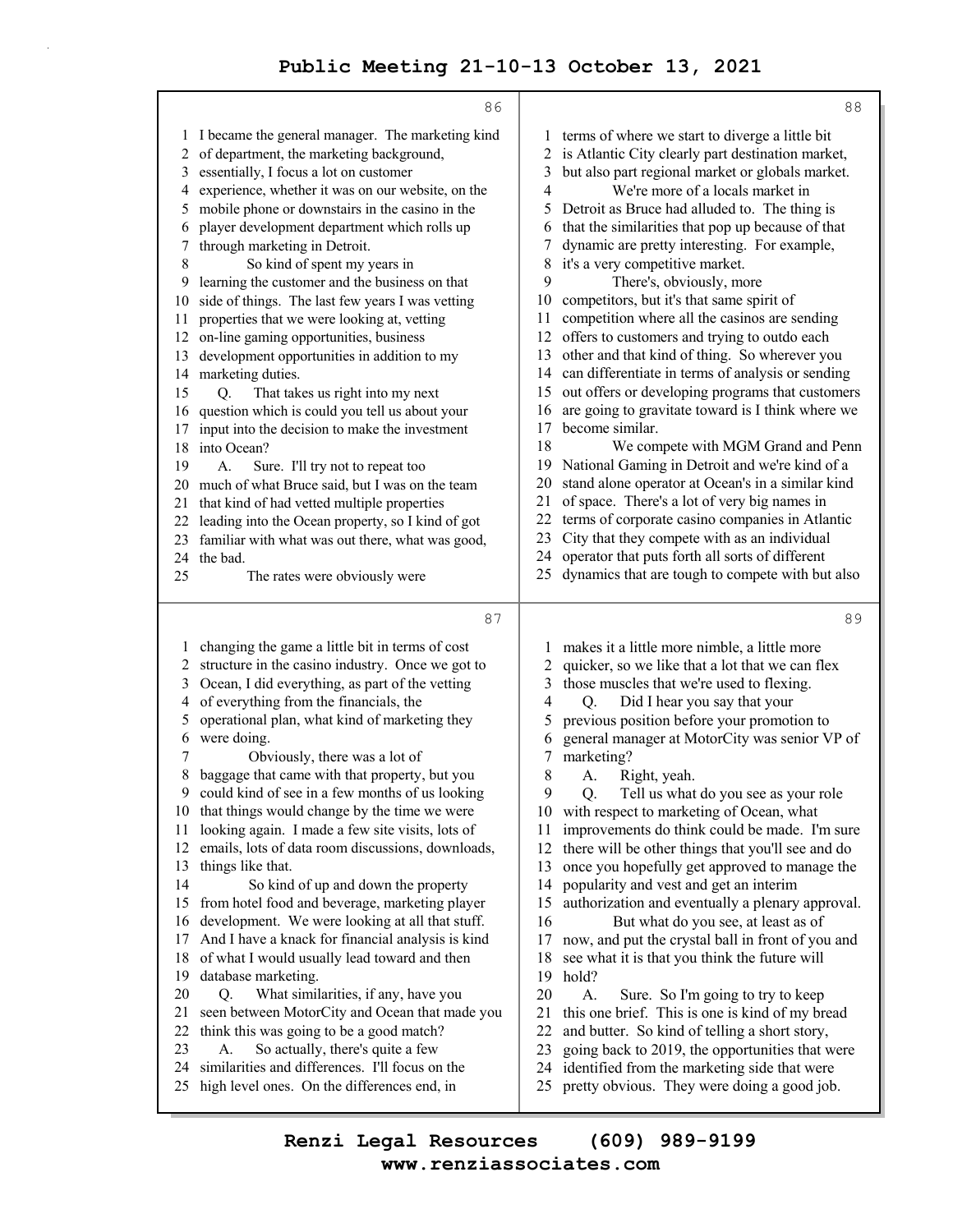**86**

1 I became the general manager. The marketing kind
2 of department, the marketing background,
3 essentially, I focus a lot on customer
4 experience, whether it was on our website, on the
5 mobile phone or downstairs in the casino in the
6 player development department which rolls up
7 through marketing in Detroit.
8 So kind of spent my years in
9 learning the customer and the business on that
10 side of things. The last few years I was vetting
11 properties that we were looking at, vetting
12 on-line gaming opportunities, business
13 development opportunities in addition to my
14 marketing duties.
15 Q. That takes us right into my next
16 question which is could you tell us about your
17 input into the decision to make the investment
18 into Ocean?
19 A. Sure. I'll try not to repeat too
20 much of what Bruce said, but I was on the team
21 that kind of had vetted multiple properties
22 leading into the Ocean property, so I kind of got
23 familiar with what was out there, what was good,
24 the bad.
25 The rates were obviously were

**87**

1 changing the game a little bit in terms of cost
2 structure in the casino industry. Once we got to
3 Ocean, I did everything, as part of the vetting
4 of everything from the financials, the
5 operational plan, what kind of marketing they
6 were doing.
7 Obviously, there was a lot of
8 baggage that came with that property, but you
9 could kind of see in a few months of us looking
10 that things would change by the time we were
11 looking again. I made a few site visits, lots of
12 emails, lots of data room discussions, downloads,
13 things like that.
14 So kind of up and down the property
15 from hotel food and beverage, marketing player
16 development. We were looking at all that stuff.
17 And I have a knack for financial analysis is kind
18 of what I would usually lead toward and then
19 database marketing.
20 Q. What similarities, if any, have you
21 seen between MotorCity and Ocean that made you
22 think this was going to be a good match?
23 A. So actually, there's quite a few
24 similarities and differences. I'll focus on the
25 high level ones. On the differences end, in

**88**

1 terms of where we start to diverge a little bit
2 is Atlantic City clearly part destination market,
3 but also part regional market or globals market.
4 We're more of a locals market in
5 Detroit as Bruce had alluded to. The thing is
6 that the similarities that pop up because of that
7 dynamic are pretty interesting. For example,
8 it's a very competitive market.
9 There's, obviously, more
10 competitors, but it's that same spirit of
11 competition where all the casinos are sending
12 offers to customers and trying to outdo each
13 other and that kind of thing. So wherever you
14 can differentiate in terms of analysis or sending
15 out offers or developing programs that customers
16 are going to gravitate toward is I think where we
17 become similar.
18 We compete with MGM Grand and Penn
19 National Gaming in Detroit and we're kind of a
20 stand alone operator at Ocean's in a similar kind
21 of space. There's a lot of very big names in
22 terms of corporate casino companies in Atlantic
23 City that they compete with as an individual
24 operator that puts forth all sorts of different
25 dynamics that are tough to compete with but also

**89**

1 makes it a little more nimble, a little more
2 quicker, so we like that a lot that we can flex
3 those muscles that we're used to flexing.
4 Q. Did I hear you say that your
5 previous position before your promotion to
6 general manager at MotorCity was senior VP of
7 marketing?
8 A. Right, yeah.
9 Q. Tell us what do you see as your role
10 with respect to marketing of Ocean, what
11 improvements do think could be made. I'm sure
12 there will be other things that you'll see and do
13 once you hopefully get approved to manage the
14 popularity and vest and get an interim
15 authorization and eventually a plenary approval.
16 But what do you see, at least as of
17 now, and put the crystal ball in front of you and
18 see what it is that you think the future will
19 hold?
20 A. Sure. So I'm going to try to keep
21 this one brief. This is one is kind of my bread
22 and butter. So kind of telling a short story,
23 going back to 2019, the opportunities that were
24 identified from the marketing side that were
25 pretty obvious. They were doing a good job.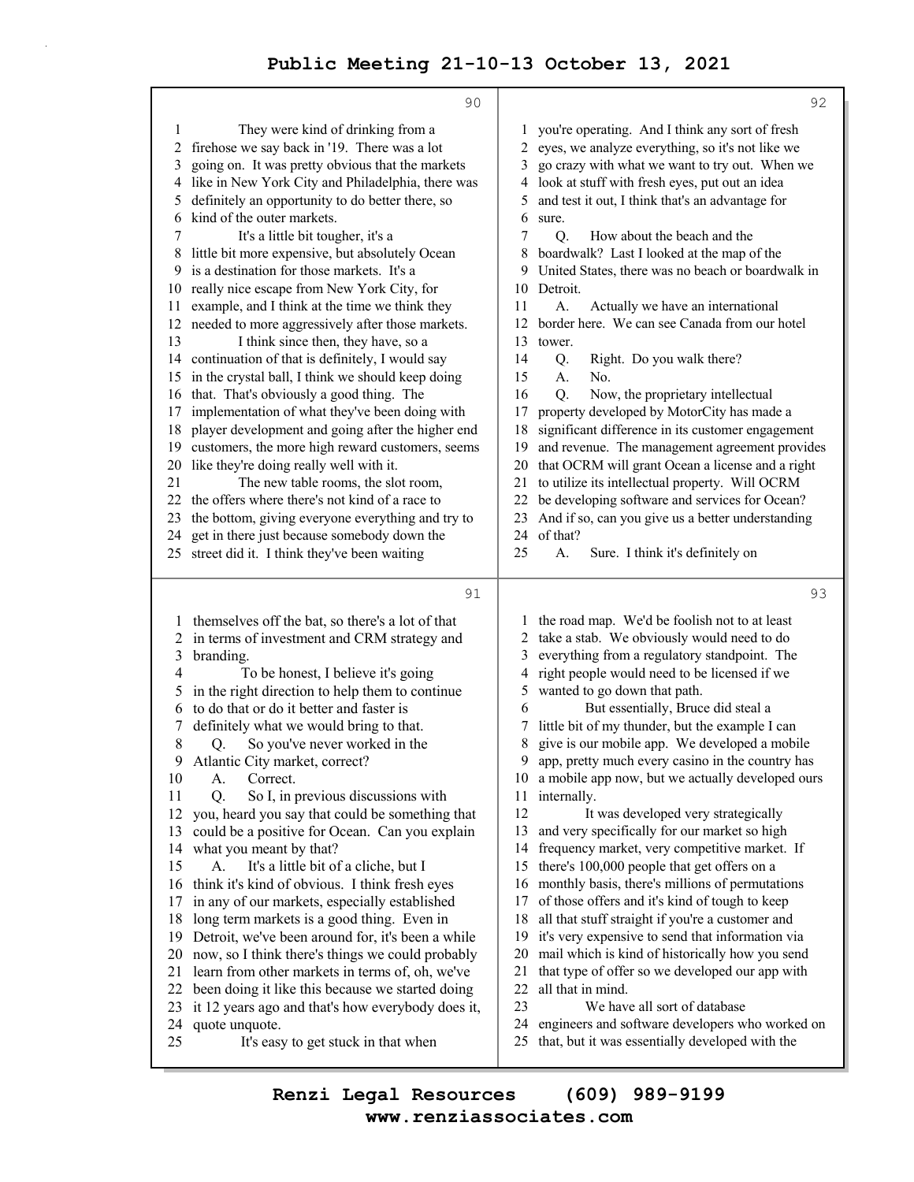They were kind of drinking from a firehose we say back in '19. There was a lot going on. It was pretty obvious that the markets like in New York City and Philadelphia, there was definitely an opportunity to do better there, so kind of the outer markets.

It's a little bit tougher, it's a little bit more expensive, but absolutely Ocean is a destination for those markets. It's a really nice escape from New York City, for example, and I think at the time we think they needed to more aggressively after those markets.

I think since then, they have, so a continuation of that is definitely, I would say in the crystal ball, I think we should keep doing that. That's obviously a good thing. The implementation of what they've been doing with player development and going after the higher end customers, the more high reward customers, seems like they're doing really well with it.

The new table rooms, the slot room, the offers where there's not kind of a race to the bottom, giving everyone everything and try to get in there just because somebody down the street did it. I think they've been waiting themselves off the bat, so there's a lot of that in terms of investment and CRM strategy and branding.

To be honest, I believe it's going in the right direction to help them to continue to do that or do it better and faster is definitely what we would bring to that.

Q. So you've never worked in the Atlantic City market, correct?

A. Correct.

Q. So I, in previous discussions with you, heard you say that could be something that could be a positive for Ocean. Can you explain what you meant by that?

A. It's a little bit of a cliche, but I think it's kind of obvious. I think fresh eyes in any of our markets, especially established long term markets is a good thing. Even in Detroit, we've been around for, it's been a while now, so I think there's things we could probably learn from other markets in terms of, oh, we've been doing it like this because we started doing it 12 years ago and that's how everybody does it, quote unquote.

It's easy to get stuck in that when you're operating. And I think any sort of fresh eyes, we analyze everything, so it's not like we go crazy with what we want to try out. When we look at stuff with fresh eyes, put out an idea and test it out, I think that's an advantage for sure.

Q. How about the beach and the boardwalk? Last I looked at the map of the United States, there was no beach or boardwalk in Detroit.

A. Actually we have an international border here. We can see Canada from our hotel tower.

Q. Right. Do you walk there?

A. No.

Q. Now, the proprietary intellectual property developed by MotorCity has made a significant difference in its customer engagement and revenue. The management agreement provides that OCRM will grant Ocean a license and a right to utilize its intellectual property. Will OCRM be developing software and services for Ocean? And if so, can you give us a better understanding of that?

A. Sure. I think it's definitely on the road map. We'd be foolish not to at least take a stab. We obviously would need to do everything from a regulatory standpoint. The right people would need to be licensed if we wanted to go down that path.

But essentially, Bruce did steal a little bit of my thunder, but the example I can give is our mobile app. We developed a mobile app, pretty much every casino in the country has a mobile app now, but we actually developed ours internally.

It was developed very strategically and very specifically for our market so high frequency market, very competitive market. If there's 100,000 people that get offers on a monthly basis, there's millions of permutations of those offers and it's kind of tough to keep all that stuff straight if you're a customer and it's very expensive to send that information via mail which is kind of historically how you send that type of offer so we developed our app with all that in mind.

We have all sort of database engineers and software developers who worked on that, but it was essentially developed with the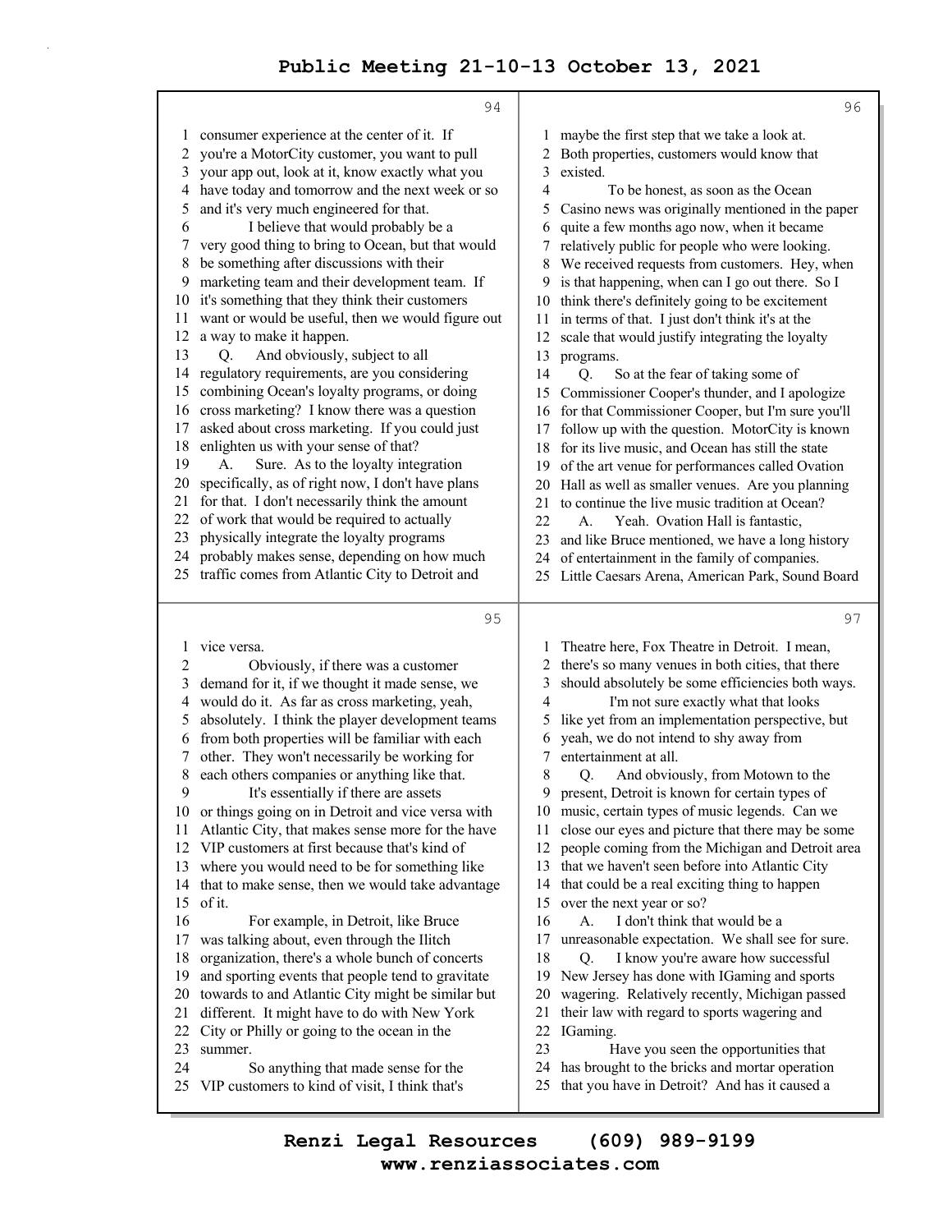consumer experience at the center of it. If you're a MotorCity customer, you want to pull your app out, look at it, know exactly what you have today and tomorrow and the next week or so and it's very much engineered for that.

I believe that would probably be a very good thing to bring to Ocean, but that would be something after discussions with their marketing team and their development team. If it's something that they think their customers want or would be useful, then we would figure out a way to make it happen.

Q. And obviously, subject to all regulatory requirements, are you considering combining Ocean's loyalty programs, or doing cross marketing? I know there was a question asked about cross marketing. If you could just enlighten us with your sense of that?

A. Sure. As to the loyalty integration specifically, as of right now, I don't have plans for that. I don't necessarily think the amount of work that would be required to actually physically integrate the loyalty programs probably makes sense, depending on how much traffic comes from Atlantic City to Detroit and vice versa.

Obviously, if there was a customer demand for it, if we thought it made sense, we would do it. As far as cross marketing, yeah, absolutely. I think the player development teams from both properties will be familiar with each other. They won't necessarily be working for each others companies or anything like that.

It's essentially if there are assets or things going on in Detroit and vice versa with Atlantic City, that makes sense more for the have VIP customers at first because that's kind of where you would need to be for something like that to make sense, then we would take advantage of it.

For example, in Detroit, like Bruce was talking about, even through the Ilitch organization, there's a whole bunch of concerts and sporting events that people tend to gravitate towards to and Atlantic City might be similar but different. It might have to do with New York City or Philly or going to the ocean in the summer.

So anything that made sense for the VIP customers to kind of visit, I think that's maybe the first step that we take a look at. Both properties, customers would know that existed.

To be honest, as soon as the Ocean Casino news was originally mentioned in the paper quite a few months ago now, when it became relatively public for people who were looking. We received requests from customers. Hey, when is that happening, when can I go out there. So I think there's definitely going to be excitement in terms of that. I just don't think it's at the scale that would justify integrating the loyalty programs.

Q. So at the fear of taking some of Commissioner Cooper's thunder, and I apologize for that Commissioner Cooper, but I'm sure you'll follow up with the question. MotorCity is known for its live music, and Ocean has still the state of the art venue for performances called Ovation Hall as well as smaller venues. Are you planning to continue the live music tradition at Ocean?

A. Yeah. Ovation Hall is fantastic, and like Bruce mentioned, we have a long history of entertainment in the family of companies. Little Caesars Arena, American Park, Sound Board Theatre here, Fox Theatre in Detroit. I mean, there's so many venues in both cities, that there should absolutely be some efficiencies both ways.

I'm not sure exactly what that looks like yet from an implementation perspective, but yeah, we do not intend to shy away from entertainment at all.

Q. And obviously, from Motown to the present, Detroit is known for certain types of music, certain types of music legends. Can we close our eyes and picture that there may be some people coming from the Michigan and Detroit area that we haven't seen before into Atlantic City that could be a real exciting thing to happen over the next year or so?

A. I don't think that would be a unreasonable expectation. We shall see for sure.

Q. I know you're aware how successful New Jersey has done with IGaming and sports wagering. Relatively recently, Michigan passed their law with regard to sports wagering and IGaming.

Have you seen the opportunities that has brought to the bricks and mortar operation that you have in Detroit? And has it caused a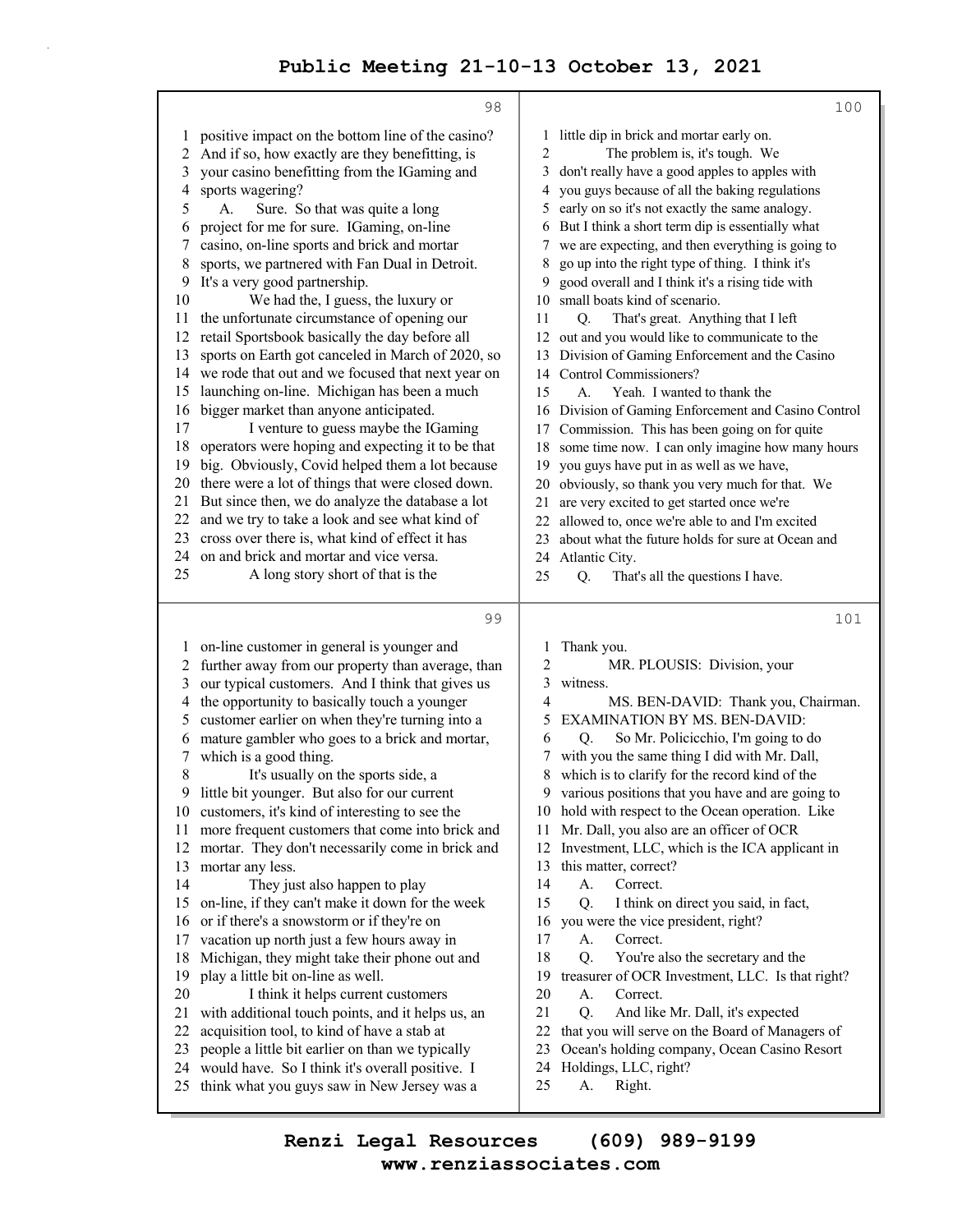positive impact on the bottom line of the casino? And if so, how exactly are they benefitting, is your casino benefitting from the IGaming and sports wagering?

A. Sure. So that was quite a long project for me for sure. IGaming, on-line casino, on-line sports and brick and mortar sports, we partnered with Fan Dual in Detroit. It's a very good partnership.

We had the, I guess, the luxury or the unfortunate circumstance of opening our retail Sportsbook basically the day before all sports on Earth got canceled in March of 2020, so we rode that out and we focused that next year on launching on-line. Michigan has been a much bigger market than anyone anticipated.

I venture to guess maybe the IGaming operators were hoping and expecting it to be that big. Obviously, Covid helped them a lot because there were a lot of things that were closed down. But since then, we do analyze the database a lot and we try to take a look and see what kind of cross over there is, what kind of effect it has on and brick and mortar and vice versa.

A long story short of that is the on-line customer in general is younger and further away from our property than average, than our typical customers. And I think that gives us the opportunity to basically touch a younger customer earlier on when they're turning into a mature gambler who goes to a brick and mortar, which is a good thing.

It's usually on the sports side, a little bit younger. But also for our current customers, it's kind of interesting to see the more frequent customers that come into brick and mortar. They don't necessarily come in brick and mortar any less.

They just also happen to play on-line, if they can't make it down for the week or if there's a snowstorm or if they're on vacation up north just a few hours away in Michigan, they might take their phone out and play a little bit on-line as well.

I think it helps current customers with additional touch points, and it helps us, an acquisition tool, to kind of have a stab at people a little bit earlier on than we typically would have. So I think it's overall positive. I think what you guys saw in New Jersey was a little dip in brick and mortar early on.

The problem is, it's tough. We don't really have a good apples to apples with you guys because of all the baking regulations early on so it's not exactly the same analogy. But I think a short term dip is essentially what we are expecting, and then everything is going to go up into the right type of thing. I think it's good overall and I think it's a rising tide with small boats kind of scenario.

Q. That's great. Anything that I left out and you would like to communicate to the Division of Gaming Enforcement and the Casino Control Commissioners?

A. Yeah. I wanted to thank the Division of Gaming Enforcement and Casino Control Commission. This has been going on for quite some time now. I can only imagine how many hours you guys have put in as well as we have, obviously, so thank you very much for that. We are very excited to get started once we're allowed to, once we're able to and I'm excited about what the future holds for sure at Ocean and Atlantic City.

Q. That's all the questions I have. Thank you.

MR. PLOUSIS: Division, your witness.

MS. BEN-DAVID: Thank you, Chairman.

EXAMINATION BY MS. BEN-DAVID:

Q. So Mr. Policicchio, I'm going to do with you the same thing I did with Mr. Dall, which is to clarify for the record kind of the various positions that you have and are going to hold with respect to the Ocean operation. Like Mr. Dall, you also are an officer of OCR Investment, LLC, which is the ICA applicant in this matter, correct?

A. Correct.

Q. I think on direct you said, in fact, you were the vice president, right?

A. Correct.

Q. You're also the secretary and the treasurer of OCR Investment, LLC. Is that right?

A. Correct.

Q. And like Mr. Dall, it's expected that you will serve on the Board of Managers of Ocean's holding company, Ocean Casino Resort Holdings, LLC, right?

A. Right.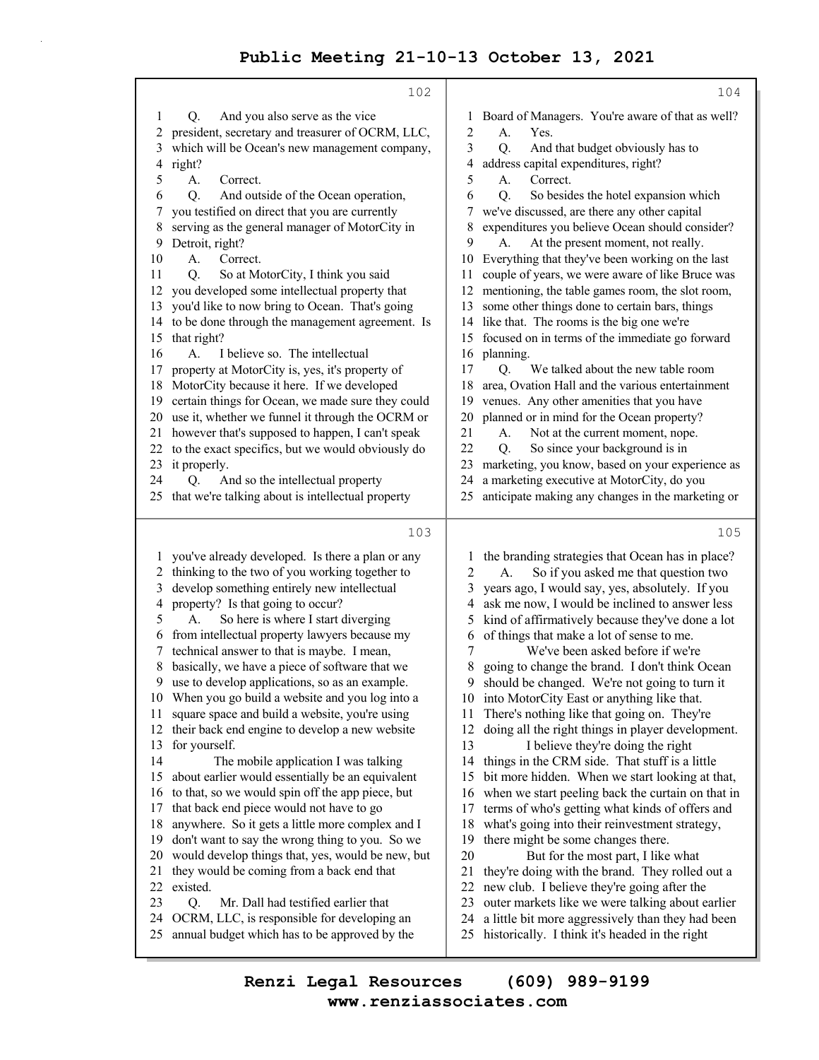102

1 Q. And you also serve as the vice
2 president, secretary and treasurer of OCRM, LLC,
3 which will be Ocean's new management company,
4 right?
5 A. Correct.
6 Q. And outside of the Ocean operation,
7 you testified on direct that you are currently
8 serving as the general manager of MotorCity in
9 Detroit, right?
10 A. Correct.
11 Q. So at MotorCity, I think you said
12 you developed some intellectual property that
13 you'd like to now bring to Ocean. That's going
14 to be done through the management agreement. Is
15 that right?
16 A. I believe so. The intellectual
17 property at MotorCity is, yes, it's property of
18 MotorCity because it here. If we developed
19 certain things for Ocean, we made sure they could
20 use it, whether we funnel it through the OCRM or
21 however that's supposed to happen, I can't speak
22 to the exact specifics, but we would obviously do
23 it properly.
24 Q. And so the intellectual property
25 that we're talking about is intellectual property

103

1 you've already developed. Is there a plan or any
2 thinking to the two of you working together to
3 develop something entirely new intellectual
4 property? Is that going to occur?
5 A. So here is where I start diverging
6 from intellectual property lawyers because my
7 technical answer to that is maybe. I mean,
8 basically, we have a piece of software that we
9 use to develop applications, so as an example.
10 When you go build a website and you log into a
11 square space and build a website, you're using
12 their back end engine to develop a new website
13 for yourself.
14 The mobile application I was talking
15 about earlier would essentially be an equivalent
16 to that, so we would spin off the app piece, but
17 that back end piece would not have to go
18 anywhere. So it gets a little more complex and I
19 don't want to say the wrong thing to you. So we
20 would develop things that, yes, would be new, but
21 they would be coming from a back end that
22 existed.
23 Q. Mr. Dall had testified earlier that
24 OCRM, LLC, is responsible for developing an
25 annual budget which has to be approved by the

104

1 Board of Managers. You're aware of that as well?
2 A. Yes.
3 Q. And that budget obviously has to
4 address capital expenditures, right?
5 A. Correct.
6 Q. So besides the hotel expansion which
7 we've discussed, are there any other capital
8 expenditures you believe Ocean should consider?
9 A. At the present moment, not really.
10 Everything that they've been working on the last
11 couple of years, we were aware of like Bruce was
12 mentioning, the table games room, the slot room,
13 some other things done to certain bars, things
14 like that. The rooms is the big one we're
15 focused on in terms of the immediate go forward
16 planning.
17 Q. We talked about the new table room
18 area, Ovation Hall and the various entertainment
19 venues. Any other amenities that you have
20 planned or in mind for the Ocean property?
21 A. Not at the current moment, nope.
22 Q. So since your background is in
23 marketing, you know, based on your experience as
24 a marketing executive at MotorCity, do you
25 anticipate making any changes in the marketing or

105

1 the branding strategies that Ocean has in place?
2 A. So if you asked me that question two
3 years ago, I would say, yes, absolutely. If you
4 ask me now, I would be inclined to answer less
5 kind of affirmatively because they've done a lot
6 of things that make a lot of sense to me.
7 We've been asked before if we're
8 going to change the brand. I don't think Ocean
9 should be changed. We're not going to turn it
10 into MotorCity East or anything like that.
11 There's nothing like that going on. They're
12 doing all the right things in player development.
13 I believe they're doing the right
14 things in the CRM side. That stuff is a little
15 bit more hidden. When we start looking at that,
16 when we start peeling back the curtain on that in
17 terms of who's getting what kinds of offers and
18 what's going into their reinvestment strategy,
19 there might be some changes there.
20 But for the most part, I like what
21 they're doing with the brand. They rolled out a
22 new club. I believe they're going after the
23 outer markets like we were talking about earlier
24 a little bit more aggressively than they had been
25 historically. I think it's headed in the right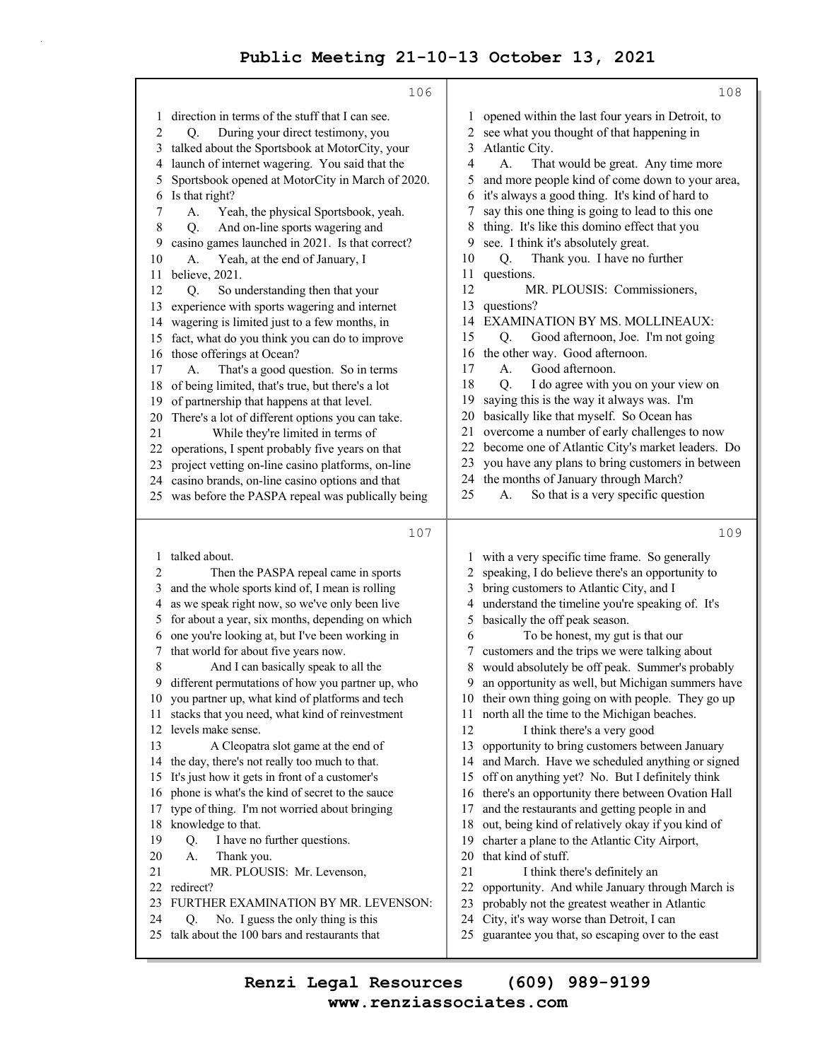106

1 direction in terms of the stuff that I can see.
2 Q. During your direct testimony, you
3 talked about the Sportsbook at MotorCity, your
4 launch of internet wagering. You said that the
5 Sportsbook opened at MotorCity in March of 2020.
6 Is that right?
7 A. Yeah, the physical Sportsbook, yeah.
8 Q. And on-line sports wagering and
9 casino games launched in 2021. Is that correct?
10 A. Yeah, at the end of January, I
11 believe, 2021.
12 Q. So understanding then that your
13 experience with sports wagering and internet
14 wagering is limited just to a few months, in
15 fact, what do you think you can do to improve
16 those offerings at Ocean?
17 A. That's a good question. So in terms
18 of being limited, that's true, but there's a lot
19 of partnership that happens at that level.
20 There's a lot of different options you can take.
21 While they're limited in terms of
22 operations, I spent probably five years on that
23 project vetting on-line casino platforms, on-line
24 casino brands, on-line casino options and that
25 was before the PASPA repeal was publically being

107

1 talked about.
2 Then the PASPA repeal came in sports
3 and the whole sports kind of, I mean is rolling
4 as we speak right now, so we've only been live
5 for about a year, six months, depending on which
6 one you're looking at, but I've been working in
7 that world for about five years now.
8 And I can basically speak to all the
9 different permutations of how you partner up, who
10 you partner up, what kind of platforms and tech
11 stacks that you need, what kind of reinvestment
12 levels make sense.
13 A Cleopatra slot game at the end of
14 the day, there's not really too much to that.
15 It's just how it gets in front of a customer's
16 phone is what's the kind of secret to the sauce
17 type of thing. I'm not worried about bringing
18 knowledge to that.
19 Q. I have no further questions.
20 A. Thank you.
21 MR. PLOUSIS: Mr. Levenson,
22 redirect?
23 FURTHER EXAMINATION BY MR. LEVENSON:
24 Q. No. I guess the only thing is this
25 talk about the 100 bars and restaurants that

108

1 opened within the last four years in Detroit, to
2 see what you thought of that happening in
3 Atlantic City.
4 A. That would be great. Any time more
5 and more people kind of come down to your area,
6 it's always a good thing. It's kind of hard to
7 say this one thing is going to lead to this one
8 thing. It's like this domino effect that you
9 see. I think it's absolutely great.
10 Q. Thank you. I have no further
11 questions.
12 MR. PLOUSIS: Commissioners,
13 questions?
14 EXAMINATION BY MS. MOLLINEAUX:
15 Q. Good afternoon, Joe. I'm not going
16 the other way. Good afternoon.
17 A. Good afternoon.
18 Q. I do agree with you on your view on
19 saying this is the way it always was. I'm
20 basically like that myself. So Ocean has
21 overcome a number of early challenges to now
22 become one of Atlantic City's market leaders. Do
23 you have any plans to bring customers in between
24 the months of January through March?
25 A. So that is a very specific question

109

1 with a very specific time frame. So generally
2 speaking, I do believe there's an opportunity to
3 bring customers to Atlantic City, and I
4 understand the timeline you're speaking of. It's
5 basically the off peak season.
6 To be honest, my gut is that our
7 customers and the trips we were talking about
8 would absolutely be off peak. Summer's probably
9 an opportunity as well, but Michigan summers have
10 their own thing going on with people. They go up
11 north all the time to the Michigan beaches.
12 I think there's a very good
13 opportunity to bring customers between January
14 and March. Have we scheduled anything or signed
15 off on anything yet? No. But I definitely think
16 there's an opportunity there between Ovation Hall
17 and the restaurants and getting people in and
18 out, being kind of relatively okay if you kind of
19 charter a plane to the Atlantic City Airport,
20 that kind of stuff.
21 I think there's definitely an
22 opportunity. And while January through March is
23 probably not the greatest weather in Atlantic
24 City, it's way worse than Detroit, I can
25 guarantee you that, so escaping over to the east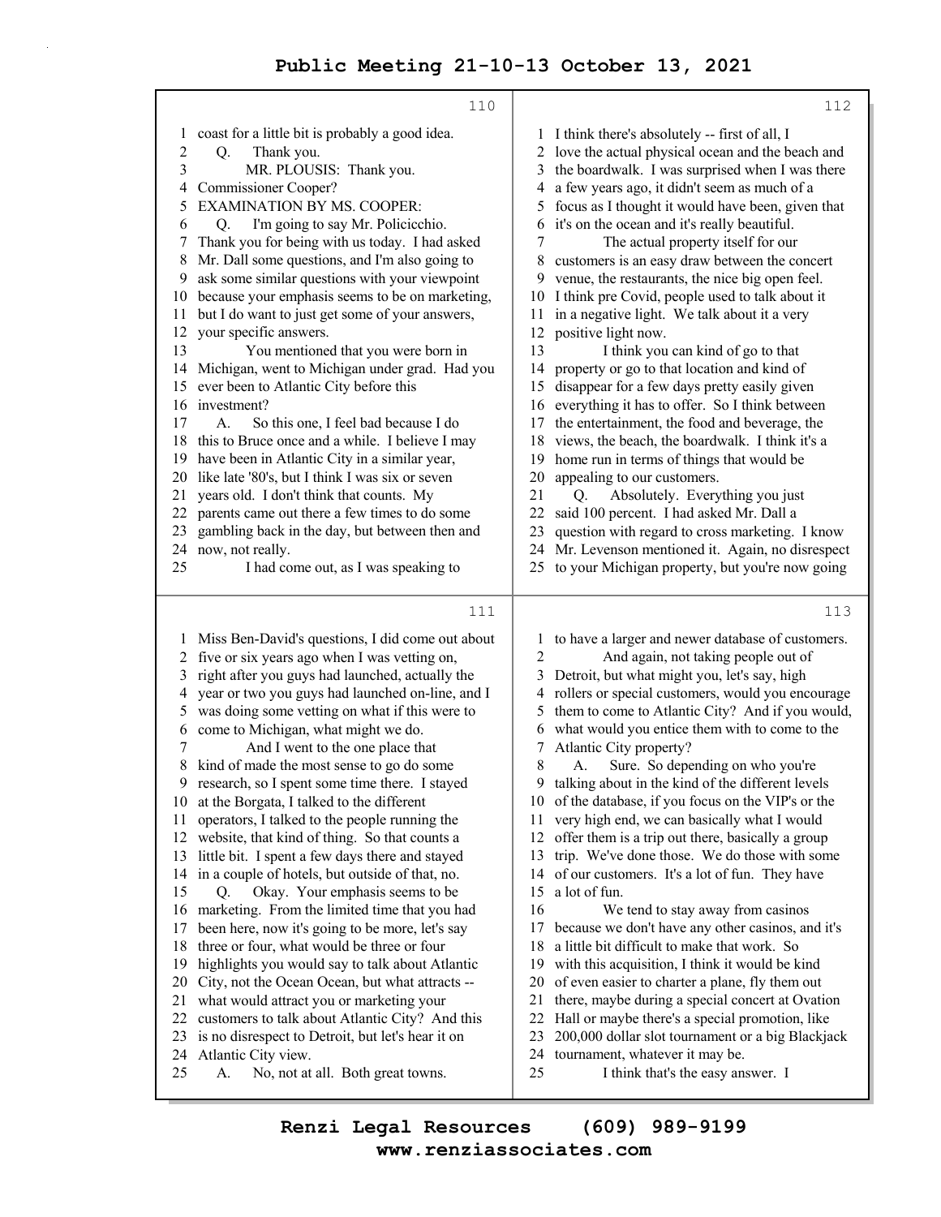coast for a little bit is probably a good idea.

Q. Thank you.

MR. PLOUSIS: Thank you.

Commissioner Cooper?

EXAMINATION BY MS. COOPER:

Q. I'm going to say Mr. Policicchio. Thank you for being with us today. I had asked Mr. Dall some questions, and I'm also going to ask some similar questions with your viewpoint because your emphasis seems to be on marketing, but I do want to just get some of your answers, your specific answers.

You mentioned that you were born in Michigan, went to Michigan under grad. Had you ever been to Atlantic City before this investment?

A. So this one, I feel bad because I do this to Bruce once and a while. I believe I may have been in Atlantic City in a similar year, like late '80's, but I think I was six or seven years old. I don't think that counts. My parents came out there a few times to do some gambling back in the day, but between then and now, not really.

I had come out, as I was speaking to Miss Ben-David's questions, I did come out about five or six years ago when I was vetting on, right after you guys had launched, actually the year or two you guys had launched on-line, and I was doing some vetting on what if this were to come to Michigan, what might we do.

And I went to the one place that kind of made the most sense to go do some research, so I spent some time there. I stayed at the Borgata, I talked to the different operators, I talked to the people running the website, that kind of thing. So that counts a little bit. I spent a few days there and stayed in a couple of hotels, but outside of that, no.

Q. Okay. Your emphasis seems to be marketing. From the limited time that you had been here, now it's going to be more, let's say three or four, what would be three or four highlights you would say to talk about Atlantic City, not the Ocean Ocean, but what attracts -- what would attract you or marketing your customers to talk about Atlantic City? And this is no disrespect to Detroit, but let's hear it on Atlantic City view.

A. No, not at all. Both great towns. I think there's absolutely -- first of all, I love the actual physical ocean and the beach and the boardwalk. I was surprised when I was there a few years ago, it didn't seem as much of a focus as I thought it would have been, given that it's on the ocean and it's really beautiful.

The actual property itself for our customers is an easy draw between the concert venue, the restaurants, the nice big open feel. I think pre Covid, people used to talk about it in a negative light. We talk about it a very positive light now.

I think you can kind of go to that property or go to that location and kind of disappear for a few days pretty easily given everything it has to offer. So I think between the entertainment, the food and beverage, the views, the beach, the boardwalk. I think it's a home run in terms of things that would be appealing to our customers.

Q. Absolutely. Everything you just said 100 percent. I had asked Mr. Dall a question with regard to cross marketing. I know Mr. Levenson mentioned it. Again, no disrespect to your Michigan property, but you're now going to have a larger and newer database of customers.

And again, not taking people out of Detroit, but what might you, let's say, high rollers or special customers, would you encourage them to come to Atlantic City? And if you would, what would you entice them with to come to the Atlantic City property?

A. Sure. So depending on who you're talking about in the kind of the different levels of the database, if you focus on the VIP's or the very high end, we can basically what I would offer them is a trip out there, basically a group trip. We've done those. We do those with some of our customers. It's a lot of fun. They have a lot of fun.

We tend to stay away from casinos because we don't have any other casinos, and it's a little bit difficult to make that work. So with this acquisition, I think it would be kind of even easier to charter a plane, fly them out there, maybe during a special concert at Ovation Hall or maybe there's a special promotion, like 200,000 dollar slot tournament or a big Blackjack tournament, whatever it may be.

I think that's the easy answer. I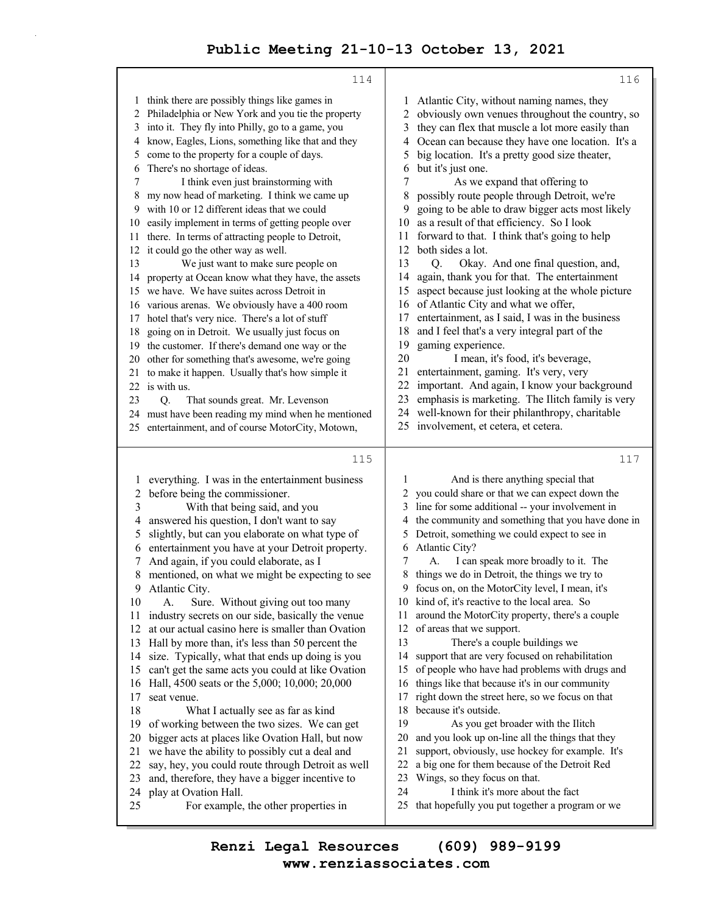**114**

1 think there are possibly things like games in
2 Philadelphia or New York and you tie the property
3 into it. They fly into Philly, go to a game, you
4 know, Eagles, Lions, something like that and they
5 come to the property for a couple of days.
6 There's no shortage of ideas.
7 I think even just brainstorming with
8 my now head of marketing. I think we came up
9 with 10 or 12 different ideas that we could
10 easily implement in terms of getting people over
11 there. In terms of attracting people to Detroit,
12 it could go the other way as well.
13 We just want to make sure people on
14 property at Ocean know what they have, the assets
15 we have. We have suites across Detroit in
16 various arenas. We obviously have a 400 room
17 hotel that's very nice. There's a lot of stuff
18 going on in Detroit. We usually just focus on
19 the customer. If there's demand one way or the
20 other for something that's awesome, we're going
21 to make it happen. Usually that's how simple it
22 is with us.
23 Q. That sounds great. Mr. Levenson
24 must have been reading my mind when he mentioned
25 entertainment, and of course MotorCity, Motown,

**115**

1 everything. I was in the entertainment business
2 before being the commissioner.
3 With that being said, and you
4 answered his question, I don't want to say
5 slightly, but can you elaborate on what type of
6 entertainment you have at your Detroit property.
7 And again, if you could elaborate, as I
8 mentioned, on what we might be expecting to see
9 Atlantic City.
10 A. Sure. Without giving out too many
11 industry secrets on our side, basically the venue
12 at our actual casino here is smaller than Ovation
13 Hall by more than, it's less than 50 percent the
14 size. Typically, what that ends up doing is you
15 can't get the same acts you could at like Ovation
16 Hall, 4500 seats or the 5,000; 10,000; 20,000
17 seat venue.
18 What I actually see as far as kind
19 of working between the two sizes. We can get
20 bigger acts at places like Ovation Hall, but now
21 we have the ability to possibly cut a deal and
22 say, hey, you could route through Detroit as well
23 and, therefore, they have a bigger incentive to
24 play at Ovation Hall.
25 For example, the other properties in

**116**

1 Atlantic City, without naming names, they
2 obviously own venues throughout the country, so
3 they can flex that muscle a lot more easily than
4 Ocean can because they have one location. It's a
5 big location. It's a pretty good size theater,
6 but it's just one.
7 As we expand that offering to
8 possibly route people through Detroit, we're
9 going to be able to draw bigger acts most likely
10 as a result of that efficiency. So I look
11 forward to that. I think that's going to help
12 both sides a lot.
13 Q. Okay. And one final question, and,
14 again, thank you for that. The entertainment
15 aspect because just looking at the whole picture
16 of Atlantic City and what we offer,
17 entertainment, as I said, I was in the business
18 and I feel that's a very integral part of the
19 gaming experience.
20 I mean, it's food, it's beverage,
21 entertainment, gaming. It's very, very
22 important. And again, I know your background
23 emphasis is marketing. The Ilitch family is very
24 well-known for their philanthropy, charitable
25 involvement, et cetera, et cetera.

**117**

1 And is there anything special that
2 you could share or that we can expect down the
3 line for some additional -- your involvement in
4 the community and something that you have done in
5 Detroit, something we could expect to see in
6 Atlantic City?
7 A. I can speak more broadly to it. The
8 things we do in Detroit, the things we try to
9 focus on, on the MotorCity level, I mean, it's
10 kind of, it's reactive to the local area. So
11 around the MotorCity property, there's a couple
12 of areas that we support.
13 There's a couple buildings we
14 support that are very focused on rehabilitation
15 of people who have had problems with drugs and
16 things like that because it's in our community
17 right down the street here, so we focus on that
18 because it's outside.
19 As you get broader with the Ilitch
20 and you look up on-line all the things that they
21 support, obviously, use hockey for example. It's
22 a big one for them because of the Detroit Red
23 Wings, so they focus on that.
24 I think it's more about the fact
25 that hopefully you put together a program or we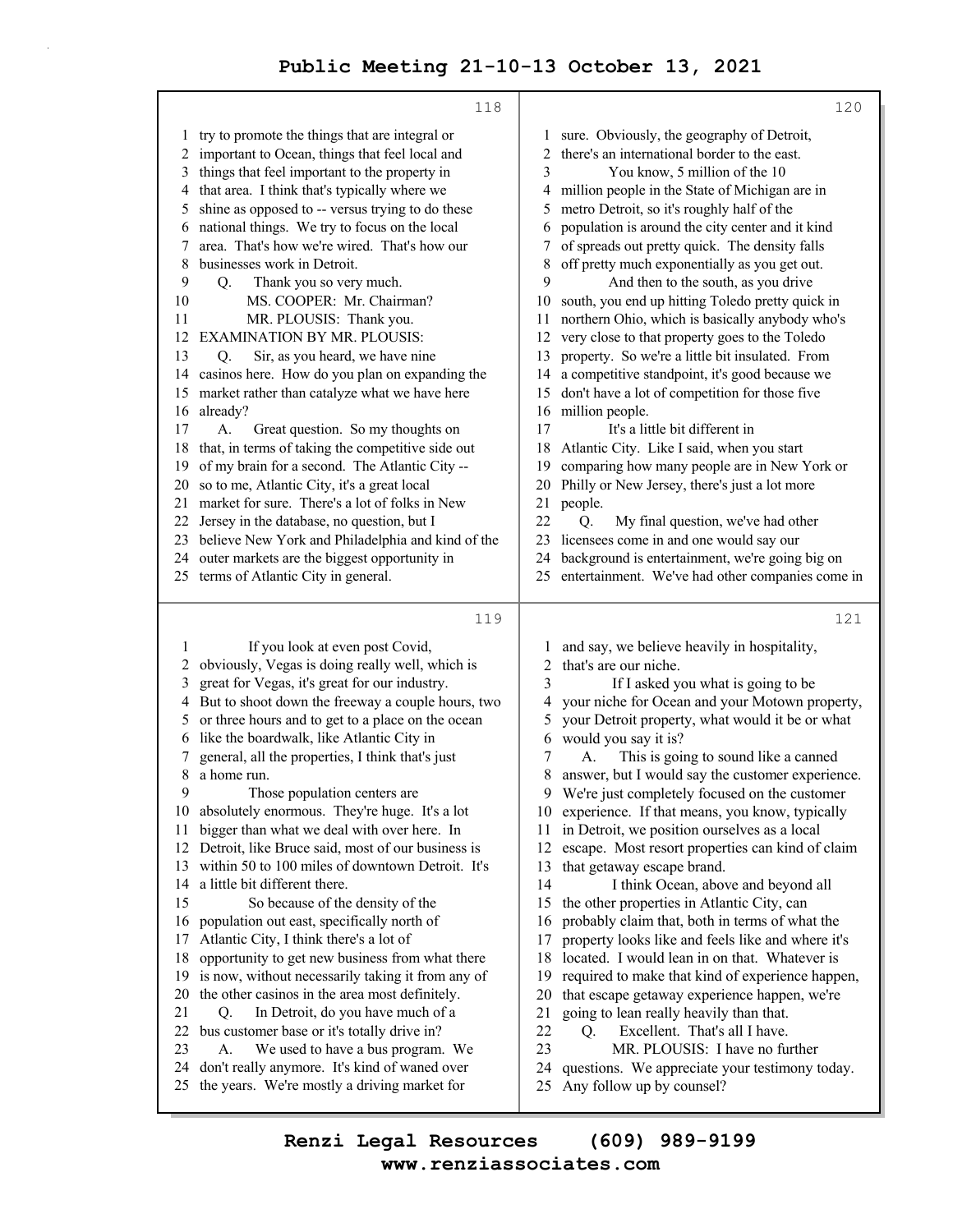try to promote the things that are integral or important to Ocean, things that feel local and things that feel important to the property in that area. I think that's typically where we shine as opposed to -- versus trying to do these national things. We try to focus on the local area. That's how we're wired. That's how our businesses work in Detroit.

Q. Thank you so very much.

MS. COOPER: Mr. Chairman?

MR. PLOUSIS: Thank you.

EXAMINATION BY MR. PLOUSIS:

Q. Sir, as you heard, we have nine casinos here. How do you plan on expanding the market rather than catalyze what we have here already?

A. Great question. So my thoughts on that, in terms of taking the competitive side out of my brain for a second. The Atlantic City -- so to me, Atlantic City, it's a great local market for sure. There's a lot of folks in New Jersey in the database, no question, but I believe New York and Philadelphia and kind of the outer markets are the biggest opportunity in terms of Atlantic City in general.

If you look at even post Covid, obviously, Vegas is doing really well, which is great for Vegas, it's great for our industry. But to shoot down the freeway a couple hours, two or three hours and to get to a place on the ocean like the boardwalk, like Atlantic City in general, all the properties, I think that's just a home run.

Those population centers are absolutely enormous. They're huge. It's a lot bigger than what we deal with over here. In Detroit, like Bruce said, most of our business is within 50 to 100 miles of downtown Detroit. It's a little bit different there.

So because of the density of the population out east, specifically north of Atlantic City, I think there's a lot of opportunity to get new business from what there is now, without necessarily taking it from any of the other casinos in the area most definitely.

Q. In Detroit, do you have much of a bus customer base or it's totally drive in?

A. We used to have a bus program. We don't really anymore. It's kind of waned over the years. We're mostly a driving market for sure. Obviously, the geography of Detroit, there's an international border to the east.

You know, 5 million of the 10 million people in the State of Michigan are in metro Detroit, so it's roughly half of the population is around the city center and it kind of spreads out pretty quick. The density falls off pretty much exponentially as you get out.

And then to the south, as you drive south, you end up hitting Toledo pretty quick in northern Ohio, which is basically anybody who's very close to that property goes to the Toledo property. So we're a little bit insulated. From a competitive standpoint, it's good because we don't have a lot of competition for those five million people.

It's a little bit different in Atlantic City. Like I said, when you start comparing how many people are in New York or Philly or New Jersey, there's just a lot more people.

Q. My final question, we've had other licensees come in and one would say our background is entertainment, we're going big on entertainment. We've had other companies come in and say, we believe heavily in hospitality, that's are our niche.

If I asked you what is going to be your niche for Ocean and your Motown property, your Detroit property, what would it be or what would you say it is?

A. This is going to sound like a canned answer, but I would say the customer experience. We're just completely focused on the customer experience. If that means, you know, typically in Detroit, we position ourselves as a local escape. Most resort properties can kind of claim that getaway escape brand.

I think Ocean, above and beyond all the other properties in Atlantic City, can probably claim that, both in terms of what the property looks like and feels like and where it's located. I would lean in on that. Whatever is required to make that kind of experience happen, that escape getaway experience happen, we're going to lean really heavily than that.

Q. Excellent. That's all I have.

MR. PLOUSIS: I have no further questions. We appreciate your testimony today. Any follow up by counsel?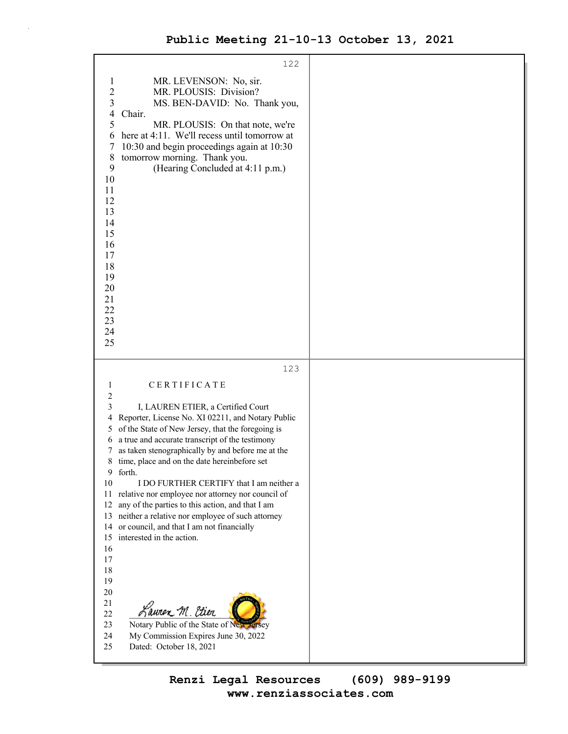MR. LEVENSON: No, sir.

MR. PLOUSIS: Division?

MS. BEN-DAVID: No. Thank you, Chair.

MR. PLOUSIS: On that note, we're here at 4:11. We'll recess until tomorrow at 10:30 and begin proceedings again at 10:30 tomorrow morning. Thank you.

(Hearing Concluded at 4:11 p.m.)

C E R T I F I C A T E

I, LAUREN ETIER, a Certified Court Reporter, License No. XI 02211, and Notary Public of the State of New Jersey, that the foregoing is a true and accurate transcript of the testimony as taken stenographically by and before me at the time, place and on the date hereinbefore set forth.

I DO FURTHER CERTIFY that I am neither a relative nor employee nor attorney nor council of any of the parties to this action, and that I am neither a relative nor employee of such attorney or council, and that I am not financially interested in the action.

*Lauren M. Etier*

Notary Public of the State of New Jersey

My Commission Expires June 30, 2022

Dated: October 18, 2021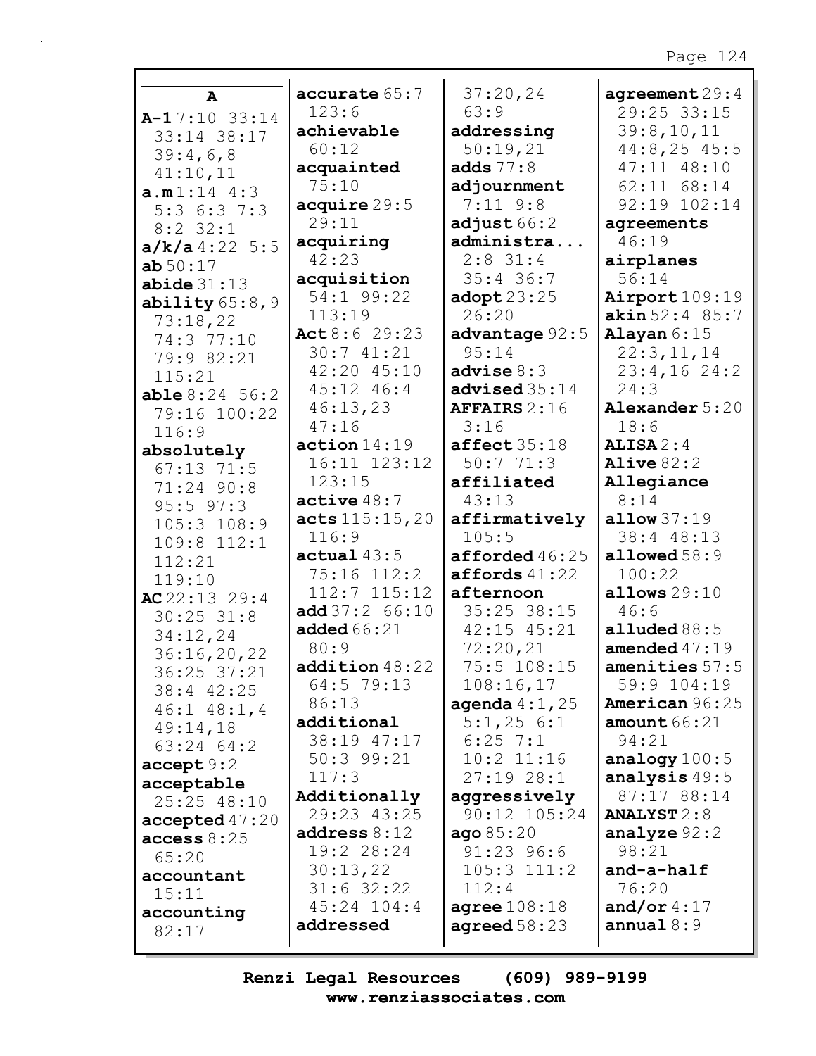## A

**A-1** 7:10 33:14 33:14 38:17 39:4,6,8 41:10,11
**a.m** 1:14 4:3 5:3 6:3 7:3 8:2 32:1
**a/k/a** 4:22 5:5
**ab** 50:17
**abide** 31:13
**ability** 65:8,9 73:18,22 74:3 77:10 79:9 82:21 115:21
**able** 8:24 56:2 79:16 100:22 116:9
**absolutely** 67:13 71:5 71:24 90:8 95:5 97:3 105:3 108:9 109:8 112:1 112:21 119:10
**AC** 22:13 29:4 30:25 31:8 34:12,24 36:16,20,22 36:25 37:21 38:4 42:25 46:1 48:1,4 49:14,18 63:24 64:2
**accept** 9:2
**acceptable** 25:25 48:10
**accepted** 47:20
**access** 8:25 65:20
**accountant** 15:11
**accounting** 82:17
**accurate** 65:7 123:6
**achievable** 60:12
**acquainted** 75:10
**acquire** 29:5 29:11
**acquiring** 42:23
**acquisition** 54:1 99:22 113:19
**Act** 8:6 29:23 30:7 41:21 42:20 45:10 45:12 46:4 46:13,23 47:16
**action** 14:19 16:11 123:12 123:15
**active** 48:7
**acts** 115:15,20 116:9
**actual** 43:5 75:16 112:2 112:7 115:12
**add** 37:2 66:10
**added** 66:21 80:9
**addition** 48:22 64:5 79:13 86:13
**additional** 38:19 47:17 50:3 99:21 117:3
**Additionally** 29:23 43:25
**address** 8:12 19:2 28:24 30:13,22 31:6 32:22 45:24 104:4
**addressed** 37:20,24 63:9
**addressing** 50:19,21
**adds** 77:8
**adjournment** 7:11 9:8
**adjust** 66:2
**administra...** 2:8 31:4 35:4 36:7
**adopt** 23:25 26:20
**advantage** 92:5 95:14
**advise** 8:3
**advised** 35:14
**AFFAIRS** 2:16 3:16
**affect** 35:18 50:7 71:3
**affiliated** 43:13
**affirmatively** 105:5
**afforded** 46:25
**affords** 41:22
**afternoon** 35:25 38:15 42:15 45:21 72:20,21 75:5 108:15 108:16,17
**agenda** 4:1,25 5:1,25 6:1 6:25 7:1 10:2 11:16 27:19 28:1
**aggressively** 90:12 105:24
**ago** 85:20 91:23 96:6 105:3 111:2 112:4
**agree** 108:18
**agreed** 58:23
**agreement** 29:4 29:25 33:15 39:8,10,11 44:8,25 45:5 47:11 48:10 62:11 68:14 92:19 102:14
**agreements** 46:19
**airplanes** 56:14
**Airport** 109:19
**akin** 52:4 85:7
**Alayan** 6:15 22:3,11,14 23:4,16 24:2 24:3
**Alexander** 5:20 18:6
**ALISA** 2:4
**Alive** 82:2
**Allegiance** 8:14
**allow** 37:19 38:4 48:13
**allowed** 58:9 100:22
**allows** 29:10 46:6
**alluded** 88:5
**amended** 47:19
**amenities** 57:5 59:9 104:19
**American** 96:25
**amount** 66:21 94:21
**analogy** 100:5
**analysis** 49:5 87:17 88:14
**ANALYST** 2:8
**analyze** 92:2 98:21
**and-a-half** 76:20
**and/or** 4:17
**annual** 8:9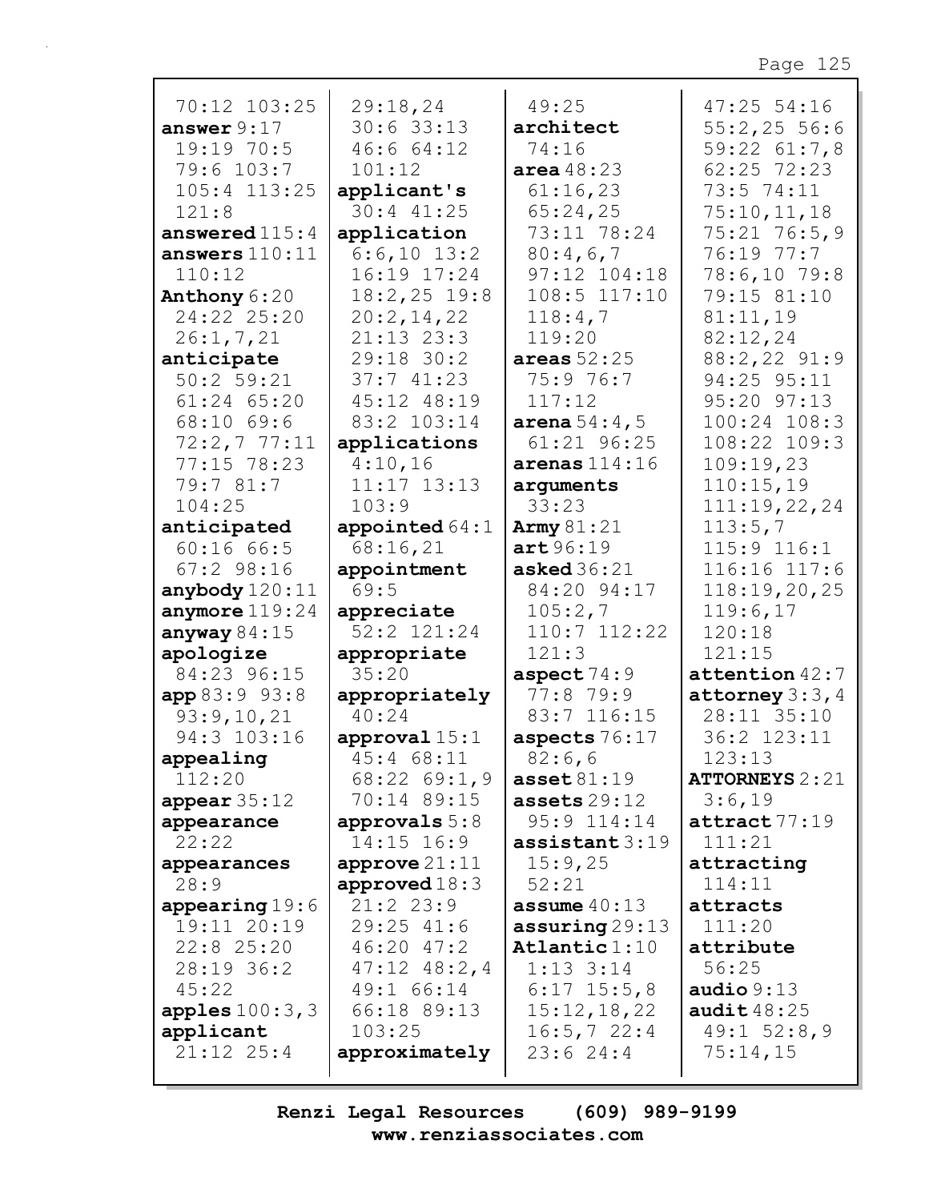70:12 103:25
**answer** 9:17
19:19 70:5
79:6 103:7
105:4 113:25
121:8
**answered** 115:4
**answers** 110:11
110:12
**Anthony** 6:20
24:22 25:20
26:1,7,21
**anticipate**
50:2 59:21
61:24 65:20
68:10 69:6
72:2,7 77:11
77:15 78:23
79:7 81:7
104:25
**anticipated**
60:16 66:5
67:2 98:16
**anybody** 120:11
**anymore** 119:24
**anyway** 84:15
**apologize**
84:23 96:15
**app** 83:9 93:8
93:9,10,21
94:3 103:16
**appealing**
112:20
**appear** 35:12
**appearance**
22:22
**appearances**
28:9
**appearing** 19:6
19:11 20:19
22:8 25:20
28:19 36:2
45:22
**apples** 100:3,3
**applicant**
21:12 25:4
29:18,24
30:6 33:13
46:6 64:12
101:12
**applicant's**
30:4 41:25
**application**
6:6,10 13:2
16:19 17:24
18:2,25 19:8
20:2,14,22
21:13 23:3
29:18 30:2
37:7 41:23
45:12 48:19
83:2 103:14
**applications**
4:10,16
11:17 13:13
103:9
**appointed** 64:1
68:16,21
**appointment**
69:5
**appreciate**
52:2 121:24
**appropriate**
35:20
**appropriately**
40:24
**approval** 15:1
45:4 68:11
68:22 69:1,9
70:14 89:15
**approvals** 5:8
14:15 16:9
**approve** 21:11
**approved** 18:3
21:2 23:9
29:25 41:6
46:20 47:2
47:12 48:2,4
49:1 66:14
66:18 89:13
103:25
**approximately**
49:25
**architect**
74:16
**area** 48:23
61:16,23
65:24,25
73:11 78:24
80:4,6,7
97:12 104:18
108:5 117:10
118:4,7
119:20
**areas** 52:25
75:9 76:7
117:12
**arena** 54:4,5
61:21 96:25
**arenas** 114:16
**arguments**
33:23
**Army** 81:21
**art** 96:19
**asked** 36:21
84:20 94:17
105:2,7
110:7 112:22
121:3
**aspect** 74:9
77:8 79:9
83:7 116:15
**aspects** 76:17
82:6,6
**asset** 81:19
**assets** 29:12
95:9 114:14
**assistant** 3:19
15:9,25
52:21
**assume** 40:13
**assuring** 29:13
**Atlantic** 1:10
1:13 3:14
6:17 15:5,8
15:12,18,22
16:5,7 22:4
23:6 24:4
47:25 54:16
55:2,25 56:6
59:22 61:7,8
62:25 72:23
73:5 74:11
75:10,11,18
75:21 76:5,9
76:19 77:7
78:6,10 79:8
79:15 81:10
81:11,19
82:12,24
88:2,22 91:9
94:25 95:11
95:20 97:13
100:24 108:3
108:22 109:3
109:19,23
110:15,19
111:19,22,24
113:5,7
115:9 116:1
116:16 117:6
118:19,20,25
119:6,17
120:18
121:15
**attention** 42:7
**attorney** 3:3,4
28:11 35:10
36:2 123:11
123:13
**ATTORNEYS** 2:21
3:6,19
**attract** 77:19
111:21
**attracting**
114:11
**attracts**
111:20
**attribute**
56:25
**audio** 9:13
**audit** 48:25
49:1 52:8,9
75:14,15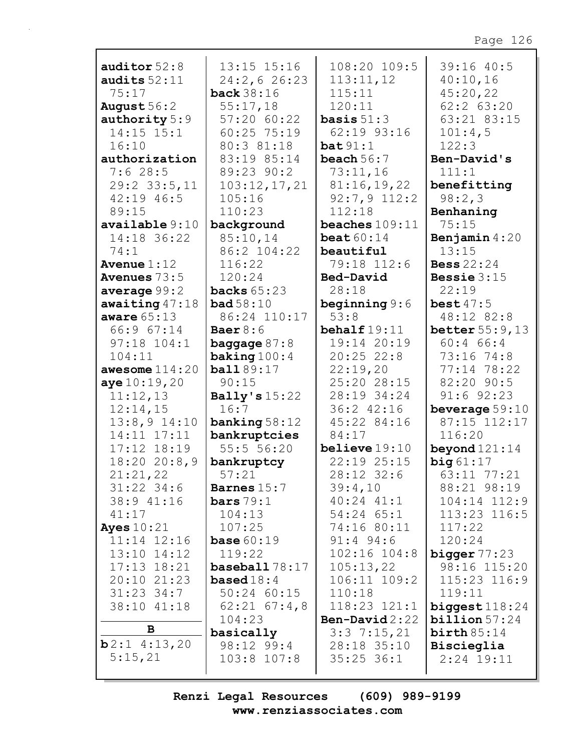**auditor** 52:8
**audits** 52:11 75:17
**August** 56:2
**authority** 5:9 14:15 15:1 16:10
**authorization** 7:6 28:5 29:2 33:5,11 42:19 46:5 89:15
**available** 9:10 14:18 36:22 74:1
**Avenue** 1:12
**Avenues** 73:5
**average** 99:2
**awaiting** 47:18
**aware** 65:13 66:9 67:14 97:18 104:1 104:11
**awesome** 114:20
**aye** 10:19,20 11:12,13 12:14,15 13:8,9 14:10 14:11 17:11 17:12 18:19 18:20 20:8,9 21:21,22 31:22 34:6 38:9 41:16 41:17
**Ayes** 10:21 11:14 12:16 13:10 14:12 17:13 18:21 20:10 21:23 31:23 34:7 38:10 41:18

**B**

**b** 2:1 4:13,20 5:15,21 13:15 15:16 24:2,6 26:23
**back** 38:16 55:17,18 57:20 60:22 60:25 75:19 80:3 81:18 83:19 85:14 89:23 90:2 103:12,17,21 105:16 110:23
**background** 85:10,14 86:2 104:22 116:22 120:24
**backs** 65:23
**bad** 58:10 86:24 110:17
**Baer** 8:6
**baggage** 87:8
**baking** 100:4
**ball** 89:17 90:15
**Bally's** 15:22 16:7
**banking** 58:12
**bankruptcies** 55:5 56:20
**bankruptcy** 57:21
**Barnes** 15:7
**bars** 79:1 104:13 107:25
**base** 60:19 119:22
**baseball** 78:17
**based** 18:4 50:24 60:15 62:21 67:4,8 104:23
**basically** 98:12 99:4 103:8 107:8 108:20 109:5 113:11,12 115:11 120:11
**basis** 51:3 62:19 93:16
**bat** 91:1
**beach** 56:7 73:11,16 81:16,19,22 92:7,9 112:2 112:18
**beaches** 109:11
**beat** 60:14
**beautiful** 79:18 112:6
**Bed-David** 28:18
**beginning** 9:6 53:8
**behalf** 19:11 19:14 20:19 20:25 22:8 22:19,20 25:20 28:15 28:19 34:24 36:2 42:16 45:22 84:16 84:17
**believe** 19:10 22:19 25:15 28:12 32:6 39:4,10 40:24 41:1 54:24 65:1 74:16 80:11 91:4 94:6 102:16 104:8 105:13,22 106:11 109:2 110:18 118:23 121:1
**Ben-David** 2:22 3:3 7:15,21 28:18 35:10 35:25 36:1 39:16 40:5 40:10,16 45:20,22 62:2 63:20 63:21 83:15 101:4,5 122:3
**Ben-David's** 111:1
**benefitting** 98:2,3
**Benhaning** 75:15
**Benjamin** 4:20 13:15
**Bess** 22:24
**Bessie** 3:15 22:19
**best** 47:5 48:12 82:8
**better** 55:9,13 60:4 66:4 73:16 74:8 77:14 78:22 82:20 90:5 91:6 92:23
**beverage** 59:10 87:15 112:17 116:20
**beyond** 121:14
**big** 61:17 63:11 77:21 88:21 98:19 104:14 112:9 113:23 116:5 117:22 120:24
**bigger** 77:23 98:16 115:20 115:23 116:9 119:11
**biggest** 118:24
**billion** 57:24
**birth** 85:14
**Biscieglia** 2:24 19:11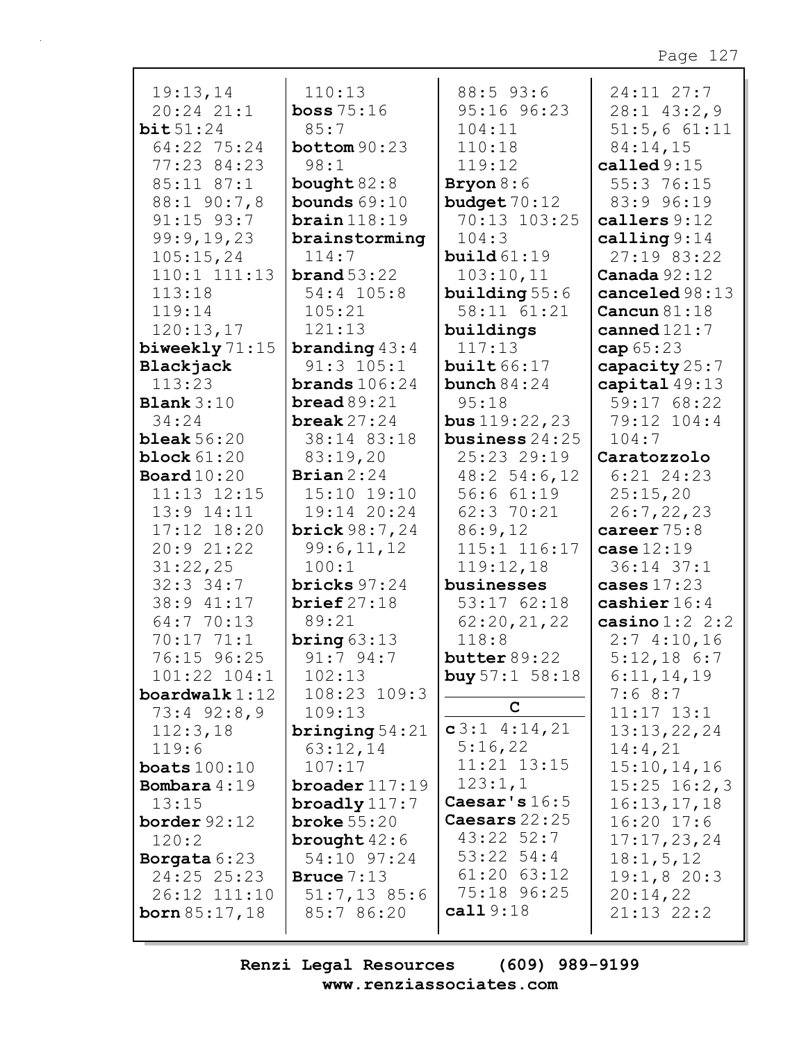19:13,14
20:24 21:1
**bit** 51:24
64:22 75:24
77:23 84:23
85:11 87:1
88:1 90:7,8
91:15 93:7
99:9,19,23
105:15,24
110:1 111:13
113:18
119:14
120:13,17
**biweekly** 71:15
**Blackjack**
113:23
**Blank** 3:10
34:24
**bleak** 56:20
**block** 61:20
**Board** 10:20
11:13 12:15
13:9 14:11
17:12 18:20
20:9 21:22
31:22,25
32:3 34:7
38:9 41:17
64:7 70:13
70:17 71:1
76:15 96:25
101:22 104:1
**boardwalk** 1:12
73:4 92:8,9
112:3,18
119:6
**boats** 100:10
**Bombara** 4:19
13:15
**border** 92:12
120:2
**Borgata** 6:23
24:25 25:23
26:12 111:10
**born** 85:17,18

110:13
**boss** 75:16
85:7
**bottom** 90:23
98:1
**bought** 82:8
**bounds** 69:10
**brain** 118:19
**brainstorming**
114:7
**brand** 53:22
54:4 105:8
105:21
121:13
**branding** 43:4
91:3 105:1
**brands** 106:24
**bread** 89:21
**break** 27:24
38:14 83:18
83:19,20
**Brian** 2:24
15:10 19:10
19:14 20:24
**brick** 98:7,24
99:6,11,12
100:1
**bricks** 97:24
**brief** 27:18
89:21
**bring** 63:13
91:7 94:7
102:13
108:23 109:3
109:13
**bringing** 54:21
63:12,14
107:17
**broader** 117:19
**broadly** 117:7
**broke** 55:20
**brought** 42:6
54:10 97:24
**Bruce** 7:13
51:7,13 85:6
85:7 86:20

88:5 93:6
95:16 96:23
104:11
110:18
119:12
**Bryon** 8:6
**budget** 70:12
70:13 103:25
104:3
**build** 61:19
103:10,11
**building** 55:6
58:11 61:21
**buildings**
117:13
**built** 66:17
**bunch** 84:24
95:18
**bus** 119:22,23
**business** 24:25
25:23 29:19
48:2 54:6,12
56:6 61:19
62:3 70:21
86:9,12
115:1 116:17
119:12,18
**businesses**
53:17 62:18
62:20,21,22
118:8
**butter** 89:22
**buy** 57:1 58:18

**C**

**c** 3:1 4:14,21
5:16,22
11:21 13:15
123:1,1
**Caesar's** 16:5
**Caesars** 22:25
43:22 52:7
53:22 54:4
61:20 63:12
75:18 96:25
**call** 9:18

24:11 27:7
28:1 43:2,9
51:5,6 61:11
84:14,15
**called** 9:15
55:3 76:15
83:9 96:19
**callers** 9:12
**calling** 9:14
27:19 83:22
**Canada** 92:12
**canceled** 98:13
**Cancun** 81:18
**canned** 121:7
**cap** 65:23
**capacity** 25:7
**capital** 49:13
59:17 68:22
79:12 104:4
104:7
**Caratozzolo**
6:21 24:23
25:15,20
26:7,22,23
**career** 75:8
**case** 12:19
36:14 37:1
**cases** 17:23
**cashier** 16:4
**casino** 1:2 2:2
2:7 4:10,16
5:12,18 6:7
6:11,14,19
7:6 8:7
11:17 13:1
13:13,22,24
14:4,21
15:10,14,16
15:25 16:2,3
16:13,17,18
16:20 17:6
17:17,23,24
18:1,5,12
19:1,8 20:3
20:14,22
21:13 22:2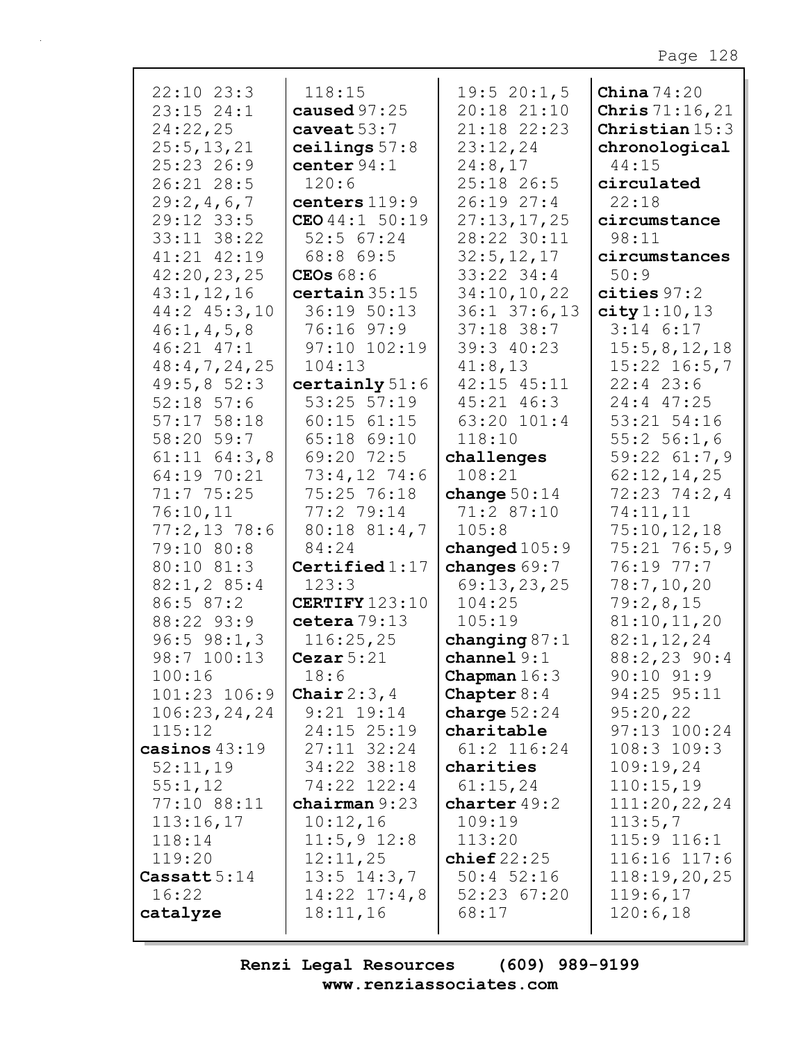22:10 23:3
23:15 24:1
24:22,25
25:5,13,21
25:23 26:9
26:21 28:5
29:2,4,6,7
29:12 33:5
33:11 38:22
41:21 42:19
42:20,23,25
43:1,12,16
44:2 45:3,10
46:1,4,5,8
46:21 47:1
48:4,7,24,25
49:5,8 52:3
52:18 57:6
57:17 58:18
58:20 59:7
61:11 64:3,8
64:19 70:21
71:7 75:25
76:10,11
77:2,13 78:6
79:10 80:8
80:10 81:3
82:1,2 85:4
86:5 87:2
88:22 93:9
96:5 98:1,3
98:7 100:13
100:16
101:23 106:9
106:23,24,24
115:12

**casinos** 43:19
52:11,19
55:1,12
77:10 88:11
113:16,17
118:14
119:20

**Cassatt** 5:14
16:22

**catalyze**
118:15

**caused** 97:25

**caveat** 53:7

**ceilings** 57:8

**center** 94:1
120:6

**centers** 119:9

**CEO** 44:1 50:19
52:5 67:24
68:8 69:5

**CEOs** 68:6

**certain** 35:15
36:19 50:13
76:16 97:9
97:10 102:19
104:13

**certainly** 51:6
53:25 57:19
60:15 61:15
65:18 69:10
69:20 72:5
73:4,12 74:6
75:25 76:18
77:2 79:14
80:18 81:4,7
84:24

**Certified** 1:17
123:3

**CERTIFY** 123:10

**cetera** 79:13
116:25,25

**Cezar** 5:21
18:6

**Chair** 2:3,4
9:21 19:14
24:15 25:19
27:11 32:24
34:22 38:18
74:22 122:4

**chairman** 9:23
10:12,16
11:5,9 12:8
12:11,25
13:5 14:3,7
14:22 17:4,8
18:11,16
19:5 20:1,5
20:18 21:10
21:18 22:23
23:12,24
24:8,17
25:18 26:5
26:19 27:4
27:13,17,25
28:22 30:11
32:5,12,17
33:22 34:4
34:10,10,22
36:1 37:6,13
37:18 38:7
39:3 40:23
41:8,13
42:15 45:11
45:21 46:3
63:20 101:4
118:10

**challenges**
108:21

**change** 50:14
71:2 87:10
105:8

**changed** 105:9

**changes** 69:7
69:13,23,25
104:25
105:19

**changing** 87:1

**channel** 9:1

**Chapman** 16:3

**Chapter** 8:4

**charge** 52:24

**charitable**
61:2 116:24

**charities**
61:15,24

**charter** 49:2
109:19
113:20

**chief** 22:25
50:4 52:16
52:23 67:20
68:17

**China** 74:20

**Chris** 71:16,21

**Christian** 15:3

**chronological**
44:15

**circulated**
22:18

**circumstance**
98:11

**circumstances**
50:9

**cities** 97:2

**city** 1:10,13
3:14 6:17
15:5,8,12,18
15:22 16:5,7
22:4 23:6
24:4 47:25
53:21 54:16
55:2 56:1,6
59:22 61:7,9
62:12,14,25
72:23 74:2,4
74:11,11
75:10,12,18
75:21 76:5,9
76:19 77:7
78:7,10,20
79:2,8,15
81:10,11,20
82:1,12,24
88:2,23 90:4
90:10 91:9
94:25 95:11
95:20,22
97:13 100:24
108:3 109:3
109:19,24
110:15,19
111:20,22,24
113:5,7
115:9 116:1
116:16 117:6
118:19,20,25
119:6,17
120:6,18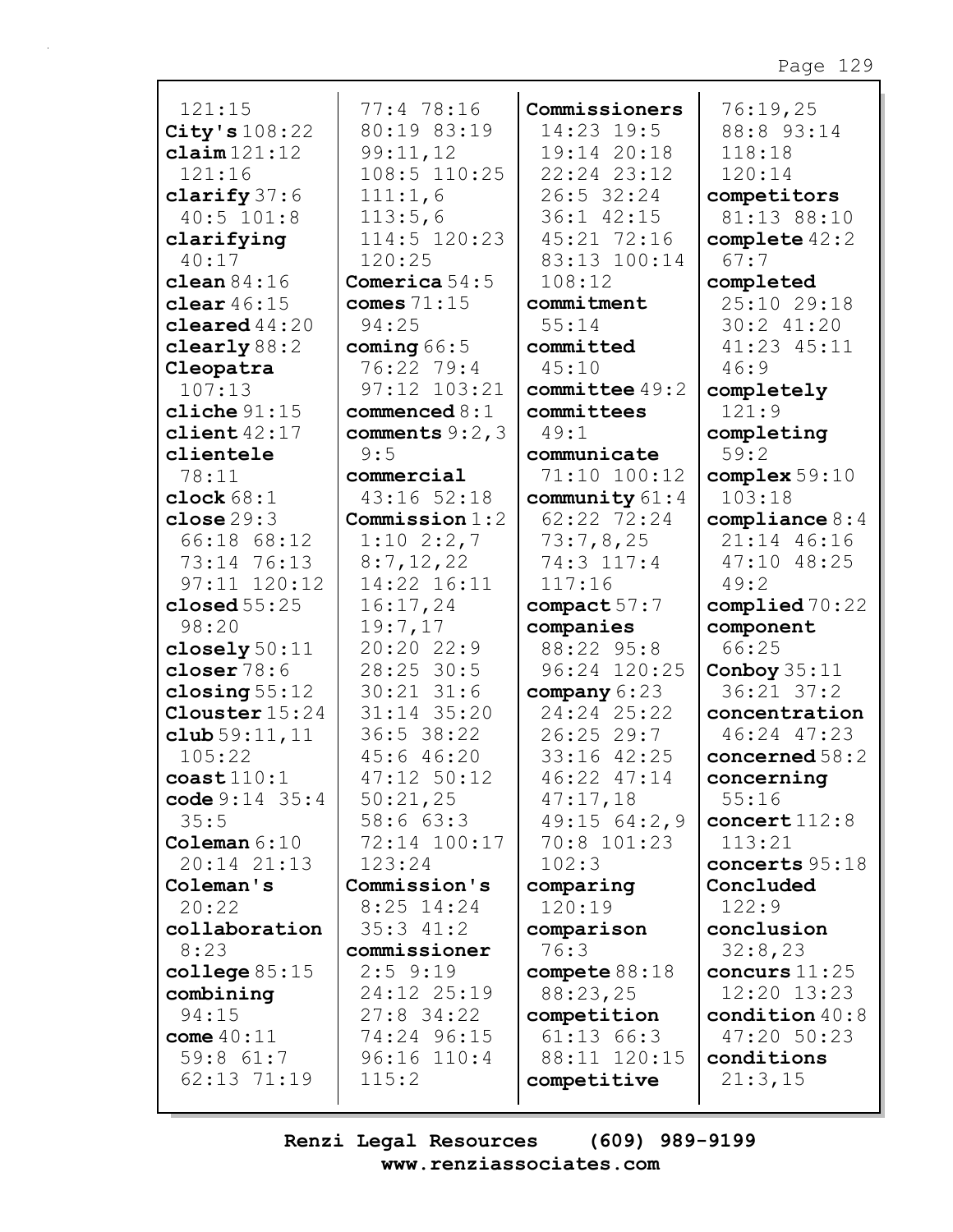121:15
**City's** 108:22
**claim** 121:12 121:16
**clarify** 37:6 40:5 101:8
**clarifying** 40:17
**clean** 84:16
**clear** 46:15
**cleared** 44:20
**clearly** 88:2
**Cleopatra** 107:13
**cliche** 91:15
**client** 42:17
**clientele** 78:11
**clock** 68:1
**close** 29:3 66:18 68:12 73:14 76:13 97:11 120:12
**closed** 55:25 98:20
**closely** 50:11
**closer** 78:6
**closing** 55:12
**Clouster** 15:24
**club** 59:11,11 105:22
**coast** 110:1
**code** 9:14 35:4 35:5
**Coleman** 6:10 20:14 21:13
**Coleman's** 20:22
**collaboration** 8:23
**college** 85:15
**combining** 94:15
**come** 40:11 59:8 61:7 62:13 71:19 77:4 78:16 80:19 83:19 99:11,12 108:5 110:25 111:1,6 113:5,6 114:5 120:23 120:25
**Comerica** 54:5
**comes** 71:15 94:25
**coming** 66:5 76:22 79:4 97:12 103:21
**commenced** 8:1
**comments** 9:2,3 9:5
**commercial** 43:16 52:18
**Commission** 1:2 1:10 2:2,7 8:7,12,22 14:22 16:11 16:17,24 19:7,17 20:20 22:9 28:25 30:5 30:21 31:6 31:14 35:20 36:5 38:22 45:6 46:20 47:12 50:12 50:21,25 58:6 63:3 72:14 100:17 123:24
**Commission's** 8:25 14:24 35:3 41:2
**commissioner** 2:5 9:19 24:12 25:19 27:8 34:22 74:24 96:15 96:16 110:4 115:2
**Commissioners** 14:23 19:5 19:14 20:18 22:24 23:12 26:5 32:24 36:1 42:15 45:21 72:16 83:13 100:14 108:12
**commitment** 55:14
**committed** 45:10
**committee** 49:2
**committees** 49:1
**communicate** 71:10 100:12
**community** 61:4 62:22 72:24 73:7,8,25 74:3 117:4 117:16
**compact** 57:7
**companies** 88:22 95:8 96:24 120:25
**company** 6:23 24:24 25:22 26:25 29:7 33:16 42:25 46:22 47:14 47:17,18 49:15 64:2,9 70:8 101:23 102:3
**comparing** 120:19
**comparison** 76:3
**compete** 88:18 88:23,25
**competition** 61:13 66:3 88:11 120:15
**competitive** 76:19,25 88:8 93:14 118:18 120:14
**competitors** 81:13 88:10
**complete** 42:2 67:7
**completed** 25:10 29:18 30:2 41:20 41:23 45:11 46:9
**completely** 121:9
**completing** 59:2
**complex** 59:10 103:18
**compliance** 8:4 21:14 46:16 47:10 48:25 49:2
**complied** 70:22
**component** 66:25
**Conboy** 35:11 36:21 37:2
**concentration** 46:24 47:23
**concerned** 58:2
**concerning** 55:16
**concert** 112:8 113:21
**concerts** 95:18
**Concluded** 122:9
**conclusion** 32:8,23
**concurs** 11:25 12:20 13:23
**condition** 40:8 47:20 50:23
**conditions** 21:3,15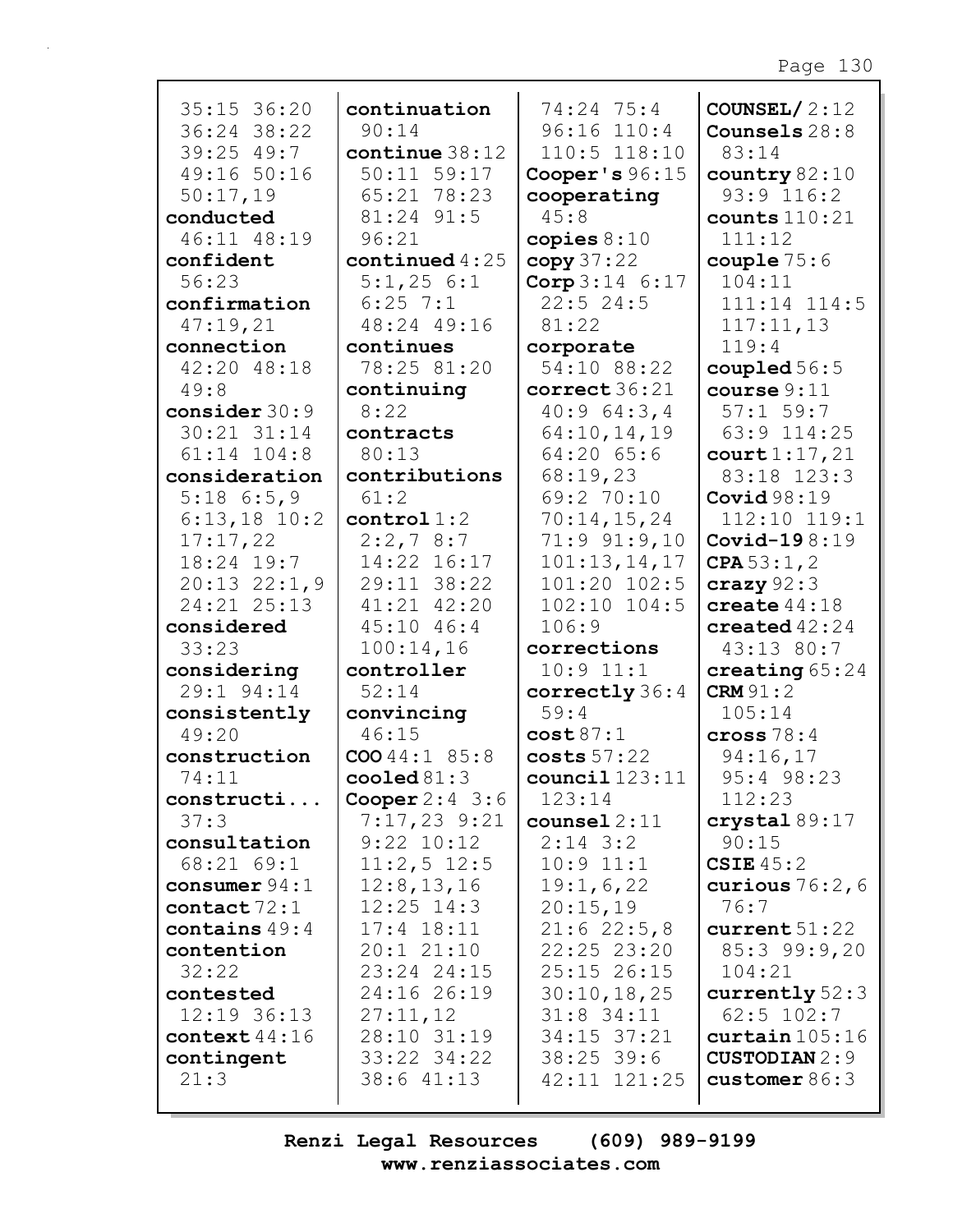35:15 36:20
36:24 38:22
39:25 49:7
49:16 50:16
50:17,19

**conducted** 46:11 48:19

**confident** 56:23

**confirmation** 47:19,21

**connection** 42:20 48:18 49:8

**consider** 30:9 30:21 31:14 61:14 104:8

**consideration** 5:18 6:5,9 6:13,18 10:2 17:17,22 18:24 19:7 20:13 22:1,9 24:21 25:13

**considered** 33:23

**considering** 29:1 94:14

**consistently** 49:20

**construction** 74:11

**constructi...** 37:3

**consultation** 68:21 69:1

**consumer** 94:1

**contact** 72:1

**contains** 49:4

**contention** 32:22

**contested** 12:19 36:13

**context** 44:16

**contingent** 21:3

**continuation** 90:14

**continue** 38:12 50:11 59:17 65:21 78:23 81:24 91:5 96:21

**continued** 4:25 5:1,25 6:1 6:25 7:1 48:24 49:16

**continues** 78:25 81:20

**continuing** 8:22

**contracts** 80:13

**contributions** 61:2

**control** 1:2 2:2,7 8:7 14:22 16:17 29:11 38:22 41:21 42:20 45:10 46:4 100:14,16

**controller** 52:14

**convincing** 46:15

**COO** 44:1 85:8

**cooled** 81:3

**Cooper** 2:4 3:6 7:17,23 9:21 9:22 10:12 11:2,5 12:5 12:8,13,16 12:25 14:3 17:4 18:11 20:1 21:10 23:24 24:15 24:16 26:19 27:11,12 28:10 31:19 33:22 34:22 38:6 41:13 74:24 75:4 96:16 110:4 110:5 118:10

**Cooper's** 96:15

**cooperating** 45:8

**copies** 8:10

**copy** 37:22

**Corp** 3:14 6:17 22:5 24:5 81:22

**corporate** 54:10 88:22

**correct** 36:21 40:9 64:3,4 64:10,14,19 64:20 65:6 68:19,23 69:2 70:10 70:14,15,24 71:9 91:9,10 101:13,14,17 101:20 102:5 102:10 104:5 106:9

**corrections** 10:9 11:1

**correctly** 36:4 59:4

**cost** 87:1

**costs** 57:22

**council** 123:11 123:14

**counsel** 2:11 2:14 3:2 10:9 11:1 19:1,6,22 20:15,19 21:6 22:5,8 22:25 23:20 25:15 26:15 30:10,18,25 31:8 34:11 34:15 37:21 38:25 39:6 42:11 121:25

**COUNSEL/** 2:12

**Counsels** 28:8 83:14

**country** 82:10 93:9 116:2

**counts** 110:21 111:12

**couple** 75:6 104:11 111:14 114:5 117:11,13 119:4

**coupled** 56:5

**course** 9:11 57:1 59:7 63:9 114:25

**court** 1:17,21 83:18 123:3

**Covid** 98:19 112:10 119:1

**Covid-19** 8:19

**CPA** 53:1,2

**crazy** 92:3

**create** 44:18

**created** 42:24 43:13 80:7

**creating** 65:24

**CRM** 91:2 105:14

**cross** 78:4 94:16,17 95:4 98:23 112:23

**crystal** 89:17 90:15

**CSIE** 45:2

**curious** 76:2,6 76:7

**current** 51:22 85:3 99:9,20 104:21

**currently** 52:3 62:5 102:7

**curtain** 105:16

**CUSTODIAN** 2:9

**customer** 86:3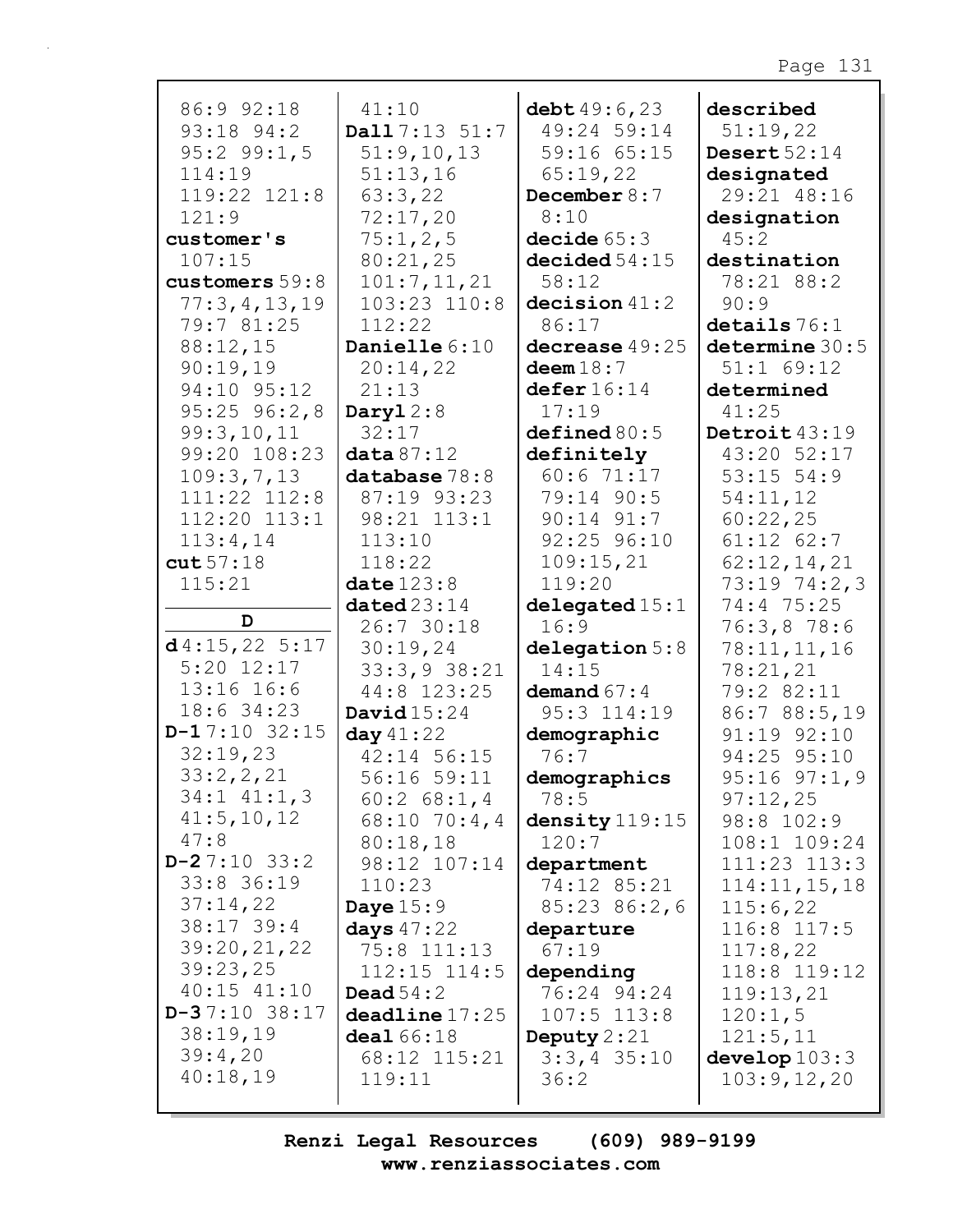86:9 92:18
93:18 94:2
95:2 99:1,5
114:19
119:22 121:8
121:9

**customer's** 107:15

**customers** 59:8
77:3,4,13,19
79:7 81:25
88:12,15
90:19,19
94:10 95:12
95:25 96:2,8
99:3,10,11
99:20 108:23
109:3,7,13
111:22 112:8
112:20 113:1
113:4,14

**cut** 57:18
115:21

## D

**d** 4:15,22 5:17
5:20 12:17
13:16 16:6
18:6 34:23

**D-1** 7:10 32:15
32:19,23
33:2,2,21
34:1 41:1,3
41:5,10,12
47:8

**D-2** 7:10 33:2
33:8 36:19
37:14,22
38:17 39:4
39:20,21,22
39:23,25
40:15 41:10

**D-3** 7:10 38:17
38:19,19
39:4,20
40:18,19
41:10

**Dall** 7:13 51:7
51:9,10,13
51:13,16
63:3,22
72:17,20
75:1,2,5
80:21,25
101:7,11,21
103:23 110:8
112:22

**Danielle** 6:10
20:14,22
21:13

**Daryl** 2:8
32:17

**data** 87:12

**database** 78:8
87:19 93:23
98:21 113:1
113:10
118:22

**date** 123:8

**dated** 23:14
26:7 30:18
30:19,24
33:3,9 38:21
44:8 123:25

**David** 15:24

**day** 41:22
42:14 56:15
56:16 59:11
60:2 68:1,4
68:10 70:4,4
80:18,18
98:12 107:14
110:23

**Daye** 15:9

**days** 47:22
75:8 111:13
112:15 114:5

**Dead** 54:2

**deadline** 17:25

**deal** 66:18
68:12 115:21
119:11

**debt** 49:6,23
49:24 59:14
59:16 65:15
65:19,22

**December** 8:7
8:10

**decide** 65:3

**decided** 54:15
58:12

**decision** 41:2
86:17

**decrease** 49:25

**deem** 18:7

**defer** 16:14
17:19

**defined** 80:5

**definitely**
60:6 71:17
79:14 90:5
90:14 91:7
92:25 96:10
109:15,21
119:20

**delegated** 15:1
16:9

**delegation** 5:8
14:15

**demand** 67:4
95:3 114:19

**demographic**
76:7

**demographics**
78:5

**density** 119:15
120:7

**department**
74:12 85:21
85:23 86:2,6

**departure**
67:19

**depending**
76:24 94:24
107:5 113:8

**Deputy** 2:21
3:3,4 35:10
36:2

**described**
51:19,22

**Desert** 52:14

**designated**
29:21 48:16

**designation**
45:2

**destination**
78:21 88:2
90:9

**details** 76:1

**determine** 30:5
51:1 69:12

**determined**
41:25

**Detroit** 43:19
43:20 52:17
53:15 54:9
54:11,12
60:22,25
61:12 62:7
62:12,14,21
73:19 74:2,3
74:4 75:25
76:3,8 78:6
78:11,11,16
78:21,21
79:2 82:11
86:7 88:5,19
91:19 92:10
94:25 95:10
95:16 97:1,9
97:12,25
98:8 102:9
108:1 109:24
111:23 113:3
114:11,15,18
115:6,22
116:8 117:5
117:8,22
118:8 119:12
119:13,21
120:1,5
121:5,11

**develop** 103:3
103:9,12,20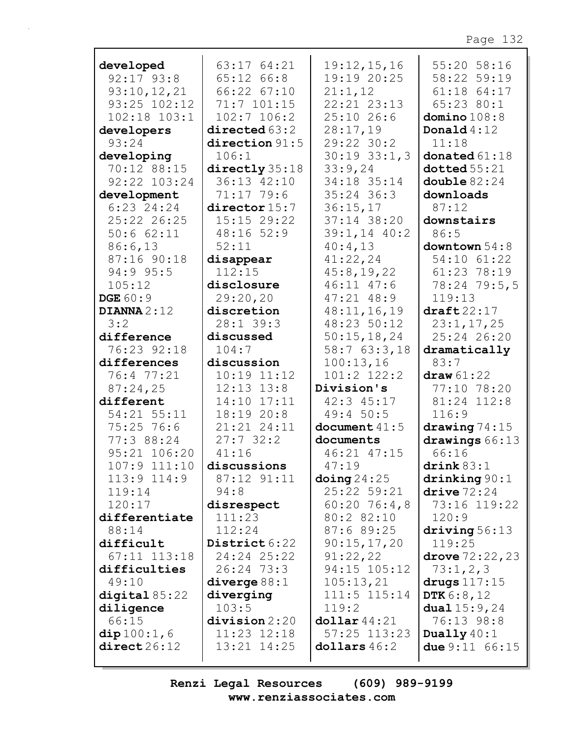**developed** 92:17 93:8 93:10,12,21 93:25 102:12 102:18 103:1
**developers** 93:24
**developing** 70:12 88:15 92:22 103:24
**development** 6:23 24:24 25:22 26:25 50:6 62:11 86:6,13 87:16 90:18 94:9 95:5 105:12
**DGE** 60:9
**DIANNA** 2:12 3:2
**difference** 76:23 92:18
**differences** 76:4 77:21 87:24,25
**different** 54:21 55:11 75:25 76:6 77:3 88:24 95:21 106:20 107:9 111:10 113:9 114:9 119:14 120:17
**differentiate** 88:14
**difficult** 67:11 113:18
**difficulties** 49:10
**digital** 85:22
**diligence** 66:15
**dip** 100:1,6
**direct** 26:12 63:17 64:21 65:12 66:8 66:22 67:10 71:7 101:15 102:7 106:2
**directed** 63:2
**direction** 91:5 106:1
**directly** 35:18 36:13 42:10 71:17 79:6
**director** 15:7 15:15 29:22 48:16 52:9 52:11
**disappear** 112:15
**disclosure** 29:20,20
**discretion** 28:1 39:3
**discussed** 104:7
**discussion** 10:19 11:12 12:13 13:8 14:10 17:11 18:19 20:8 21:21 24:11 27:7 32:2 41:16
**discussions** 87:12 91:11 94:8
**disrespect** 111:23 112:24
**District** 6:22 24:24 25:22 26:24 73:3
**diverge** 88:1
**diverging** 103:5
**division** 2:20 11:23 12:18 13:21 14:25 19:12,15,16 19:19 20:25 21:1,12 22:21 23:13 25:10 26:6 28:17,19 29:22 30:2 30:19 33:1,3 33:9,24 34:18 35:14 35:24 36:3 36:15,17 37:14 38:20 39:1,14 40:2 40:4,13 41:22,24 45:8,19,22 46:11 47:6 47:21 48:9 48:11,16,19 48:23 50:12 50:15,18,24 58:7 63:3,18 100:13,16 101:2 122:2
**Division's** 42:3 45:17 49:4 50:5
**document** 41:5
**documents** 46:21 47:15 47:19
**doing** 24:25 25:22 59:21 60:20 76:4,8 80:2 82:10 87:6 89:25 90:15,17,20 91:22,22 94:15 105:12 105:13,21 111:5 115:14 119:2
**dollar** 44:21 57:25 113:23
**dollars** 46:2 55:20 58:16 58:22 59:19 61:18 64:17 65:23 80:1
**domino** 108:8
**Donald** 4:12 11:18
**donated** 61:18
**dotted** 55:21
**double** 82:24
**downloads** 87:12
**downstairs** 86:5
**downtown** 54:8 54:10 61:22 61:23 78:19 78:24 79:5,5 119:13
**draft** 22:17 23:1,17,25 25:24 26:20
**dramatically** 83:7
**draw** 61:22 77:10 78:20 81:24 112:8 116:9
**drawing** 74:15
**drawings** 66:13 66:16
**drink** 83:1
**drinking** 90:1
**drive** 72:24 73:16 119:22 120:9
**driving** 56:13 119:25
**drove** 72:22,23 73:1,2,3
**drugs** 117:15
**DTK** 6:8,12
**dual** 15:9,24 76:13 98:8
**Dually** 40:1
**due** 9:11 66:15

Renzi Legal Resources (609) 989-9199
www.renziassociates.com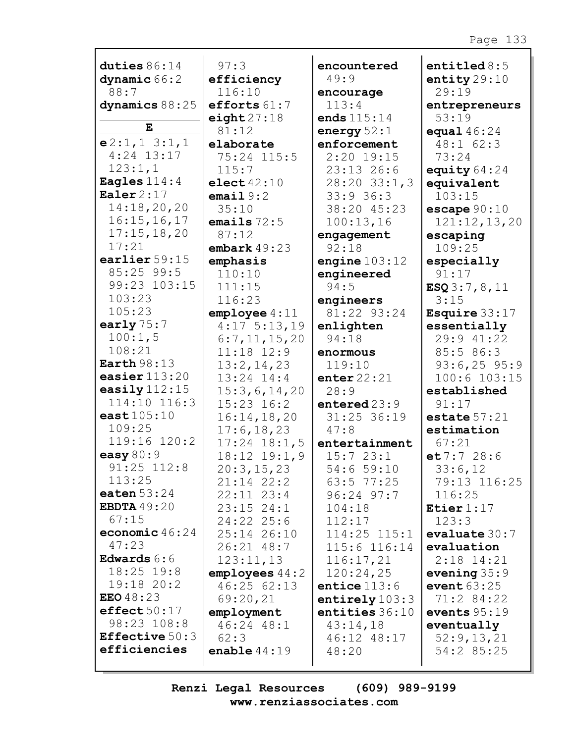**duties** 86:14
**dynamic** 66:2 88:7
**dynamics** 88:25

**E**

**e** 2:1,1 3:1,1 4:24 13:17 123:1,1
**Eagles** 114:4
**Ealer** 2:17 14:18,20,20 16:15,16,17 17:15,18,20 17:21
**earlier** 59:15 85:25 99:5 99:23 103:15 103:23 105:23
**early** 75:7 100:1,5 108:21
**Earth** 98:13
**easier** 113:20
**easily** 112:15 114:10 116:3
**east** 105:10 109:25 119:16 120:2
**easy** 80:9 91:25 112:8 113:25
**eaten** 53:24
**EBDTA** 49:20 67:15
**economic** 46:24 47:23
**Edwards** 6:6 18:25 19:8 19:18 20:2
**EEO** 48:23
**effect** 50:17 98:23 108:8
**Effective** 50:3
**efficiencies** 97:3
**efficiency** 116:10
**efforts** 61:7
**eight** 27:18 81:12
**elaborate** 75:24 115:5 115:7
**elect** 42:10
**email** 9:2 35:10
**emails** 72:5 87:12
**embark** 49:23
**emphasis** 110:10 111:15 116:23
**employee** 4:11 4:17 5:13,19 6:7,11,15,20 11:18 12:9 13:2,14,23 13:24 14:4 15:3,6,14,20 15:23 16:2 16:14,18,20 17:6,18,23 17:24 18:1,5 18:12 19:1,9 20:3,15,23 21:14 22:2 22:11 23:4 23:15 24:1 24:22 25:6 25:14 26:10 26:21 48:7 123:11,13
**employees** 44:2 46:25 62:13 69:20,21
**employment** 46:24 48:1 62:3
**enable** 44:19
**encountered** 49:9
**encourage** 113:4
**ends** 115:14
**energy** 52:1
**enforcement** 2:20 19:15 23:13 26:6 28:20 33:1,3 33:9 36:3 38:20 45:23 100:13,16
**engagement** 92:18
**engine** 103:12
**engineered** 94:5
**engineers** 81:22 93:24
**enlighten** 94:18
**enormous** 119:10
**enter** 22:21 28:9
**entered** 23:9 31:25 36:19 47:8
**entertainment** 15:7 23:1 54:6 59:10 63:5 77:25 96:24 97:7 104:18 112:17 114:25 115:1 115:6 116:14 116:17,21 120:24,25
**entice** 113:6
**entirely** 103:3
**entities** 36:10 43:14,18 46:12 48:17 48:20
**entitled** 8:5
**entity** 29:10 29:19
**entrepreneurs** 53:19
**equal** 46:24 48:1 62:3 73:24
**equity** 64:24
**equivalent** 103:15
**escape** 90:10 121:12,13,20
**escaping** 109:25
**especially** 91:17
**ESQ** 3:7,8,11 3:15
**Esquire** 33:17
**essentially** 29:9 41:22 85:5 86:3 93:6,25 95:9 100:6 103:15
**established** 91:17
**estate** 57:21
**estimation** 67:21
**et** 7:7 28:6 33:6,12 79:13 116:25 116:25
**Etier** 1:17 123:3
**evaluate** 30:7
**evaluation** 2:18 14:21
**evening** 35:9
**event** 63:25 71:2 84:22
**events** 95:19
**eventually** 52:9,13,21 54:2 85:25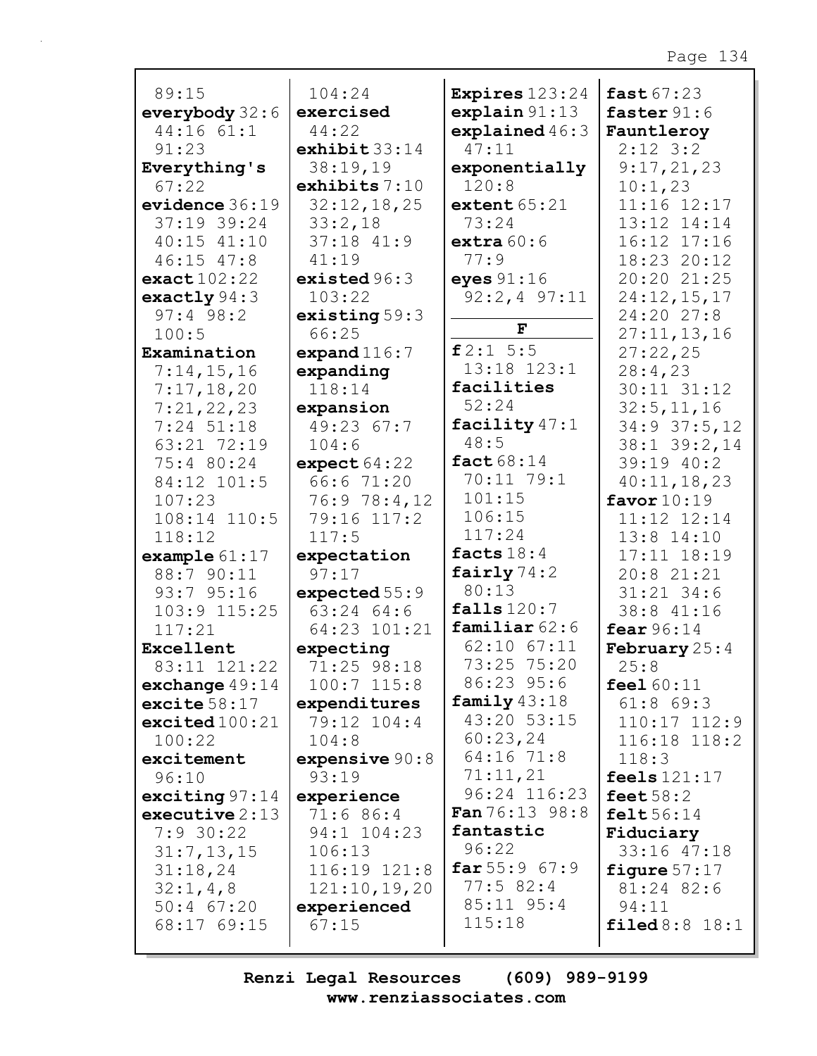89:15
**everybody** 32:6 44:16 61:1 91:23
**Everything's** 67:22
**evidence** 36:19 37:19 39:24 40:15 41:10 46:15 47:8
**exact** 102:22
**exactly** 94:3 97:4 98:2 100:5
**Examination** 7:14,15,16 7:17,18,20 7:21,22,23 7:24 51:18 63:21 72:19 75:4 80:24 84:12 101:5 107:23 108:14 110:5 118:12
**example** 61:17 88:7 90:11 93:7 95:16 103:9 115:25 117:21
**Excellent** 83:11 121:22
**exchange** 49:14
**excite** 58:17
**excited** 100:21 100:22
**excitement** 96:10
**exciting** 97:14
**executive** 2:13 7:9 30:22 31:7,13,15 31:18,24 32:1,4,8 50:4 67:20 68:17 69:15

104:24
**exercised** 44:22
**exhibit** 33:14 38:19,19
**exhibits** 7:10 32:12,18,25 33:2,18 37:18 41:9 41:19
**existed** 96:3 103:22
**existing** 59:3 66:25
**expand** 116:7
**expanding** 118:14
**expansion** 49:23 67:7 104:6
**expect** 64:22 66:6 71:20 76:9 78:4,12 79:16 117:2 117:5
**expectation** 97:17
**expected** 55:9 63:24 64:6 64:23 101:21
**expecting** 71:25 98:18 100:7 115:8
**expenditures** 79:12 104:4 104:8
**expensive** 90:8 93:19
**experience** 71:6 86:4 94:1 104:23 106:13 116:19 121:8 121:10,19,20
**experienced** 67:15

**Expires** 123:24
**explain** 91:13
**explained** 46:3 47:11
**exponentially** 120:8
**extent** 65:21 73:24
**extra** 60:6 77:9
**eyes** 91:16 92:2,4 97:11

**F**

**f** 2:1 5:5 13:18 123:1
**facilities** 52:24
**facility** 47:1 48:5
**fact** 68:14 70:11 79:1 101:15 106:15 117:24
**facts** 18:4
**fairly** 74:2 80:13
**falls** 120:7
**familiar** 62:6 62:10 67:11 73:25 75:20 86:23 95:6
**family** 43:18 43:20 53:15 60:23,24 64:16 71:8 71:11,21 96:24 116:23
**Fan** 76:13 98:8
**fantastic** 96:22
**far** 55:9 67:9 77:5 82:4 85:11 95:4 115:18

**fast** 67:23
**faster** 91:6
**Fauntleroy** 2:12 3:2 9:17,21,23 10:1,23 11:16 12:17 13:12 14:14 16:12 17:16 18:23 20:12 20:20 21:25 24:12,15,17 24:20 27:8 27:11,13,16 27:22,25 28:4,23 30:11 31:12 32:5,11,16 34:9 37:5,12 38:1 39:2,14 39:19 40:2 40:11,18,23
**favor** 10:19 11:12 12:14 13:8 14:10 17:11 18:19 20:8 21:21 31:21 34:6 38:8 41:16
**fear** 96:14
**February** 25:4 25:8
**feel** 60:11 61:8 69:3 110:17 112:9 116:18 118:2 118:3
**feels** 121:17
**feet** 58:2
**felt** 56:14
**Fiduciary** 33:16 47:18
**figure** 57:17 81:24 82:6 94:11
**filed** 8:8 18:1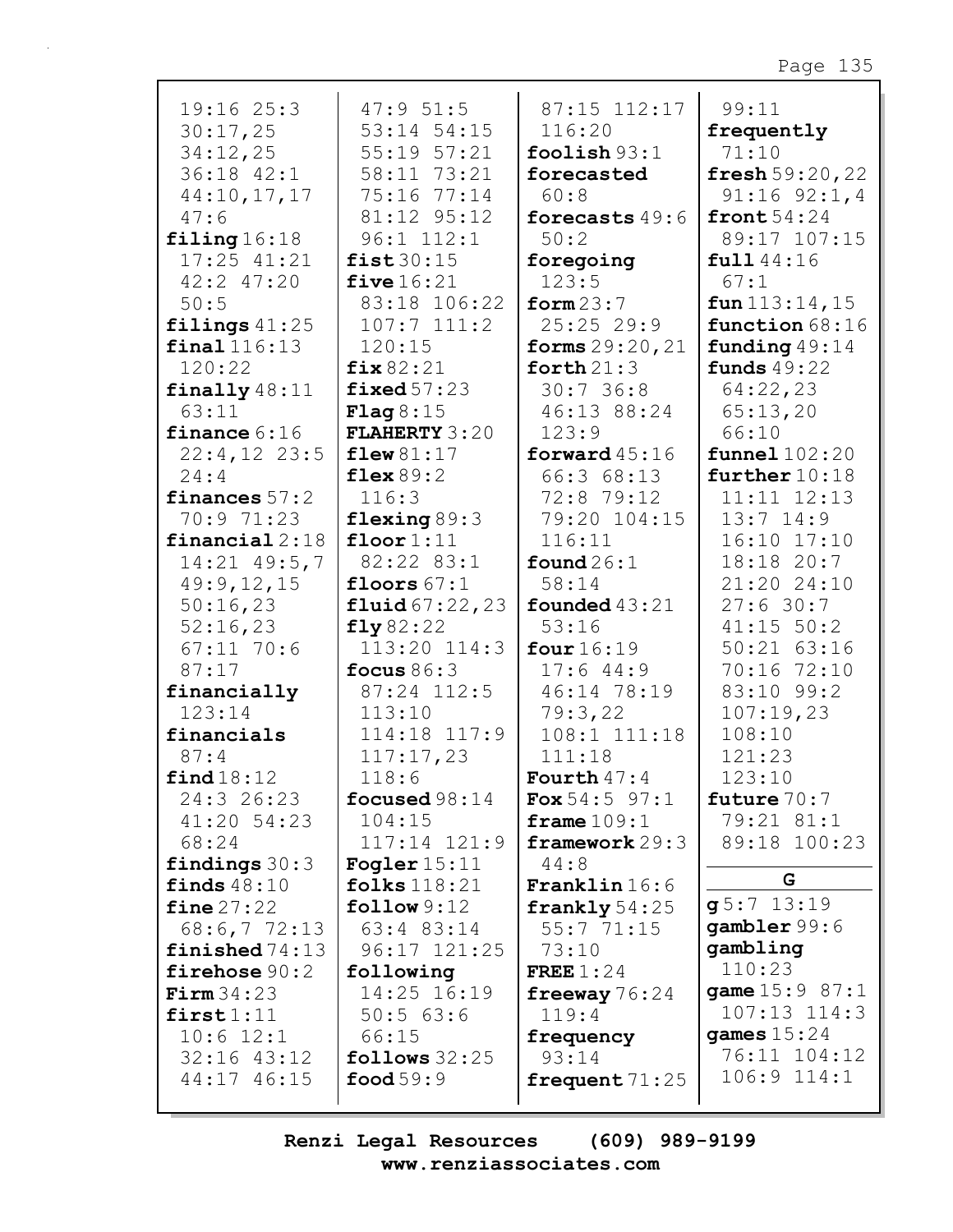19:16 25:3 30:17,25 34:12,25 36:18 42:1 44:10,17,17 47:6

**filing** 16:18 17:25 41:21 42:2 47:20 50:5

**filings** 41:25

**final** 116:13 120:22

**finally** 48:11 63:11

**finance** 6:16 22:4,12 23:5 24:4

**finances** 57:2 70:9 71:23

**financial** 2:18 14:21 49:5,7 49:9,12,15 50:16,23 52:16,23 67:11 70:6 87:17

**financially** 123:14

**financials** 87:4

**find** 18:12 24:3 26:23 41:20 54:23 68:24

**findings** 30:3

**finds** 48:10

**fine** 27:22 68:6,7 72:13

**finished** 74:13

**firehose** 90:2

**Firm** 34:23

**first** 1:11 10:6 12:1 32:16 43:12 44:17 46:15 47:9 51:5 53:14 54:15 55:19 57:21 58:11 73:21 75:16 77:14 81:12 95:12 96:1 112:1

**fist** 30:15

**five** 16:21 83:18 106:22 107:7 111:2 120:15

**fix** 82:21

**fixed** 57:23

**Flag** 8:15

**FLAHERTY** 3:20

**flew** 81:17

**flex** 89:2 116:3

**flexing** 89:3

**floor** 1:11 82:22 83:1

**floors** 67:1

**fluid** 67:22,23

**fly** 82:22 113:20 114:3

**focus** 86:3 87:24 112:5 113:10 114:18 117:9 117:17,23 118:6

**focused** 98:14 104:15 117:14 121:9

**Fogler** 15:11

**folks** 118:21

**follow** 9:12 63:4 83:14 96:17 121:25

**following** 14:25 16:19 50:5 63:6 66:15

**follows** 32:25

**food** 59:9 87:15 112:17 116:20

**foolish** 93:1

**forecasted** 60:8

**forecasts** 49:6 50:2

**foregoing** 123:5

**form** 23:7 25:25 29:9

**forms** 29:20,21

**forth** 21:3 30:7 36:8 46:13 88:24 123:9

**forward** 45:16 66:3 68:13 72:8 79:12 79:20 104:15 116:11

**found** 26:1 58:14

**founded** 43:21 53:16

**four** 16:19 17:6 44:9 46:14 78:19 79:3,22 108:1 111:18 111:18

**Fourth** 47:4

**Fox** 54:5 97:1

**frame** 109:1

**framework** 29:3 44:8

**Franklin** 16:6

**frankly** 54:25 55:7 71:15 73:10

**FREE** 1:24

**freeway** 76:24 119:4

**frequency** 93:14

**frequent** 71:25 99:11

**frequently** 71:10

**fresh** 59:20,22 91:16 92:1,4

**front** 54:24 89:17 107:15

**full** 44:16 67:1

**fun** 113:14,15

**function** 68:16

**funding** 49:14

**funds** 49:22 64:22,23 65:13,20 66:10

**funnel** 102:20

**further** 10:18 11:11 12:13 13:7 14:9 16:10 17:10 18:18 20:7 21:20 24:10 27:6 30:7 41:15 50:2 50:21 63:16 70:16 72:10 83:10 99:2 107:19,23 108:10 121:23 123:10

**future** 70:7 79:21 81:1 89:18 100:23

## G

**g** 5:7 13:19

**gambler** 99:6

**gambling** 110:23

**game** 15:9 87:1 107:13 114:3

**games** 15:24 76:11 104:12 106:9 114:1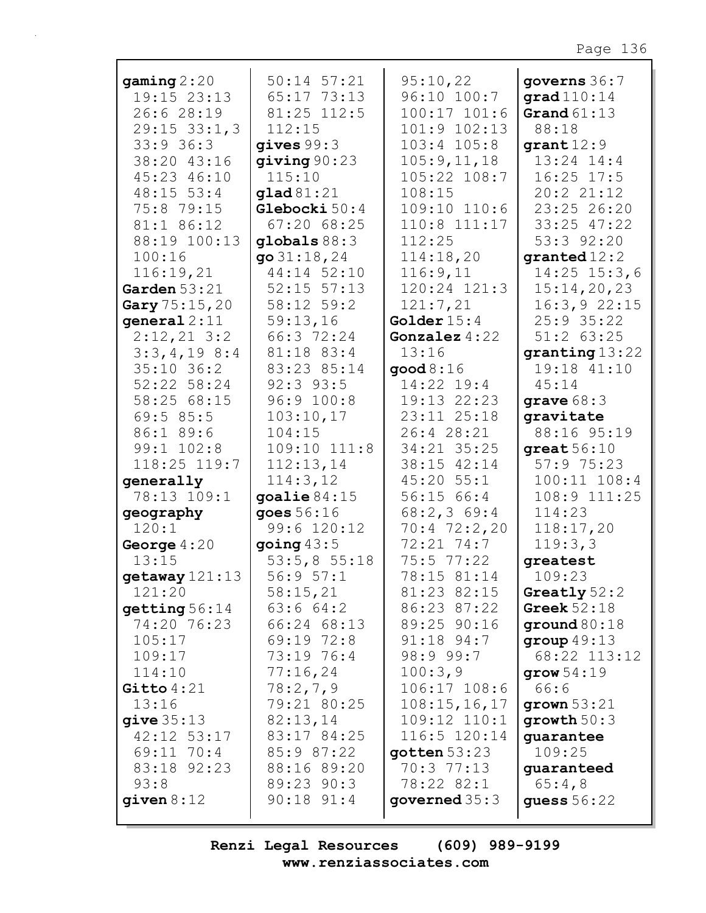**gaming** 2:20 19:15 23:13 26:6 28:19 29:15 33:1,3 33:9 36:3 38:20 43:16 45:23 46:10 48:15 53:4 75:8 79:15 81:1 86:12 88:19 100:13 100:16 116:19,21
**Garden** 53:21
**Gary** 75:15,20
**general** 2:11 2:12,21 3:2 3:3,4,19 8:4 35:10 36:2 52:22 58:24 58:25 68:15 69:5 85:5 86:1 89:6 99:1 102:8 118:25 119:7
**generally** 78:13 109:1
**geography** 120:1
**George** 4:20 13:15
**getaway** 121:13 121:20
**getting** 56:14 74:20 76:23 105:17 109:17 114:10
**Gitto** 4:21 13:16
**give** 35:13 42:12 53:17 69:11 70:4 83:18 92:23 93:8
**given** 8:12 50:14 57:21 65:17 73:13 81:25 112:5 112:15
**gives** 99:3
**giving** 90:23 115:10
**glad** 81:21
**Glebocki** 50:4 67:20 68:25
**globals** 88:3
**go** 31:18,24 44:14 52:10 52:15 57:13 58:12 59:2 59:13,16 66:3 72:24 81:18 83:4 83:23 85:14 92:3 93:5 96:9 100:8 103:10,17 104:15 109:10 111:8 112:13,14 114:3,12
**goalie** 84:15
**goes** 56:16 99:6 120:12
**going** 43:5 53:5,8 55:18 56:9 57:1 58:15,21 63:6 64:2 66:24 68:13 69:19 72:8 73:19 76:4 77:16,24 78:2,7,9 79:21 80:25 82:13,14 83:17 84:25 85:9 87:22 88:16 89:20 89:23 90:3 90:18 91:4 95:10,22 96:10 100:7 100:17 101:6 101:9 102:13 103:4 105:8 105:9,11,18 105:22 108:7 108:15 109:10 110:6 110:8 111:17 112:25 114:18,20 116:9,11 120:24 121:3 121:7,21
**Golder** 15:4
**Gonzalez** 4:22 13:16
**good** 8:16 14:22 19:4 19:13 22:23 23:11 25:18 26:4 28:21 34:21 35:25 38:15 42:14 45:20 55:1 56:15 66:4 68:2,3 69:4 70:4 72:2,20 72:21 74:7 75:5 77:22 78:15 81:14 81:23 82:15 86:23 87:22 89:25 90:16 91:18 94:7 98:9 99:7 100:3,9 106:17 108:6 108:15,16,17 109:12 110:1 116:5 120:14
**gotten** 53:23 70:3 77:13 78:22 82:1
**governed** 35:3
**governs** 36:7
**grad** 110:14
**Grand** 61:13 88:18
**grant** 12:9 13:24 14:4 16:25 17:5 20:2 21:12 23:25 26:20 33:25 47:22 53:3 92:20
**granted** 12:2 14:25 15:3,6 15:14,20,23 16:3,9 22:15 25:9 35:22 51:2 63:25
**granting** 13:22 19:18 41:10 45:14
**grave** 68:3
**gravitate** 88:16 95:19
**great** 56:10 57:9 75:23 100:11 108:4 108:9 111:25 114:23 118:17,20 119:3,3
**greatest** 109:23
**Greatly** 52:2
**Greek** 52:18
**ground** 80:18
**group** 49:13 68:22 113:12
**grow** 54:19 66:6
**grown** 53:21
**growth** 50:3
**guarantee** 109:25
**guaranteed** 65:4,8
**guess** 56:22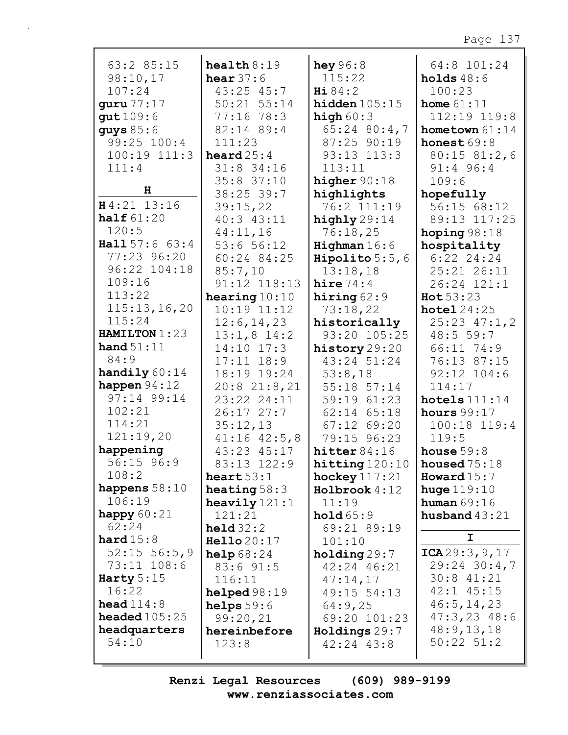63:2 85:15 98:10,17 107:24
**guru** 77:17
**gut** 109:6
**guys** 85:6 99:25 100:4 100:19 111:3 111:4

**H**

**H** 4:21 13:16
**half** 61:20 120:5
**Hall** 57:6 63:4 77:23 96:20 96:22 104:18 109:16 113:22 115:13,16,20 115:24
**HAMILTON** 1:23
**hand** 51:11 84:9
**handily** 60:14
**happen** 94:12 97:14 99:14 102:21 114:21 121:19,20
**happening** 56:15 96:9 108:2
**happens** 58:10 106:19
**happy** 60:21 62:24
**hard** 15:8 52:15 56:5,9 73:11 108:6
**Harty** 5:15 16:22
**head** 114:8
**headed** 105:25
**headquarters** 54:10
**health** 8:19
**hear** 37:6 43:25 45:7 50:21 55:14 77:16 78:3 82:14 89:4 111:23
**heard** 25:4 31:8 34:16 35:8 37:10 38:25 39:7 39:15,22 40:3 43:11 44:11,16 53:6 56:12 60:24 84:25 85:7,10 91:12 118:13
**hearing** 10:10 10:19 11:12 12:6,14,23 13:1,8 14:2 14:10 17:3 17:11 18:9 18:19 19:24 20:8 21:8,21 23:22 24:11 26:17 27:7 35:12,13 41:16 42:5,8 43:23 45:17 83:13 122:9
**heart** 53:1
**heating** 58:3
**heavily** 121:1 121:21
**held** 32:2
**Hello** 20:17
**help** 68:24 83:6 91:5 116:11
**helped** 98:19
**helps** 59:6 99:20,21
**hereinbefore** 123:8
**hey** 96:8 115:22
**Hi** 84:2
**hidden** 105:15
**high** 60:3 65:24 80:4,7 87:25 90:19 93:13 113:3 113:11
**higher** 90:18
**highlights** 76:2 111:19
**highly** 29:14 76:18,25
**Highman** 16:6
**Hipolito** 5:5,6 13:18,18
**hire** 74:4
**hiring** 62:9 73:18,22
**historically** 93:20 105:25
**history** 29:20 43:24 51:24 53:8,18 55:18 57:14 59:19 61:23 62:14 65:18 67:12 69:20 79:15 96:23
**hitter** 84:16
**hitting** 120:10
**hockey** 117:21
**Holbrook** 4:12 11:19
**hold** 65:9 69:21 89:19 101:10
**holding** 29:7 42:24 46:21 47:14,17 49:15 54:13 64:9,25 69:20 101:23
**Holdings** 29:7 42:24 43:8
64:8 101:24
**holds** 48:6 100:23
**home** 61:11 112:19 119:8
**hometown** 61:14
**honest** 69:8 80:15 81:2,6 91:4 96:4 109:6
**hopefully** 56:15 68:12 89:13 117:25
**hoping** 98:18
**hospitality** 6:22 24:24 25:21 26:11 26:24 121:1
**Hot** 53:23
**hotel** 24:25 25:23 47:1,2 48:5 59:7 66:11 74:9 76:13 87:15 92:12 104:6 114:17
**hotels** 111:14
**hours** 99:17 100:18 119:4 119:5
**house** 59:8
**housed** 75:18
**Howard** 15:7
**huge** 119:10
**human** 69:16
**husband** 43:21

**I**

**ICA** 29:3,9,17 29:24 30:4,7 30:8 41:21 42:1 45:15 46:5,14,23 47:3,23 48:6 48:9,13,18 50:22 51:2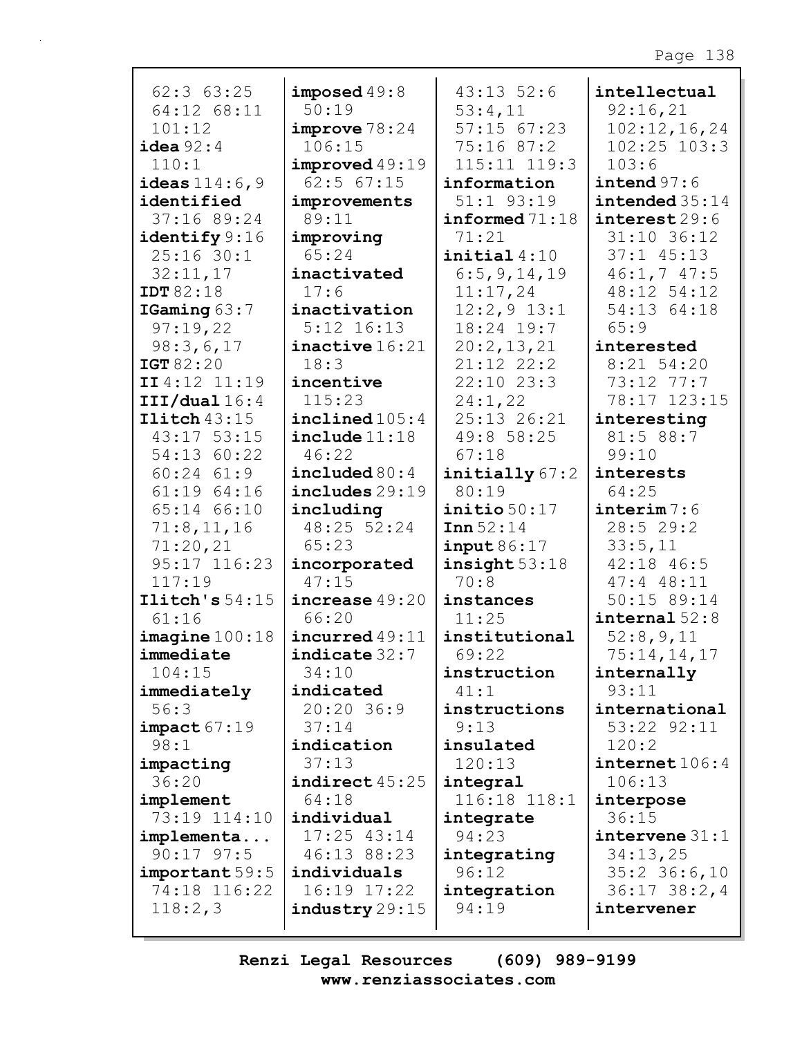62:3 63:25 64:12 68:11 101:12
**idea** 92:4 110:1
**ideas** 114:6,9
**identified** 37:16 89:24
**identify** 9:16 25:16 30:1 32:11,17
**IDT** 82:18
**IGaming** 63:7 97:19,22 98:3,6,17
**IGT** 82:20
**II** 4:12 11:19
**III/dual** 16:4
**Ilitch** 43:15 43:17 53:15 54:13 60:22 60:24 61:9 61:19 64:16 65:14 66:10 71:8,11,16 71:20,21 95:17 116:23 117:19
**Ilitch's** 54:15 61:16
**imagine** 100:18
**immediate** 104:15
**immediately** 56:3
**impact** 67:19 98:1
**impacting** 36:20
**implement** 73:19 114:10
**implementa...** 90:17 97:5
**important** 59:5 74:18 116:22 118:2,3

**imposed** 49:8 50:19
**improve** 78:24 106:15
**improved** 49:19 62:5 67:15
**improvements** 89:11
**improving** 65:24
**inactivated** 17:6
**inactivation** 5:12 16:13
**inactive** 16:21 18:3
**incentive** 115:23
**inclined** 105:4
**include** 11:18 46:22
**included** 80:4
**includes** 29:19
**including** 48:25 52:24 65:23
**incorporated** 47:15
**increase** 49:20 66:20
**incurred** 49:11
**indicate** 32:7 34:10
**indicated** 20:20 36:9 37:14
**indication** 37:13
**indirect** 45:25 64:18
**individual** 17:25 43:14 46:13 88:23
**individuals** 16:19 17:22
**industry** 29:15

43:13 52:6 53:4,11 57:15 67:23 75:16 87:2 115:11 119:3
**information** 51:1 93:19
**informed** 71:18 71:21
**initial** 4:10 6:5,9,14,19 11:17,24 12:2,9 13:1 18:24 19:7 20:2,13,21 21:12 22:2 22:10 23:3 24:1,22 25:13 26:21 49:8 58:25 67:18
**initially** 67:2 80:19
**initio** 50:17
**Inn** 52:14
**input** 86:17
**insight** 53:18 70:8
**instances** 11:25
**institutional** 69:22
**instruction** 41:1
**instructions** 9:13
**insulated** 120:13
**integral** 116:18 118:1
**integrate** 94:23
**integrating** 96:12
**integration** 94:19

**intellectual** 92:16,21 102:12,16,24 102:25 103:3 103:6
**intend** 97:6
**intended** 35:14
**interest** 29:6 31:10 36:12 37:1 45:13 46:1,7 47:5 48:12 54:12 54:13 64:18 65:9
**interested** 8:21 54:20 73:12 77:7 78:17 123:15
**interesting** 81:5 88:7 99:10
**interests** 64:25
**interim** 7:6 28:5 29:2 33:5,11 42:18 46:5 47:4 48:11 50:15 89:14
**internal** 52:8 52:8,9,11 75:14,14,17
**internally** 93:11
**international** 53:22 92:11 120:2
**internet** 106:4 106:13
**interpose** 36:15
**intervene** 31:1 34:13,25 35:2 36:6,10 36:17 38:2,4
**intervener**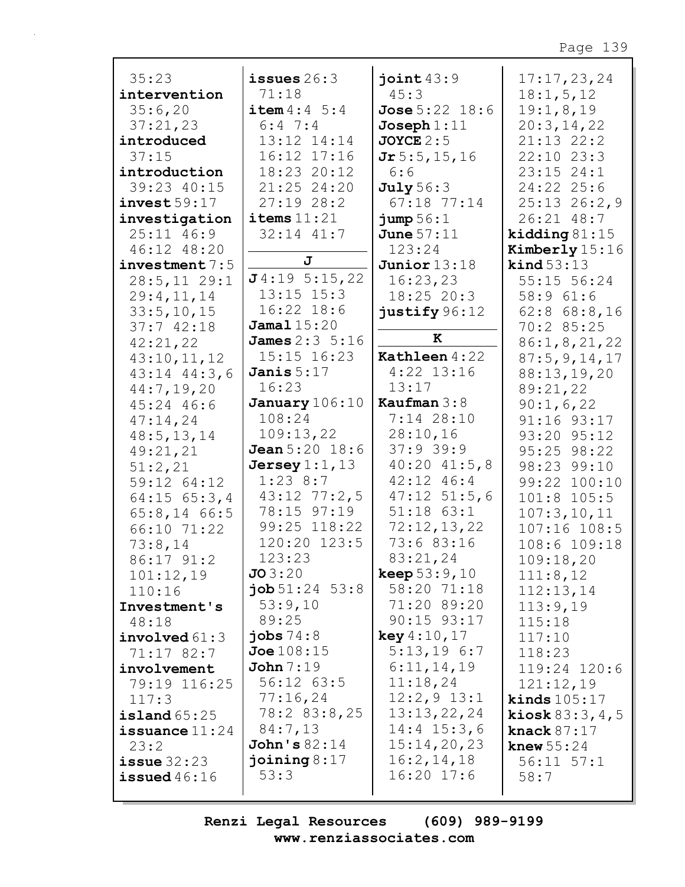35:23
**intervention** 35:6,20 37:21,23
**introduced** 37:15
**introduction** 39:23 40:15
**invest** 59:17
**investigation** 25:11 46:9 46:12 48:20
**investment** 7:5 28:5,11 29:1 29:4,11,14 33:5,10,15 37:7 42:18 42:21,22 43:10,11,12 43:14 44:3,6 44:7,19,20 45:24 46:6 47:14,24 48:5,13,14 49:21,21 51:2,21 59:12 64:12 64:15 65:3,4 65:8,14 66:5 66:10 71:22 73:8,14 86:17 91:2 101:12,19 110:16
**Investment's** 48:18
**involved** 61:3 71:17 82:7
**involvement** 79:19 116:25 117:3
**island** 65:25
**issuance** 11:24 23:2
**issue** 32:23
**issued** 46:16
**issues** 26:3 71:18
**item** 4:4 5:4 6:4 7:4 13:12 14:14 16:12 17:16 18:23 20:12 21:25 24:20 27:19 28:2
**items** 11:21 32:14 41:7

**J**

**J** 4:19 5:15,22 13:15 15:3 16:22 18:6
**Jamal** 15:20
**James** 2:3 5:16 15:15 16:23
**Janis** 5:17 16:23
**January** 106:10 108:24 109:13,22
**Jean** 5:20 18:6
**Jersey** 1:1,13 1:23 8:7 43:12 77:2,5 78:15 97:19 99:25 118:22 120:20 123:5 123:23
**JO** 3:20
**job** 51:24 53:8 53:9,10 89:25
**jobs** 74:8
**Joe** 108:15
**John** 7:19 56:12 63:5 77:16,24 78:2 83:8,25 84:7,13
**John's** 82:14
**joining** 8:17 53:3
**joint** 43:9 45:3
**Jose** 5:22 18:6
**Joseph** 1:11
**JOYCE** 2:5
**Jr** 5:5,15,16 6:6
**July** 56:3 67:18 77:14
**jump** 56:1
**June** 57:11 123:24
**Junior** 13:18 16:23,23 18:25 20:3
**justify** 96:12

**K**

**Kathleen** 4:22 4:22 13:16 13:17
**Kaufman** 3:8 7:14 28:10 28:10,16 37:9 39:9 40:20 41:5,8 42:12 46:4 47:12 51:5,6 51:18 63:1 72:12,13,22 73:6 83:16 83:21,24
**keep** 53:9,10 58:20 71:18 71:20 89:20 90:15 93:17
**key** 4:10,17 5:13,19 6:7 6:11,14,19 11:18,24 12:2,9 13:1 13:13,22,24 14:4 15:3,6 15:14,20,23 16:2,14,18 16:20 17:6 17:17,23,24 18:1,5,12 19:1,8,19 20:3,14,22 21:13 22:2 22:10 23:3 23:15 24:1 24:22 25:6 25:13 26:2,9 26:21 48:7
**kidding** 81:15
**Kimberly** 15:16
**kind** 53:13 55:15 56:24 58:9 61:6 62:8 68:8,16 70:2 85:25 86:1,8,21,22 87:5,9,14,17 88:13,19,20 89:21,22 90:1,6,22 91:16 93:17 93:20 95:12 95:25 98:22 98:23 99:10 99:22 100:10 101:8 105:5 107:3,10,11 107:16 108:5 108:6 109:18 109:18,20 111:8,12 112:13,14 113:9,19 115:18 117:10 118:23 119:24 120:6 121:12,19
**kinds** 105:17
**kiosk** 83:3,4,5
**knack** 87:17
**knew** 55:24 56:11 57:1 58:7

Renzi Legal Resources (609) 989-9199
www.renziassociates.com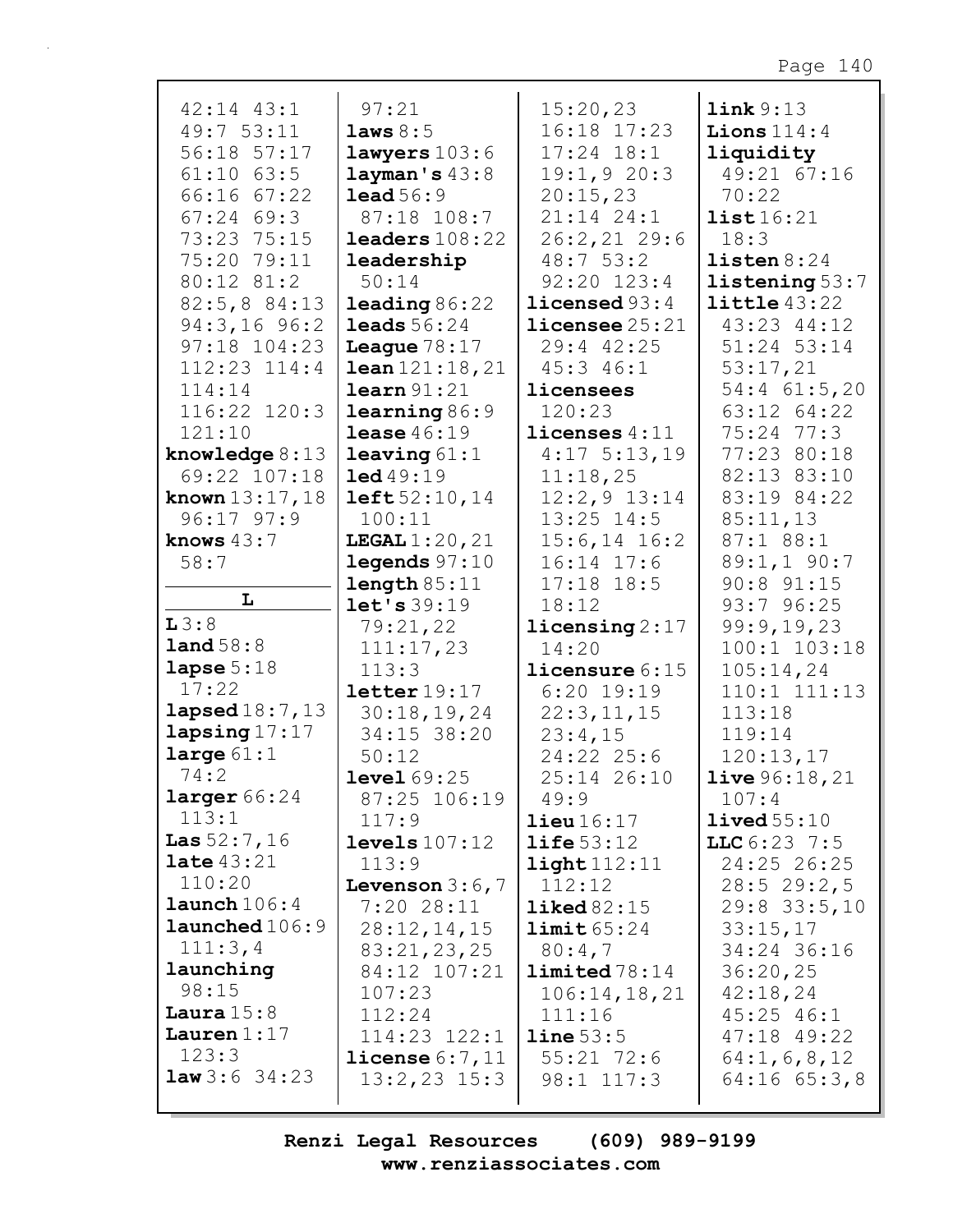42:14 43:1
49:7 53:11
56:18 57:17
61:10 63:5
66:16 67:22
67:24 69:3
73:23 75:15
75:20 79:11
80:12 81:2
82:5,8 84:13
94:3,16 96:2
97:18 104:23
112:23 114:4
114:14
116:22 120:3
121:10

**knowledge** 8:13
69:22 107:18

**known** 13:17,18
96:17 97:9

**knows** 43:7
58:7

**L**

**L** 3:8

**land** 58:8

**lapse** 5:18
17:22

**lapsed** 18:7,13

**lapsing** 17:17

**large** 61:1
74:2

**larger** 66:24
113:1

**Las** 52:7,16

**late** 43:21
110:20

**launch** 106:4

**launched** 106:9
111:3,4

**launching**
98:15

**Laura** 15:8

**Lauren** 1:17
123:3

**law** 3:6 34:23
97:21

**laws** 8:5

**lawyers** 103:6

**layman's** 43:8

**lead** 56:9
87:18 108:7

**leaders** 108:22

**leadership**
50:14

**leading** 86:22

**leads** 56:24

**League** 78:17

**lean** 121:18,21

**learn** 91:21

**learning** 86:9

**lease** 46:19

**leaving** 61:1

**led** 49:19

**left** 52:10,14
100:11

**LEGAL** 1:20,21

**legends** 97:10

**length** 85:11

**let's** 39:19
79:21,22
111:17,23
113:3

**letter** 19:17
30:18,19,24
34:15 38:20
50:12

**level** 69:25
87:25 106:19
117:9

**levels** 107:12
113:9

**Levenson** 3:6,7
7:20 28:11
28:12,14,15
83:21,23,25
84:12 107:21
107:23
112:24
114:23 122:1

**license** 6:7,11
13:2,23 15:3
15:20,23
16:18 17:23
17:24 18:1
19:1,9 20:3
20:15,23
21:14 24:1
26:2,21 29:6
48:7 53:2
92:20 123:4

**licensed** 93:4

**licensee** 25:21
29:4 42:25
45:3 46:1

**licensees**
120:23

**licenses** 4:11
4:17 5:13,19
11:18,25
12:2,9 13:14
13:25 14:5
15:6,14 16:2
16:14 17:6
17:18 18:5
18:12

**licensing** 2:17
14:20

**licensure** 6:15
6:20 19:19
22:3,11,15
23:4,15
24:22 25:6
25:14 26:10
49:9

**lieu** 16:17

**life** 53:12

**light** 112:11
112:12

**liked** 82:15

**limit** 65:24
80:4,7

**limited** 78:14
106:14,18,21
111:16

**line** 53:5
55:21 72:6
98:1 117:3

**link** 9:13

**Lions** 114:4

**liquidity**
49:21 67:16
70:22

**list** 16:21
18:3

**listen** 8:24

**listening** 53:7

**little** 43:22
43:23 44:12
51:24 53:14
53:17,21
54:4 61:5,20
63:12 64:22
75:24 77:3
77:23 80:18
82:13 83:10
83:19 84:22
85:11,13
87:1 88:1
89:1,1 90:7
90:8 91:15
93:7 96:25
99:9,19,23
100:1 103:18
105:14,24
110:1 111:13
113:18
119:14
120:13,17

**live** 96:18,21
107:4

**lived** 55:10

**LLC** 6:23 7:5
24:25 26:25
28:5 29:2,5
29:8 33:5,10
33:15,17
34:24 36:16
36:20,25
42:18,24
45:25 46:1
47:18 49:22
64:1,6,8,12
64:16 65:3,8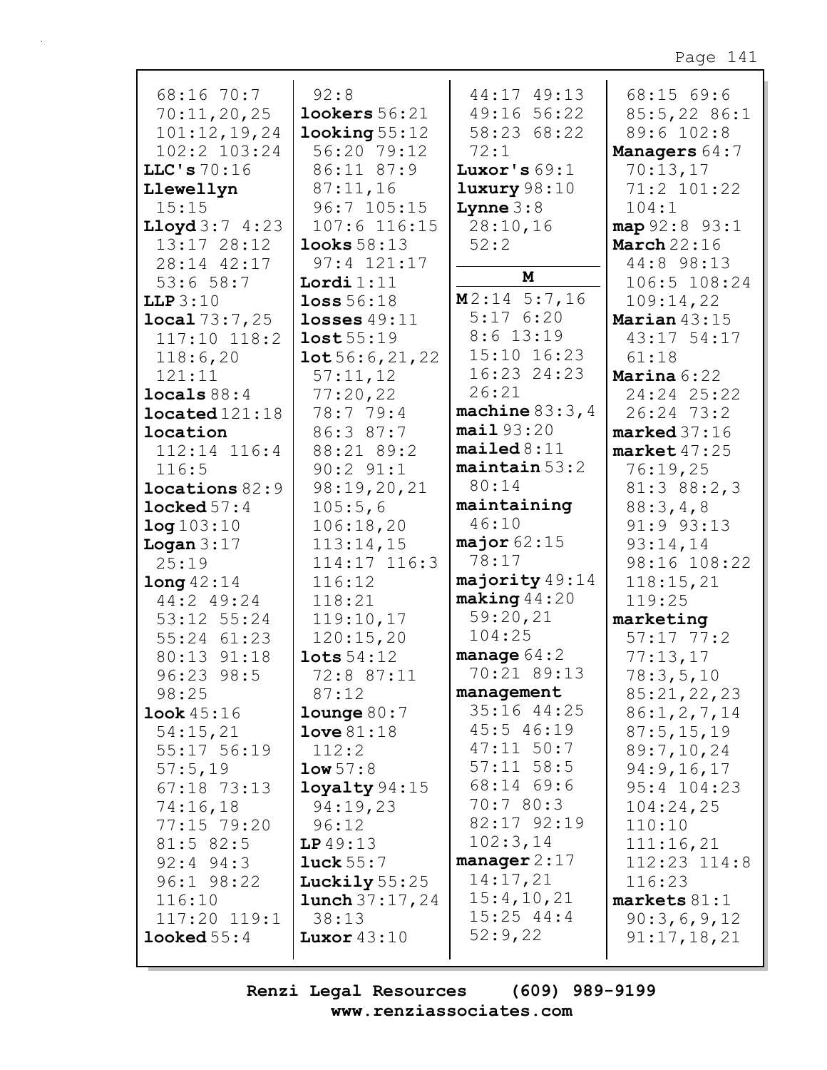68:16 70:7 70:11,20,25 101:12,19,24 102:2 103:24
**LLC's** 70:16
**Llewellyn** 15:15
**Lloyd** 3:7 4:23 13:17 28:12 28:14 42:17 53:6 58:7
**LLP** 3:10
**local** 73:7,25 117:10 118:2 118:6,20 121:11
**locals** 88:4
**located** 121:18
**location** 112:14 116:4 116:5
**locations** 82:9
**locked** 57:4
**log** 103:10
**Logan** 3:17 25:19
**long** 42:14 44:2 49:24 53:12 55:24 55:24 61:23 80:13 91:18 96:23 98:5 98:25
**look** 45:16 54:15,21 55:17 56:19 57:5,19 67:18 73:13 74:16,18 77:15 79:20 81:5 82:5 92:4 94:3 96:1 98:22 116:10 117:20 119:1
**looked** 55:4

92:8
**lookers** 56:21
**looking** 55:12 56:20 79:12 86:11 87:9 87:11,16 96:7 105:15 107:6 116:15
**looks** 58:13 97:4 121:17
**Lordi** 1:11
**loss** 56:18
**losses** 49:11
**lost** 55:19
**lot** 56:6,21,22 57:11,12 77:20,22 78:7 79:4 86:3 87:7 88:21 89:2 90:2 91:1 98:19,20,21 105:5,6 106:18,20 113:14,15 114:17 116:3 116:12 118:21 119:10,17 120:15,20
**lots** 54:12 72:8 87:11 87:12
**lounge** 80:7
**love** 81:18 112:2
**low** 57:8
**loyalty** 94:15 94:19,23 96:12
**LP** 49:13
**luck** 55:7
**Luckily** 55:25
**lunch** 37:17,24 38:13
**Luxor** 43:10

44:17 49:13 49:16 56:22 58:23 68:22 72:1
**Luxor's** 69:1
**luxury** 98:10
**Lynne** 3:8 28:10,16 52:2

**M**

**M** 2:14 5:7,16 5:17 6:20 8:6 13:19 15:10 16:23 16:23 24:23 26:21
**machine** 83:3,4
**mail** 93:20
**mailed** 8:11
**maintain** 53:2 80:14
**maintaining** 46:10
**major** 62:15 78:17
**majority** 49:14
**making** 44:20 59:20,21 104:25
**manage** 64:2 70:21 89:13
**management** 35:16 44:25 45:5 46:19 47:11 50:7 57:11 58:5 68:14 69:6 70:7 80:3 82:17 92:19 102:3,14
**manager** 2:17 14:17,21 15:4,10,21 15:25 44:4 52:9,22

68:15 69:6 85:5,22 86:1 89:6 102:8
**Managers** 64:7 70:13,17 71:2 101:22 104:1
**map** 92:8 93:1
**March** 22:16 44:8 98:13 106:5 108:24 109:14,22
**Marian** 43:15 43:17 54:17 61:18
**Marina** 6:22 24:24 25:22 26:24 73:2
**marked** 37:16
**market** 47:25 76:19,25 81:3 88:2,3 88:3,4,8 91:9 93:13 93:14,14 98:16 108:22 118:15,21 119:25
**marketing** 57:17 77:2 77:13,17 78:3,5,10 85:21,22,23 86:1,2,7,14 87:5,15,19 89:7,10,24 94:9,16,17 95:4 104:23 104:24,25 110:10 111:16,21 112:23 114:8 116:23
**markets** 81:1 90:3,6,9,12 91:17,18,21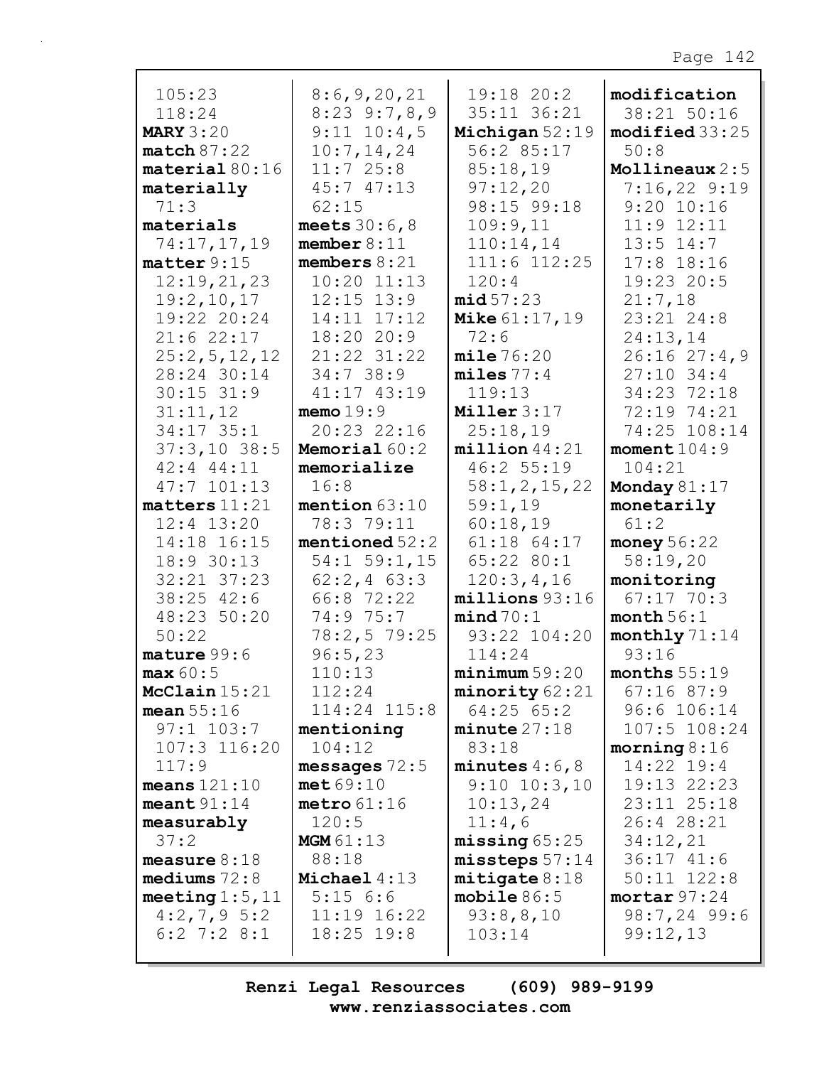105:23
118:24
**MARY** 3:20
**match** 87:22
**material** 80:16
**materially** 71:3
**materials** 74:17,17,19
**matter** 9:15 12:19,21,23 19:2,10,17 19:22 20:24 21:6 22:17 25:2,5,12,12 28:24 30:14 30:15 31:9 31:11,12 34:17 35:1 37:3,10 38:5 42:4 44:11 47:7 101:13
**matters** 11:21 12:4 13:20 14:18 16:15 18:9 30:13 32:21 37:23 38:25 42:6 48:23 50:20 50:22
**mature** 99:6
**max** 60:5
**McClain** 15:21
**mean** 55:16 97:1 103:7 107:3 116:20 117:9
**means** 121:10
**meant** 91:14
**measurably** 37:2
**measure** 8:18
**mediums** 72:8
**meeting** 1:5,11 4:2,7,9 5:2 6:2 7:2 8:1 8:6,9,20,21 8:23 9:7,8,9 9:11 10:4,5 10:7,14,24 11:7 25:8 45:7 47:13 62:15
**meets** 30:6,8
**member** 8:11
**members** 8:21 10:20 11:13 12:15 13:9 14:11 17:12 18:20 20:9 21:22 31:22 34:7 38:9 41:17 43:19
**memo** 19:9 20:23 22:16
**Memorial** 60:2
**memorialize** 16:8
**mention** 63:10 78:3 79:11
**mentioned** 52:2 54:1 59:1,15 62:2,4 63:3 66:8 72:22 74:9 75:7 78:2,5 79:25 96:5,23 110:13 112:24 114:24 115:8
**mentioning** 104:12
**messages** 72:5
**met** 69:10
**metro** 61:16 120:5
**MGM** 61:13 88:18
**Michael** 4:13 5:15 6:6 11:19 16:22 18:25 19:8 19:18 20:2 35:11 36:21
**Michigan** 52:19 56:2 85:17 85:18,19 97:12,20 98:15 99:18 109:9,11 110:14,14 111:6 112:25 120:4
**mid** 57:23
**Mike** 61:17,19 72:6
**mile** 76:20
**miles** 77:4 119:13
**Miller** 3:17 25:18,19
**million** 44:21 46:2 55:19 58:1,2,15,22 59:1,19 60:18,19 61:18 64:17 65:22 80:1 120:3,4,16
**millions** 93:16
**mind** 70:1 93:22 104:20 114:24
**minimum** 59:20
**minority** 62:21 64:25 65:2
**minute** 27:18 83:18
**minutes** 4:6,8 9:10 10:3,10 10:13,24 11:4,6
**missing** 65:25
**missteps** 57:14
**mitigate** 8:18
**mobile** 86:5 93:8,8,10 103:14
**modification** 38:21 50:16
**modified** 33:25 50:8
**Mollineaux** 2:5 7:16,22 9:19 9:20 10:16 11:9 12:11 13:5 14:7 17:8 18:16 19:23 20:5 21:7,18 23:21 24:8 24:13,14 26:16 27:4,9 27:10 34:4 34:23 72:18 72:19 74:21 74:25 108:14
**moment** 104:9 104:21
**Monday** 81:17
**monetarily** 61:2
**money** 56:22 58:19,20
**monitoring** 67:17 70:3
**month** 56:1
**monthly** 71:14 93:16
**months** 55:19 67:16 87:9 96:6 106:14 107:5 108:24
**morning** 8:16 14:22 19:4 19:13 22:23 23:11 25:18 26:4 28:21 34:12,21 36:17 41:6 50:11 122:8
**mortar** 97:24 98:7,24 99:6 99:12,13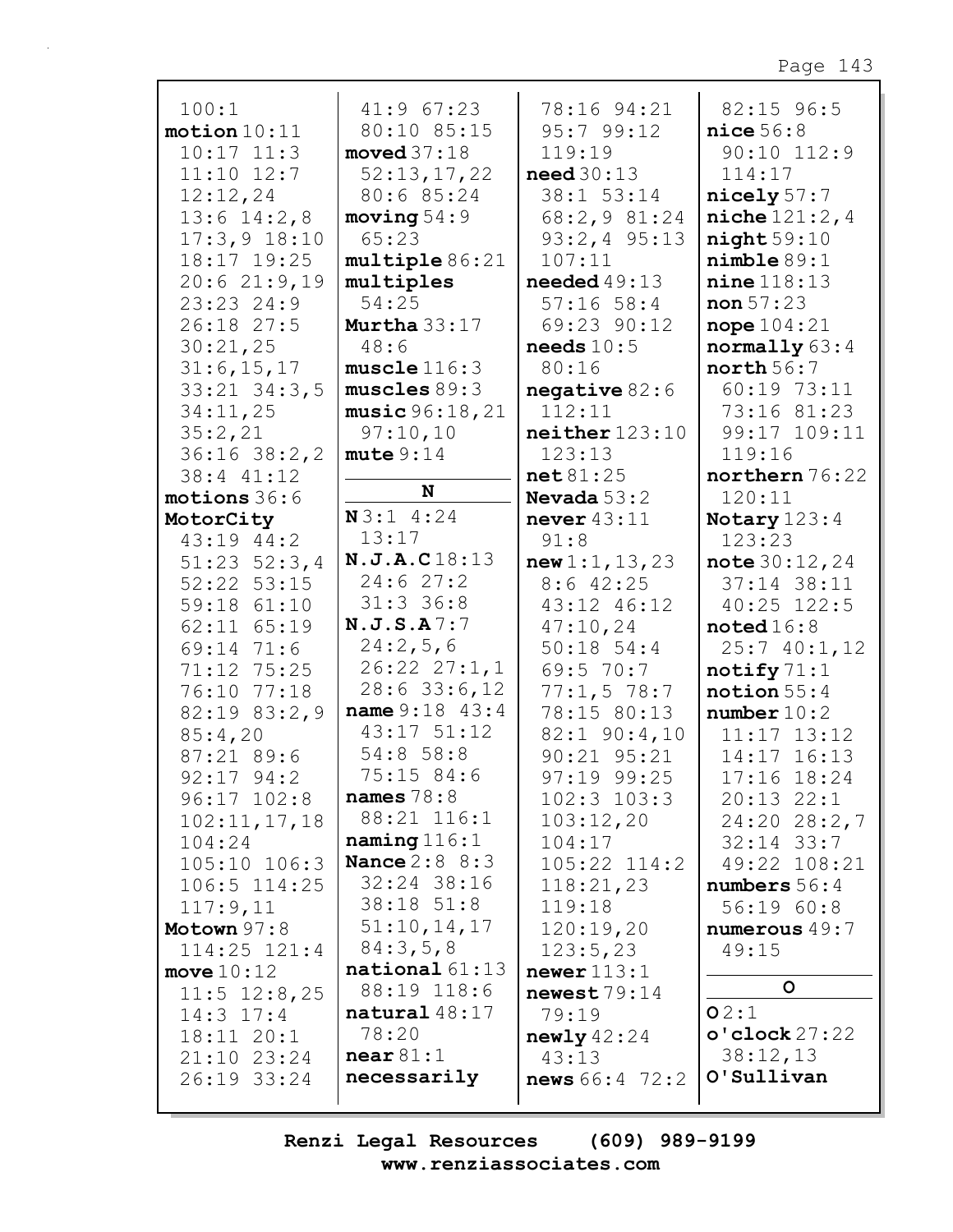100:1
**motion** 10:11
10:17 11:3
11:10 12:7
12:12,24
13:6 14:2,8
17:3,9 18:10
18:17 19:25
20:6 21:9,19
23:23 24:9
26:18 27:5
30:21,25
31:6,15,17
33:21 34:3,5
34:11,25
35:2,21
36:16 38:2,2
38:4 41:12
**motions** 36:6
**MotorCity**
43:19 44:2
51:23 52:3,4
52:22 53:15
59:18 61:10
62:11 65:19
69:14 71:6
71:12 75:25
76:10 77:18
82:19 83:2,9
85:4,20
87:21 89:6
92:17 94:2
96:17 102:8
102:11,17,18
104:24
105:10 106:3
106:5 114:25
117:9,11
**Motown** 97:8
114:25 121:4
**move** 10:12
11:5 12:8,25
14:3 17:4
18:11 20:1
21:10 23:24
26:19 33:24
41:9 67:23
80:10 85:15
**moved** 37:18
52:13,17,22
80:6 85:24
**moving** 54:9
65:23
**multiple** 86:21
**multiples**
54:25
**Murtha** 33:17
48:6
**muscle** 116:3
**muscles** 89:3
**music** 96:18,21
97:10,10
**mute** 9:14

**N**

**N** 3:1 4:24
13:17
**N.J.A.C** 18:13
24:6 27:2
31:3 36:8
**N.J.S.A** 7:7
24:2,5,6
26:22 27:1,1
28:6 33:6,12
**name** 9:18 43:4
43:17 51:12
54:8 58:8
75:15 84:6
**names** 78:8
88:21 116:1
**naming** 116:1
**Nance** 2:8 8:3
32:24 38:16
38:18 51:8
51:10,14,17
84:3,5,8
**national** 61:13
88:19 118:6
**natural** 48:17
78:20
**near** 81:1
**necessarily**
78:16 94:21
95:7 99:12
119:19
**need** 30:13
38:1 53:14
68:2,9 81:24
93:2,4 95:13
107:11
**needed** 49:13
57:16 58:4
69:23 90:12
**needs** 10:5
80:16
**negative** 82:6
112:11
**neither** 123:10
123:13
**net** 81:25
**Nevada** 53:2
**never** 43:11
91:8
**new** 1:1,13,23
8:6 42:25
43:12 46:12
47:10,24
50:18 54:4
69:5 70:7
77:1,5 78:7
78:15 80:13
82:1 90:4,10
90:21 95:21
97:19 99:25
102:3 103:3
103:12,20
104:17
105:22 114:2
118:21,23
119:18
120:19,20
123:5,23
**newer** 113:1
**newest** 79:14
79:19
**newly** 42:24
43:13
**news** 66:4 72:2
82:15 96:5
**nice** 56:8
90:10 112:9
114:17
**nicely** 57:7
**niche** 121:2,4
**night** 59:10
**nimble** 89:1
**nine** 118:13
**non** 57:23
**nope** 104:21
**normally** 63:4
**north** 56:7
60:19 73:11
73:16 81:23
99:17 109:11
119:16
**northern** 76:22
120:11
**Notary** 123:4
123:23
**note** 30:12,24
37:14 38:11
40:25 122:5
**noted** 16:8
25:7 40:1,12
**notify** 71:1
**notion** 55:4
**number** 10:2
11:17 13:12
14:17 16:13
17:16 18:24
20:13 22:1
24:20 28:2,7
32:14 33:7
49:22 108:21
**numbers** 56:4
56:19 60:8
**numerous** 49:7
49:15

**O**

**O** 2:1
**o'clock** 27:22
38:12,13
**O'Sullivan**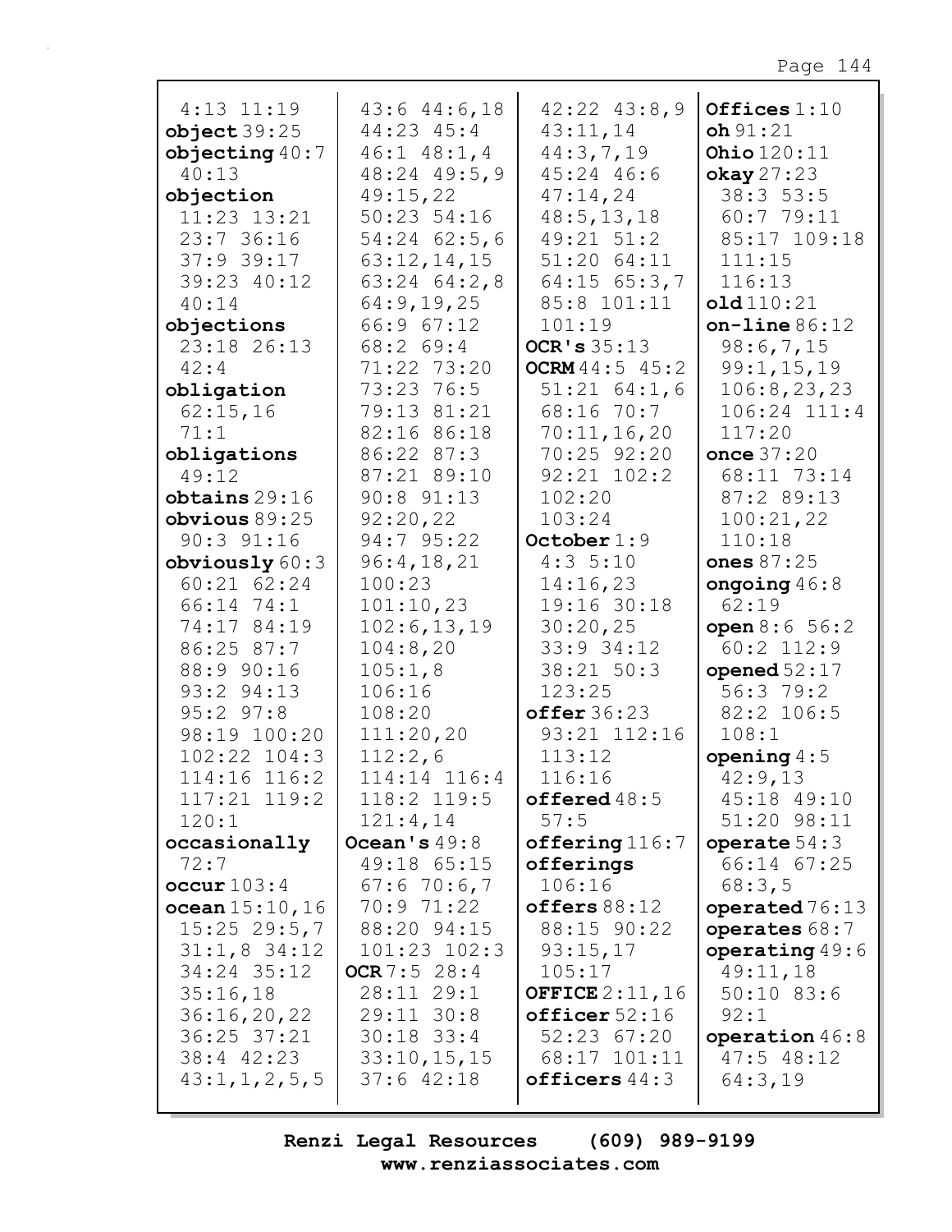4:13 11:19
**object** 39:25
**objecting** 40:7
40:13
**objection**
11:23 13:21
23:7 36:16
37:9 39:17
39:23 40:12
40:14
**objections**
23:18 26:13
42:4
**obligation**
62:15,16
71:1
**obligations**
49:12
**obtains** 29:16
**obvious** 89:25
90:3 91:16
**obviously** 60:3
60:21 62:24
66:14 74:1
74:17 84:19
86:25 87:7
88:9 90:16
93:2 94:13
95:2 97:8
98:19 100:20
102:22 104:3
114:16 116:2
117:21 119:2
120:1
**occasionally**
72:7
**occur** 103:4
**ocean** 15:10,16
15:25 29:5,7
31:1,8 34:12
34:24 35:12
35:16,18
36:16,20,22
36:25 37:21
38:4 42:23
43:1,1,2,5,5
43:6 44:6,18
44:23 45:4
46:1 48:1,4
48:24 49:5,9
49:15,22
50:23 54:16
54:24 62:5,6
63:12,14,15
63:24 64:2,8
64:9,19,25
66:9 67:12
68:2 69:4
71:22 73:20
73:23 76:5
79:13 81:21
82:16 86:18
86:22 87:3
87:21 89:10
90:8 91:13
92:20,22
94:7 95:22
96:4,18,21
100:23
101:10,23
102:6,13,19
104:8,20
105:1,8
106:16
108:20
111:20,20
112:2,6
114:14 116:4
118:2 119:5
121:4,14
**Ocean's** 49:8
49:18 65:15
67:6 70:6,7
70:9 71:22
88:20 94:15
101:23 102:3
**OCR** 7:5 28:4
28:11 29:1
29:11 30:8
30:18 33:4
33:10,15,15
37:6 42:18
42:22 43:8,9
43:11,14
44:3,7,19
45:24 46:6
47:14,24
48:5,13,18
49:21 51:2
51:20 64:11
64:15 65:3,7
85:8 101:11
101:19
**OCR's** 35:13
**OCRM** 44:5 45:2
51:21 64:1,6
68:16 70:7
70:11,16,20
70:25 92:20
92:21 102:2
102:20
103:24
**October** 1:9
4:3 5:10
14:16,23
19:16 30:18
30:20,25
33:9 34:12
38:21 50:3
123:25
**offer** 36:23
93:21 112:16
113:12
116:16
**offered** 48:5
57:5
**offering** 116:7
**offerings**
106:16
**offers** 88:12
88:15 90:22
93:15,17
105:17
**OFFICE** 2:11,16
**officer** 52:16
52:23 67:20
68:17 101:11
**officers** 44:3
**Offices** 1:10
**oh** 91:21
**Ohio** 120:11
**okay** 27:23
38:3 53:5
60:7 79:11
85:17 109:18
111:15
116:13
**old** 110:21
**on-line** 86:12
98:6,7,15
99:1,15,19
106:8,23,23
106:24 111:4
117:20
**once** 37:20
68:11 73:14
87:2 89:13
100:21,22
110:18
**ones** 87:25
**ongoing** 46:8
62:19
**open** 8:6 56:2
60:2 112:9
**opened** 52:17
56:3 79:2
82:2 106:5
108:1
**opening** 4:5
42:9,13
45:18 49:10
51:20 98:11
**operate** 54:3
66:14 67:25
68:3,5
**operated** 76:13
**operates** 68:7
**operating** 49:6
49:11,18
50:10 83:6
92:1
**operation** 46:8
47:5 48:12
64:3,19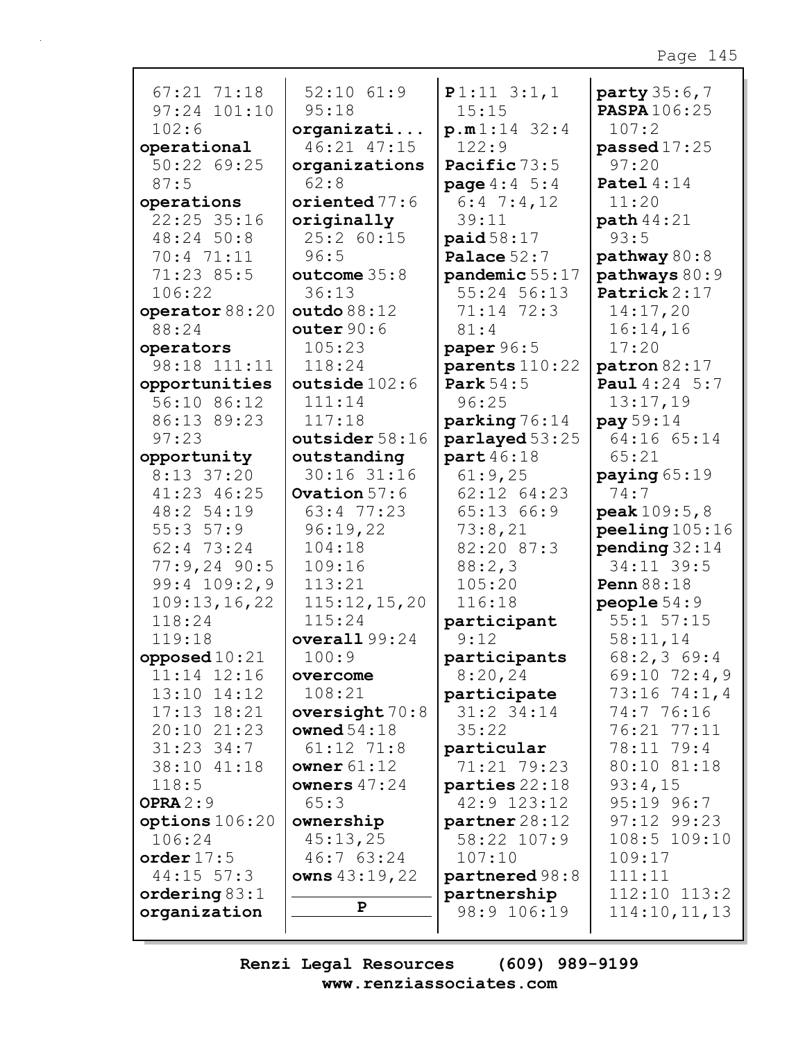67:21 71:18
97:24 101:10
102:6
**operational** 50:22 69:25 87:5
**operations** 22:25 35:16 48:24 50:8 70:4 71:11 71:23 85:5 106:22
**operator** 88:20 88:24
**operators** 98:18 111:11
**opportunities** 56:10 86:12 86:13 89:23 97:23
**opportunity** 8:13 37:20 41:23 46:25 48:2 54:19 55:3 57:9 62:4 73:24 77:9,24 90:5 99:4 109:2,9 109:13,16,22 118:24 119:18
**opposed** 10:21 11:14 12:16 13:10 14:12 17:13 18:21 20:10 21:23 31:23 34:7 38:10 41:18 118:5
**OPRA** 2:9
**options** 106:20 106:24
**order** 17:5 44:15 57:3
**ordering** 83:1
**organization** 52:10 61:9 95:18
**organizati...** 46:21 47:15
**organizations** 62:8
**oriented** 77:6
**originally** 25:2 60:15 96:5
**outcome** 35:8 36:13
**outdo** 88:12
**outer** 90:6 105:23 118:24
**outside** 102:6 111:14 117:18
**outsider** 58:16
**outstanding** 30:16 31:16
**Ovation** 57:6 63:4 77:23 96:19,22 104:18 109:16 113:21 115:12,15,20 115:24
**overall** 99:24 100:9
**overcome** 108:21
**oversight** 70:8
**owned** 54:18 61:12 71:8
**owner** 61:12
**owners** 47:24 65:3
**ownership** 45:13,25 46:7 63:24
**owns** 43:19,22

**P**

**P** 1:11 3:1,1 15:15
**p.m** 1:14 32:4 122:9
**Pacific** 73:5
**page** 4:4 5:4 6:4 7:4,12 39:11
**paid** 58:17
**Palace** 52:7
**pandemic** 55:17 55:24 56:13 71:14 72:3 81:4
**paper** 96:5
**parents** 110:22
**Park** 54:5 96:25
**parking** 76:14
**parlayed** 53:25
**part** 46:18 61:9,25 62:12 64:23 65:13 66:9 73:8,21 82:20 87:3 88:2,3 105:20 116:18
**participant** 9:12
**participants** 8:20,24
**participate** 31:2 34:14 35:22
**particular** 71:21 79:23
**parties** 22:18 42:9 123:12
**partner** 28:12 58:22 107:9 107:10
**partnered** 98:8
**partnership** 98:9 106:19
**party** 35:6,7
**PASPA** 106:25 107:2
**passed** 17:25 97:20
**Patel** 4:14 11:20
**path** 44:21 93:5
**pathway** 80:8
**pathways** 80:9
**Patrick** 2:17 14:17,20 16:14,16 17:20
**patron** 82:17
**Paul** 4:24 5:7 13:17,19
**pay** 59:14 64:16 65:14 65:21
**paying** 65:19 74:7
**peak** 109:5,8
**peeling** 105:16
**pending** 32:14 34:11 39:5
**Penn** 88:18
**people** 54:9 55:1 57:15 58:11,14 68:2,3 69:4 69:10 72:4,9 73:16 74:1,4 74:7 76:16 76:21 77:11 78:11 79:4 80:10 81:18 93:4,15 95:19 96:7 97:12 99:23 108:5 109:10 109:17 111:11 112:10 113:2 114:10,11,13

Renzi Legal Resources (609) 989-9199
www.renziassociates.com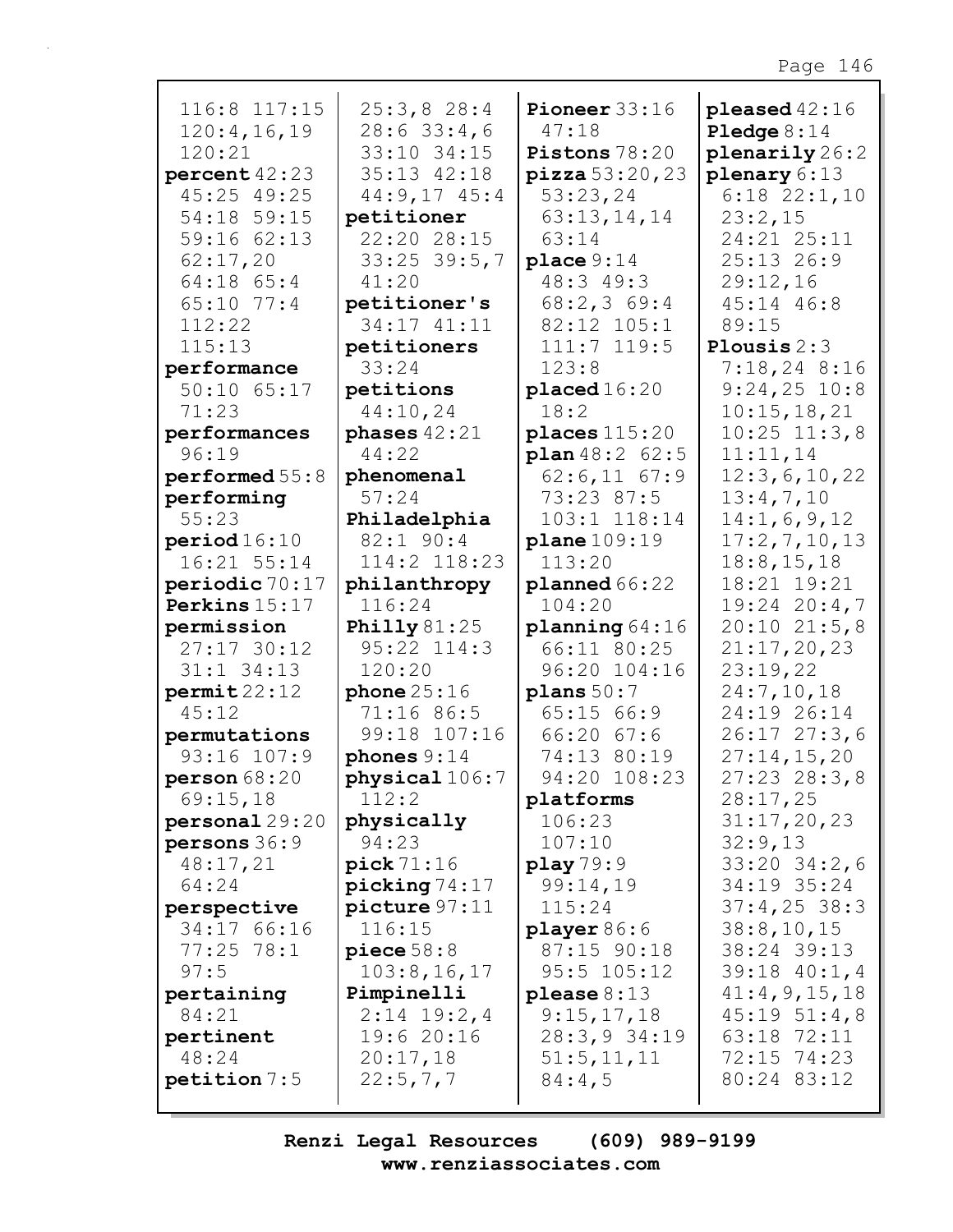116:8 117:15
120:4,16,19
120:21

**percent** 42:23
45:25 49:25
54:18 59:15
59:16 62:13
62:17,20
64:18 65:4
65:10 77:4
112:22
115:13

**performance**
50:10 65:17
71:23

**performances**
96:19

**performed** 55:8

**performing**
55:23

**period** 16:10
16:21 55:14

**periodic** 70:17

**Perkins** 15:17

**permission**
27:17 30:12
31:1 34:13

**permit** 22:12
45:12

**permutations**
93:16 107:9

**person** 68:20
69:15,18

**personal** 29:20

**persons** 36:9
48:17,21
64:24

**perspective**
34:17 66:16
77:25 78:1
97:5

**pertaining**
84:21

**pertinent**
48:24

**petition** 7:5
25:3,8 28:4
28:6 33:4,6
33:10 34:15
35:13 42:18
44:9,17 45:4

**petitioner**
22:20 28:15
33:25 39:5,7
41:20

**petitioner's**
34:17 41:11

**petitioners**
33:24

**petitions**
44:10,24

**phases** 42:21
44:22

**phenomenal**
57:24

**Philadelphia**
82:1 90:4
114:2 118:23

**philanthropy**
116:24

**Philly** 81:25
95:22 114:3
120:20

**phone** 25:16
71:16 86:5
99:18 107:16

**phones** 9:14

**physical** 106:7
112:2

**physically**
94:23

**pick** 71:16

**picking** 74:17

**picture** 97:11
116:15

**piece** 58:8
103:8,16,17

**Pimpinelli**
2:14 19:2,4
19:6 20:16
20:17,18
22:5,7,7

**Pioneer** 33:16
47:18

**Pistons** 78:20

**pizza** 53:20,23
53:23,24
63:13,14,14
63:14

**place** 9:14
48:3 49:3
68:2,3 69:4
82:12 105:1
111:7 119:5
123:8

**placed** 16:20
18:2

**places** 115:20

**plan** 48:2 62:5
62:6,11 67:9
73:23 87:5
103:1 118:14

**plane** 109:19
113:20

**planned** 66:22
104:20

**planning** 64:16
66:11 80:25
96:20 104:16

**plans** 50:7
65:15 66:9
66:20 67:6
74:13 80:19
94:20 108:23

**platforms**
106:23
107:10

**play** 79:9
99:14,19
115:24

**player** 86:6
87:15 90:18
95:5 105:12

**please** 8:13
9:15,17,18
28:3,9 34:19
51:5,11,11
84:4,5

**pleased** 42:16

**Pledge** 8:14

**plenarily** 26:2

**plenary** 6:13
6:18 22:1,10
23:2,15
24:21 25:11
25:13 26:9
29:12,16
45:14 46:8
89:15

**Plousis** 2:3
7:18,24 8:16
9:24,25 10:8
10:15,18,21
10:25 11:3,8
11:11,14
12:3,6,10,22
13:4,7,10
14:1,6,9,12
17:2,7,10,13
18:8,15,18
18:21 19:21
19:24 20:4,7
20:10 21:5,8
21:17,20,23
23:19,22
24:7,10,18
24:19 26:14
26:17 27:3,6
27:14,15,20
27:23 28:3,8
28:17,25
31:17,20,23
32:9,13
33:20 34:2,6
34:19 35:24
37:4,25 38:3
38:8,10,15
38:24 39:13
39:18 40:1,4
41:4,9,15,18
45:19 51:4,8
63:18 72:11
72:15 74:23
80:24 83:12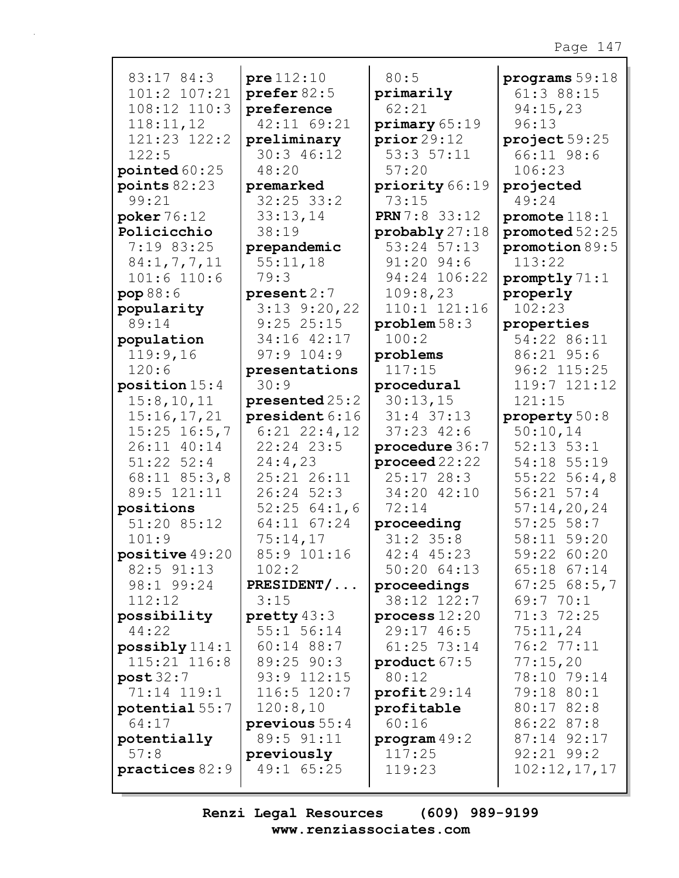83:17 84:3
101:2 107:21
108:12 110:3
118:11,12
121:23 122:2
122:5

**pointed** 60:25

**points** 82:23
99:21

**poker** 76:12

**Policicchio**
7:19 83:25
84:1,7,7,11
101:6 110:6

**pop** 88:6

**popularity**
89:14

**population**
119:9,16
120:6

**position** 15:4
15:8,10,11
15:16,17,21
15:25 16:5,7
26:11 40:14
51:22 52:4
68:11 85:3,8
89:5 121:11

**positions**
51:20 85:12
101:9

**positive** 49:20
82:5 91:13
98:1 99:24
112:12

**possibility**
44:22

**possibly** 114:1
115:21 116:8

**post** 32:7
71:14 119:1

**potential** 55:7
64:17

**potentially**
57:8

**practices** 82:9

**pre** 112:10

**prefer** 82:5

**preference**
42:11 69:21

**preliminary**
30:3 46:12
48:20

**premarked**
32:25 33:2
33:13,14
38:19

**prepandemic**
55:11,18
79:3

**present** 2:7
3:13 9:20,22
9:25 25:15
34:16 42:17
97:9 104:9

**presentations**
30:9

**presented** 25:2

**president** 6:16
6:21 22:4,12
22:24 23:5
24:4,23
25:21 26:11
26:24 52:3
52:25 64:1,6
64:11 67:24
75:14,17
85:9 101:16
102:2

**PRESIDENT/...**
3:15

**pretty** 43:3
55:1 56:14
60:14 88:7
89:25 90:3
93:9 112:15
116:5 120:7
120:8,10

**previous** 55:4
89:5 91:11

**previously**
49:1 65:25

80:5

**primarily**
62:21

**primary** 65:19

**prior** 29:12
53:3 57:11
57:20

**priority** 66:19
73:15

**PRN** 7:8 33:12

**probably** 27:18
53:24 57:13
91:20 94:6
94:24 106:22
109:8,23
110:1 121:16

**problem** 58:3
100:2

**problems**
117:15

**procedural**
30:13,15
31:4 37:13
37:23 42:6

**procedure** 36:7

**proceed** 22:22
25:17 28:3
34:20 42:10
72:14

**proceeding**
31:2 35:8
42:4 45:23
50:20 64:13

**proceedings**
38:12 122:7

**process** 12:20
29:17 46:5
61:25 73:14

**product** 67:5
80:12

**profit** 29:14

**profitable**
60:16

**program** 49:2
117:25
119:23

**programs** 59:18
61:3 88:15
94:15,23
96:13

**project** 59:25
66:11 98:6
106:23

**projected**
49:24

**promote** 118:1

**promoted** 52:25

**promotion** 89:5
113:22

**promptly** 71:1

**properly**
102:23

**properties**
54:22 86:11
86:21 95:6
96:2 115:25
119:7 121:12
121:15

**property** 50:8
50:10,14
52:13 53:1
54:18 55:19
55:22 56:4,8
56:21 57:4
57:14,20,24
57:25 58:7
58:11 59:20
59:22 60:20
65:18 67:14
67:25 68:5,7
69:7 70:1
71:3 72:25
75:11,24
76:2 77:11
77:15,20
78:10 79:14
79:18 80:1
80:17 82:8
86:22 87:8
87:14 92:17
92:21 99:2
102:12,17,17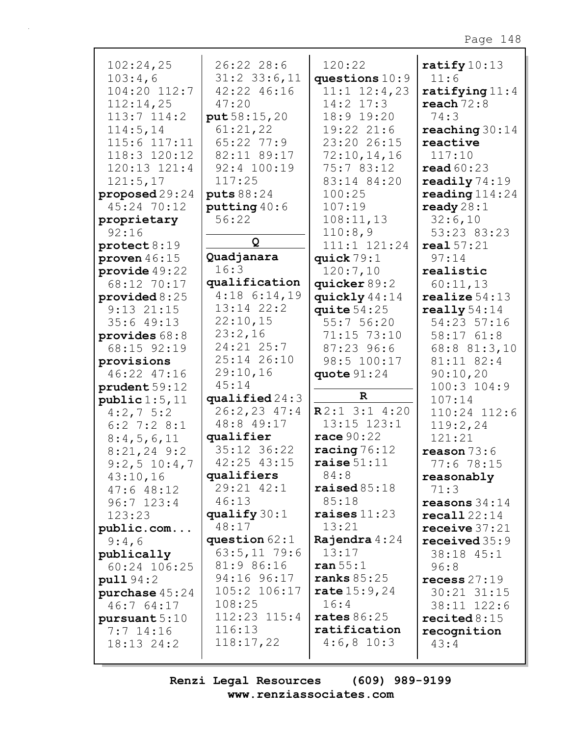102:24,25
103:4,6
104:20 112:7
112:14,25
113:7 114:2
114:5,14
115:6 117:11
118:3 120:12
120:13 121:4
121:5,17

**proposed** 29:24
45:24 70:12

**proprietary**
92:16

**protect** 8:19

**proven** 46:15

**provide** 49:22
68:12 70:17

**provided** 8:25
9:13 21:15
35:6 49:13

**provides** 68:8
68:15 92:19

**provisions**
46:22 47:16

**prudent** 59:12

**public** 1:5,11
4:2,7 5:2
6:2 7:2 8:1
8:4,5,6,11
8:21,24 9:2
9:2,5 10:4,7
43:10,16
47:6 48:12
96:7 123:4
123:23

**public.com...**
9:4,6

**publically**
60:24 106:25

**pull** 94:2

**purchase** 45:24
46:7 64:17

**pursuant** 5:10
7:7 14:16
18:13 24:2

26:22 28:6
31:2 33:6,11
42:22 46:16
47:20

**put** 58:15,20
61:21,22
65:22 77:9
82:11 89:17
92:4 100:19
117:25

**puts** 88:24

**putting** 40:6
56:22

**Q**

**Quadjanara**
16:3

**qualification**
4:18 6:14,19
13:14 22:2
22:10,15
23:2,16
24:21 25:7
25:14 26:10
29:10,16
45:14

**qualified** 24:3
26:2,23 47:4
48:8 49:17

**qualifier**
35:12 36:22
42:25 43:15

**qualifiers**
29:21 42:1
46:13

**qualify** 30:1
48:17

**question** 62:1
63:5,11 79:6
81:9 86:16
94:16 96:17
105:2 106:17
108:25
112:23 115:4
116:13
118:17,22

120:22

**questions** 10:9
11:1 12:4,23
14:2 17:3
18:9 19:20
19:22 21:6
23:20 26:15
72:10,14,16
75:7 83:12
83:14 84:20
100:25
107:19
108:11,13
110:8,9
111:1 121:24

**quick** 79:1
120:7,10

**quicker** 89:2

**quickly** 44:14

**quite** 54:25
55:7 56:20
71:15 73:10
87:23 96:6
98:5 100:17

**quote** 91:24

**R**

**R** 2:1 3:1 4:20
13:15 123:1

**race** 90:22

**racing** 76:12

**raise** 51:11
84:8

**raised** 85:18
85:18

**raises** 11:23
13:21

**Rajendra** 4:24
13:17

**ran** 55:1

**ranks** 85:25

**rate** 15:9,24
16:4

**rates** 86:25

**ratification**
4:6,8 10:3

**ratify** 10:13
11:6

**ratifying** 11:4

**reach** 72:8
74:3

**reaching** 30:14

**reactive**
117:10

**read** 60:23

**readily** 74:19

**reading** 114:24

**ready** 28:1
32:6,10
53:23 83:23

**real** 57:21
97:14

**realistic**
60:11,13

**realize** 54:13

**really** 54:14
54:23 57:16
58:17 61:8
68:8 81:3,10
81:11 82:4
90:10,20
100:3 104:9
107:14
110:24 112:6
119:2,24
121:21

**reason** 73:6
77:6 78:15

**reasonably**
71:3

**reasons** 34:14

**recall** 22:14

**receive** 37:21

**received** 35:9
38:18 45:1
96:8

**recess** 27:19
30:21 31:15
38:11 122:6

**recited** 8:15

**recognition**
43:4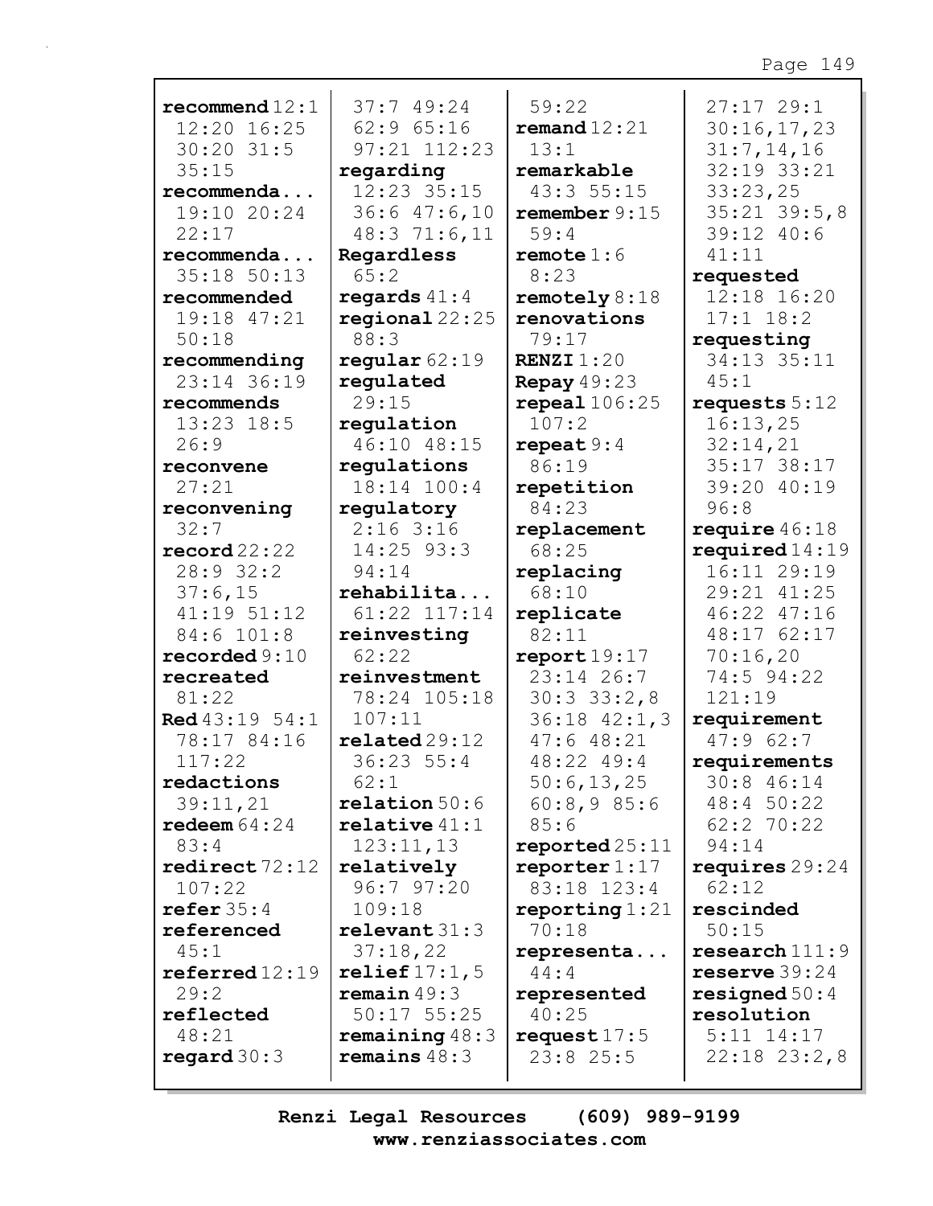**recommend** 12:1 12:20 16:25 30:20 31:5 35:15
**recommenda...** 19:10 20:24 22:17
**recommenda...** 35:18 50:13
**recommended** 19:18 47:21 50:18
**recommending** 23:14 36:19
**recommends** 13:23 18:5 26:9
**reconvene** 27:21
**reconvening** 32:7
**record** 22:22 28:9 32:2 37:6,15 41:19 51:12 84:6 101:8
**recorded** 9:10
**recreated** 81:22
**Red** 43:19 54:1 78:17 84:16 117:22
**redactions** 39:11,21
**redeem** 64:24 83:4
**redirect** 72:12 107:22
**refer** 35:4
**referenced** 45:1
**referred** 12:19 29:2
**reflected** 48:21
**regard** 30:3 37:7 49:24 62:9 65:16 97:21 112:23
**regarding** 12:23 35:15 36:6 47:6,10 48:3 71:6,11
**Regardless** 65:2
**regards** 41:4
**regional** 22:25 88:3
**regular** 62:19
**regulated** 29:15
**regulation** 46:10 48:15
**regulations** 18:14 100:4
**regulatory** 2:16 3:16 14:25 93:3 94:14
**rehabilita...** 61:22 117:14
**reinvesting** 62:22
**reinvestment** 78:24 105:18 107:11
**related** 29:12 36:23 55:4 62:1
**relation** 50:6
**relative** 41:1 123:11,13
**relatively** 96:7 97:20 109:18
**relevant** 31:3 37:18,22
**relief** 17:1,5
**remain** 49:3 50:17 55:25
**remaining** 48:3
**remains** 48:3 59:22
**remand** 12:21 13:1
**remarkable** 43:3 55:15
**remember** 9:15 59:4
**remote** 1:6 8:23
**remotely** 8:18
**renovations** 79:17
**RENZI** 1:20
**Repay** 49:23
**repeal** 106:25 107:2
**repeat** 9:4 86:19
**repetition** 84:23
**replacement** 68:25
**replacing** 68:10
**replicate** 82:11
**report** 19:17 23:14 26:7 30:3 33:2,8 36:18 42:1,3 47:6 48:21 48:22 49:4 50:6,13,25 60:8,9 85:6 85:6
**reported** 25:11
**reporter** 1:17 83:18 123:4
**reporting** 1:21 70:18
**representa...** 44:4
**represented** 40:25
**request** 17:5 23:8 25:5 27:17 29:1 30:16,17,23 31:7,14,16 32:19 33:21 33:23,25 35:21 39:5,8 39:12 40:6 41:11
**requested** 12:18 16:20 17:1 18:2
**requesting** 34:13 35:11 45:1
**requests** 5:12 16:13,25 32:14,21 35:17 38:17 39:20 40:19 96:8
**require** 46:18
**required** 14:19 16:11 29:19 29:21 41:25 46:22 47:16 48:17 62:17 70:16,20 74:5 94:22 121:19
**requirement** 47:9 62:7
**requirements** 30:8 46:14 48:4 50:22 62:2 70:22 94:14
**requires** 29:24 62:12
**rescinded** 50:15
**research** 111:9
**reserve** 39:24
**resigned** 50:4
**resolution** 5:11 14:17 22:18 23:2,8

Renzi Legal Resources (609) 989-9199
www.renziassociates.com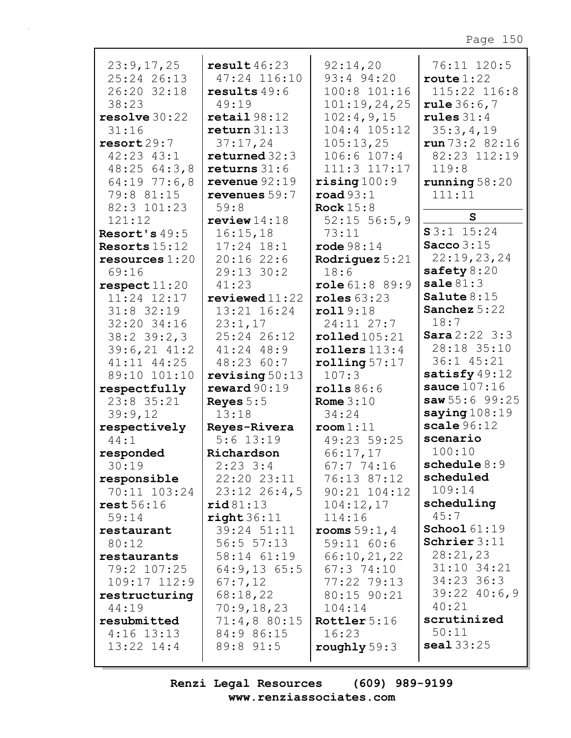23:9,17,25
25:24 26:13
26:20 32:18
38:23
**resolve** 30:22
31:16
**resort** 29:7
42:23 43:1
48:25 64:3,8
64:19 77:6,8
79:8 81:15
82:3 101:23
121:12
**Resort's** 49:5
**Resorts** 15:12
**resources** 1:20
69:16
**respect** 11:20
11:24 12:17
31:8 32:19
32:20 34:16
38:2 39:2,3
39:6,21 41:2
41:11 44:25
89:10 101:10
**respectfully**
23:8 35:21
39:9,12
**respectively**
44:1
**responded**
30:19
**responsible**
70:11 103:24
**rest** 56:16
59:14
**restaurant**
80:12
**restaurants**
79:2 107:25
109:17 112:9
**restructuring**
44:19
**resubmitted**
4:16 13:13
13:22 14:4

**result** 46:23
47:24 116:10
**results** 49:6
49:19
**retail** 98:12
**return** 31:13
37:17,24
**returned** 32:3
**returns** 31:6
**revenue** 92:19
**revenues** 59:7
59:8
**review** 14:18
16:15,18
17:24 18:1
20:16 22:6
29:13 30:2
41:23
**reviewed** 11:22
13:21 16:24
23:1,17
25:24 26:12
41:24 48:9
48:23 60:7
**revising** 50:13
**reward** 90:19
**Reyes** 5:5
13:18
**Reyes-Rivera**
5:6 13:19
**Richardson**
2:23 3:4
22:20 23:11
23:12 26:4,5
**rid** 81:13
**right** 36:11
39:24 51:11
56:5 57:13
58:14 61:19
64:9,13 65:5
67:7,12
68:18,22
70:9,18,23
71:4,8 80:15
84:9 86:15
89:8 91:5

92:14,20
93:4 94:20
100:8 101:16
101:19,24,25
102:4,9,15
104:4 105:12
105:13,25
106:6 107:4
111:3 117:17
**rising** 100:9
**road** 93:1
**Rock** 15:8
52:15 56:5,9
73:11
**rode** 98:14
**Rodriguez** 5:21
18:6
**role** 61:8 89:9
**roles** 63:23
**roll** 9:18
24:11 27:7
**rolled** 105:21
**rollers** 113:4
**rolling** 57:17
107:3
**rolls** 86:6
**Rome** 3:10
34:24
**room** 1:11
49:23 59:25
66:17,17
67:7 74:16
76:13 87:12
90:21 104:12
104:12,17
114:16
**rooms** 59:1,4
59:11 60:6
66:10,21,22
67:3 74:10
77:22 79:13
80:15 90:21
104:14
**Rottler** 5:16
16:23
**roughly** 59:3

76:11 120:5
**route** 1:22
115:22 116:8
**rule** 36:6,7
**rules** 31:4
35:3,4,19
**run** 73:2 82:16
82:23 112:19
119:8
**running** 58:20
111:11

**S**

**S** 3:1 15:24
**Sacco** 3:15
22:19,23,24
**safety** 8:20
**sale** 81:3
**Salute** 8:15
**Sanchez** 5:22
18:7
**Sara** 2:22 3:3
28:18 35:10
36:1 45:21
**satisfy** 49:12
**sauce** 107:16
**saw** 55:6 99:25
**saying** 108:19
**scale** 96:12
**scenario**
100:10
**schedule** 8:9
**scheduled**
109:14
**scheduling**
45:7
**School** 61:19
**Schrier** 3:11
28:21,23
31:10 34:21
34:23 36:3
39:22 40:6,9
40:21
**scrutinized**
50:11
**seal** 33:25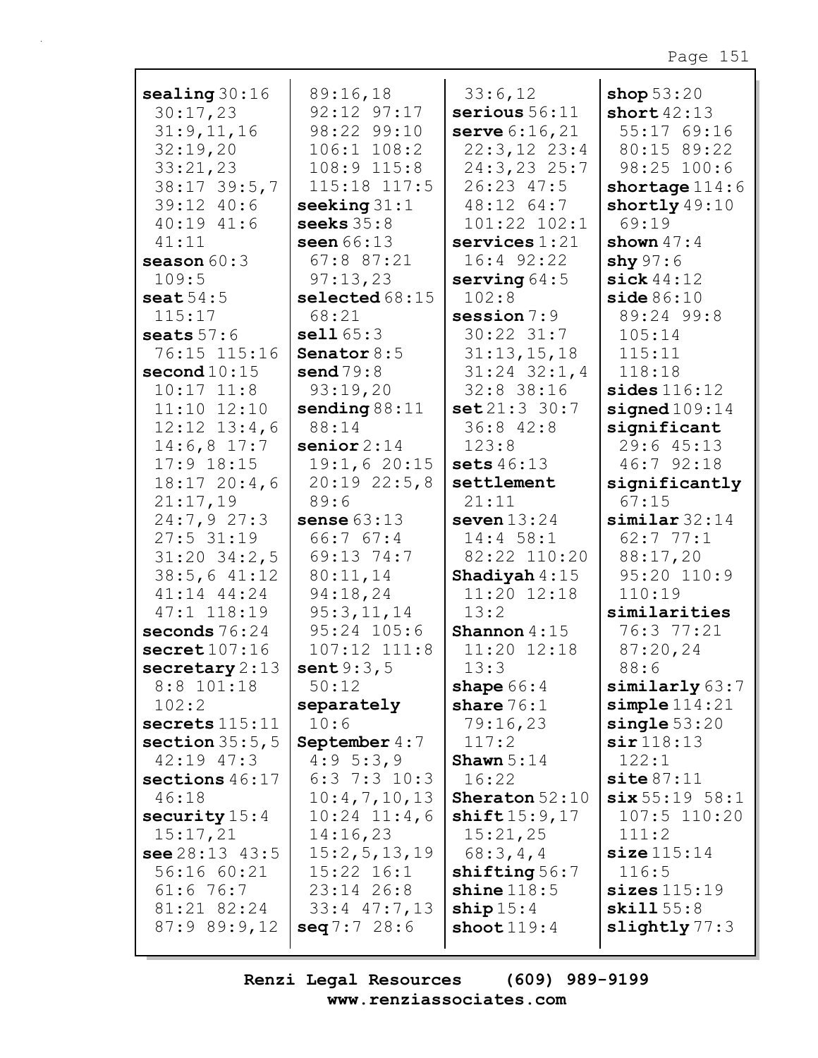**sealing** 30:16 30:17,23 31:9,11,16 32:19,20 33:21,23 38:17 39:5,7 39:12 40:6 40:19 41:6 41:11
**season** 60:3 109:5
**seat** 54:5 115:17
**seats** 57:6 76:15 115:16
**second** 10:15 10:17 11:8 11:10 12:10 12:12 13:4,6 14:6,8 17:7 17:9 18:15 18:17 20:4,6 21:17,19 24:7,9 27:3 27:5 31:19 31:20 34:2,5 38:5,6 41:12 41:14 44:24 47:1 118:19
**seconds** 76:24
**secret** 107:16
**secretary** 2:13 8:8 101:18 102:2
**secrets** 115:11
**section** 35:5,5 42:19 47:3
**sections** 46:17 46:18
**security** 15:4 15:17,21
**see** 28:13 43:5 56:16 60:21 61:6 76:7 81:21 82:24 87:9 89:9,12 89:16,18 92:12 97:17 98:22 99:10 106:1 108:2 108:9 115:8 115:18 117:5
**seeking** 31:1
**seeks** 35:8
**seen** 66:13 67:8 87:21 97:13,23
**selected** 68:15 68:21
**sell** 65:3
**Senator** 8:5
**send** 79:8 93:19,20
**sending** 88:11 88:14
**senior** 2:14 19:1,6 20:15 20:19 22:5,8 89:6
**sense** 63:13 66:7 67:4 69:13 74:7 80:11,14 94:18,24 95:3,11,14 95:24 105:6 107:12 111:8
**sent** 9:3,5 50:12
**separately** 10:6
**September** 4:7 4:9 5:3,9 6:3 7:3 10:3 10:4,7,10,13 10:24 11:4,6 14:16,23 15:2,5,13,19 15:22 16:1 23:14 26:8 33:4 47:7,13
**seq** 7:7 28:6 33:6,12
**serious** 56:11
**serve** 6:16,21 22:3,12 23:4 24:3,23 25:7 26:23 47:5 48:12 64:7 101:22 102:1
**services** 1:21 16:4 92:22
**serving** 64:5 102:8
**session** 7:9 30:22 31:7 31:13,15,18 31:24 32:1,4 32:8 38:16
**set** 21:3 30:7 36:8 42:8 123:8
**sets** 46:13
**settlement** 21:11
**seven** 13:24 14:4 58:1 82:22 110:20
**Shadiyah** 4:15 11:20 12:18 13:2
**Shannon** 4:15 11:20 12:18 13:3
**shape** 66:4
**share** 76:1 79:16,23 117:2
**Shawn** 5:14 16:22
**Sheraton** 52:10
**shift** 15:9,17 15:21,25 68:3,4,4
**shifting** 56:7
**shine** 118:5
**ship** 15:4
**shoot** 119:4
**shop** 53:20
**short** 42:13 55:17 69:16 80:15 89:22 98:25 100:6
**shortage** 114:6
**shortly** 49:10 69:19
**shown** 47:4
**shy** 97:6
**sick** 44:12
**side** 86:10 89:24 99:8 105:14 115:11 118:18
**sides** 116:12
**signed** 109:14
**significant** 29:6 45:13 46:7 92:18
**significantly** 67:15
**similar** 32:14 62:7 77:1 88:17,20 95:20 110:9 110:19
**similarities** 76:3 77:21 87:20,24 88:6
**similarly** 63:7
**simple** 114:21
**single** 53:20
**sir** 118:13 122:1
**site** 87:11
**six** 55:19 58:1 107:5 110:20 111:2
**size** 115:14 116:5
**sizes** 115:19
**skill** 55:8
**slightly** 77:3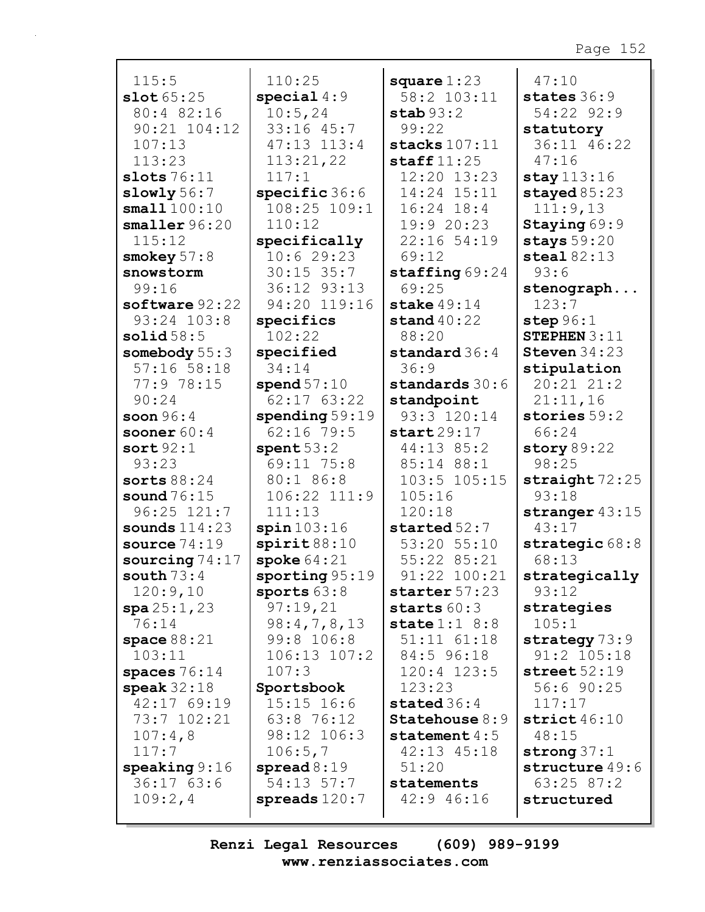115:5
**slot** 65:25
80:4 82:16
90:21 104:12
107:13
113:23
**slots** 76:11
**slowly** 56:7
**small** 100:10
**smaller** 96:20
115:12
**smokey** 57:8
**snowstorm**
99:16
**software** 92:22
93:24 103:8
**solid** 58:5
**somebody** 55:3
57:16 58:18
77:9 78:15
90:24
**soon** 96:4
**sooner** 60:4
**sort** 92:1
93:23
**sorts** 88:24
**sound** 76:15
96:25 121:7
**sounds** 114:23
**source** 74:19
**sourcing** 74:17
**south** 73:4
120:9,10
**spa** 25:1,23
76:14
**space** 88:21
103:11
**spaces** 76:14
**speak** 32:18
42:17 69:19
73:7 102:21
107:4,8
117:7
**speaking** 9:16
36:17 63:6
109:2,4

110:25
**special** 4:9
10:5,24
33:16 45:7
47:13 113:4
113:21,22
117:1
**specific** 36:6
108:25 109:1
110:12
**specifically**
10:6 29:23
30:15 35:7
36:12 93:13
94:20 119:16
**specifics**
102:22
**specified**
34:14
**spend** 57:10
62:17 63:22
**spending** 59:19
62:16 79:5
**spent** 53:2
69:11 75:8
80:1 86:8
106:22 111:9
111:13
**spin** 103:16
**spirit** 88:10
**spoke** 64:21
**sporting** 95:19
**sports** 63:8
97:19,21
98:4,7,8,13
99:8 106:8
106:13 107:2
107:3
**Sportsbook**
15:15 16:6
63:8 76:12
98:12 106:3
106:5,7
**spread** 8:19
54:13 57:7
**spreads** 120:7

**square** 1:23
58:2 103:11
**stab** 93:2
99:22
**stacks** 107:11
**staff** 11:25
12:20 13:23
14:24 15:11
16:24 18:4
19:9 20:23
22:16 54:19
69:12
**staffing** 69:24
69:25
**stake** 49:14
**stand** 40:22
88:20
**standard** 36:4
36:9
**standards** 30:6
**standpoint**
93:3 120:14
**start** 29:17
44:13 85:2
85:14 88:1
103:5 105:15
105:16
120:18
**started** 52:7
53:20 55:10
55:22 85:21
91:22 100:21
**starter** 57:23
**starts** 60:3
**state** 1:1 8:8
51:11 61:18
84:5 96:18
120:4 123:5
123:23
**stated** 36:4
**Statehouse** 8:9
**statement** 4:5
42:13 45:18
51:20
**statements**
42:9 46:16

47:10
**states** 36:9
54:22 92:9
**statutory**
36:11 46:22
47:16
**stay** 113:16
**stayed** 85:23
111:9,13
**Staying** 69:9
**stays** 59:20
**steal** 82:13
93:6
**stenograph...**
123:7
**step** 96:1
**STEPHEN** 3:11
**Steven** 34:23
**stipulation**
20:21 21:2
21:11,16
**stories** 59:2
66:24
**story** 89:22
98:25
**straight** 72:25
93:18
**stranger** 43:15
43:17
**strategic** 68:8
68:13
**strategically**
93:12
**strategies**
105:1
**strategy** 73:9
91:2 105:18
**street** 52:19
56:6 90:25
117:17
**strict** 46:10
48:15
**strong** 37:1
**structure** 49:6
63:25 87:2
**structured**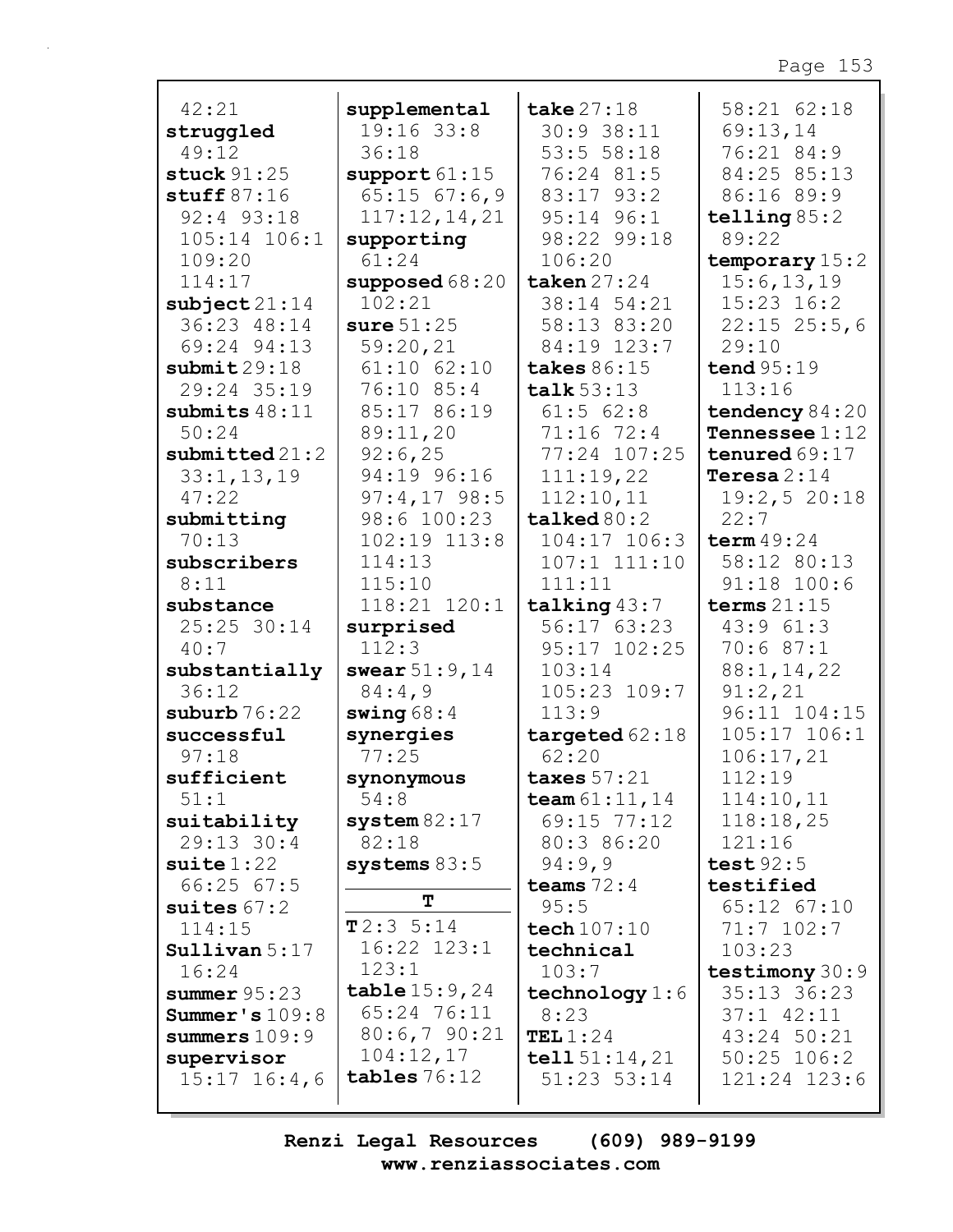42:21
**struggled** 49:12
**stuck** 91:25
**stuff** 87:16 92:4 93:18 105:14 106:1 109:20 114:17
**subject** 21:14 36:23 48:14 69:24 94:13
**submit** 29:18 29:24 35:19
**submits** 48:11 50:24
**submitted** 21:2 33:1,13,19 47:22
**submitting** 70:13
**subscribers** 8:11
**substance** 25:25 30:14 40:7
**substantially** 36:12
**suburb** 76:22
**successful** 97:18
**sufficient** 51:1
**suitability** 29:13 30:4
**suite** 1:22 66:25 67:5
**suites** 67:2 114:15
**Sullivan** 5:17 16:24
**summer** 95:23
**Summer's** 109:8
**summers** 109:9
**supervisor** 15:17 16:4,6
**supplemental** 19:16 33:8 36:18
**support** 61:15 65:15 67:6,9 117:12,14,21
**supporting** 61:24
**supposed** 68:20 102:21
**sure** 51:25 59:20,21 61:10 62:10 76:10 85:4 85:17 86:19 89:11,20 92:6,25 94:19 96:16 97:4,17 98:5 98:6 100:23 102:19 113:8 114:13 115:10 118:21 120:1
**surprised** 112:3
**swear** 51:9,14 84:4,9
**swing** 68:4
**synergies** 77:25
**synonymous** 54:8
**system** 82:17 82:18
**systems** 83:5

## T

**T** 2:3 5:14 16:22 123:1 123:1
**table** 15:9,24 65:24 76:11 80:6,7 90:21 104:12,17
**tables** 76:12
**take** 27:18 30:9 38:11 53:5 58:18 76:24 81:5 83:17 93:2 95:14 96:1 98:22 99:18 106:20
**taken** 27:24 38:14 54:21 58:13 83:20 84:19 123:7
**takes** 86:15
**talk** 53:13 61:5 62:8 71:16 72:4 77:24 107:25 111:19,22 112:10,11
**talked** 80:2 104:17 106:3 107:1 111:10 111:11
**talking** 43:7 56:17 63:23 95:17 102:25 103:14 105:23 109:7 113:9
**targeted** 62:18 62:20
**taxes** 57:21
**team** 61:11,14 69:15 77:12 80:3 86:20 94:9,9
**teams** 72:4 95:5
**tech** 107:10
**technical** 103:7
**technology** 1:6 8:23
**TEL** 1:24
**tell** 51:14,21 51:23 53:14 58:21 62:18 69:13,14 76:21 84:9 84:25 85:13 86:16 89:9
**telling** 85:2 89:22
**temporary** 15:2 15:6,13,19 15:23 16:2 22:15 25:5,6 29:10
**tend** 95:19 113:16
**tendency** 84:20
**Tennessee** 1:12
**tenured** 69:17
**Teresa** 2:14 19:2,5 20:18 22:7
**term** 49:24 58:12 80:13 91:18 100:6
**terms** 21:15 43:9 61:3 70:6 87:1 88:1,14,22 91:2,21 96:11 104:15 105:17 106:1 106:17,21 112:19 114:10,11 118:18,25 121:16
**test** 92:5
**testified** 65:12 67:10 71:7 102:7 103:23
**testimony** 30:9 35:13 36:23 37:1 42:11 43:24 50:21 50:25 106:2 121:24 123:6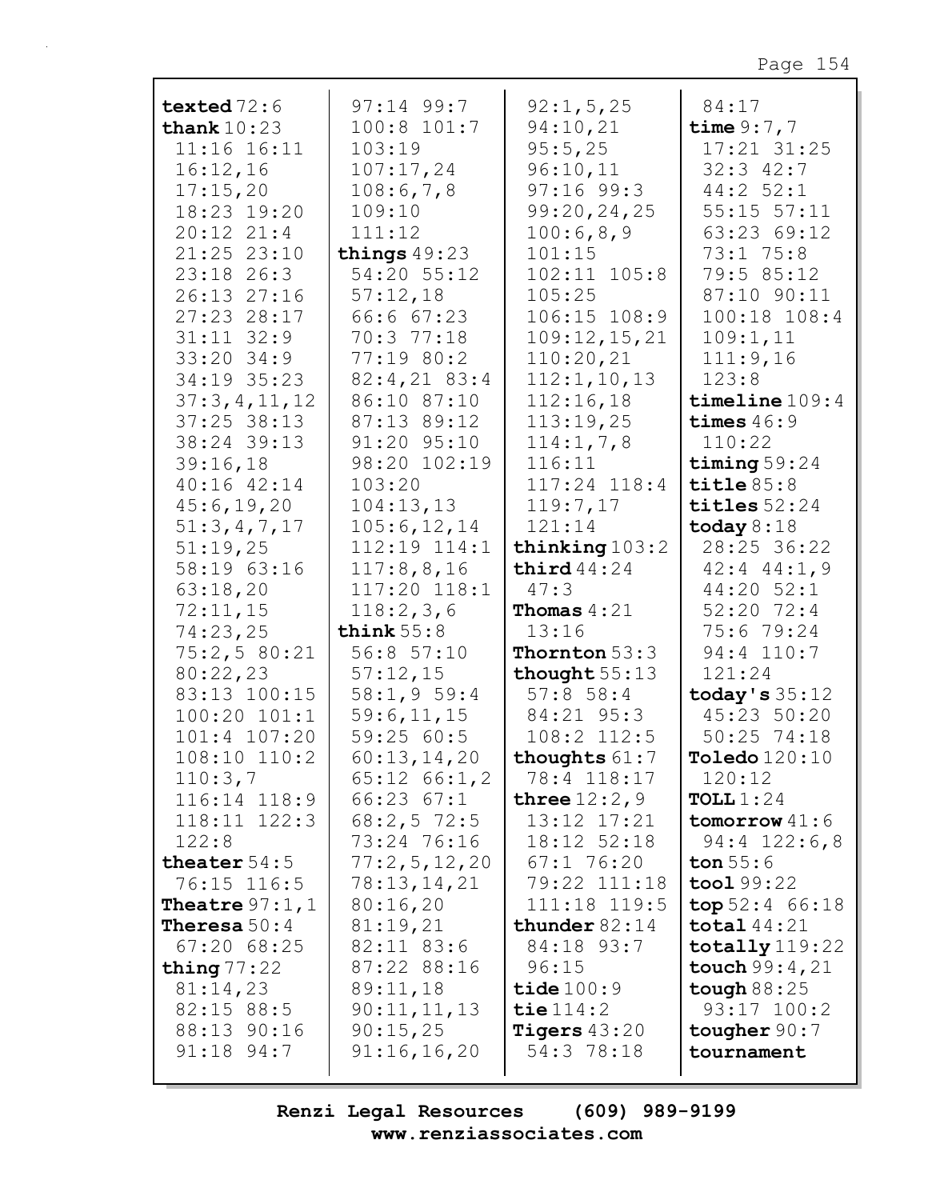**texted** 72:6
**thank** 10:23
11:16 16:11
16:12,16
17:15,20
18:23 19:20
20:12 21:4
21:25 23:10
23:18 26:3
26:13 27:16
27:23 28:17
31:11 32:9
33:20 34:9
34:19 35:23
37:3,4,11,12
37:25 38:13
38:24 39:13
39:16,18
40:16 42:14
45:6,19,20
51:3,4,7,17
51:19,25
58:19 63:16
63:18,20
72:11,15
74:23,25
75:2,5 80:21
80:22,23
83:13 100:15
100:20 101:1
101:4 107:20
108:10 110:2
110:3,7
116:14 118:9
118:11 122:3
122:8
**theater** 54:5
76:15 116:5
**Theatre** 97:1,1
**Theresa** 50:4
67:20 68:25
**thing** 77:22
81:14,23
82:15 88:5
88:13 90:16
91:18 94:7
97:14 99:7
100:8 101:7
103:19
107:17,24
108:6,7,8
109:10
111:12
**things** 49:23
54:20 55:12
57:12,18
66:6 67:23
70:3 77:18
77:19 80:2
82:4,21 83:4
86:10 87:10
87:13 89:12
91:20 95:10
98:20 102:19
103:20
104:13,13
105:6,12,14
112:19 114:1
117:8,8,16
117:20 118:1
118:2,3,6
**think** 55:8
56:8 57:10
57:12,15
58:1,9 59:4
59:6,11,15
59:25 60:5
60:13,14,20
65:12 66:1,2
66:23 67:1
68:2,5 72:5
73:24 76:16
77:2,5,12,20
78:13,14,21
80:16,20
81:19,21
82:11 83:6
87:22 88:16
89:11,18
90:11,11,13
90:15,25
91:16,16,20
92:1,5,25
94:10,21
95:5,25
96:10,11
97:16 99:3
99:20,24,25
100:6,8,9
101:15
102:11 105:8
105:25
106:15 108:9
109:12,15,21
110:20,21
112:1,10,13
112:16,18
113:19,25
114:1,7,8
116:11
117:24 118:4
119:7,17
121:14
**thinking** 103:2
**third** 44:24
47:3
**Thomas** 4:21
13:16
**Thornton** 53:3
**thought** 55:13
57:8 58:4
84:21 95:3
108:2 112:5
**thoughts** 61:7
78:4 118:17
**three** 12:2,9
13:12 17:21
18:12 52:18
67:1 76:20
79:22 111:18
111:18 119:5
**thunder** 82:14
84:18 93:7
96:15
**tide** 100:9
**tie** 114:2
**Tigers** 43:20
54:3 78:18
84:17
**time** 9:7,7
17:21 31:25
32:3 42:7
44:2 52:1
55:15 57:11
63:23 69:12
73:1 75:8
79:5 85:12
87:10 90:11
100:18 108:4
109:1,11
111:9,16
123:8
**timeline** 109:4
**times** 46:9
110:22
**timing** 59:24
**title** 85:8
**titles** 52:24
**today** 8:18
28:25 36:22
42:4 44:1,9
44:20 52:1
52:20 72:4
75:6 79:24
94:4 110:7
121:24
**today's** 35:12
45:23 50:20
50:25 74:18
**Toledo** 120:10
120:12
**TOLL** 1:24
**tomorrow** 41:6
94:4 122:6,8
**ton** 55:6
**tool** 99:22
**top** 52:4 66:18
**total** 44:21
**totally** 119:22
**touch** 99:4,21
**tough** 88:25
93:17 100:2
**tougher** 90:7
**tournament**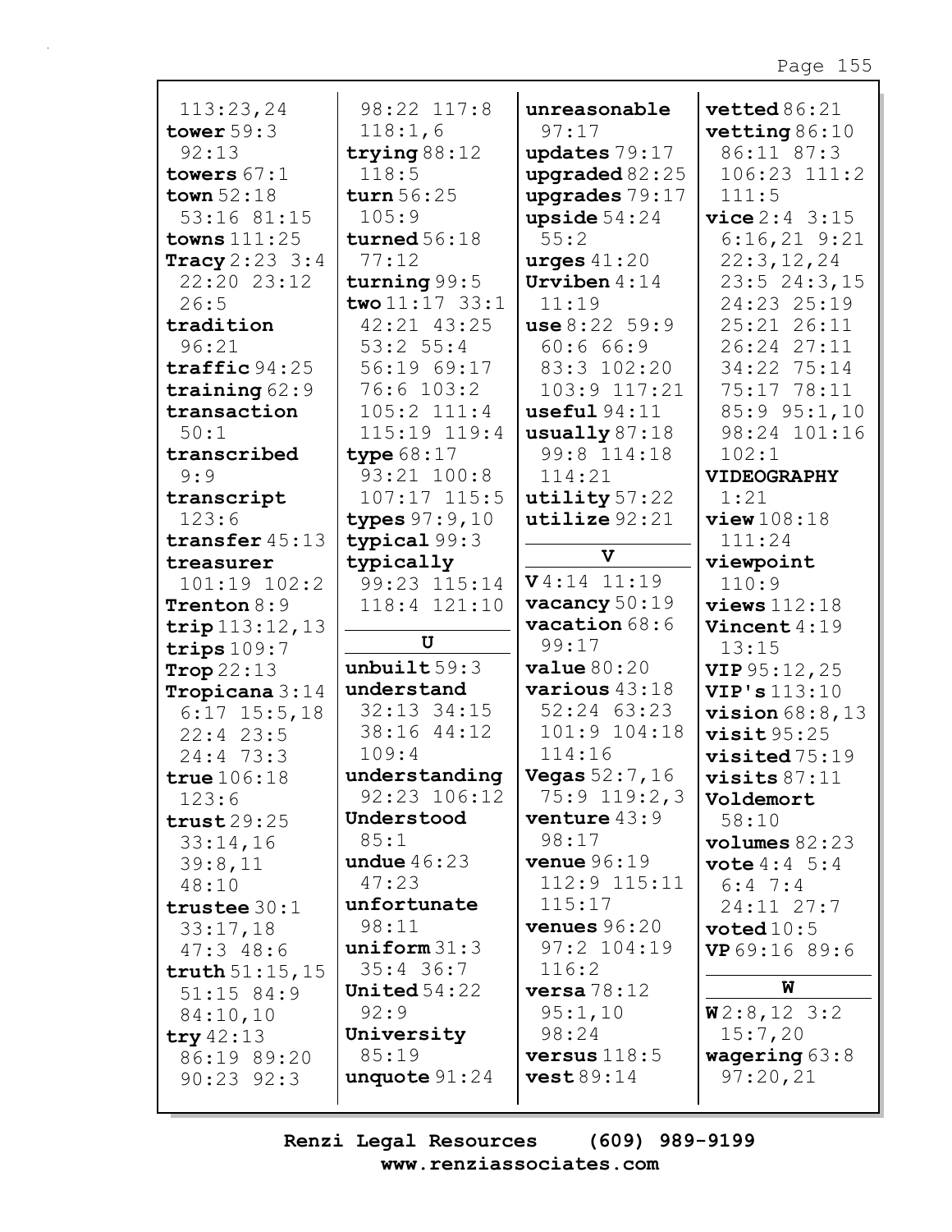113:23,24
**tower** 59:3 92:13
**towers** 67:1
**town** 52:18 53:16 81:15
**towns** 111:25
**Tracy** 2:23 3:4 22:20 23:12 26:5
**tradition** 96:21
**traffic** 94:25
**training** 62:9
**transaction** 50:1
**transcribed** 9:9
**transcript** 123:6
**transfer** 45:13
**treasurer** 101:19 102:2
**Trenton** 8:9
**trip** 113:12,13
**trips** 109:7
**Trop** 22:13
**Tropicana** 3:14 6:17 15:5,18 22:4 23:5 24:4 73:3
**true** 106:18 123:6
**trust** 29:25 33:14,16 39:8,11 48:10
**trustee** 30:1 33:17,18 47:3 48:6
**truth** 51:15,15 51:15 84:9 84:10,10
**try** 42:13 86:19 89:20 90:23 92:3

98:22 117:8 118:1,6
**trying** 88:12 118:5
**turn** 56:25 105:9
**turned** 56:18 77:12
**turning** 99:5
**two** 11:17 33:1 42:21 43:25 53:2 55:4 56:19 69:17 76:6 103:2 105:2 111:4 115:19 119:4
**type** 68:17 93:21 100:8 107:17 115:5
**types** 97:9,10
**typical** 99:3
**typically** 99:23 115:14 118:4 121:10

## U

**unbuilt** 59:3
**understand** 32:13 34:15 38:16 44:12 109:4
**understanding** 92:23 106:12
**Understood** 85:1
**undue** 46:23 47:23
**unfortunate** 98:11
**uniform** 31:3 35:4 36:7
**United** 54:22 92:9
**University** 85:19
**unquote** 91:24

**unreasonable** 97:17
**updates** 79:17
**upgraded** 82:25
**upgrades** 79:17
**upside** 54:24 55:2
**urges** 41:20
**Urviben** 4:14 11:19
**use** 8:22 59:9 60:6 66:9 83:3 102:20 103:9 117:21
**useful** 94:11
**usually** 87:18 99:8 114:18 114:21
**utility** 57:22
**utilize** 92:21

## V

**V** 4:14 11:19
**vacancy** 50:19
**vacation** 68:6 99:17
**value** 80:20
**various** 43:18 52:24 63:23 101:9 104:18 114:16
**Vegas** 52:7,16 75:9 119:2,3
**venture** 43:9 98:17
**venue** 96:19 112:9 115:11 115:17
**venues** 96:20 97:2 104:19 116:2
**versa** 78:12 95:1,10 98:24
**versus** 118:5
**vest** 89:14

**vetted** 86:21
**vetting** 86:10 86:11 87:3 106:23 111:2 111:5
**vice** 2:4 3:15 6:16,21 9:21 22:3,12,24 23:5 24:3,15 24:23 25:19 25:21 26:11 26:24 27:11 34:22 75:14 75:17 78:11 85:9 95:1,10 98:24 101:16 102:1
**VIDEOGRAPHY** 1:21
**view** 108:18 111:24
**viewpoint** 110:9
**views** 112:18
**Vincent** 4:19 13:15
**VIP** 95:12,25
**VIP's** 113:10
**vision** 68:8,13
**visit** 95:25
**visited** 75:19
**visits** 87:11
**Voldemort** 58:10
**volumes** 82:23
**vote** 4:4 5:4 6:4 7:4 24:11 27:7
**voted** 10:5
**VP** 69:16 89:6

## W

**W** 2:8,12 3:2 15:7,20
**wagering** 63:8 97:20,21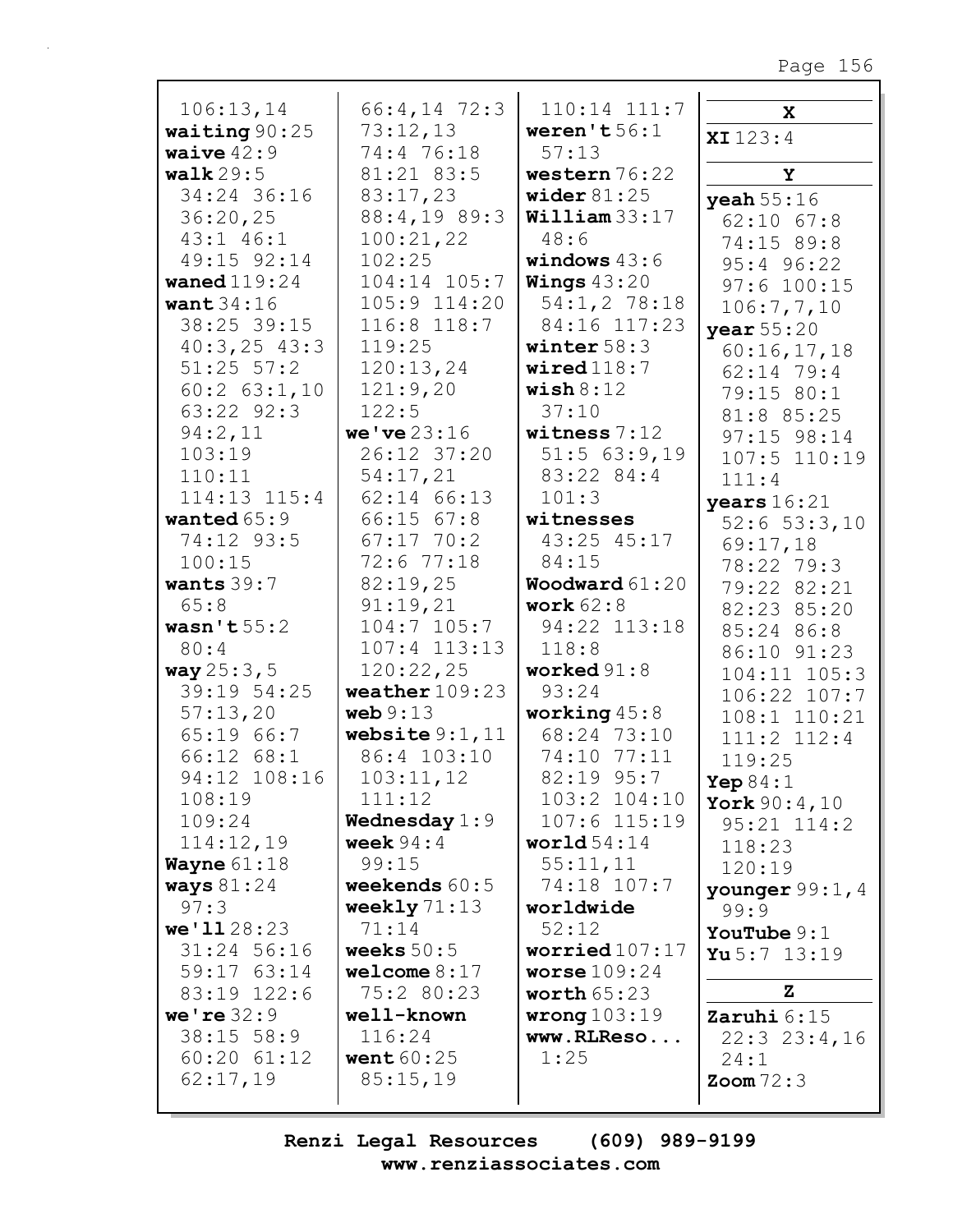106:13,14
**waiting** 90:25
**waive** 42:9
**walk** 29:5
34:24 36:16
36:20,25
43:1 46:1
49:15 92:14
**waned** 119:24
**want** 34:16
38:25 39:15
40:3,25 43:3
51:25 57:2
60:2 63:1,10
63:22 92:3
94:2,11
103:19
110:11
114:13 115:4
**wanted** 65:9
74:12 93:5
100:15
**wants** 39:7
65:8
**wasn't** 55:2
80:4
**way** 25:3,5
39:19 54:25
57:13,20
65:19 66:7
66:12 68:1
94:12 108:16
108:19
109:24
114:12,19
**Wayne** 61:18
**ways** 81:24
97:3
**we'll** 28:23
31:24 56:16
59:17 63:14
83:19 122:6
**we're** 32:9
38:15 58:9
60:20 61:12
62:17,19
66:4,14 72:3
73:12,13
74:4 76:18
81:21 83:5
83:17,23
88:4,19 89:3
100:21,22
102:25
104:14 105:7
105:9 114:20
116:8 118:7
119:25
120:13,24
121:9,20
122:5
**we've** 23:16
26:12 37:20
54:17,21
62:14 66:13
66:15 67:8
67:17 70:2
72:6 77:18
82:19,25
91:19,21
104:7 105:7
107:4 113:13
120:22,25
**weather** 109:23
**web** 9:13
**website** 9:1,11
86:4 103:10
103:11,12
111:12
**Wednesday** 1:9
**week** 94:4
99:15
**weekends** 60:5
**weekly** 71:13
71:14
**weeks** 50:5
**welcome** 8:17
75:2 80:23
**well-known**
116:24
**went** 60:25
85:15,19
110:14 111:7
**weren't** 56:1
57:13
**western** 76:22
**wider** 81:25
**William** 33:17
48:6
**windows** 43:6
**Wings** 43:20
54:1,2 78:18
84:16 117:23
**winter** 58:3
**wired** 118:7
**wish** 8:12
37:10
**witness** 7:12
51:5 63:9,19
83:22 84:4
101:3
**witnesses**
43:25 45:17
84:15
**Woodward** 61:20
**work** 62:8
94:22 113:18
118:8
**worked** 91:8
93:24
**working** 45:8
68:24 73:10
74:10 77:11
82:19 95:7
103:2 104:10
107:6 115:19
**world** 54:14
55:11,11
74:18 107:7
**worldwide**
52:12
**worried** 107:17
**worse** 109:24
**worth** 65:23
**wrong** 103:19
**www.RLReso...**
1:25

**X**

**XI** 123:4

**Y**

**yeah** 55:16
62:10 67:8
74:15 89:8
95:4 96:22
97:6 100:15
106:7,7,10
**year** 55:20
60:16,17,18
62:14 79:4
79:15 80:1
81:8 85:25
97:15 98:14
107:5 110:19
111:4
**years** 16:21
52:6 53:3,10
69:17,18
78:22 79:3
79:22 82:21
82:23 85:20
85:24 86:8
86:10 91:23
104:11 105:3
106:22 107:7
108:1 110:21
111:2 112:4
119:25
**Yep** 84:1
**York** 90:4,10
95:21 114:2
118:23
120:19
**younger** 99:1,4
99:9
**YouTube** 9:1
**Yu** 5:7 13:19

**Z**

**Zaruhi** 6:15
22:3 23:4,16
24:1
**Zoom** 72:3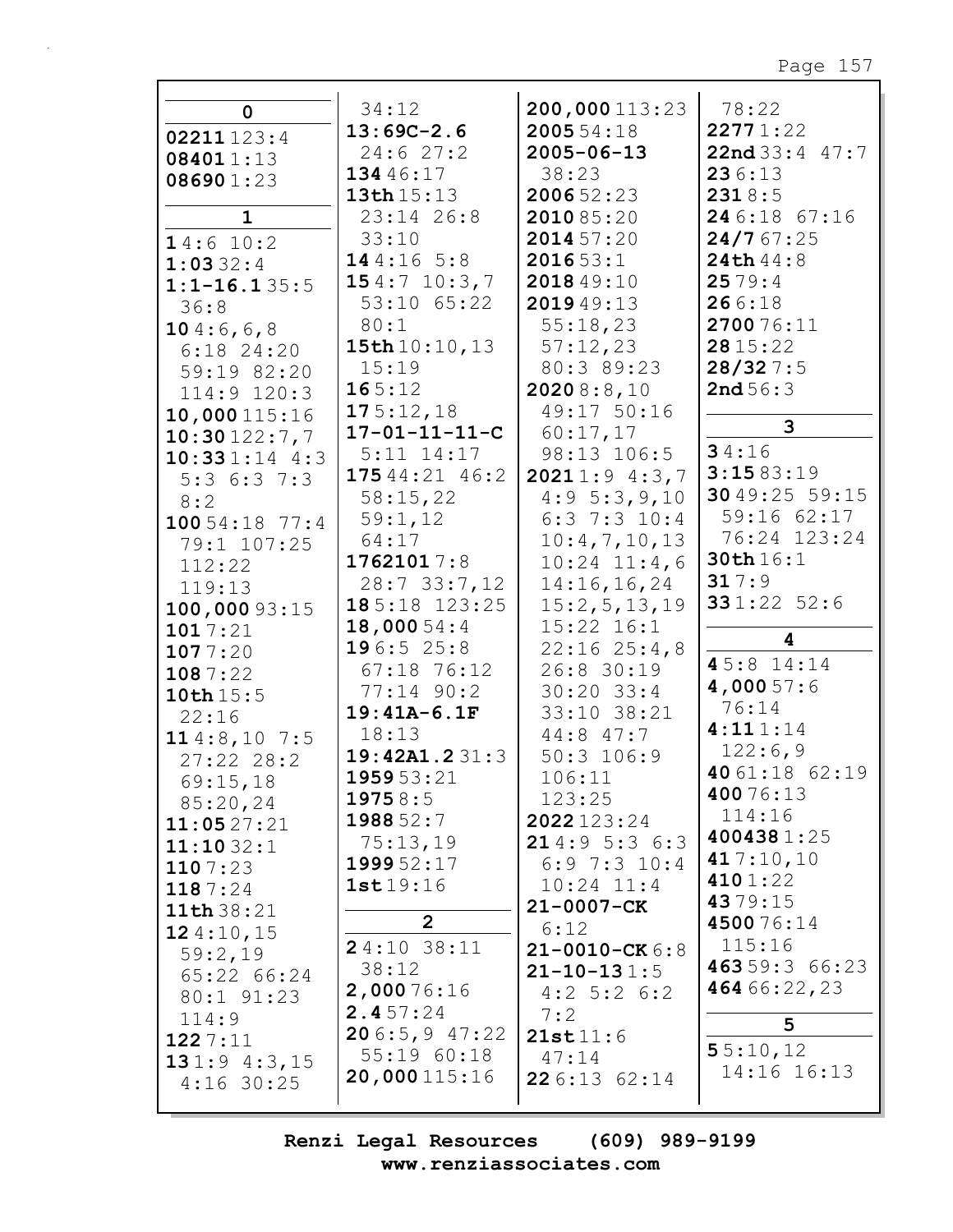## 0

**02211** 123:4
**08401** 1:13
**08690** 1:23

## 1

**1** 4:6 10:2
**1:03** 32:4
**1:1-16.1** 35:5 36:8
**10** 4:6,6,8 6:18 24:20 59:19 82:20 114:9 120:3
**10,000** 115:16
**10:30** 122:7,7
**10:33** 1:14 4:3 5:3 6:3 7:3 8:2
**100** 54:18 77:4 79:1 107:25 112:22 119:13
**100,000** 93:15
**101** 7:21
**107** 7:20
**108** 7:22
**10th** 15:5 22:16
**11** 4:8,10 7:5 27:22 28:2 69:15,18 85:20,24
**11:05** 27:21
**11:10** 32:1
**110** 7:23
**118** 7:24
**11th** 38:21
**12** 4:10,15 59:2,19 65:22 66:24 80:1 91:23 114:9
**122** 7:11
**13** 1:9 4:3,15 4:16 30:25 34:12
**13:69C-2.6** 24:6 27:2
**134** 46:17
**13th** 15:13 23:14 26:8 33:10
**14** 4:16 5:8
**15** 4:7 10:3,7 53:10 65:22 80:1
**15th** 10:10,13 15:19
**16** 5:12
**17** 5:12,18
**17-01-11-11-C** 5:11 14:17
**175** 44:21 46:2 58:15,22 59:1,12 64:17
**1762101** 7:8 28:7 33:7,12
**18** 5:18 123:25
**18,000** 54:4
**19** 6:5 25:8 67:18 76:12 77:14 90:2
**19:41A-6.1F** 18:13
**19:42A1.2** 31:3
**1959** 53:21
**1975** 8:5
**1988** 52:7 75:13,19
**1999** 52:17
**1st** 19:16

## 2

**2** 4:10 38:11 38:12
**2,000** 76:16
**2.4** 57:24
**20** 6:5,9 47:22 55:19 60:18
**20,000** 115:16
**200,000** 113:23
**2005** 54:18
**2005-06-13** 38:23
**2006** 52:23
**2010** 85:20
**2014** 57:20
**2016** 53:1
**2018** 49:10
**2019** 49:13 55:18,23 57:12,23 80:3 89:23
**2020** 8:8,10 49:17 50:16 60:17,17 98:13 106:5
**2021** 1:9 4:3,7 4:9 5:3,9,10 6:3 7:3 10:4 10:4,7,10,13 10:24 11:4,6 14:16,16,24 15:2,5,13,19 15:22 16:1 22:16 25:4,8 26:8 30:19 30:20 33:4 33:10 38:21 44:8 47:7 50:3 106:9 106:11 123:25
**2022** 123:24
**21** 4:9 5:3 6:3 6:9 7:3 10:4 10:24 11:4
**21-0007-CK** 6:12
**21-0010-CK** 6:8
**21-10-13** 1:5 4:2 5:2 6:2 7:2
**21st** 11:6 47:14
**22** 6:13 62:14 78:22
**2277** 1:22
**22nd** 33:4 47:7
**23** 6:13
**231** 8:5
**24** 6:18 67:16
**24/7** 67:25
**24th** 44:8
**25** 79:4
**26** 6:18
**2700** 76:11
**28** 15:22
**28/32** 7:5
**2nd** 56:3

## 3

**3** 4:16
**3:15** 83:19
**30** 49:25 59:15 59:16 62:17 76:24 123:24
**30th** 16:1
**31** 7:9
**33** 1:22 52:6

## 4

**4** 5:8 14:14
**4,000** 57:6 76:14
**4:11** 1:14 122:6,9
**40** 61:18 62:19
**400** 76:13 114:16
**400438** 1:25
**41** 7:10,10
**410** 1:22
**43** 79:15
**4500** 76:14 115:16
**463** 59:3 66:23
**464** 66:22,23

## 5

**5** 5:10,12 14:16 16:13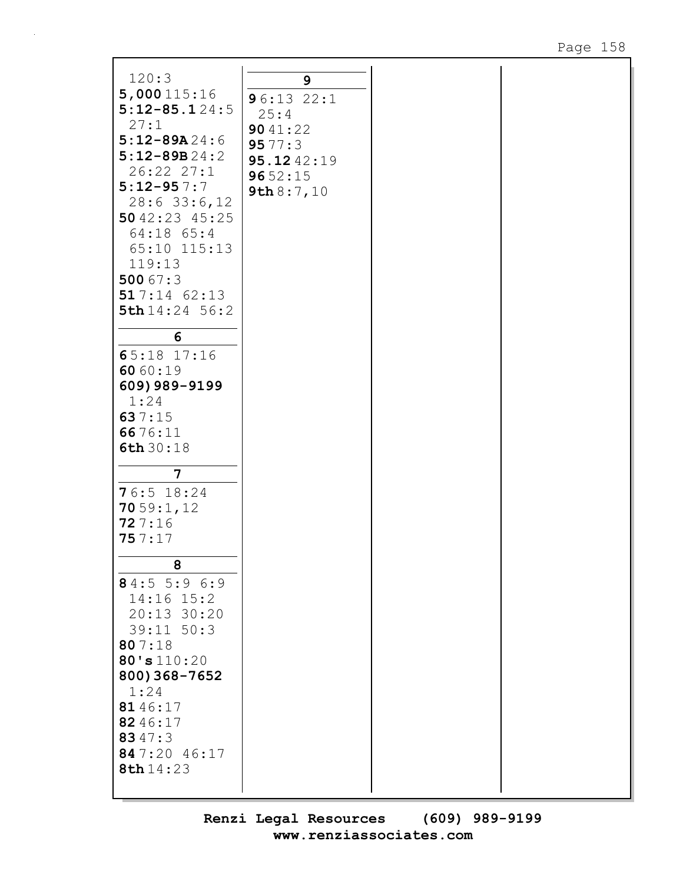120:3
**5,000** 115:16
**5:12-85.1** 24:5 27:1
**5:12-89A** 24:6
**5:12-89B** 24:2 26:22 27:1
**5:12-95** 7:7 28:6 33:6,12
**50** 42:23 45:25 64:18 65:4 65:10 115:13 119:13
**500** 67:3
**51** 7:14 62:13
**5th** 14:24 56:2

## 6

**6** 5:18 17:16
**60** 60:19
**609) 989-9199** 1:24
**63** 7:15
**66** 76:11
**6th** 30:18

## 7

**7** 6:5 18:24
**70** 59:1,12
**72** 7:16
**75** 7:17

## 8

**8** 4:5 5:9 6:9 14:16 15:2 20:13 30:20 39:11 50:3
**80** 7:18
**80's** 110:20
**800) 368-7652** 1:24
**81** 46:17
**82** 46:17
**83** 47:3
**84** 7:20 46:17
**8th** 14:23

## 9

**9** 6:13 22:1 25:4
**90** 41:22
**95** 77:3
**95.12** 42:19
**96** 52:15
**9th** 8:7,10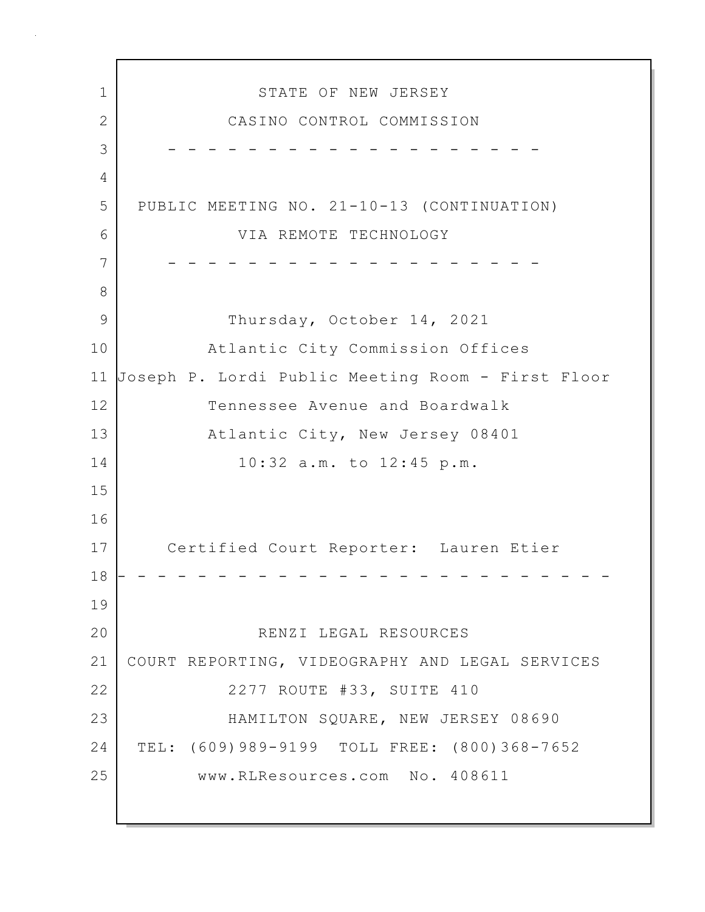STATE OF NEW JERSEY

CASINO CONTROL COMMISSION

- - - - - - - - - - - - - - - - - - - - -

PUBLIC MEETING NO. 21-10-13 (CONTINUATION)

VIA REMOTE TECHNOLOGY

- - - - - - - - - - - - - - - - - - - - -

Thursday, October 14, 2021

Atlantic City Commission Offices

Joseph P. Lordi Public Meeting Room - First Floor

Tennessee Avenue and Boardwalk

Atlantic City, New Jersey 08401

10:32 a.m. to 12:45 p.m.

Certified Court Reporter: Lauren Etier

- - - - - - - - - - - - - - - - - - - - - - - - -

RENZI LEGAL RESOURCES

COURT REPORTING, VIDEOGRAPHY AND LEGAL SERVICES

2277 ROUTE #33, SUITE 410

HAMILTON SQUARE, NEW JERSEY 08690

TEL: (609)989-9199 TOLL FREE: (800)368-7652

www.RLResources.com No. 408611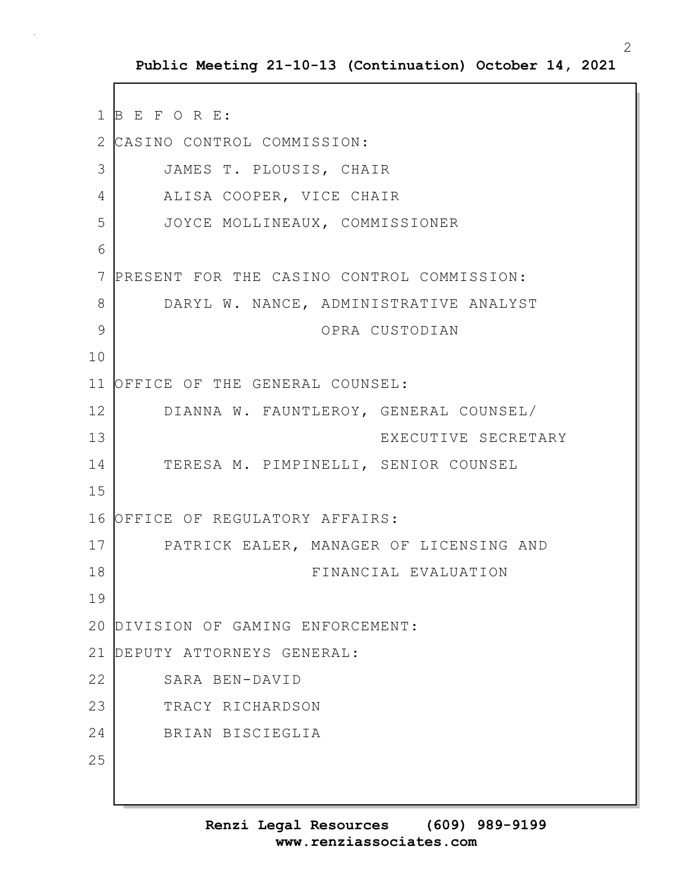B E F O R E:

CASINO CONTROL COMMISSION:

JAMES T. PLOUSIS, CHAIR

ALISA COOPER, VICE CHAIR

JOYCE MOLLINEAUX, COMMISSIONER

PRESENT FOR THE CASINO CONTROL COMMISSION:

DARYL W. NANCE, ADMINISTRATIVE ANALYST
OPRA CUSTODIAN

OFFICE OF THE GENERAL COUNSEL:

DIANNA W. FAUNTLEROY, GENERAL COUNSEL/
EXECUTIVE SECRETARY

TERESA M. PIMPINELLI, SENIOR COUNSEL

OFFICE OF REGULATORY AFFAIRS:

PATRICK EALER, MANAGER OF LICENSING AND
FINANCIAL EVALUATION

DIVISION OF GAMING ENFORCEMENT:

DEPUTY ATTORNEYS GENERAL:

SARA BEN-DAVID

TRACY RICHARDSON

BRIAN BISCIEGLIA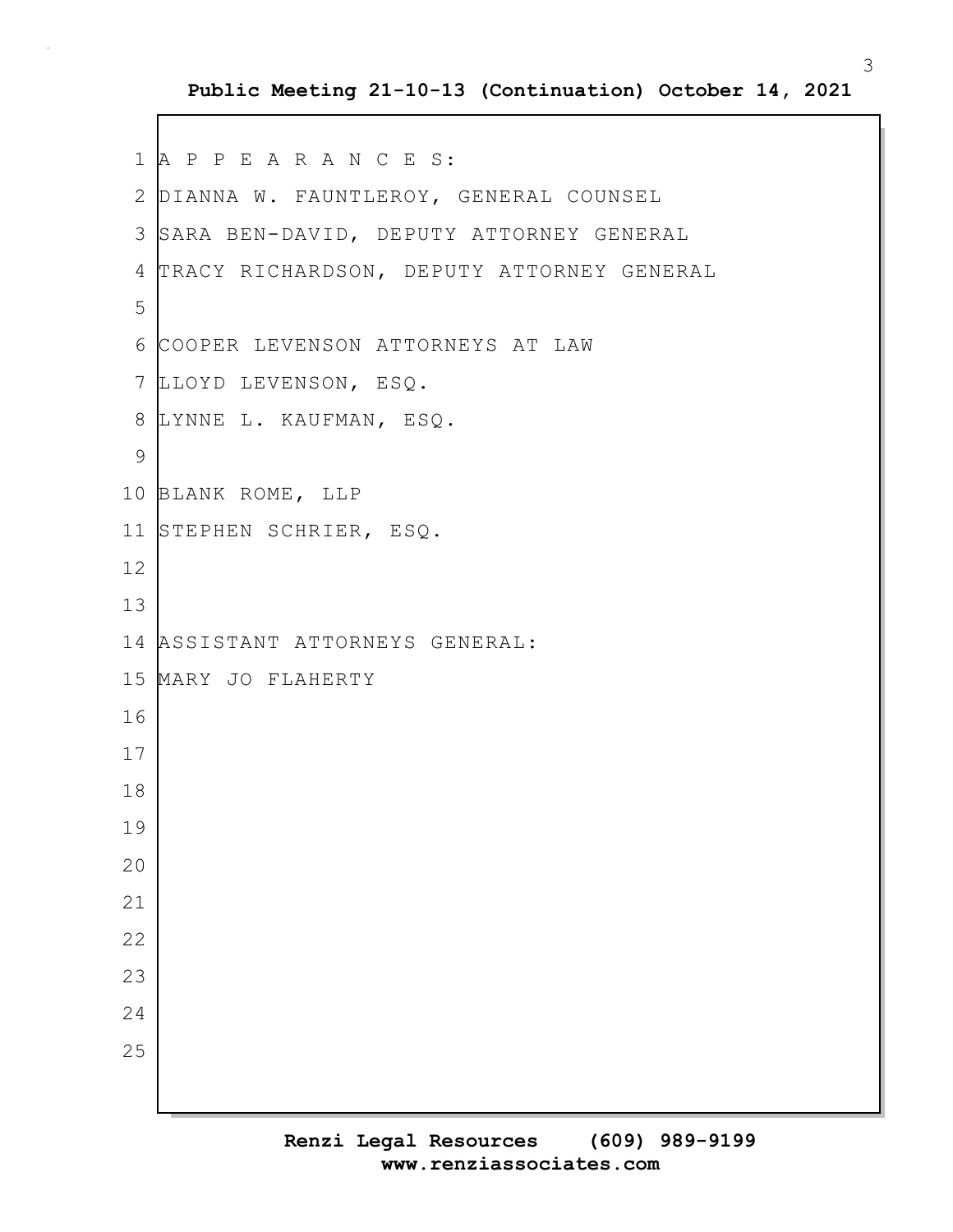A P P E A R A N C E S:

DIANNA W. FAUNTLEROY, GENERAL COUNSEL

SARA BEN-DAVID, DEPUTY ATTORNEY GENERAL

TRACY RICHARDSON, DEPUTY ATTORNEY GENERAL

COOPER LEVENSON ATTORNEYS AT LAW

LLOYD LEVENSON, ESQ.

LYNNE L. KAUFMAN, ESQ.

BLANK ROME, LLP

STEPHEN SCHRIER, ESQ.

ASSISTANT ATTORNEYS GENERAL:

MARY JO FLAHERTY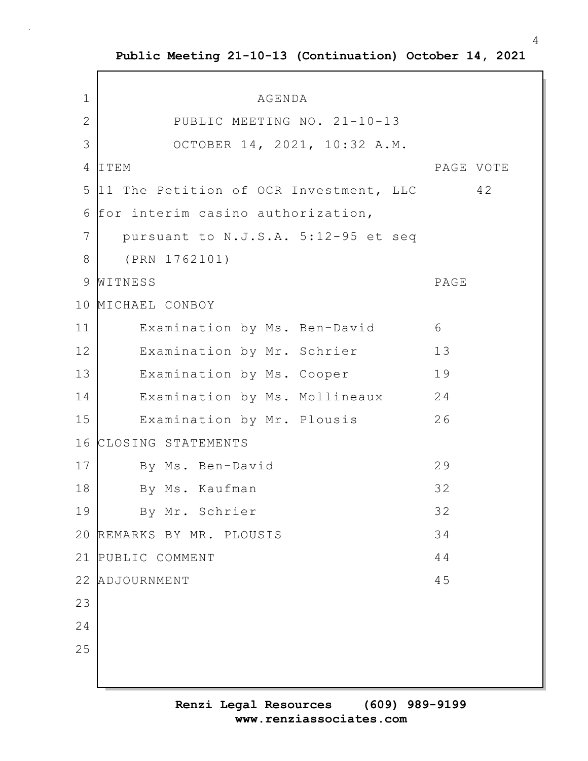AGENDA

PUBLIC MEETING NO. 21-10-13

OCTOBER 14, 2021, 10:32 A.M.

| ITEM | PAGE | VOTE |
|---|---|---|
| 11 The Petition of OCR Investment, LLC for interim casino authorization, pursuant to N.J.S.A. 5:12-95 et seq (PRN 1762101) | | 42 |

| WITNESS | PAGE |
|---|---|
| MICHAEL CONBOY | |
| Examination by Ms. Ben-David | 6 |
| Examination by Mr. Schrier | 13 |
| Examination by Ms. Cooper | 19 |
| Examination by Ms. Mollineaux | 24 |
| Examination by Mr. Plousis | 26 |
| CLOSING STATEMENTS | |
| By Ms. Ben-David | 29 |
| By Ms. Kaufman | 32 |
| By Mr. Schrier | 32 |
| REMARKS BY MR. PLOUSIS | 34 |
| PUBLIC COMMENT | 44 |
| ADJOURNMENT | 45 |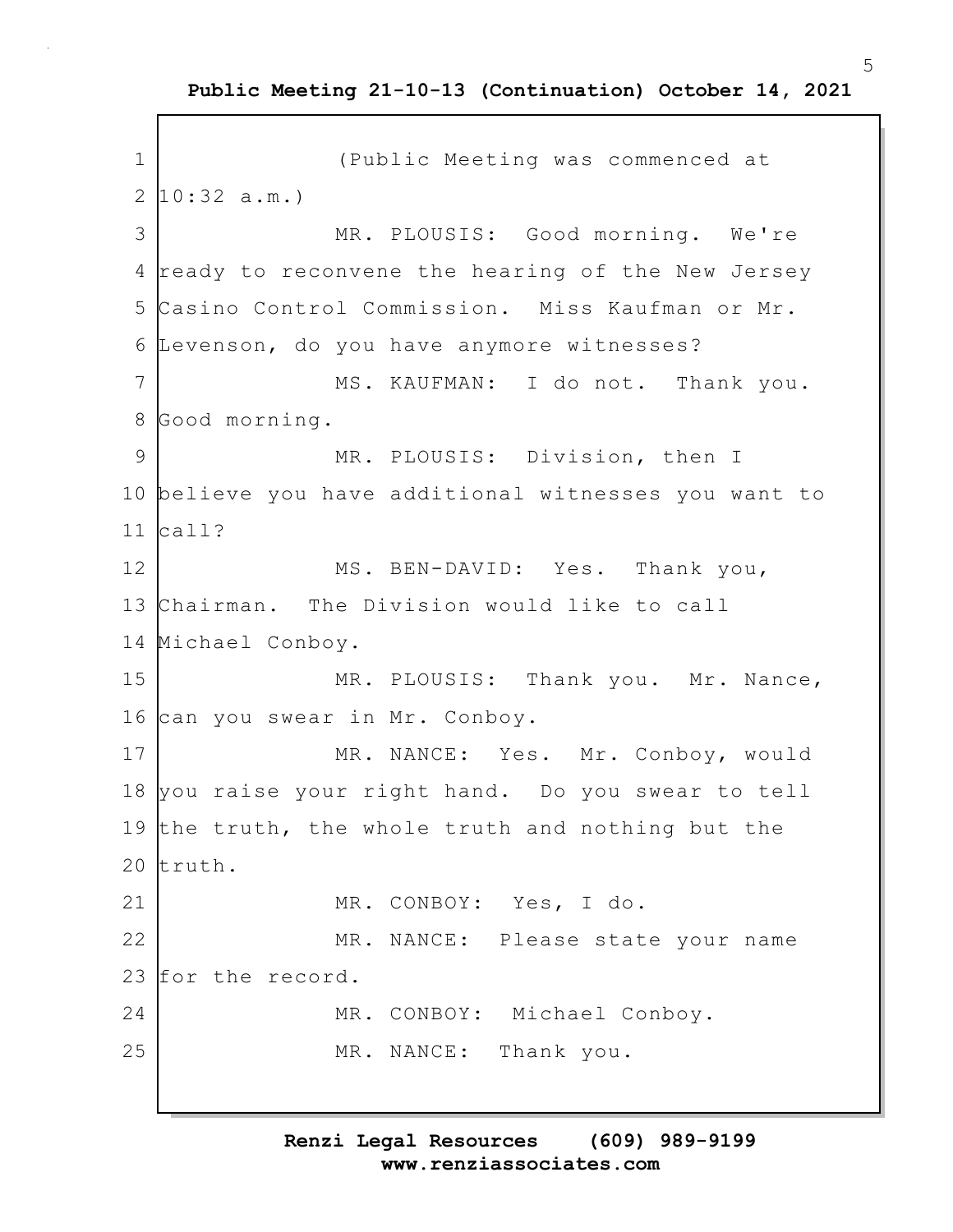(Public Meeting was commenced at 10:32 a.m.)

MR. PLOUSIS: Good morning. We're ready to reconvene the hearing of the New Jersey Casino Control Commission. Miss Kaufman or Mr. Levenson, do you have anymore witnesses?

MS. KAUFMAN: I do not. Thank you. Good morning.

MR. PLOUSIS: Division, then I believe you have additional witnesses you want to call?

MS. BEN-DAVID: Yes. Thank you, Chairman. The Division would like to call Michael Conboy.

MR. PLOUSIS: Thank you. Mr. Nance, can you swear in Mr. Conboy.

MR. NANCE: Yes. Mr. Conboy, would you raise your right hand. Do you swear to tell the truth, the whole truth and nothing but the truth.

MR. CONBOY: Yes, I do.

MR. NANCE: Please state your name for the record.

MR. CONBOY: Michael Conboy.

MR. NANCE: Thank you.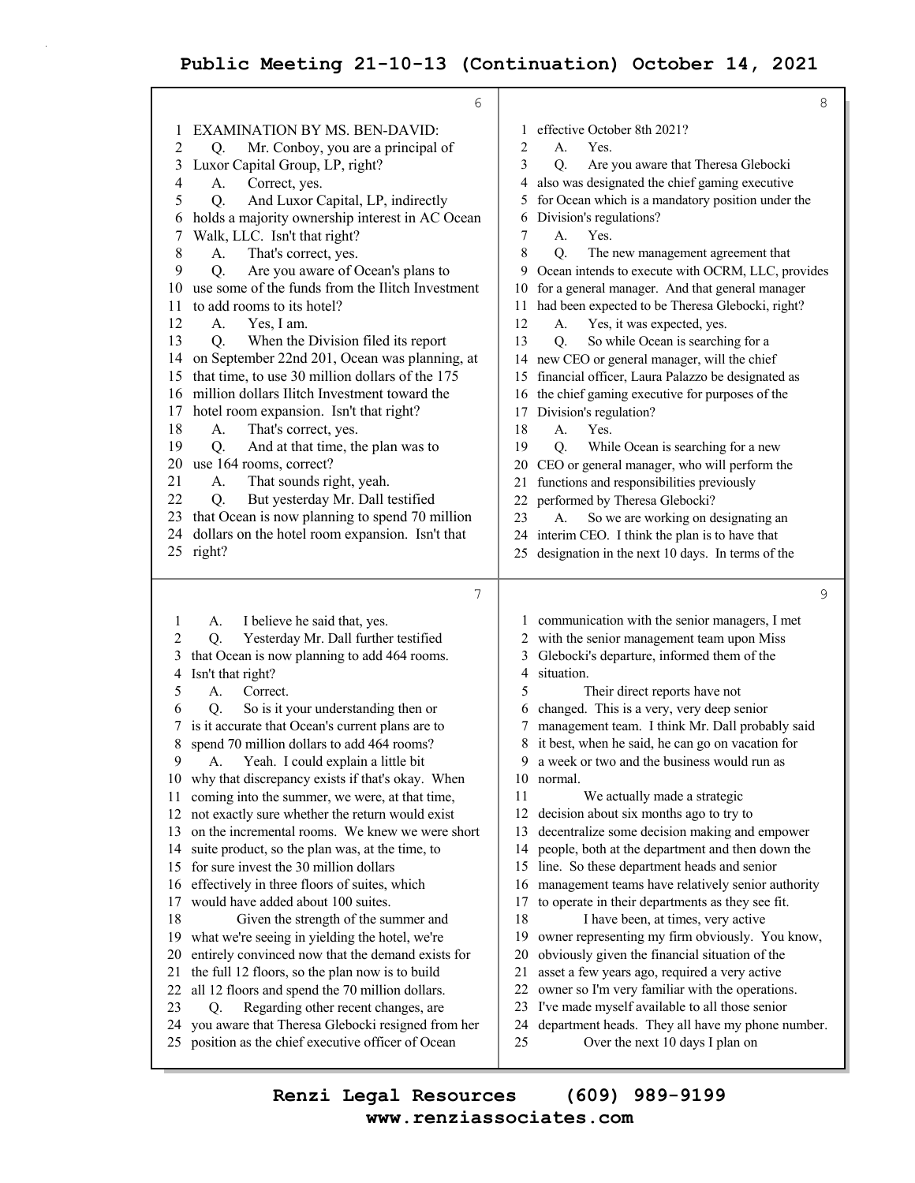EXAMINATION BY MS. BEN-DAVID:

Q. Mr. Conboy, you are a principal of Luxor Capital Group, LP, right?

A. Correct, yes.

Q. And Luxor Capital, LP, indirectly holds a majority ownership interest in AC Ocean Walk, LLC. Isn't that right?

A. That's correct, yes.

Q. Are you aware of Ocean's plans to use some of the funds from the Ilitch Investment to add rooms to its hotel?

A. Yes, I am.

Q. When the Division filed its report on September 22nd 201, Ocean was planning, at that time, to use 30 million dollars of the 175 million dollars Ilitch Investment toward the hotel room expansion. Isn't that right?

A. That's correct, yes.

Q. And at that time, the plan was to use 164 rooms, correct?

A. That sounds right, yeah.

Q. But yesterday Mr. Dall testified that Ocean is now planning to spend 70 million dollars on the hotel room expansion. Isn't that right?

A. I believe he said that, yes.

Q. Yesterday Mr. Dall further testified that Ocean is now planning to add 464 rooms. Isn't that right?

A. Correct.

Q. So is it your understanding then or is it accurate that Ocean's current plans are to spend 70 million dollars to add 464 rooms?

A. Yeah. I could explain a little bit why that discrepancy exists if that's okay. When coming into the summer, we were, at that time, not exactly sure whether the return would exist on the incremental rooms. We knew we were short suite product, so the plan was, at the time, to for sure invest the 30 million dollars effectively in three floors of suites, which would have added about 100 suites.

Given the strength of the summer and what we're seeing in yielding the hotel, we're entirely convinced now that the demand exists for the full 12 floors, so the plan now is to build all 12 floors and spend the 70 million dollars.

Q. Regarding other recent changes, are you aware that Theresa Glebocki resigned from her position as the chief executive officer of Ocean effective October 8th 2021?

A. Yes.

Q. Are you aware that Theresa Glebocki also was designated the chief gaming executive for Ocean which is a mandatory position under the Division's regulations?

A. Yes.

Q. The new management agreement that Ocean intends to execute with OCRM, LLC, provides for a general manager. And that general manager had been expected to be Theresa Glebocki, right?

A. Yes, it was expected, yes.

Q. So while Ocean is searching for a new CEO or general manager, will the chief financial officer, Laura Palazzo be designated as the chief gaming executive for purposes of the Division's regulation?

A. Yes.

Q. While Ocean is searching for a new CEO or general manager, who will perform the functions and responsibilities previously performed by Theresa Glebocki?

A. So we are working on designating an interim CEO. I think the plan is to have that designation in the next 10 days. In terms of the communication with the senior managers, I met with the senior management team upon Miss Glebocki's departure, informed them of the situation.

Their direct reports have not changed. This is a very, very deep senior management team. I think Mr. Dall probably said it best, when he said, he can go on vacation for a week or two and the business would run as normal.

We actually made a strategic decision about six months ago to try to decentralize some decision making and empower people, both at the department and then down the line. So these department heads and senior management teams have relatively senior authority to operate in their departments as they see fit.

I have been, at times, very active owner representing my firm obviously. You know, obviously given the financial situation of the asset a few years ago, required a very active owner so I'm very familiar with the operations. I've made myself available to all those senior department heads. They all have my phone number.

Over the next 10 days I plan on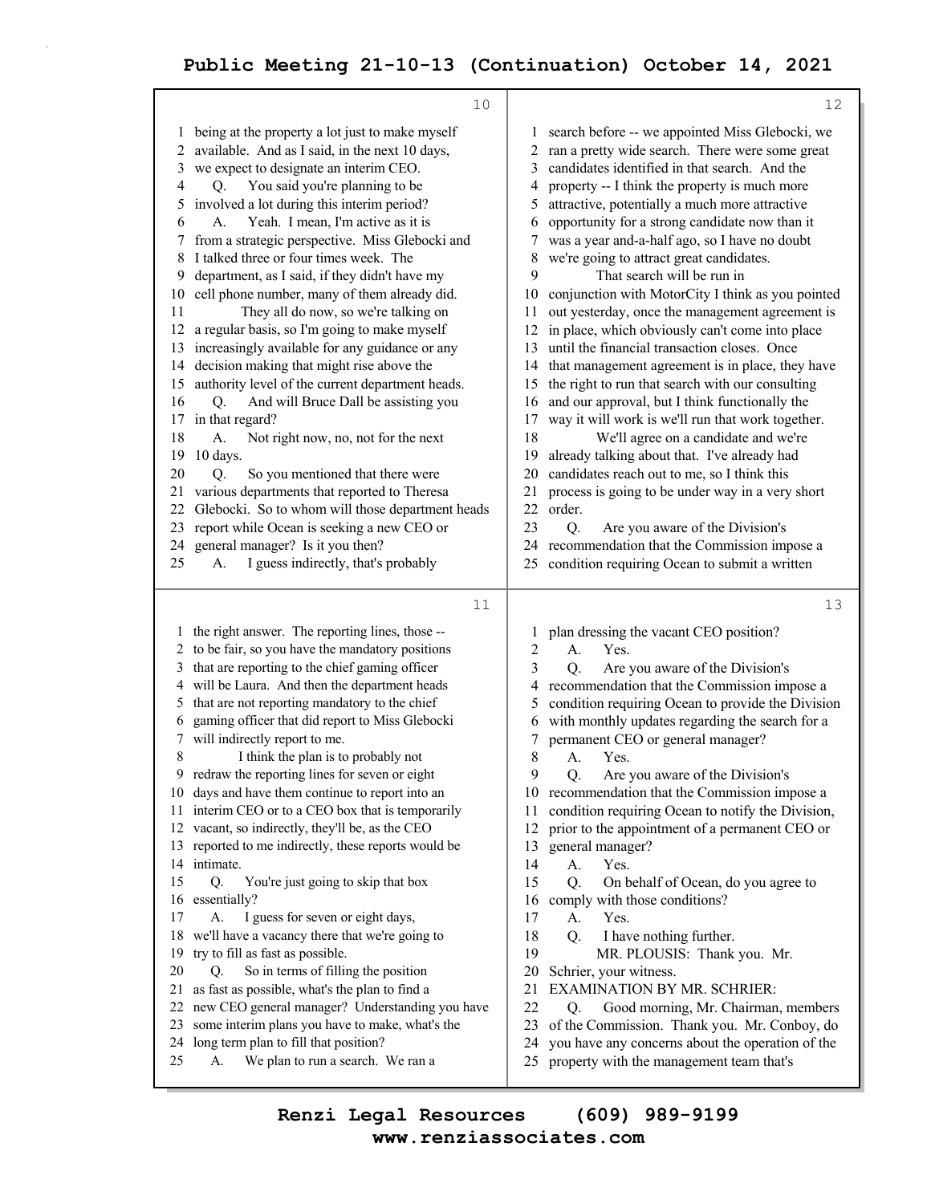being at the property a lot just to make myself available. And as I said, in the next 10 days, we expect to designate an interim CEO.

Q. You said you're planning to be involved a lot during this interim period?

A. Yeah. I mean, I'm active as it is from a strategic perspective. Miss Glebocki and I talked three or four times week. The department, as I said, if they didn't have my cell phone number, many of them already did.

They all do now, so we're talking on a regular basis, so I'm going to make myself increasingly available for any guidance or any decision making that might rise above the authority level of the current department heads.

Q. And will Bruce Dall be assisting you in that regard?

A. Not right now, no, not for the next 10 days.

Q. So you mentioned that there were various departments that reported to Theresa Glebocki. So to whom will those department heads report while Ocean is seeking a new CEO or general manager? Is it you then?

A. I guess indirectly, that's probably the right answer. The reporting lines, those -- to be fair, so you have the mandatory positions that are reporting to the chief gaming officer will be Laura. And then the department heads that are not reporting mandatory to the chief gaming officer that did report to Miss Glebocki will indirectly report to me.

I think the plan is to probably not redraw the reporting lines for seven or eight days and have them continue to report into an interim CEO or to a CEO box that is temporarily vacant, so indirectly, they'll be, as the CEO reported to me indirectly, these reports would be intimate.

Q. You're just going to skip that box essentially?

A. I guess for seven or eight days, we'll have a vacancy there that we're going to try to fill as fast as possible.

Q. So in terms of filling the position as fast as possible, what's the plan to find a new CEO general manager? Understanding you have some interim plans you have to make, what's the long term plan to fill that position?

A. We plan to run a search. We ran a search before -- we appointed Miss Glebocki, we ran a pretty wide search. There were some great candidates identified in that search. And the property -- I think the property is much more attractive, potentially a much more attractive opportunity for a strong candidate now than it was a year and-a-half ago, so I have no doubt we're going to attract great candidates.

That search will be run in conjunction with MotorCity I think as you pointed out yesterday, once the management agreement is in place, which obviously can't come into place until the financial transaction closes. Once that management agreement is in place, they have the right to run that search with our consulting and our approval, but I think functionally the way it will work is we'll run that work together.

We'll agree on a candidate and we're already talking about that. I've already had candidates reach out to me, so I think this process is going to be under way in a very short order.

Q. Are you aware of the Division's recommendation that the Commission impose a condition requiring Ocean to submit a written plan dressing the vacant CEO position?

A. Yes.

Q. Are you aware of the Division's recommendation that the Commission impose a condition requiring Ocean to provide the Division with monthly updates regarding the search for a permanent CEO or general manager?

A. Yes.

Q. Are you aware of the Division's recommendation that the Commission impose a condition requiring Ocean to notify the Division, prior to the appointment of a permanent CEO or general manager?

A. Yes.

Q. On behalf of Ocean, do you agree to comply with those conditions?

A. Yes.

Q. I have nothing further.

MR. PLOUSIS: Thank you. Mr. Schrier, your witness.

EXAMINATION BY MR. SCHRIER:

Q. Good morning, Mr. Chairman, members of the Commission. Thank you. Mr. Conboy, do you have any concerns about the operation of the property with the management team that's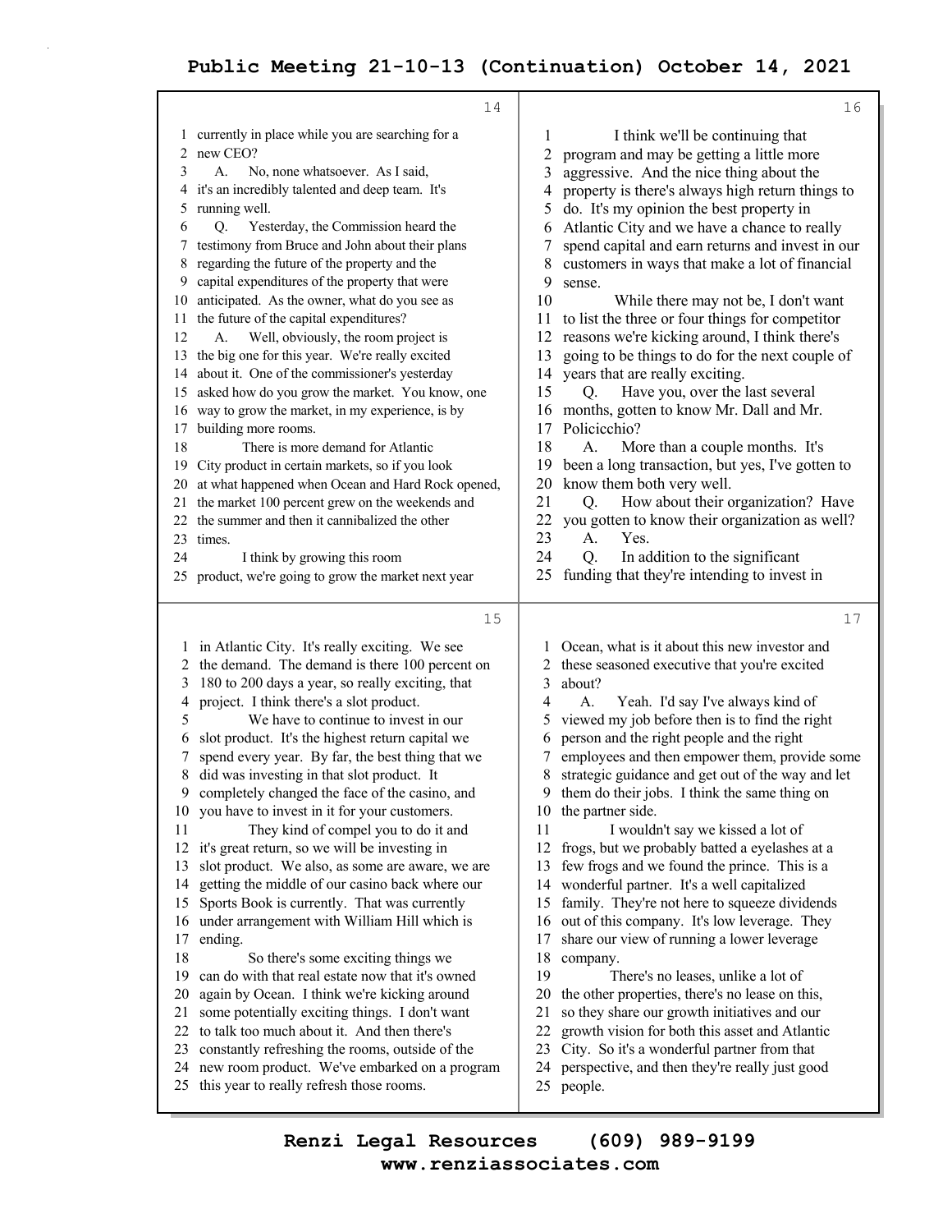currently in place while you are searching for a new CEO?

A. No, none whatsoever. As I said, it's an incredibly talented and deep team. It's running well.

Q. Yesterday, the Commission heard the testimony from Bruce and John about their plans regarding the future of the property and the capital expenditures of the property that were anticipated. As the owner, what do you see as the future of the capital expenditures?

A. Well, obviously, the room project is the big one for this year. We're really excited about it. One of the commissioner's yesterday asked how do you grow the market. You know, one way to grow the market, in my experience, is by building more rooms.

There is more demand for Atlantic City product in certain markets, so if you look at what happened when Ocean and Hard Rock opened, the market 100 percent grew on the weekends and the summer and then it cannibalized the other times.

I think by growing this room product, we're going to grow the market next year in Atlantic City. It's really exciting. We see the demand. The demand is there 100 percent on 180 to 200 days a year, so really exciting, that project. I think there's a slot product.

We have to continue to invest in our slot product. It's the highest return capital we spend every year. By far, the best thing that we did was investing in that slot product. It completely changed the face of the casino, and you have to invest in it for your customers.

They kind of compel you to do it and it's great return, so we will be investing in slot product. We also, as some are aware, we are getting the middle of our casino back where our Sports Book is currently. That was currently under arrangement with William Hill which is ending.

So there's some exciting things we can do with that real estate now that it's owned again by Ocean. I think we're kicking around some potentially exciting things. I don't want to talk too much about it. And then there's constantly refreshing the rooms, outside of the new room product. We've embarked on a program this year to really refresh those rooms.

I think we'll be continuing that program and may be getting a little more aggressive. And the nice thing about the property is there's always high return things to do. It's my opinion the best property in Atlantic City and we have a chance to really spend capital and earn returns and invest in our customers in ways that make a lot of financial sense.

While there may not be, I don't want to list the three or four things for competitor reasons we're kicking around, I think there's going to be things to do for the next couple of years that are really exciting.

Q. Have you, over the last several months, gotten to know Mr. Dall and Mr. Policicchio?

A. More than a couple months. It's been a long transaction, but yes, I've gotten to know them both very well.

Q. How about their organization? Have you gotten to know their organization as well?

A. Yes.

Q. In addition to the significant funding that they're intending to invest in Ocean, what is it about this new investor and these seasoned executive that you're excited about?

A. Yeah. I'd say I've always kind of viewed my job before then is to find the right person and the right people and the right employees and then empower them, provide some strategic guidance and get out of the way and let them do their jobs. I think the same thing on the partner side.

I wouldn't say we kissed a lot of frogs, but we probably batted a eyelashes at a few frogs and we found the prince. This is a wonderful partner. It's a well capitalized family. They're not here to squeeze dividends out of this company. It's low leverage. They share our view of running a lower leverage company.

There's no leases, unlike a lot of the other properties, there's no lease on this, so they share our growth initiatives and our growth vision for both this asset and Atlantic City. So it's a wonderful partner from that perspective, and then they're really just good people.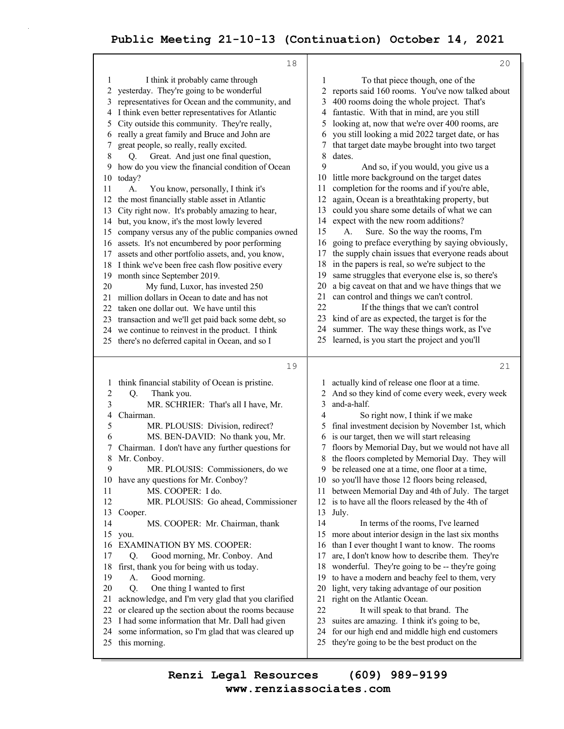I think it probably came through yesterday. They're going to be wonderful representatives for Ocean and the community, and I think even better representatives for Atlantic City outside this community. They're really, really a great family and Bruce and John are great people, so really, really excited.

Q. Great. And just one final question, how do you view the financial condition of Ocean today?

A. You know, personally, I think it's the most financially stable asset in Atlantic City right now. It's probably amazing to hear, but, you know, it's the most lowly levered company versus any of the public companies owned assets. It's not encumbered by poor performing assets and other portfolio assets, and, you know, I think we've been free cash flow positive every month since September 2019.

My fund, Luxor, has invested 250 million dollars in Ocean to date and has not taken one dollar out. We have until this transaction and we'll get paid back some debt, so we continue to reinvest in the product. I think there's no deferred capital in Ocean, and so I think financial stability of Ocean is pristine.

Q. Thank you.

MR. SCHRIER: That's all I have, Mr. Chairman.

MR. PLOUSIS: Division, redirect?

MS. BEN-DAVID: No thank you, Mr. Chairman. I don't have any further questions for Mr. Conboy.

MR. PLOUSIS: Commissioners, do we have any questions for Mr. Conboy?

MS. COOPER: I do.

MR. PLOUSIS: Go ahead, Commissioner Cooper.

MS. COOPER: Mr. Chairman, thank you.

EXAMINATION BY MS. COOPER:

Q. Good morning, Mr. Conboy. And first, thank you for being with us today.

A. Good morning.

Q. One thing I wanted to first acknowledge, and I'm very glad that you clarified or cleared up the section about the rooms because I had some information that Mr. Dall had given some information, so I'm glad that was cleared up this morning.

To that piece though, one of the reports said 160 rooms. You've now talked about 400 rooms doing the whole project. That's fantastic. With that in mind, are you still looking at, now that we're over 400 rooms, are you still looking a mid 2022 target date, or has that target date maybe brought into two target dates.

And so, if you would, you give us a little more background on the target dates completion for the rooms and if you're able, again, Ocean is a breathtaking property, but could you share some details of what we can expect with the new room additions?

A. Sure. So the way the rooms, I'm going to preface everything by saying obviously, the supply chain issues that everyone reads about in the papers is real, so we're subject to the same struggles that everyone else is, so there's a big caveat on that and we have things that we can control and things we can't control.

If the things that we can't control kind of are as expected, the target is for the summer. The way these things work, as I've learned, is you start the project and you'll actually kind of release one floor at a time. And so they kind of come every week, every week and-a-half.

So right now, I think if we make final investment decision by November 1st, which is our target, then we will start releasing floors by Memorial Day, but we would not have all the floors completed by Memorial Day. They will be released one at a time, one floor at a time, so you'll have those 12 floors being released, between Memorial Day and 4th of July. The target is to have all the floors released by the 4th of July.

In terms of the rooms, I've learned more about interior design in the last six months than I ever thought I want to know. The rooms are, I don't know how to describe them. They're wonderful. They're going to be -- they're going to have a modern and beachy feel to them, very light, very taking advantage of our position right on the Atlantic Ocean.

It will speak to that brand. The suites are amazing. I think it's going to be, for our high end and middle high end customers they're going to be the best product on the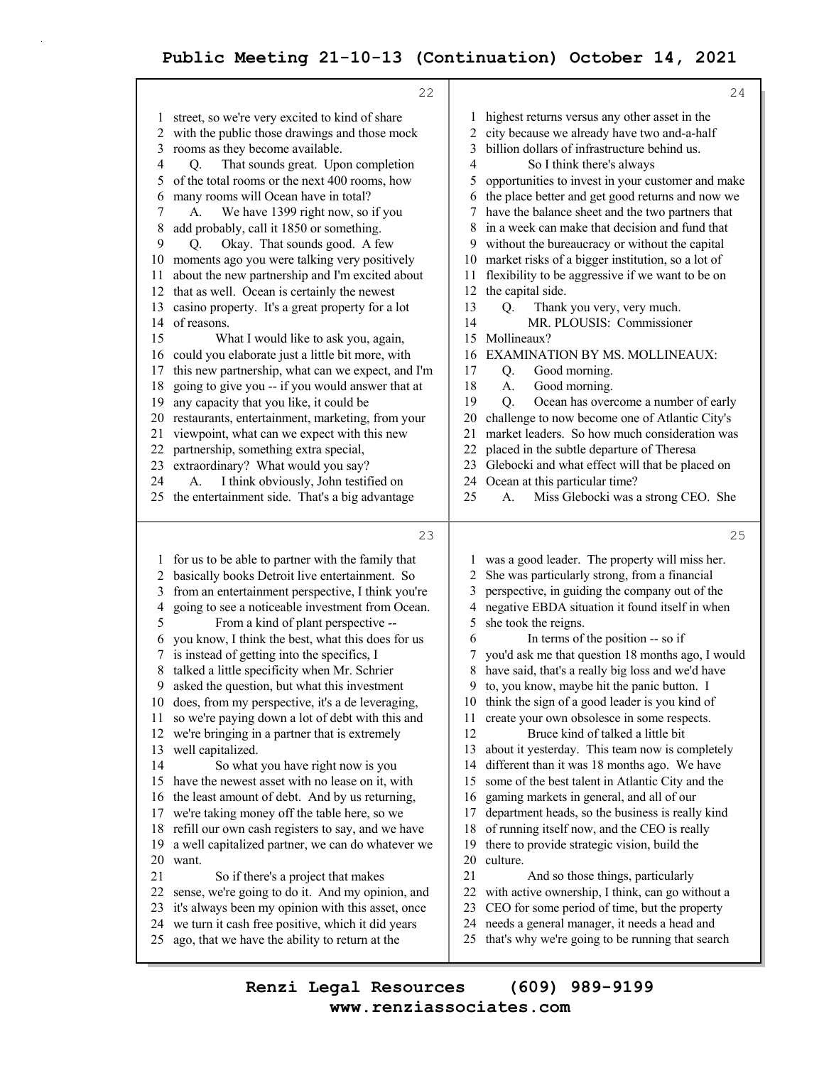street, so we're very excited to kind of share with the public those drawings and those mock rooms as they become available.

Q. That sounds great. Upon completion of the total rooms or the next 400 rooms, how many rooms will Ocean have in total?

A. We have 1399 right now, so if you add probably, call it 1850 or something.

Q. Okay. That sounds good. A few moments ago you were talking very positively about the new partnership and I'm excited about that as well. Ocean is certainly the newest casino property. It's a great property for a lot of reasons.

What I would like to ask you, again, could you elaborate just a little bit more, with this new partnership, what can we expect, and I'm going to give you -- if you would answer that at any capacity that you like, it could be restaurants, entertainment, marketing, from your viewpoint, what can we expect with this new partnership, something extra special, extraordinary? What would you say?

A. I think obviously, John testified on the entertainment side. That's a big advantage for us to be able to partner with the family that basically books Detroit live entertainment. So from an entertainment perspective, I think you're going to see a noticeable investment from Ocean.

From a kind of plant perspective -- you know, I think the best, what this does for us is instead of getting into the specifics, I talked a little specificity when Mr. Schrier asked the question, but what this investment does, from my perspective, it's a de leveraging, so we're paying down a lot of debt with this and we're bringing in a partner that is extremely well capitalized.

So what you have right now is you have the newest asset with no lease on it, with the least amount of debt. And by us returning, we're taking money off the table here, so we refill our own cash registers to say, and we have a well capitalized partner, we can do whatever we want.

So if there's a project that makes sense, we're going to do it. And my opinion, and it's always been my opinion with this asset, once we turn it cash free positive, which it did years ago, that we have the ability to return at the highest returns versus any other asset in the city because we already have two and-a-half billion dollars of infrastructure behind us.

So I think there's always opportunities to invest in your customer and make the place better and get good returns and now we have the balance sheet and the two partners that in a week can make that decision and fund that without the bureaucracy or without the capital market risks of a bigger institution, so a lot of flexibility to be aggressive if we want to be on the capital side.

Q. Thank you very, very much.

MR. PLOUSIS: Commissioner Mollineaux?

EXAMINATION BY MS. MOLLINEAUX:

Q. Good morning.

A. Good morning.

Q. Ocean has overcome a number of early challenge to now become one of Atlantic City's market leaders. So how much consideration was placed in the subtle departure of Theresa Glebocki and what effect will that be placed on Ocean at this particular time?

A. Miss Glebocki was a strong CEO. She was a good leader. The property will miss her. She was particularly strong, from a financial perspective, in guiding the company out of the negative EBDA situation it found itself in when she took the reigns.

In terms of the position -- so if you'd ask me that question 18 months ago, I would have said, that's a really big loss and we'd have to, you know, maybe hit the panic button. I think the sign of a good leader is you kind of create your own obsolesce in some respects.

Bruce kind of talked a little bit about it yesterday. This team now is completely different than it was 18 months ago. We have some of the best talent in Atlantic City and the gaming markets in general, and all of our department heads, so the business is really kind of running itself now, and the CEO is really there to provide strategic vision, build the culture.

And so those things, particularly with active ownership, I think, can go without a CEO for some period of time, but the property needs a general manager, it needs a head and that's why we're going to be running that search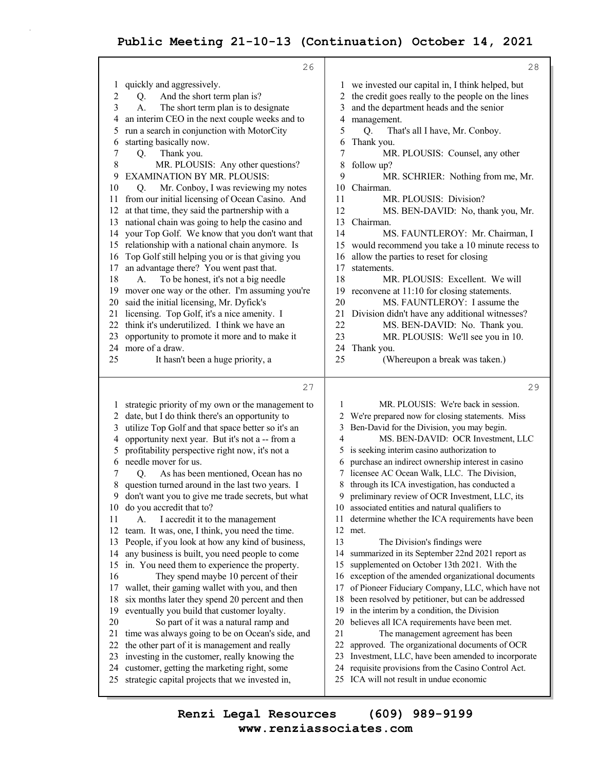quickly and aggressively.

Q. And the short term plan is?

A. The short term plan is to designate an interim CEO in the next couple weeks and to run a search in conjunction with MotorCity starting basically now.

Q. Thank you.

MR. PLOUSIS: Any other questions?

EXAMINATION BY MR. PLOUSIS:

Q. Mr. Conboy, I was reviewing my notes from our initial licensing of Ocean Casino. And at that time, they said the partnership with a national chain was going to help the casino and your Top Golf. We know that you don't want that relationship with a national chain anymore. Is Top Golf still helping you or is that giving you an advantage there? You went past that.

A. To be honest, it's not a big needle mover one way or the other. I'm assuming you're said the initial licensing, Mr. Dyfick's licensing. Top Golf, it's a nice amenity. I think it's underutilized. I think we have an opportunity to promote it more and to make it more of a draw.

It hasn't been a huge priority, a strategic priority of my own or the management to date, but I do think there's an opportunity to utilize Top Golf and that space better so it's an opportunity next year. But it's not a -- from a profitability perspective right now, it's not a needle mover for us.

Q. As has been mentioned, Ocean has no question turned around in the last two years. I don't want you to give me trade secrets, but what do you accredit that to?

A. I accredit it to the management team. It was, one, I think, you need the time. People, if you look at how any kind of business, any business is built, you need people to come in. You need them to experience the property.

They spend maybe 10 percent of their wallet, their gaming wallet with you, and then six months later they spend 20 percent and then eventually you build that customer loyalty.

So part of it was a natural ramp and time was always going to be on Ocean's side, and the other part of it is management and really investing in the customer, really knowing the customer, getting the marketing right, some strategic capital projects that we invested in, we invested our capital in, I think helped, but the credit goes really to the people on the lines and the department heads and the senior management.

Q. That's all I have, Mr. Conboy. Thank you.

MR. PLOUSIS: Counsel, any other follow up?

MR. SCHRIER: Nothing from me, Mr. Chairman.

MR. PLOUSIS: Division?

MS. BEN-DAVID: No, thank you, Mr. Chairman.

MS. FAUNTLEROY: Mr. Chairman, I would recommend you take a 10 minute recess to allow the parties to reset for closing statements.

MR. PLOUSIS: Excellent. We will reconvene at 11:10 for closing statements.

MS. FAUNTLEROY: I assume the Division didn't have any additional witnesses?

MS. BEN-DAVID: No. Thank you.

MR. PLOUSIS: We'll see you in 10. Thank you.

(Whereupon a break was taken.)

MR. PLOUSIS: We're back in session. We're prepared now for closing statements. Miss Ben-David for the Division, you may begin.

MS. BEN-DAVID: OCR Investment, LLC is seeking interim casino authorization to purchase an indirect ownership interest in casino licensee AC Ocean Walk, LLC. The Division, through its ICA investigation, has conducted a preliminary review of OCR Investment, LLC, its associated entities and natural qualifiers to determine whether the ICA requirements have been met.

The Division's findings were summarized in its September 22nd 2021 report as supplemented on October 13th 2021. With the exception of the amended organizational documents of Pioneer Fiduciary Company, LLC, which have not been resolved by petitioner, but can be addressed in the interim by a condition, the Division believes all ICA requirements have been met.

The management agreement has been approved. The organizational documents of OCR Investment, LLC, have been amended to incorporate requisite provisions from the Casino Control Act. ICA will not result in undue economic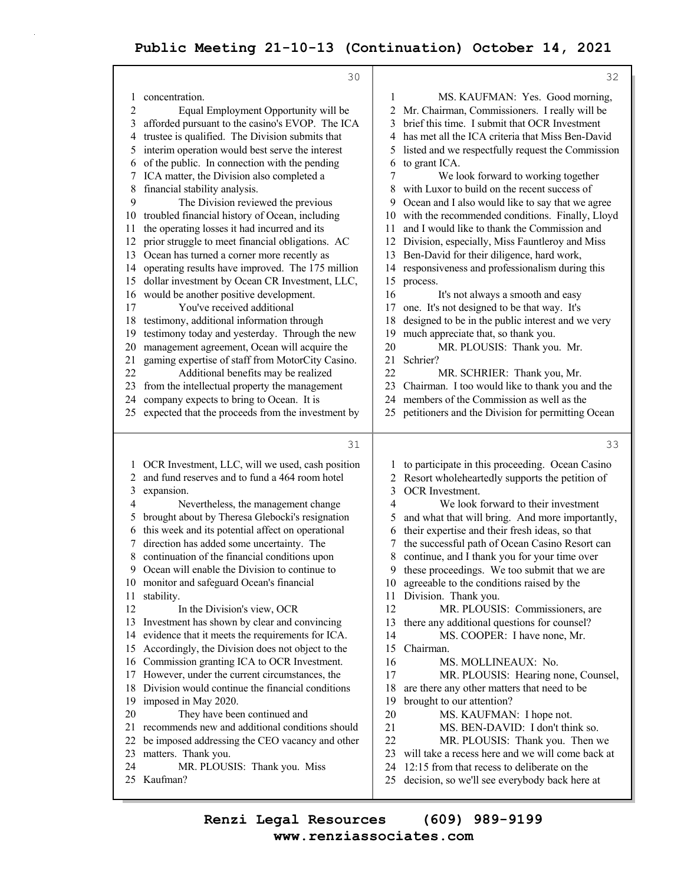concentration.

Equal Employment Opportunity will be afforded pursuant to the casino's EVOP. The ICA trustee is qualified. The Division submits that interim operation would best serve the interest of the public. In connection with the pending ICA matter, the Division also completed a financial stability analysis.

The Division reviewed the previous troubled financial history of Ocean, including the operating losses it had incurred and its prior struggle to meet financial obligations. AC Ocean has turned a corner more recently as operating results have improved. The 175 million dollar investment by Ocean CR Investment, LLC, would be another positive development.

You've received additional testimony, additional information through testimony today and yesterday. Through the new management agreement, Ocean will acquire the gaming expertise of staff from MotorCity Casino.

Additional benefits may be realized from the intellectual property the management company expects to bring to Ocean. It is expected that the proceeds from the investment by OCR Investment, LLC, will we used, cash position and fund reserves and to fund a 464 room hotel expansion.

Nevertheless, the management change brought about by Theresa Glebocki's resignation this week and its potential affect on operational direction has added some uncertainty. The continuation of the financial conditions upon Ocean will enable the Division to continue to monitor and safeguard Ocean's financial stability.

In the Division's view, OCR Investment has shown by clear and convincing evidence that it meets the requirements for ICA. Accordingly, the Division does not object to the Commission granting ICA to OCR Investment. However, under the current circumstances, the Division would continue the financial conditions imposed in May 2020.

They have been continued and recommends new and additional conditions should be imposed addressing the CEO vacancy and other matters. Thank you.

MR. PLOUSIS: Thank you. Miss Kaufman?

MS. KAUFMAN: Yes. Good morning, Mr. Chairman, Commissioners. I really will be brief this time. I submit that OCR Investment has met all the ICA criteria that Miss Ben-David listed and we respectfully request the Commission to grant ICA.

We look forward to working together with Luxor to build on the recent success of Ocean and I also would like to say that we agree with the recommended conditions. Finally, Lloyd and I would like to thank the Commission and Division, especially, Miss Fauntleroy and Miss Ben-David for their diligence, hard work, responsiveness and professionalism during this process.

It's not always a smooth and easy one. It's not designed to be that way. It's designed to be in the public interest and we very much appreciate that, so thank you.

MR. PLOUSIS: Thank you. Mr. Schrier?

MR. SCHRIER: Thank you, Mr. Chairman. I too would like to thank you and the members of the Commission as well as the petitioners and the Division for permitting Ocean to participate in this proceeding. Ocean Casino Resort wholeheartedly supports the petition of OCR Investment.

We look forward to their investment and what that will bring. And more importantly, their expertise and their fresh ideas, so that the successful path of Ocean Casino Resort can continue, and I thank you for your time over these proceedings. We too submit that we are agreeable to the conditions raised by the Division. Thank you.

MR. PLOUSIS: Commissioners, are there any additional questions for counsel?

MS. COOPER: I have none, Mr. Chairman.

MS. MOLLINEAUX: No.

MR. PLOUSIS: Hearing none, Counsel, are there any other matters that need to be brought to our attention?

MS. KAUFMAN: I hope not.

MS. BEN-DAVID: I don't think so.

MR. PLOUSIS: Thank you. Then we will take a recess here and we will come back at 12:15 from that recess to deliberate on the decision, so we'll see everybody back here at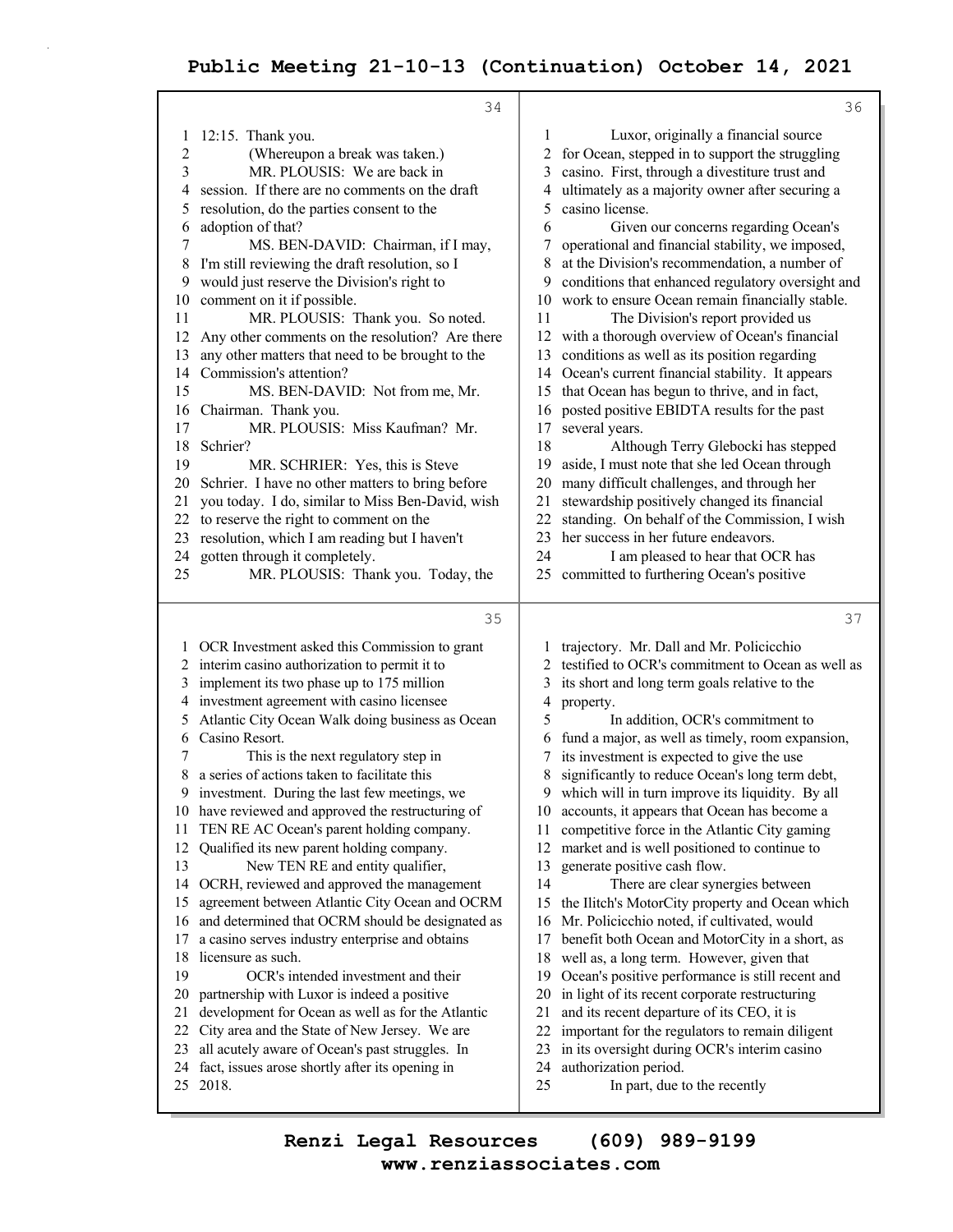12:15. Thank you.

(Whereupon a break was taken.)

MR. PLOUSIS: We are back in session. If there are no comments on the draft resolution, do the parties consent to the adoption of that?

MS. BEN-DAVID: Chairman, if I may, I'm still reviewing the draft resolution, so I would just reserve the Division's right to comment on it if possible.

MR. PLOUSIS: Thank you. So noted. Any other comments on the resolution? Are there any other matters that need to be brought to the Commission's attention?

MS. BEN-DAVID: Not from me, Mr. Chairman. Thank you.

MR. PLOUSIS: Miss Kaufman? Mr. Schrier?

MR. SCHRIER: Yes, this is Steve Schrier. I have no other matters to bring before you today. I do, similar to Miss Ben-David, wish to reserve the right to comment on the resolution, which I am reading but I haven't gotten through it completely.

MR. PLOUSIS: Thank you. Today, the OCR Investment asked this Commission to grant interim casino authorization to permit it to implement its two phase up to 175 million investment agreement with casino licensee Atlantic City Ocean Walk doing business as Ocean Casino Resort.

This is the next regulatory step in a series of actions taken to facilitate this investment. During the last few meetings, we have reviewed and approved the restructuring of TEN RE AC Ocean's parent holding company. Qualified its new parent holding company.

New TEN RE and entity qualifier, OCRH, reviewed and approved the management agreement between Atlantic City Ocean and OCRM and determined that OCRM should be designated as a casino serves industry enterprise and obtains licensure as such.

OCR's intended investment and their partnership with Luxor is indeed a positive development for Ocean as well as for the Atlantic City area and the State of New Jersey. We are all acutely aware of Ocean's past struggles. In fact, issues arose shortly after its opening in 2018.

Luxor, originally a financial source for Ocean, stepped in to support the struggling casino. First, through a divestiture trust and ultimately as a majority owner after securing a casino license.

Given our concerns regarding Ocean's operational and financial stability, we imposed, at the Division's recommendation, a number of conditions that enhanced regulatory oversight and work to ensure Ocean remain financially stable.

The Division's report provided us with a thorough overview of Ocean's financial conditions as well as its position regarding Ocean's current financial stability. It appears that Ocean has begun to thrive, and in fact, posted positive EBIDTA results for the past several years.

Although Terry Glebocki has stepped aside, I must note that she led Ocean through many difficult challenges, and through her stewardship positively changed its financial standing. On behalf of the Commission, I wish her success in her future endeavors.

I am pleased to hear that OCR has committed to furthering Ocean's positive trajectory. Mr. Dall and Mr. Policicchio testified to OCR's commitment to Ocean as well as its short and long term goals relative to the property.

In addition, OCR's commitment to fund a major, as well as timely, room expansion, its investment is expected to give the use significantly to reduce Ocean's long term debt, which will in turn improve its liquidity. By all accounts, it appears that Ocean has become a competitive force in the Atlantic City gaming market and is well positioned to continue to generate positive cash flow.

There are clear synergies between the Ilitch's MotorCity property and Ocean which Mr. Policicchio noted, if cultivated, would benefit both Ocean and MotorCity in a short, as well as, a long term. However, given that Ocean's positive performance is still recent and in light of its recent corporate restructuring and its recent departure of its CEO, it is important for the regulators to remain diligent in its oversight during OCR's interim casino authorization period.

In part, due to the recently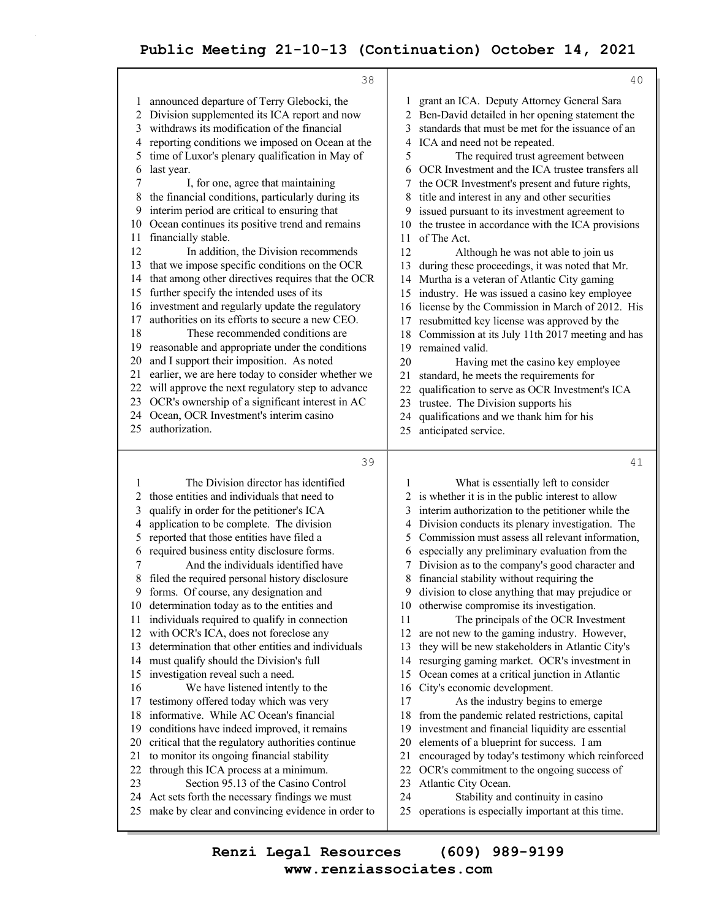announced departure of Terry Glebocki, the Division supplemented its ICA report and now withdraws its modification of the financial reporting conditions we imposed on Ocean at the time of Luxor's plenary qualification in May of last year.

I, for one, agree that maintaining the financial conditions, particularly during its interim period are critical to ensuring that Ocean continues its positive trend and remains financially stable.

In addition, the Division recommends that we impose specific conditions on the OCR that among other directives requires that the OCR further specify the intended uses of its investment and regularly update the regulatory authorities on its efforts to secure a new CEO.

These recommended conditions are reasonable and appropriate under the conditions and I support their imposition. As noted earlier, we are here today to consider whether we will approve the next regulatory step to advance OCR's ownership of a significant interest in AC Ocean, OCR Investment's interim casino authorization.

The Division director has identified those entities and individuals that need to qualify in order for the petitioner's ICA application to be complete. The division reported that those entities have filed a required business entity disclosure forms.

And the individuals identified have filed the required personal history disclosure forms. Of course, any designation and determination today as to the entities and individuals required to qualify in connection with OCR's ICA, does not foreclose any determination that other entities and individuals must qualify should the Division's full investigation reveal such a need.

We have listened intently to the testimony offered today which was very informative. While AC Ocean's financial conditions have indeed improved, it remains critical that the regulatory authorities continue to monitor its ongoing financial stability through this ICA process at a minimum.

Section 95.13 of the Casino Control Act sets forth the necessary findings we must make by clear and convincing evidence in order to grant an ICA. Deputy Attorney General Sara Ben-David detailed in her opening statement the standards that must be met for the issuance of an ICA and need not be repeated.

The required trust agreement between OCR Investment and the ICA trustee transfers all the OCR Investment's present and future rights, title and interest in any and other securities issued pursuant to its investment agreement to the trustee in accordance with the ICA provisions of The Act.

Although he was not able to join us during these proceedings, it was noted that Mr. Murtha is a veteran of Atlantic City gaming industry. He was issued a casino key employee license by the Commission in March of 2012. His resubmitted key license was approved by the Commission at its July 11th 2017 meeting and has remained valid.

Having met the casino key employee standard, he meets the requirements for qualification to serve as OCR Investment's ICA trustee. The Division supports his qualifications and we thank him for his anticipated service.

What is essentially left to consider is whether it is in the public interest to allow interim authorization to the petitioner while the Division conducts its plenary investigation. The Commission must assess all relevant information, especially any preliminary evaluation from the Division as to the company's good character and financial stability without requiring the division to close anything that may prejudice or otherwise compromise its investigation.

The principals of the OCR Investment are not new to the gaming industry. However, they will be new stakeholders in Atlantic City's resurging gaming market. OCR's investment in Ocean comes at a critical junction in Atlantic City's economic development.

As the industry begins to emerge from the pandemic related restrictions, capital investment and financial liquidity are essential elements of a blueprint for success. I am encouraged by today's testimony which reinforced OCR's commitment to the ongoing success of Atlantic City Ocean.

Stability and continuity in casino operations is especially important at this time.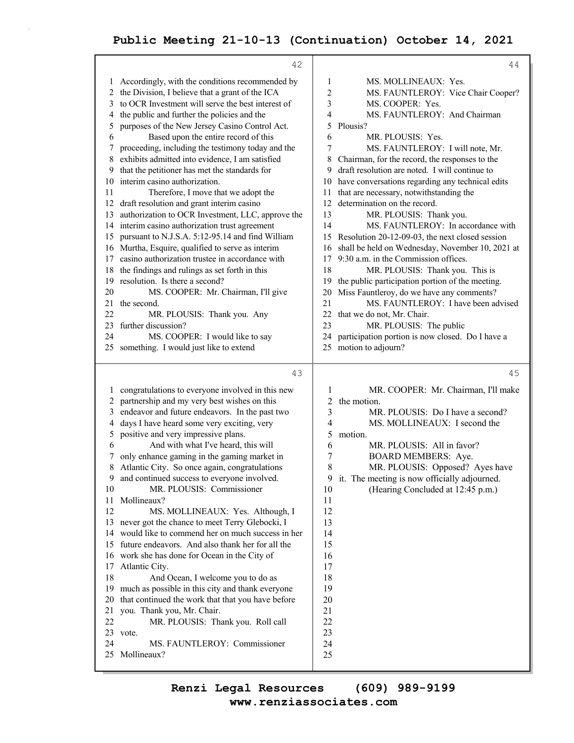Accordingly, with the conditions recommended by the Division, I believe that a grant of the ICA to OCR Investment will serve the best interest of the public and further the policies and the purposes of the New Jersey Casino Control Act.

Based upon the entire record of this proceeding, including the testimony today and the exhibits admitted into evidence, I am satisfied that the petitioner has met the standards for interim casino authorization.

Therefore, I move that we adopt the draft resolution and grant interim casino authorization to OCR Investment, LLC, approve the interim casino authorization trust agreement pursuant to N.J.S.A. 5:12-95.14 and find William Murtha, Esquire, qualified to serve as interim casino authorization trustee in accordance with the findings and rulings as set forth in this resolution. Is there a second?

MS. COOPER: Mr. Chairman, I'll give the second.

MR. PLOUSIS: Thank you. Any further discussion?

MS. COOPER: I would like to say something. I would just like to extend congratulations to everyone involved in this new partnership and my very best wishes on this endeavor and future endeavors. In the past two days I have heard some very exciting, very positive and very impressive plans.

And with what I've heard, this will only enhance gaming in the gaming market in Atlantic City. So once again, congratulations and continued success to everyone involved.

MR. PLOUSIS: Commissioner Mollineaux?

MS. MOLLINEAUX: Yes. Although, I never got the chance to meet Terry Glebocki, I would like to commend her on much success in her future endeavors. And also thank her for all the work she has done for Ocean in the City of Atlantic City.

And Ocean, I welcome you to do as much as possible in this city and thank everyone that continued the work that that you have before you. Thank you, Mr. Chair.

MR. PLOUSIS: Thank you. Roll call vote.

MS. FAUNTLEROY: Commissioner Mollineaux?

MS. MOLLINEAUX: Yes.

MS. FAUNTLEROY: Vice Chair Cooper?

MS. COOPER: Yes.

MS. FAUNTLEROY: And Chairman Plousis?

MR. PLOUSIS: Yes.

MS. FAUNTLEROY: I will note, Mr. Chairman, for the record, the responses to the draft resolution are noted. I will continue to have conversations regarding any technical edits that are necessary, notwithstanding the determination on the record.

MR. PLOUSIS: Thank you.

MS. FAUNTLEROY: In accordance with Resolution 20-12-09-03, the next closed session shall be held on Wednesday, November 10, 2021 at 9:30 a.m. in the Commission offices.

MR. PLOUSIS: Thank you. This is the public participation portion of the meeting. Miss Fauntleroy, do we have any comments?

MS. FAUNTLEROY: I have been advised that we do not, Mr. Chair.

MR. PLOUSIS: The public participation portion is now closed. Do I have a motion to adjourn?

MR. COOPER: Mr. Chairman, I'll make the motion.

MR. PLOUSIS: Do I have a second?

MS. MOLLINEAUX: I second the motion.

MR. PLOUSIS: All in favor?

BOARD MEMBERS: Aye.

MR. PLOUSIS: Opposed? Ayes have it. The meeting is now officially adjourned.

(Hearing Concluded at 12:45 p.m.)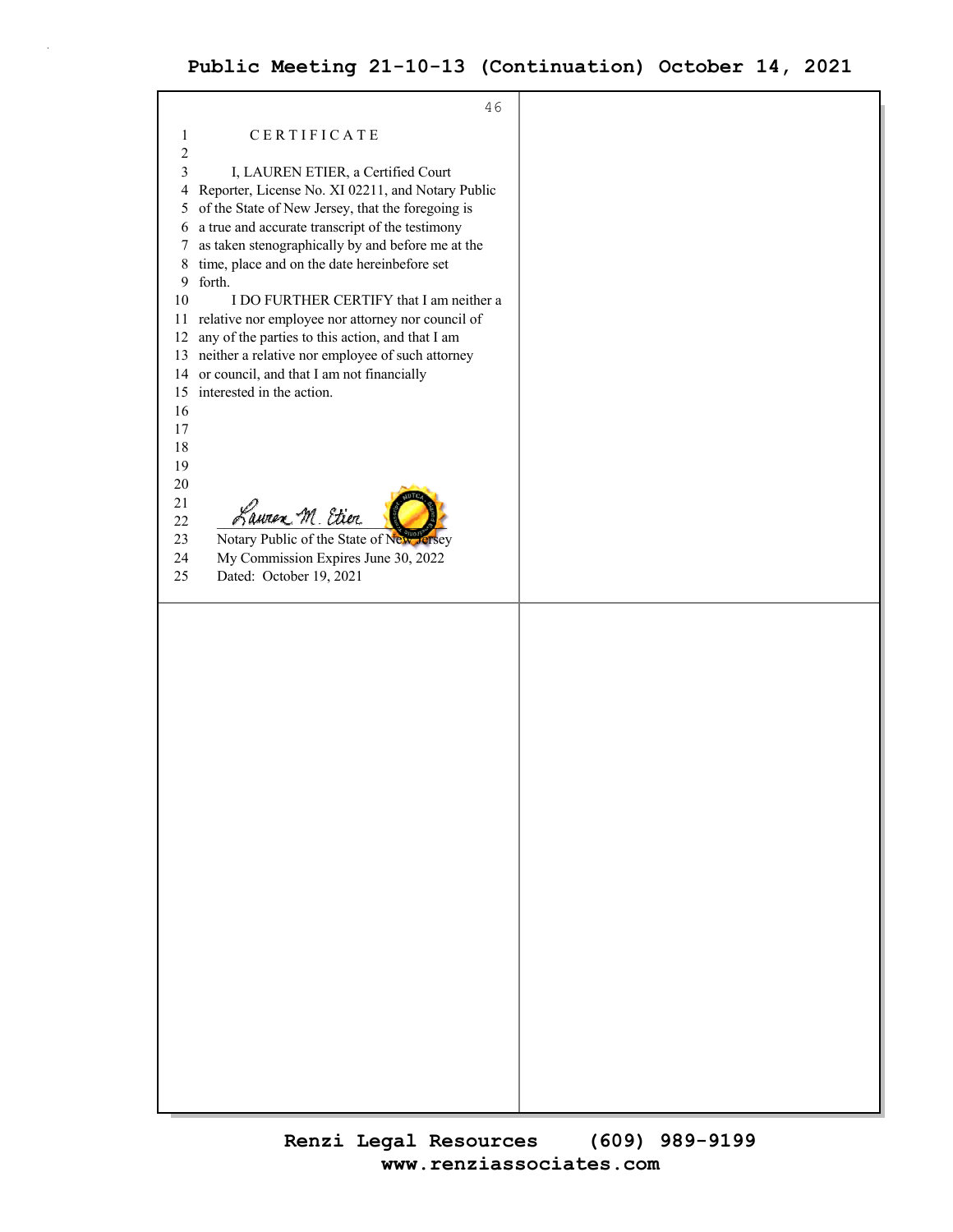# CERTIFICATE

I, LAUREN ETIER, a Certified Court Reporter, License No. XI 02211, and Notary Public of the State of New Jersey, that the foregoing is a true and accurate transcript of the testimony as taken stenographically by and before me at the time, place and on the date hereinbefore set forth.

I DO FURTHER CERTIFY that I am neither a relative nor employee nor attorney nor council of any of the parties to this action, and that I am neither a relative nor employee of such attorney or council, and that I am not financially interested in the action.

Lauren M. Etier

Notary Public of the State of New Jersey

My Commission Expires June 30, 2022

Dated: October 19, 2021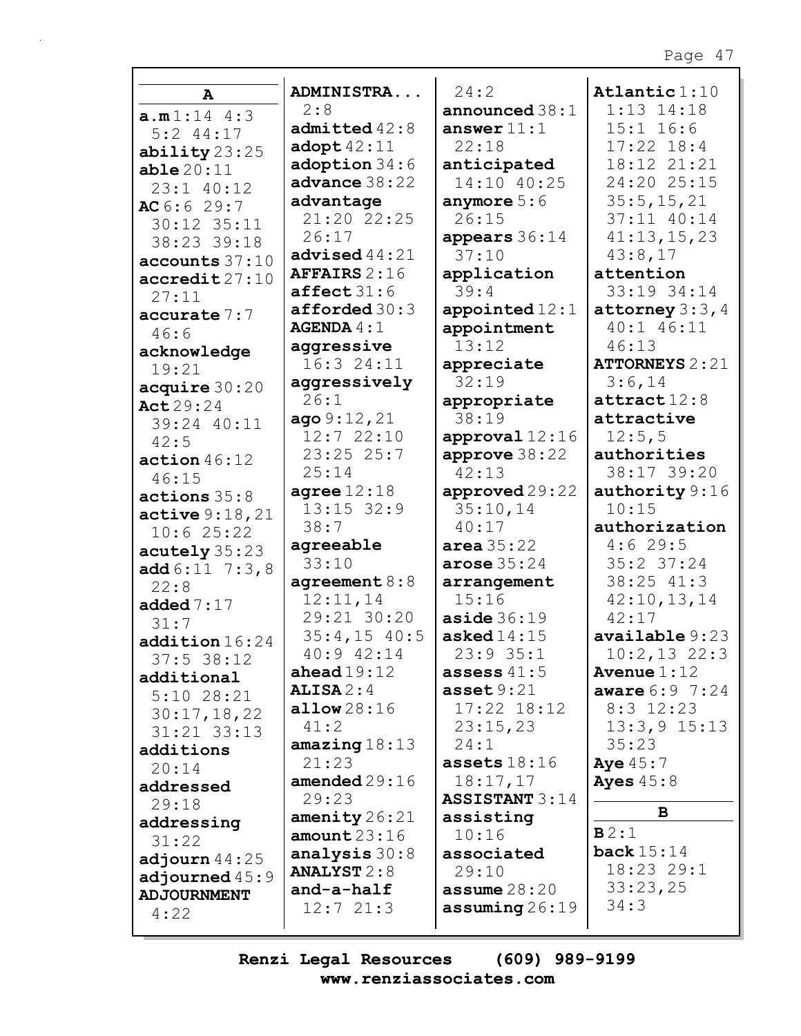## A

**a.m** 1:14 4:3 5:2 44:17
**ability** 23:25
**able** 20:11 23:1 40:12
**AC** 6:6 29:7 30:12 35:11 38:23 39:18
**accounts** 37:10
**accredit** 27:10 27:11
**accurate** 7:7 46:6
**acknowledge** 19:21
**acquire** 30:20
**Act** 29:24 39:24 40:11 42:5
**action** 46:12 46:15
**actions** 35:8
**active** 9:18,21 10:6 25:22
**acutely** 35:23
**add** 6:11 7:3,8 22:8
**added** 7:17 31:7
**addition** 16:24 37:5 38:12
**additional** 5:10 28:21 30:17,18,22 31:21 33:13
**additions** 20:14
**addressed** 29:18
**addressing** 31:22
**adjourn** 44:25
**adjourned** 45:9
**ADJOURNMENT** 4:22
**ADMINISTRA...** 2:8
**admitted** 42:8
**adopt** 42:11
**adoption** 34:6
**advance** 38:22
**advantage** 21:20 22:25 26:17
**advised** 44:21
**AFFAIRS** 2:16
**affect** 31:6
**afforded** 30:3
**AGENDA** 4:1
**aggressive** 16:3 24:11
**aggressively** 26:1
**ago** 9:12,21 12:7 22:10 23:25 25:7 25:14
**agree** 12:18 13:15 32:9 38:7
**agreeable** 33:10
**agreement** 8:8 12:11,14 29:21 30:20 35:4,15 40:5 40:9 42:14
**ahead** 19:12
**ALISA** 2:4
**allow** 28:16 41:2
**amazing** 18:13 21:23
**amended** 29:16 29:23
**amenity** 26:21
**amount** 23:16
**analysis** 30:8
**ANALYST** 2:8
**and-a-half** 12:7 21:3
24:2
**announced** 38:1
**answer** 11:1 22:18
**anticipated** 14:10 40:25
**anymore** 5:6 26:15
**appears** 36:14 37:10
**application** 39:4
**appointed** 12:1
**appointment** 13:12
**appreciate** 32:19
**appropriate** 38:19
**approval** 12:16
**approve** 38:22 42:13
**approved** 29:22 35:10,14 40:17
**area** 35:22
**arose** 35:24
**arrangement** 15:16
**aside** 36:19
**asked** 14:15 23:9 35:1
**assess** 41:5
**asset** 9:21 17:22 18:12 23:15,23 24:1
**assets** 18:16 18:17,17
**ASSISTANT** 3:14
**assisting** 10:16
**associated** 29:10
**assume** 28:20
**assuming** 26:19
**Atlantic** 1:10 1:13 14:18 15:1 16:6 17:22 18:4 18:12 21:21 24:20 25:15 35:5,15,21 37:11 40:14 41:13,15,23 43:8,17
**attention** 33:19 34:14
**attorney** 3:3,4 40:1 46:11 46:13
**ATTORNEYS** 2:21 3:6,14
**attract** 12:8
**attractive** 12:5,5
**authorities** 38:17 39:20
**authority** 9:16 10:15
**authorization** 4:6 29:5 35:2 37:24 38:25 41:3 42:10,13,14 42:17
**available** 9:23 10:2,13 22:3
**Avenue** 1:12
**aware** 6:9 7:24 8:3 12:23 13:3,9 15:13 35:23
**Aye** 45:7
**Ayes** 45:8

## B

**B** 2:1
**back** 15:14 18:23 29:1 33:23,25 34:3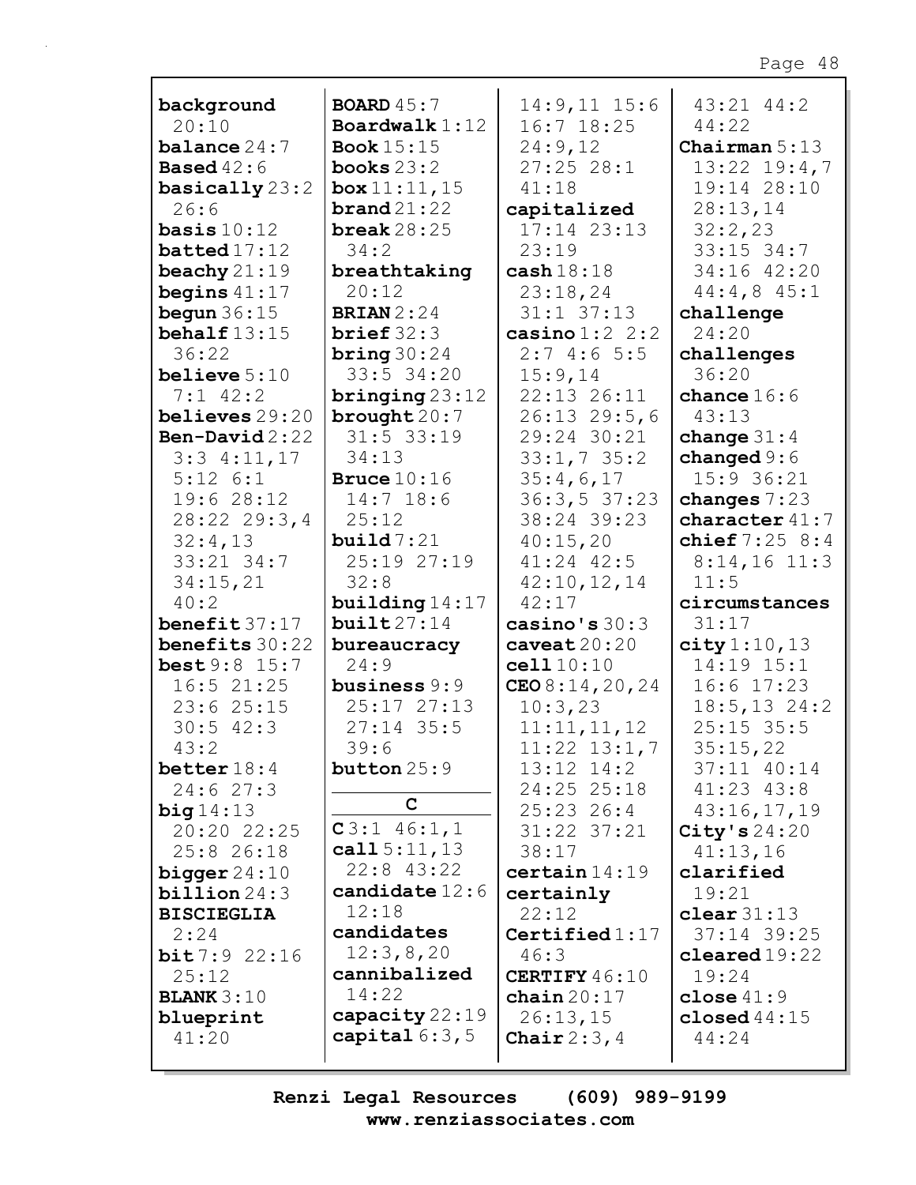**background** 20:10
**balance** 24:7
**Based** 42:6
**basically** 23:2 26:6
**basis** 10:12
**batted** 17:12
**beachy** 21:19
**begins** 41:17
**begun** 36:15
**behalf** 13:15 36:22
**believe** 5:10 7:1 42:2
**believes** 29:20
**Ben-David** 2:22 3:3 4:11,17 5:12 6:1 19:6 28:12 28:22 29:3,4 32:4,13 33:21 34:7 34:15,21 40:2
**benefit** 37:17
**benefits** 30:22
**best** 9:8 15:7 16:5 21:25 23:6 25:15 30:5 42:3 43:2
**better** 18:4 24:6 27:3
**big** 14:13 20:20 22:25 25:8 26:18
**bigger** 24:10
**billion** 24:3
**BISCIEGLIA** 2:24
**bit** 7:9 22:16 25:12
**BLANK** 3:10
**blueprint** 41:20
**BOARD** 45:7
**Boardwalk** 1:12
**Book** 15:15
**books** 23:2
**box** 11:11,15
**brand** 21:22
**break** 28:25 34:2
**breathtaking** 20:12
**BRIAN** 2:24
**brief** 32:3
**bring** 30:24 33:5 34:20
**bringing** 23:12
**brought** 20:7 31:5 33:19 34:13
**Bruce** 10:16 14:7 18:6 25:12
**build** 7:21 25:19 27:19 32:8
**building** 14:17
**built** 27:14
**bureaucracy** 24:9
**business** 9:9 25:17 27:13 27:14 35:5 39:6
**button** 25:9

## C

**C** 3:1 46:1,1
**call** 5:11,13 22:8 43:22
**candidate** 12:6 12:18
**candidates** 12:3,8,20
**cannibalized** 14:22
**capacity** 22:19
**capital** 6:3,5 14:9,11 15:6 16:7 18:25 24:9,12 27:25 28:1 41:18
**capitalized** 17:14 23:13 23:19
**cash** 18:18 23:18,24 31:1 37:13
**casino** 1:2 2:2 2:7 4:6 5:5 15:9,14 22:13 26:11 26:13 29:5,6 29:24 30:21 33:1,7 35:2 35:4,6,17 36:3,5 37:23 38:24 39:23 40:15,20 41:24 42:5 42:10,12,14 42:17
**casino's** 30:3
**caveat** 20:20
**cell** 10:10
**CEO** 8:14,20,24 10:3,23 11:11,11,12 11:22 13:1,7 13:12 14:2 24:25 25:18 25:23 26:4 31:22 37:21 38:17
**certain** 14:19
**certainly** 22:12
**Certified** 1:17 46:3
**CERTIFY** 46:10
**chain** 20:17 26:13,15
**Chair** 2:3,4 43:21 44:2 44:22
**Chairman** 5:13 13:22 19:4,7 19:14 28:10 28:13,14 32:2,23 33:15 34:7 34:16 42:20 44:4,8 45:1
**challenge** 24:20
**challenges** 36:20
**chance** 16:6 43:13
**change** 31:4
**changed** 9:6 15:9 36:21
**changes** 7:23
**character** 41:7
**chief** 7:25 8:4 8:14,16 11:3 11:5
**circumstances** 31:17
**city** 1:10,13 14:19 15:1 16:6 17:23 18:5,13 24:2 25:15 35:5 35:15,22 37:11 40:14 41:23 43:8 43:16,17,19
**City's** 24:20 41:13,16
**clarified** 19:21
**clear** 31:13 37:14 39:25
**cleared** 19:22 19:24
**close** 41:9
**closed** 44:15 44:24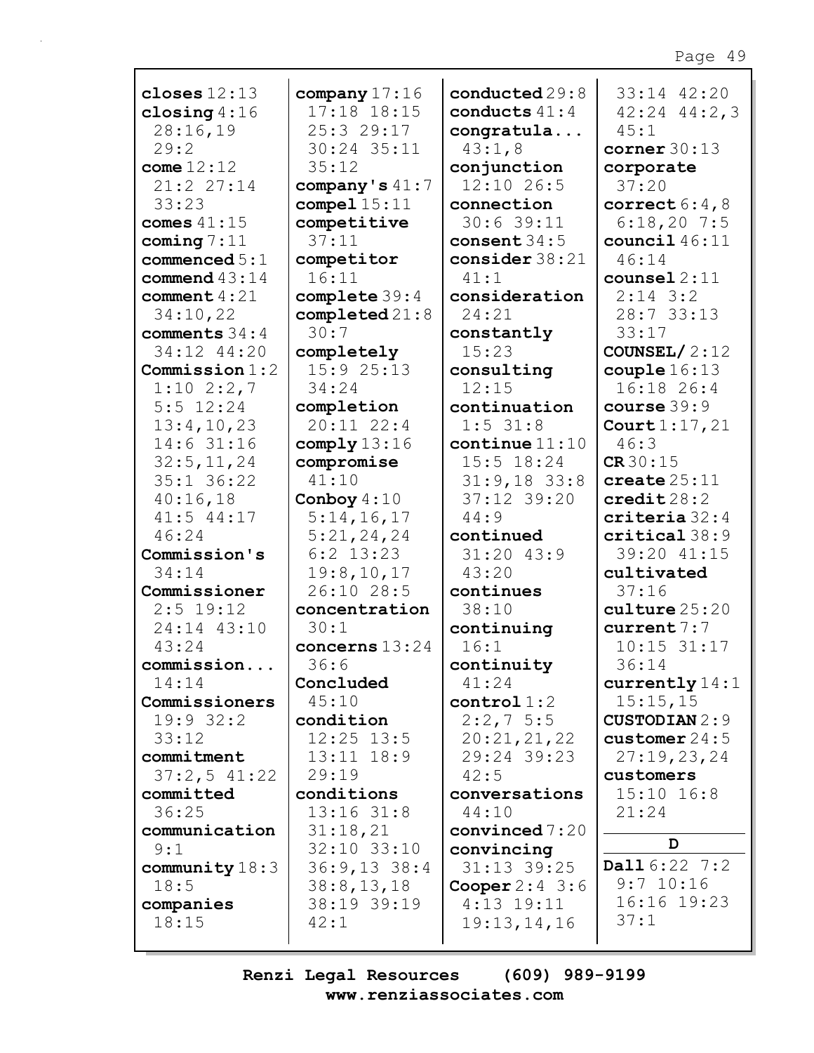**closes** 12:13
**closing** 4:16 28:16,19 29:2
**come** 12:12 21:2 27:14 33:23
**comes** 41:15
**coming** 7:11
**commenced** 5:1
**commend** 43:14
**comment** 4:21 34:10,22
**comments** 34:4 34:12 44:20
**Commission** 1:2 1:10 2:2,7 5:5 12:24 13:4,10,23 14:6 31:16 32:5,11,24 35:1 36:22 40:16,18 41:5 44:17 46:24
**Commission's** 34:14
**Commissioner** 2:5 19:12 24:14 43:10 43:24
**commission...** 14:14
**Commissioners** 19:9 32:2 33:12
**commitment** 37:2,5 41:22
**committed** 36:25
**communication** 9:1
**community** 18:3 18:5
**companies** 18:15
**company** 17:16 17:18 18:15 25:3 29:17 30:24 35:11 35:12
**company's** 41:7
**compel** 15:11
**competitive** 37:11
**competitor** 16:11
**complete** 39:4
**completed** 21:8 30:7
**completely** 15:9 25:13 34:24
**completion** 20:11 22:4
**comply** 13:16
**compromise** 41:10
**Conboy** 4:10 5:14,16,17 5:21,24,24 6:2 13:23 19:8,10,17 26:10 28:5
**concentration** 30:1
**concerns** 13:24 36:6
**Concluded** 45:10
**condition** 12:25 13:5 13:11 18:9 29:19
**conditions** 13:16 31:8 31:18,21 32:10 33:10 36:9,13 38:4 38:8,13,18 38:19 39:19 42:1
**conducted** 29:8
**conducts** 41:4
**congratula...** 43:1,8
**conjunction** 12:10 26:5
**connection** 30:6 39:11
**consent** 34:5
**consider** 38:21 41:1
**consideration** 24:21
**constantly** 15:23
**consulting** 12:15
**continuation** 1:5 31:8
**continue** 11:10 15:5 18:24 31:9,18 33:8 37:12 39:20 44:9
**continued** 31:20 43:9 43:20
**continues** 38:10
**continuing** 16:1
**continuity** 41:24
**control** 1:2 2:2,7 5:5 20:21,21,22 29:24 39:23 42:5
**conversations** 44:10
**convinced** 7:20
**convincing** 31:13 39:25
**Cooper** 2:4 3:6 4:13 19:11 19:13,14,16 33:14 42:20 42:24 44:2,3 45:1
**corner** 30:13
**corporate** 37:20
**correct** 6:4,8 6:18,20 7:5
**council** 46:11 46:14
**counsel** 2:11 2:14 3:2 28:7 33:13 33:17
**COUNSEL/** 2:12
**couple** 16:13 16:18 26:4
**course** 39:9
**Court** 1:17,21 46:3
**CR** 30:15
**create** 25:11
**credit** 28:2
**criteria** 32:4
**critical** 38:9 39:20 41:15
**cultivated** 37:16
**culture** 25:20
**current** 7:7 10:15 31:17 36:14
**currently** 14:1 15:15,15
**CUSTODIAN** 2:9
**customer** 24:5 27:19,23,24
**customers** 15:10 16:8 21:24

**D**

**Dall** 6:22 7:2 9:7 10:16 16:16 19:23 37:1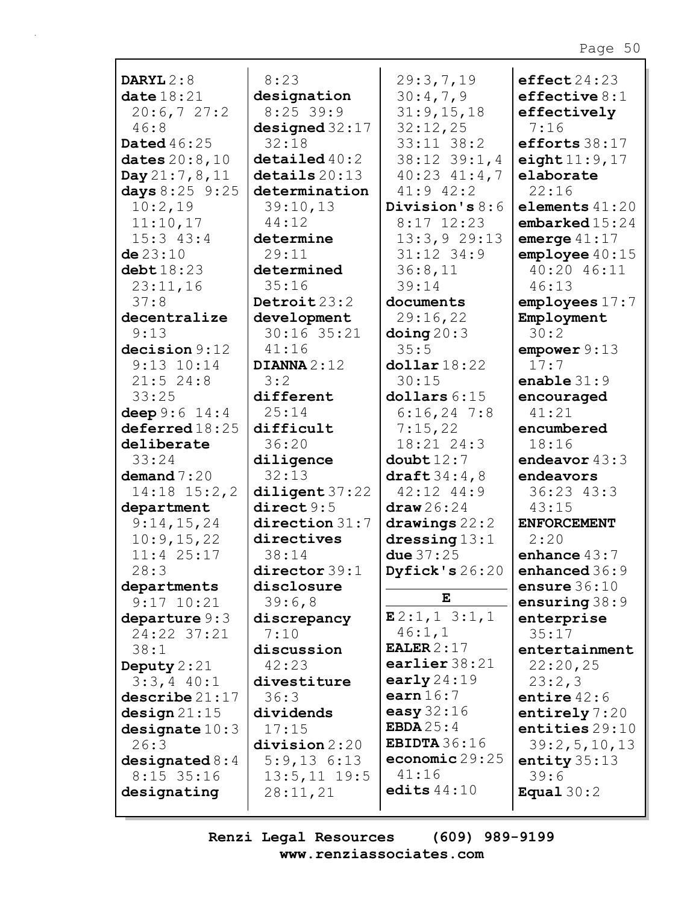**DARYL** 2:8
**date** 18:21 20:6,7 27:2 46:8
**Dated** 46:25
**dates** 20:8,10
**Day** 21:7,8,11
**days** 8:25 9:25 10:2,19 11:10,17 15:3 43:4
**de** 23:10
**debt** 18:23 23:11,16 37:8
**decentralize** 9:13
**decision** 9:12 9:13 10:14 21:5 24:8 33:25
**deep** 9:6 14:4
**deferred** 18:25
**deliberate** 33:24
**demand** 7:20 14:18 15:2,2
**department** 9:14,15,24 10:9,15,22 11:4 25:17 28:3
**departments** 9:17 10:21
**departure** 9:3 24:22 37:21 38:1
**Deputy** 2:21 3:3,4 40:1
**describe** 21:17
**design** 21:15
**designate** 10:3 26:3
**designated** 8:4 8:15 35:16
**designating** 8:23
**designation** 8:25 39:9
**designed** 32:17 32:18
**detailed** 40:2
**details** 20:13
**determination** 39:10,13 44:12
**determine** 29:11
**determined** 35:16
**Detroit** 23:2
**development** 30:16 35:21 41:16
**DIANNA** 2:12 3:2
**different** 25:14
**difficult** 36:20
**diligence** 32:13
**diligent** 37:22
**direct** 9:5
**direction** 31:7
**directives** 38:14
**director** 39:1
**disclosure** 39:6,8
**discrepancy** 7:10
**discussion** 42:23
**divestiture** 36:3
**dividends** 17:15
**division** 2:20 5:9,13 6:13 13:5,11 19:5 28:11,21 29:3,7,19 30:4,7,9 31:9,15,18 32:12,25 33:11 38:2 38:12 39:1,4 40:23 41:4,7 41:9 42:2
**Division's** 8:6 8:17 12:23 13:3,9 29:13 31:12 34:9 36:8,11 39:14
**documents** 29:16,22
**doing** 20:3 35:5
**dollar** 18:22 30:15
**dollars** 6:15 6:16,24 7:8 7:15,22 18:21 24:3
**doubt** 12:7
**draft** 34:4,8 42:12 44:9
**draw** 26:24
**drawings** 22:2
**dressing** 13:1
**due** 37:25
**Dyfick's** 26:20

**E**

**E** 2:1,1 3:1,1 46:1,1
**EALER** 2:17
**earlier** 38:21
**early** 24:19
**earn** 16:7
**easy** 32:16
**EBDA** 25:4
**EBIDTA** 36:16
**economic** 29:25 41:16
**edits** 44:10
**effect** 24:23
**effective** 8:1
**effectively** 7:16
**efforts** 38:17
**eight** 11:9,17
**elaborate** 22:16
**elements** 41:20
**embarked** 15:24
**emerge** 41:17
**employee** 40:15 40:20 46:11 46:13
**employees** 17:7
**Employment** 30:2
**empower** 9:13 17:7
**enable** 31:9
**encouraged** 41:21
**encumbered** 18:16
**endeavor** 43:3
**endeavors** 36:23 43:3 43:15
**ENFORCEMENT** 2:20
**enhance** 43:7
**enhanced** 36:9
**ensure** 36:10
**ensuring** 38:9
**enterprise** 35:17
**entertainment** 22:20,25 23:2,3
**entire** 42:6
**entirely** 7:20
**entities** 29:10 39:2,5,10,13
**entity** 35:13 39:6
**Equal** 30:2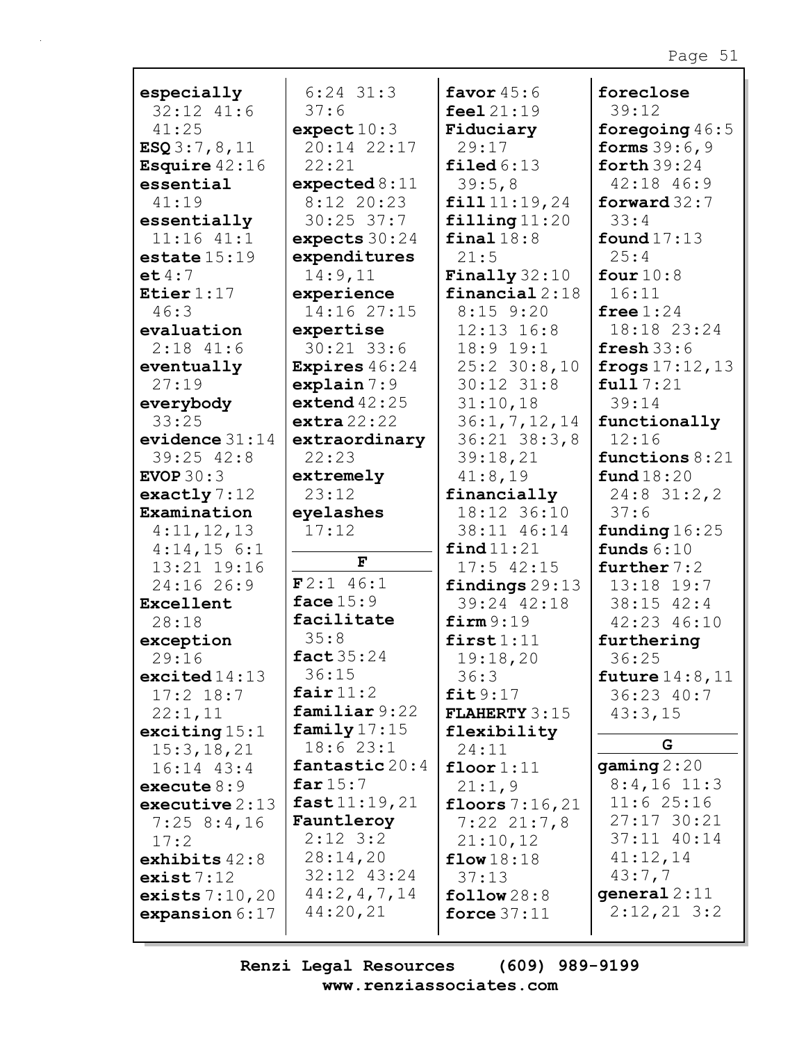**especially** 32:12 41:6 41:25
**ESQ** 3:7,8,11
**Esquire** 42:16
**essential** 41:19
**essentially** 11:16 41:1
**estate** 15:19
**et** 4:7
**Etier** 1:17 46:3
**evaluation** 2:18 41:6
**eventually** 27:19
**everybody** 33:25
**evidence** 31:14 39:25 42:8
**EVOP** 30:3
**exactly** 7:12
**Examination** 4:11,12,13 4:14,15 6:1 13:21 19:16 24:16 26:9
**Excellent** 28:18
**exception** 29:16
**excited** 14:13 17:2 18:7 22:1,11
**exciting** 15:1 15:3,18,21 16:14 43:4
**execute** 8:9
**executive** 2:13 7:25 8:4,16 17:2
**exhibits** 42:8
**exist** 7:12
**exists** 7:10,20
**expansion** 6:17 6:24 31:3 37:6
**expect** 10:3 20:14 22:17 22:21
**expected** 8:11 8:12 20:23 30:25 37:7
**expects** 30:24
**expenditures** 14:9,11
**experience** 14:16 27:15
**expertise** 30:21 33:6
**Expires** 46:24
**explain** 7:9
**extend** 42:25
**extra** 22:22
**extraordinary** 22:23
**extremely** 23:12
**eyelashes** 17:12

**F**

**F** 2:1 46:1
**face** 15:9
**facilitate** 35:8
**fact** 35:24 36:15
**fair** 11:2
**familiar** 9:22
**family** 17:15 18:6 23:1
**fantastic** 20:4
**far** 15:7
**fast** 11:19,21
**Fauntleroy** 2:12 3:2 28:14,20 32:12 43:24 44:2,4,7,14 44:20,21
**favor** 45:6
**feel** 21:19
**Fiduciary** 29:17
**filed** 6:13 39:5,8
**fill** 11:19,24
**filling** 11:20
**final** 18:8 21:5
**Finally** 32:10
**financial** 2:18 8:15 9:20 12:13 16:8 18:9 19:1 25:2 30:8,10 30:12 31:8 31:10,18 36:1,7,12,14 36:21 38:3,8 39:18,21 41:8,19
**financially** 18:12 36:10 38:11 46:14
**find** 11:21 17:5 42:15
**findings** 29:13 39:24 42:18
**firm** 9:19
**first** 1:11 19:18,20 36:3
**fit** 9:17
**FLAHERTY** 3:15
**flexibility** 24:11
**floor** 1:11 21:1,9
**floors** 7:16,21 7:22 21:7,8 21:10,12
**flow** 18:18 37:13
**follow** 28:8
**force** 37:11
**foreclose** 39:12
**foregoing** 46:5
**forms** 39:6,9
**forth** 39:24 42:18 46:9
**forward** 32:7 33:4
**found** 17:13 25:4
**four** 10:8 16:11
**free** 1:24 18:18 23:24
**fresh** 33:6
**frogs** 17:12,13
**full** 7:21 39:14
**functionally** 12:16
**functions** 8:21
**fund** 18:20 24:8 31:2,2 37:6
**funding** 16:25
**funds** 6:10
**further** 7:2 13:18 19:7 38:15 42:4 42:23 46:10
**furthering** 36:25
**future** 14:8,11 36:23 40:7 43:3,15

**G**

**gaming** 2:20 8:4,16 11:3 11:6 25:16 27:17 30:21 37:11 40:14 41:12,14 43:7,7
**general** 2:11 2:12,21 3:2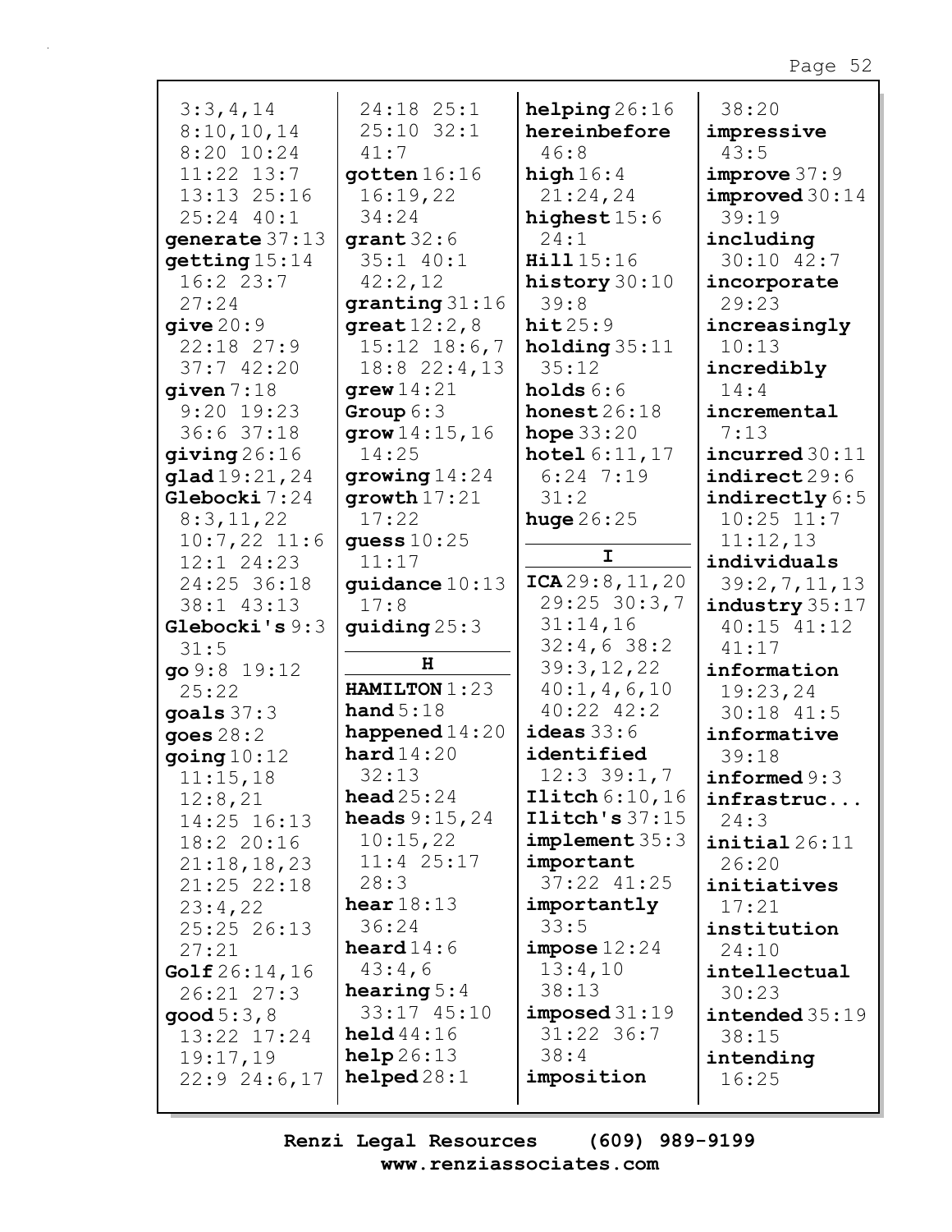3:3,4,14
8:10,10,14
8:20 10:24
11:22 13:7
13:13 25:16
25:24 40:1

**generate** 37:13

**getting** 15:14
16:2 23:7
27:24

**give** 20:9
22:18 27:9
37:7 42:20

**given** 7:18
9:20 19:23
36:6 37:18

**giving** 26:16

**glad** 19:21,24

**Glebocki** 7:24
8:3,11,22
10:7,22 11:6
12:1 24:23
24:25 36:18
38:1 43:13

**Glebocki's** 9:3
31:5

**go** 9:8 19:12
25:22

**goals** 37:3

**goes** 28:2

**going** 10:12
11:15,18
12:8,21
14:25 16:13
18:2 20:16
21:18,18,23
21:25 22:18
23:4,22
25:25 26:13
27:21

**Golf** 26:14,16
26:21 27:3

**good** 5:3,8
13:22 17:24
19:17,19
22:9 24:6,17

24:18 25:1
25:10 32:1
41:7

**gotten** 16:16
16:19,22
34:24

**grant** 32:6
35:1 40:1
42:2,12

**granting** 31:16

**great** 12:2,8
15:12 18:6,7
18:8 22:4,13

**grew** 14:21

**Group** 6:3

**grow** 14:15,16
14:25

**growing** 14:24

**growth** 17:21
17:22

**guess** 10:25
11:17

**guidance** 10:13
17:8

**guiding** 25:3

**H**

**HAMILTON** 1:23

**hand** 5:18

**happened** 14:20

**hard** 14:20
32:13

**head** 25:24

**heads** 9:15,24
10:15,22
11:4 25:17
28:3

**hear** 18:13
36:24

**heard** 14:6
43:4,6

**hearing** 5:4
33:17 45:10

**held** 44:16

**help** 26:13

**helped** 28:1

**helping** 26:16

**hereinbefore**
46:8

**high** 16:4
21:24,24

**highest** 15:6
24:1

**Hill** 15:16

**history** 30:10
39:8

**hit** 25:9

**holding** 35:11
35:12

**holds** 6:6

**honest** 26:18

**hope** 33:20

**hotel** 6:11,17
6:24 7:19
31:2

**huge** 26:25

**I**

**ICA** 29:8,11,20
29:25 30:3,7
31:14,16
32:4,6 38:2
39:3,12,22
40:1,4,6,10
40:22 42:2

**ideas** 33:6

**identified**
12:3 39:1,7

**Ilitch** 6:10,16

**Ilitch's** 37:15

**implement** 35:3

**important**
37:22 41:25

**importantly**
33:5

**impose** 12:24
13:4,10
38:13

**imposed** 31:19
31:22 36:7
38:4

**imposition**
38:20

**impressive**
43:5

**improve** 37:9

**improved** 30:14
39:19

**including**
30:10 42:7

**incorporate**
29:23

**increasingly**
10:13

**incredibly**
14:4

**incremental**
7:13

**incurred** 30:11

**indirect** 29:6

**indirectly** 6:5
10:25 11:7
11:12,13

**individuals**
39:2,7,11,13

**industry** 35:17
40:15 41:12
41:17

**information**
19:23,24
30:18 41:5

**informative**
39:18

**informed** 9:3

**infrastruc...**
24:3

**initial** 26:11
26:20

**initiatives**
17:21

**institution**
24:10

**intellectual**
30:23

**intended** 35:19
38:15

**intending**
16:25

Renzi Legal Resources (609) 989-9199
www.renziassociates.com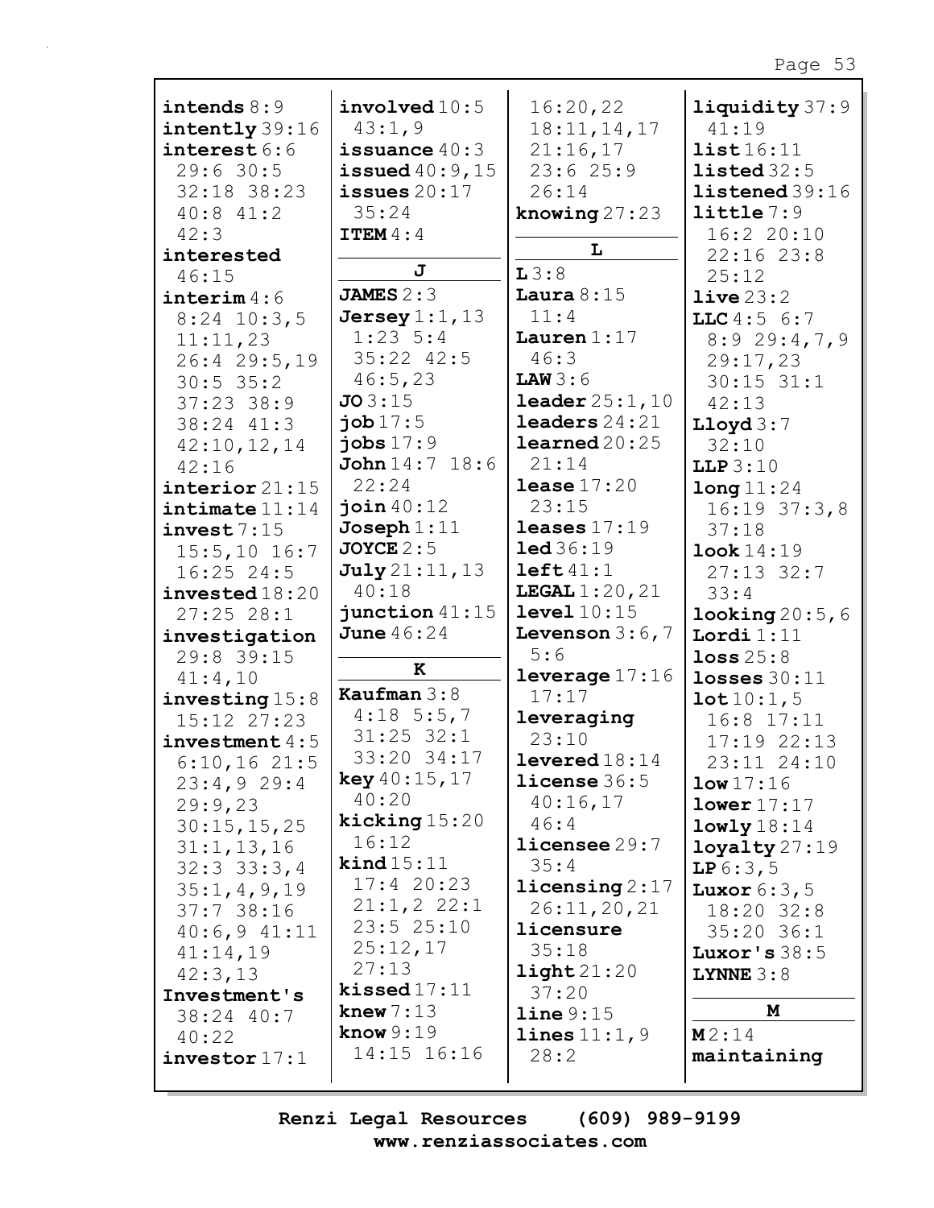**intends** 8:9
**intently** 39:16
**interest** 6:6 29:6 30:5 32:18 38:23 40:8 41:2 42:3
**interested** 46:15
**interim** 4:6 8:24 10:3,5 11:11,23 26:4 29:5,19 30:5 35:2 37:23 38:9 38:24 41:3 42:10,12,14 42:16
**interior** 21:15
**intimate** 11:14
**invest** 7:15 15:5,10 16:7 16:25 24:5
**invested** 18:20 27:25 28:1
**investigation** 29:8 39:15 41:4,10
**investing** 15:8 15:12 27:23
**investment** 4:5 6:10,16 21:5 23:4,9 29:4 29:9,23 30:15,15,25 31:1,13,16 32:3 33:3,4 35:1,4,9,19 37:7 38:16 40:6,9 41:11 41:14,19 42:3,13
**Investment's** 38:24 40:7 40:22
**investor** 17:1

**involved** 10:5 43:1,9
**issuance** 40:3
**issued** 40:9,15
**issues** 20:17 35:24
**ITEM** 4:4

**J**

**JAMES** 2:3
**Jersey** 1:1,13 1:23 5:4 35:22 42:5 46:5,23
**JO** 3:15
**job** 17:5
**jobs** 17:9
**John** 14:7 18:6 22:24
**join** 40:12
**Joseph** 1:11
**JOYCE** 2:5
**July** 21:11,13 40:18
**junction** 41:15
**June** 46:24

**K**

**Kaufman** 3:8 4:18 5:5,7 31:25 32:1 33:20 34:17
**key** 40:15,17 40:20
**kicking** 15:20 16:12
**kind** 15:11 17:4 20:23 21:1,2 22:1 23:5 25:10 25:12,17 27:13
**kissed** 17:11
**knew** 7:13
**know** 9:19 14:15 16:16 16:20,22 18:11,14,17 21:16,17 23:6 25:9 26:14
**knowing** 27:23

**L**

**L** 3:8
**Laura** 8:15 11:4
**Lauren** 1:17 46:3
**LAW** 3:6
**leader** 25:1,10
**leaders** 24:21
**learned** 20:25 21:14
**lease** 17:20 23:15
**leases** 17:19
**led** 36:19
**left** 41:1
**LEGAL** 1:20,21
**level** 10:15
**Levenson** 3:6,7 5:6
**leverage** 17:16 17:17
**leveraging** 23:10
**levered** 18:14
**license** 36:5 40:16,17 46:4
**licensee** 29:7 35:4
**licensing** 2:17 26:11,20,21
**licensure** 35:18
**light** 21:20 37:20
**line** 9:15
**lines** 11:1,9 28:2

**liquidity** 37:9 41:19
**list** 16:11
**listed** 32:5
**listened** 39:16
**little** 7:9 16:2 20:10 22:16 23:8 25:12
**live** 23:2
**LLC** 4:5 6:7 8:9 29:4,7,9 29:17,23 30:15 31:1 42:13
**Lloyd** 3:7 32:10
**LLP** 3:10
**long** 11:24 16:19 37:3,8 37:18
**look** 14:19 27:13 32:7 33:4
**looking** 20:5,6
**Lordi** 1:11
**loss** 25:8
**losses** 30:11
**lot** 10:1,5 16:8 17:11 17:19 22:13 23:11 24:10
**low** 17:16
**lower** 17:17
**lowly** 18:14
**loyalty** 27:19
**LP** 6:3,5
**Luxor** 6:3,5 18:20 32:8 35:20 36:1
**Luxor's** 38:5
**LYNNE** 3:8

**M**

**M** 2:14
**maintaining**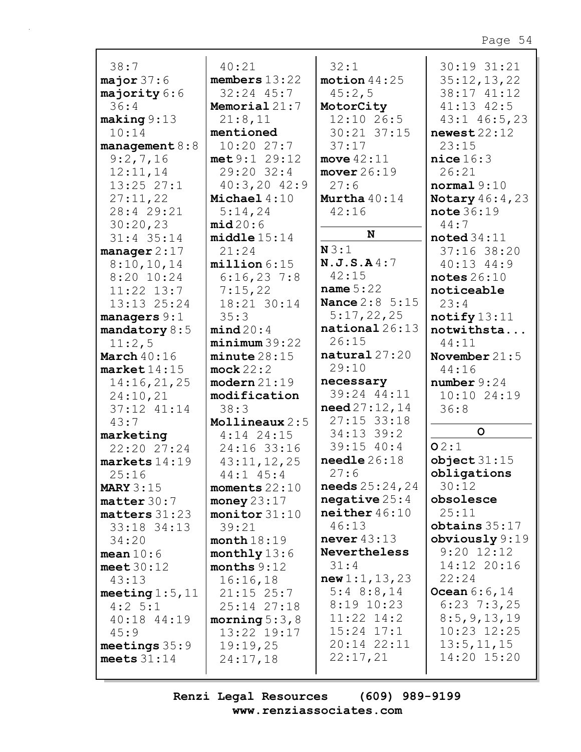38:7
**major** 37:6
**majority** 6:6 36:4
**making** 9:13 10:14
**management** 8:8 9:2,7,16 12:11,14 13:25 27:1 27:11,22 28:4 29:21 30:20,23 31:4 35:14
**manager** 2:17 8:10,10,14 8:20 10:24 11:22 13:7 13:13 25:24
**managers** 9:1
**mandatory** 8:5 11:2,5
**March** 40:16
**market** 14:15 14:16,21,25 24:10,21 37:12 41:14 43:7
**marketing** 22:20 27:24
**markets** 14:19 25:16
**MARY** 3:15
**matter** 30:7
**matters** 31:23 33:18 34:13 34:20
**mean** 10:6
**meet** 30:12 43:13
**meeting** 1:5,11 4:2 5:1 40:18 44:19 45:9
**meetings** 35:9
**meets** 31:14

40:21
**members** 13:22 32:24 45:7
**Memorial** 21:7 21:8,11
**mentioned** 10:20 27:7
**met** 9:1 29:12 29:20 32:4 40:3,20 42:9
**Michael** 4:10 5:14,24
**mid** 20:6
**middle** 15:14 21:24
**million** 6:15 6:16,23 7:8 7:15,22 18:21 30:14 35:3
**mind** 20:4
**minimum** 39:22
**minute** 28:15
**mock** 22:2
**modern** 21:19
**modification** 38:3
**Mollineaux** 2:5 4:14 24:15 24:16 33:16 43:11,12,25 44:1 45:4
**moments** 22:10
**money** 23:17
**monitor** 31:10 39:21
**month** 18:19
**monthly** 13:6
**months** 9:12 16:16,18 21:15 25:7 25:14 27:18
**morning** 5:3,8 13:22 19:17 19:19,25 24:17,18

32:1
**motion** 44:25 45:2,5
**MotorCity** 12:10 26:5 30:21 37:15 37:17
**move** 42:11
**mover** 26:19 27:6
**Murtha** 40:14 42:16

**N**

**N** 3:1
**N.J.S.A** 4:7 42:15
**name** 5:22
**Nance** 2:8 5:15 5:17,22,25
**national** 26:13 26:15
**natural** 27:20 29:10
**necessary** 39:24 44:11
**need** 27:12,14 27:15 33:18 34:13 39:2 39:15 40:4
**needle** 26:18 27:6
**needs** 25:24,24
**negative** 25:4
**neither** 46:10 46:13
**never** 43:13
**Nevertheless** 31:4
**new** 1:1,13,23 5:4 8:8,14 8:19 10:23 11:22 14:2 15:24 17:1 20:14 22:11 22:17,21

30:19 31:21 35:12,13,22 38:17 41:12 41:13 42:5 43:1 46:5,23
**newest** 22:12 23:15
**nice** 16:3 26:21
**normal** 9:10
**Notary** 46:4,23
**note** 36:19 44:7
**noted** 34:11 37:16 38:20 40:13 44:9
**notes** 26:10
**noticeable** 23:4
**notify** 13:11
**notwithsta...** 44:11
**November** 21:5 44:16
**number** 9:24 10:10 24:19 36:8

**O**

**O** 2:1
**object** 31:15
**obligations** 30:12
**obsolesce** 25:11
**obtains** 35:17
**obviously** 9:19 9:20 12:12 14:12 20:16 22:24
**Ocean** 6:6,14 6:23 7:3,25 8:5,9,13,19 10:23 12:25 13:5,11,15 14:20 15:20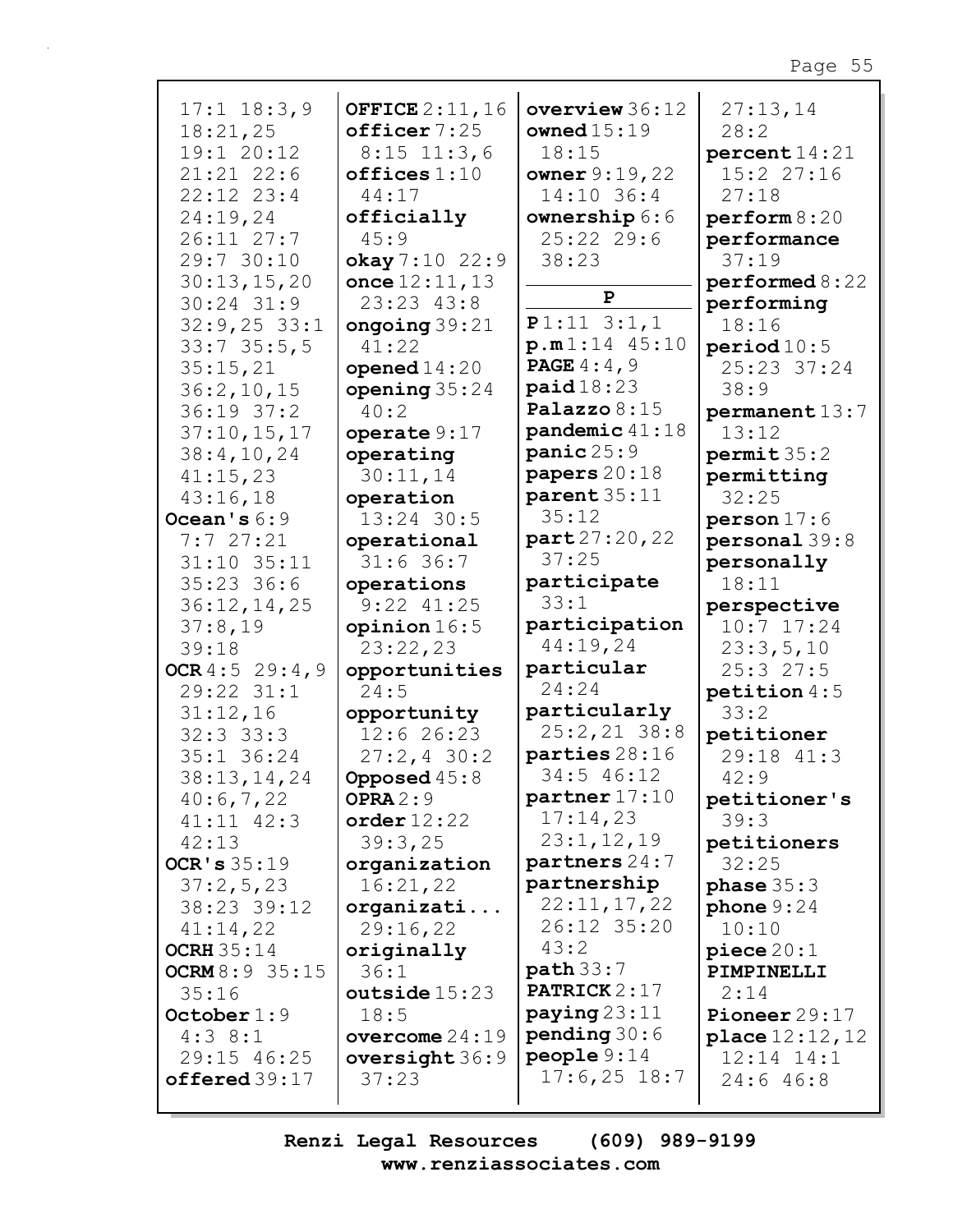17:1 18:3,9
18:21,25
19:1 20:12
21:21 22:6
22:12 23:4
24:19,24
26:11 27:7
29:7 30:10
30:13,15,20
30:24 31:9
32:9,25 33:1
33:7 35:5,5
35:15,21
36:2,10,15
36:19 37:2
37:10,15,17
38:4,10,24
41:15,23
43:16,18

**Ocean's** 6:9
7:7 27:21
31:10 35:11
35:23 36:6
36:12,14,25
37:8,19
39:18

**OCR** 4:5 29:4,9
29:22 31:1
31:12,16
32:3 33:3
35:1 36:24
38:13,14,24
40:6,7,22
41:11 42:3
42:13

**OCR's** 35:19
37:2,5,23
38:23 39:12
41:14,22

**OCRH** 35:14

**OCRM** 8:9 35:15
35:16

**October** 1:9
4:3 8:1
29:15 46:25

**offered** 39:17

**OFFICE** 2:11,16

**officer** 7:25
8:15 11:3,6

**offices** 1:10
44:17

**officially**
45:9

**okay** 7:10 22:9

**once** 12:11,13
23:23 43:8

**ongoing** 39:21
41:22

**opened** 14:20

**opening** 35:24
40:2

**operate** 9:17

**operating**
30:11,14

**operation**
13:24 30:5

**operational**
31:6 36:7

**operations**
9:22 41:25

**opinion** 16:5
23:22,23

**opportunities**
24:5

**opportunity**
12:6 26:23
27:2,4 30:2

**Opposed** 45:8

**OPRA** 2:9

**order** 12:22
39:3,25

**organization**
16:21,22

**organizati...**
29:16,22

**originally**
36:1

**outside** 15:23
18:5

**overcome** 24:19

**oversight** 36:9
37:23

**overview** 36:12

**owned** 15:19
18:15

**owner** 9:19,22
14:10 36:4

**ownership** 6:6
25:22 29:6
38:23

## P

**P** 1:11 3:1,1

**p.m** 1:14 45:10

**PAGE** 4:4,9

**paid** 18:23

**Palazzo** 8:15

**pandemic** 41:18

**panic** 25:9

**papers** 20:18

**parent** 35:11
35:12

**part** 27:20,22
37:25

**participate**
33:1

**participation**
44:19,24

**particular**
24:24

**particularly**
25:2,21 38:8

**parties** 28:16
34:5 46:12

**partner** 17:10
17:14,23
23:1,12,19

**partners** 24:7

**partnership**
22:11,17,22
26:12 35:20
43:2

**path** 33:7

**PATRICK** 2:17

**paying** 23:11

**pending** 30:6

**people** 9:14
17:6,25 18:7
27:13,14
28:2

**percent** 14:21
15:2 27:16
27:18

**perform** 8:20

**performance**
37:19

**performed** 8:22

**performing**
18:16

**period** 10:5
25:23 37:24
38:9

**permanent** 13:7
13:12

**permit** 35:2

**permitting**
32:25

**person** 17:6

**personal** 39:8

**personally**
18:11

**perspective**
10:7 17:24
23:3,5,10
25:3 27:5

**petition** 4:5
33:2

**petitioner**
29:18 41:3
42:9

**petitioner's**
39:3

**petitioners**
32:25

**phase** 35:3

**phone** 9:24
10:10

**piece** 20:1

**PIMPINELLI**
2:14

**Pioneer** 29:17

**place** 12:12,12
12:14 14:1
24:6 46:8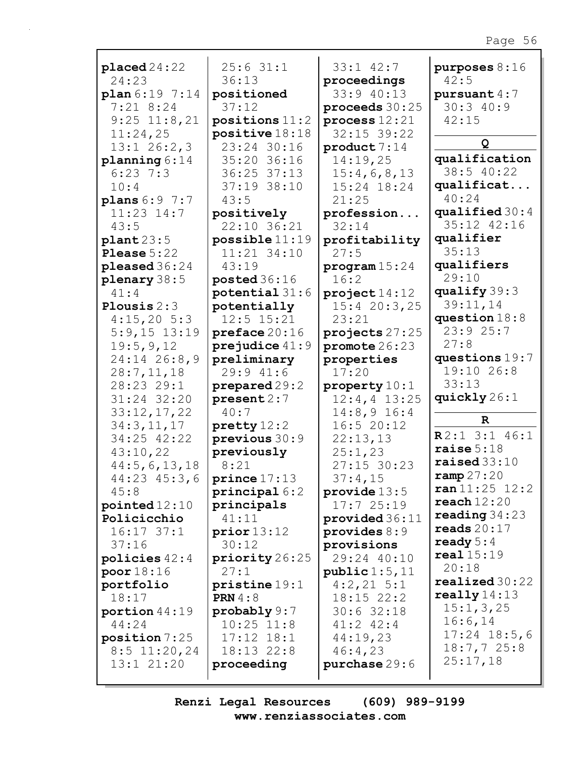**placed** 24:22
24:23
**plan** 6:19 7:14
7:21 8:24
9:25 11:8,21
11:24,25
13:1 26:2,3
**planning** 6:14
6:23 7:3
10:4
**plans** 6:9 7:7
11:23 14:7
43:5
**plant** 23:5
**Please** 5:22
**pleased** 36:24
**plenary** 38:5
41:4
**Plousis** 2:3
4:15,20 5:3
5:9,15 13:19
19:5,9,12
24:14 26:8,9
28:7,11,18
28:23 29:1
31:24 32:20
33:12,17,22
34:3,11,17
34:25 42:22
43:10,22
44:5,6,13,18
44:23 45:3,6
45:8
**pointed** 12:10
**Policicchio**
16:17 37:1
37:16
**policies** 42:4
**poor** 18:16
**portfolio**
18:17
**portion** 44:19
44:24
**position** 7:25
8:5 11:20,24
13:1 21:20
25:6 31:1
36:13
**positioned**
37:12
**positions** 11:2
**positive** 18:18
23:24 30:16
35:20 36:16
36:25 37:13
37:19 38:10
43:5
**positively**
22:10 36:21
**possible** 11:19
11:21 34:10
43:19
**posted** 36:16
**potential** 31:6
**potentially**
12:5 15:21
**preface** 20:16
**prejudice** 41:9
**preliminary**
29:9 41:6
**prepared** 29:2
**present** 2:7
40:7
**pretty** 12:2
**previous** 30:9
**previously**
8:21
**prince** 17:13
**principal** 6:2
**principals**
41:11
**prior** 13:12
30:12
**priority** 26:25
27:1
**pristine** 19:1
**PRN** 4:8
**probably** 9:7
10:25 11:8
17:12 18:1
18:13 22:8
**proceeding**
33:1 42:7
**proceedings**
33:9 40:13
**proceeds** 30:25
**process** 12:21
32:15 39:22
**product** 7:14
14:19,25
15:4,6,8,13
15:24 18:24
21:25
**profession...**
32:14
**profitability**
27:5
**program** 15:24
16:2
**project** 14:12
15:4 20:3,25
23:21
**projects** 27:25
**promote** 26:23
**properties**
17:20
**property** 10:1
12:4,4 13:25
14:8,9 16:4
16:5 20:12
22:13,13
25:1,23
27:15 30:23
37:4,15
**provide** 13:5
17:7 25:19
**provided** 36:11
**provides** 8:9
**provisions**
29:24 40:10
**public** 1:5,11
4:2,21 5:1
18:15 22:2
30:6 32:18
41:2 42:4
44:19,23
46:4,23
**purchase** 29:6
**purposes** 8:16
42:5
**pursuant** 4:7
30:3 40:9
42:15

**Q**

**qualification**
38:5 40:22
**qualificat...**
40:24
**qualified** 30:4
35:12 42:16
**qualifier**
35:13
**qualifiers**
29:10
**qualify** 39:3
39:11,14
**question** 18:8
23:9 25:7
27:8
**questions** 19:7
19:10 26:8
33:13
**quickly** 26:1

**R**

**R** 2:1 3:1 46:1
**raise** 5:18
**raised** 33:10
**ramp** 27:20
**ran** 11:25 12:2
**reach** 12:20
**reading** 34:23
**reads** 20:17
**ready** 5:4
**real** 15:19
20:18
**realized** 30:22
**really** 14:13
15:1,3,25
16:6,14
17:24 18:5,6
18:7,7 25:8
25:17,18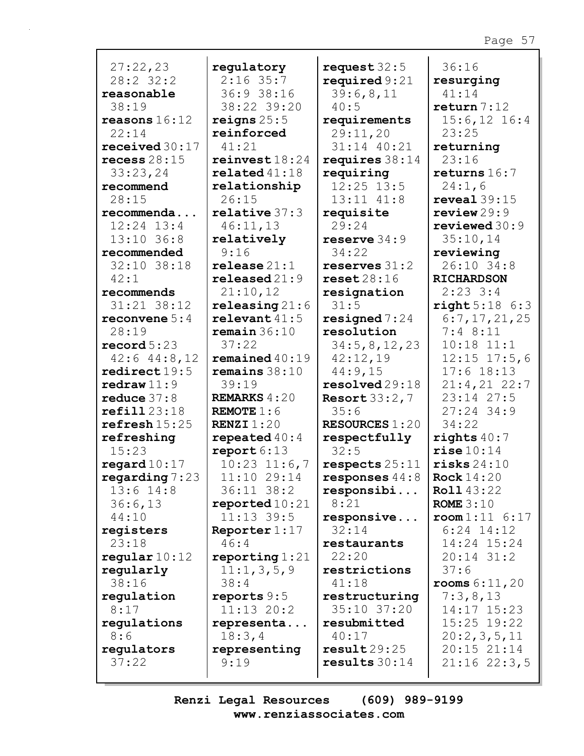27:22,23
28:2 32:2
**reasonable** 38:19
**reasons** 16:12 22:14
**received** 30:17
**recess** 28:15 33:23,24
**recommend** 28:15
**recommenda...** 12:24 13:4 13:10 36:8
**recommended** 32:10 38:18 42:1
**recommends** 31:21 38:12
**reconvene** 5:4 28:19
**record** 5:23 42:6 44:8,12
**redirect** 19:5
**redraw** 11:9
**reduce** 37:8
**refill** 23:18
**refresh** 15:25
**refreshing** 15:23
**regard** 10:17
**regarding** 7:23 13:6 14:8 36:6,13 44:10
**registers** 23:18
**regular** 10:12
**regularly** 38:16
**regulation** 8:17
**regulations** 8:6
**regulators** 37:22

**regulatory** 2:16 35:7 36:9 38:16 38:22 39:20
**reigns** 25:5
**reinforced** 41:21
**reinvest** 18:24
**related** 41:18
**relationship** 26:15
**relative** 37:3 46:11,13
**relatively** 9:16
**release** 21:1
**released** 21:9 21:10,12
**releasing** 21:6
**relevant** 41:5
**remain** 36:10 37:22
**remained** 40:19
**remains** 38:10 39:19
**REMARKS** 4:20
**REMOTE** 1:6
**RENZI** 1:20
**repeated** 40:4
**report** 6:13 10:23 11:6,7 11:10 29:14 36:11 38:2
**reported** 10:21 11:13 39:5
**Reporter** 1:17 46:4
**reporting** 1:21 11:1,3,5,9 38:4
**reports** 9:5 11:13 20:2
**representa...** 18:3,4
**representing** 9:19

**request** 32:5
**required** 9:21 39:6,8,11 40:5
**requirements** 29:11,20 31:14 40:21
**requires** 38:14
**requiring** 12:25 13:5 13:11 41:8
**requisite** 29:24
**reserve** 34:9 34:22
**reserves** 31:2
**reset** 28:16
**resignation** 31:5
**resigned** 7:24
**resolution** 34:5,8,12,23 42:12,19 44:9,15
**resolved** 29:18
**Resort** 33:2,7 35:6
**RESOURCES** 1:20
**respectfully** 32:5
**respects** 25:11
**responses** 44:8
**responsibi...** 8:21
**responsive...** 32:14
**restaurants** 22:20
**restrictions** 41:18
**restructuring** 35:10 37:20
**resubmitted** 40:17
**result** 29:25
**results** 30:14

36:16
**resurging** 41:14
**return** 7:12 15:6,12 16:4 23:25
**returning** 23:16
**returns** 16:7 24:1,6
**reveal** 39:15
**review** 29:9
**reviewed** 30:9 35:10,14
**reviewing** 26:10 34:8
**RICHARDSON** 2:23 3:4
**right** 5:18 6:3 6:7,17,21,25 7:4 8:11 10:18 11:1 12:15 17:5,6 17:6 18:13 21:4,21 22:7 23:14 27:5 27:24 34:9 34:22
**rights** 40:7
**rise** 10:14
**risks** 24:10
**Rock** 14:20
**Roll** 43:22
**ROME** 3:10
**room** 1:11 6:17 6:24 14:12 14:24 15:24 20:14 31:2 37:6
**rooms** 6:11,20 7:3,8,13 14:17 15:23 15:25 19:22 20:2,3,5,11 20:15 21:14 21:16 22:3,5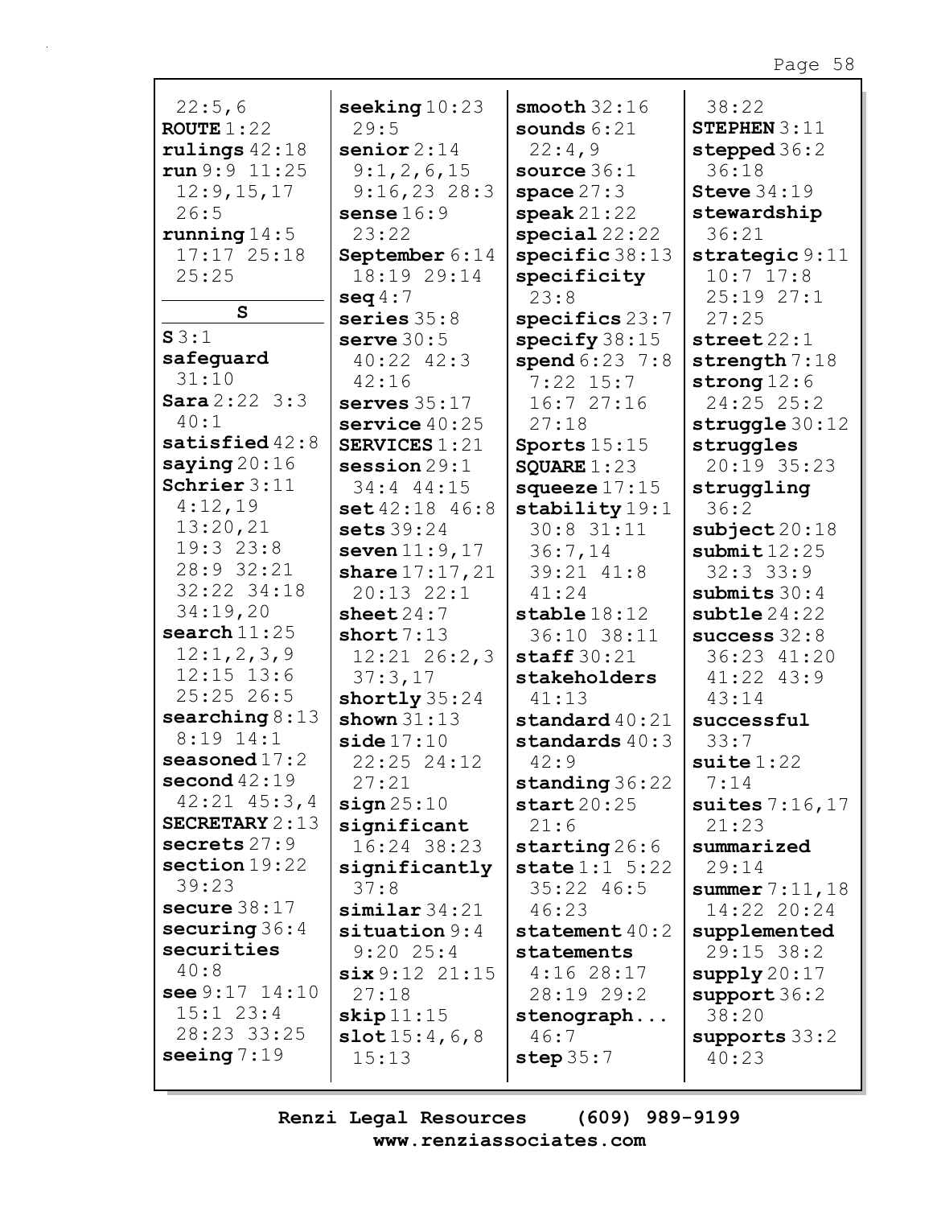22:5,6
**ROUTE** 1:22
**rulings** 42:18
**run** 9:9 11:25
12:9,15,17
26:5
**running** 14:5
17:17 25:18
25:25

## S

**S** 3:1
**safeguard**
31:10
**Sara** 2:22 3:3
40:1
**satisfied** 42:8
**saying** 20:16
**Schrier** 3:11
4:12,19
13:20,21
19:3 23:8
28:9 32:21
32:22 34:18
34:19,20
**search** 11:25
12:1,2,3,9
12:15 13:6
25:25 26:5
**searching** 8:13
8:19 14:1
**seasoned** 17:2
**second** 42:19
42:21 45:3,4
**SECRETARY** 2:13
**secrets** 27:9
**section** 19:22
39:23
**secure** 38:17
**securing** 36:4
**securities**
40:8
**see** 9:17 14:10
15:1 23:4
28:23 33:25
**seeing** 7:19
**seeking** 10:23
29:5
**senior** 2:14
9:1,2,6,15
9:16,23 28:3
**sense** 16:9
23:22
**September** 6:14
18:19 29:14
**seq** 4:7
**series** 35:8
**serve** 30:5
40:22 42:3
42:16
**serves** 35:17
**service** 40:25
**SERVICES** 1:21
**session** 29:1
34:4 44:15
**set** 42:18 46:8
**sets** 39:24
**seven** 11:9,17
**share** 17:17,21
20:13 22:1
**sheet** 24:7
**short** 7:13
12:21 26:2,3
37:3,17
**shortly** 35:24
**shown** 31:13
**side** 17:10
22:25 24:12
27:21
**sign** 25:10
**significant**
16:24 38:23
**significantly**
37:8
**similar** 34:21
**situation** 9:4
9:20 25:4
**six** 9:12 21:15
27:18
**skip** 11:15
**slot** 15:4,6,8
15:13
**smooth** 32:16
**sounds** 6:21
22:4,9
**source** 36:1
**space** 27:3
**speak** 21:22
**special** 22:22
**specific** 38:13
**specificity**
23:8
**specifics** 23:7
**specify** 38:15
**spend** 6:23 7:8
7:22 15:7
16:7 27:16
27:18
**Sports** 15:15
**SQUARE** 1:23
**squeeze** 17:15
**stability** 19:1
30:8 31:11
36:7,14
39:21 41:8
41:24
**stable** 18:12
36:10 38:11
**staff** 30:21
**stakeholders**
41:13
**standard** 40:21
**standards** 40:3
42:9
**standing** 36:22
**start** 20:25
21:6
**starting** 26:6
**state** 1:1 5:22
35:22 46:5
46:23
**statement** 40:2
**statements**
4:16 28:17
28:19 29:2
**stenograph...**
46:7
**step** 35:7
38:22
**STEPHEN** 3:11
**stepped** 36:2
36:18
**Steve** 34:19
**stewardship**
36:21
**strategic** 9:11
10:7 17:8
25:19 27:1
27:25
**street** 22:1
**strength** 7:18
**strong** 12:6
24:25 25:2
**struggle** 30:12
**struggles**
20:19 35:23
**struggling**
36:2
**subject** 20:18
**submit** 12:25
32:3 33:9
**submits** 30:4
**subtle** 24:22
**success** 32:8
36:23 41:20
41:22 43:9
43:14
**successful**
33:7
**suite** 1:22
7:14
**suites** 7:16,17
21:23
**summarized**
29:14
**summer** 7:11,18
14:22 20:24
**supplemented**
29:15 38:2
**supply** 20:17
**support** 36:2
38:20
**supports** 33:2
40:23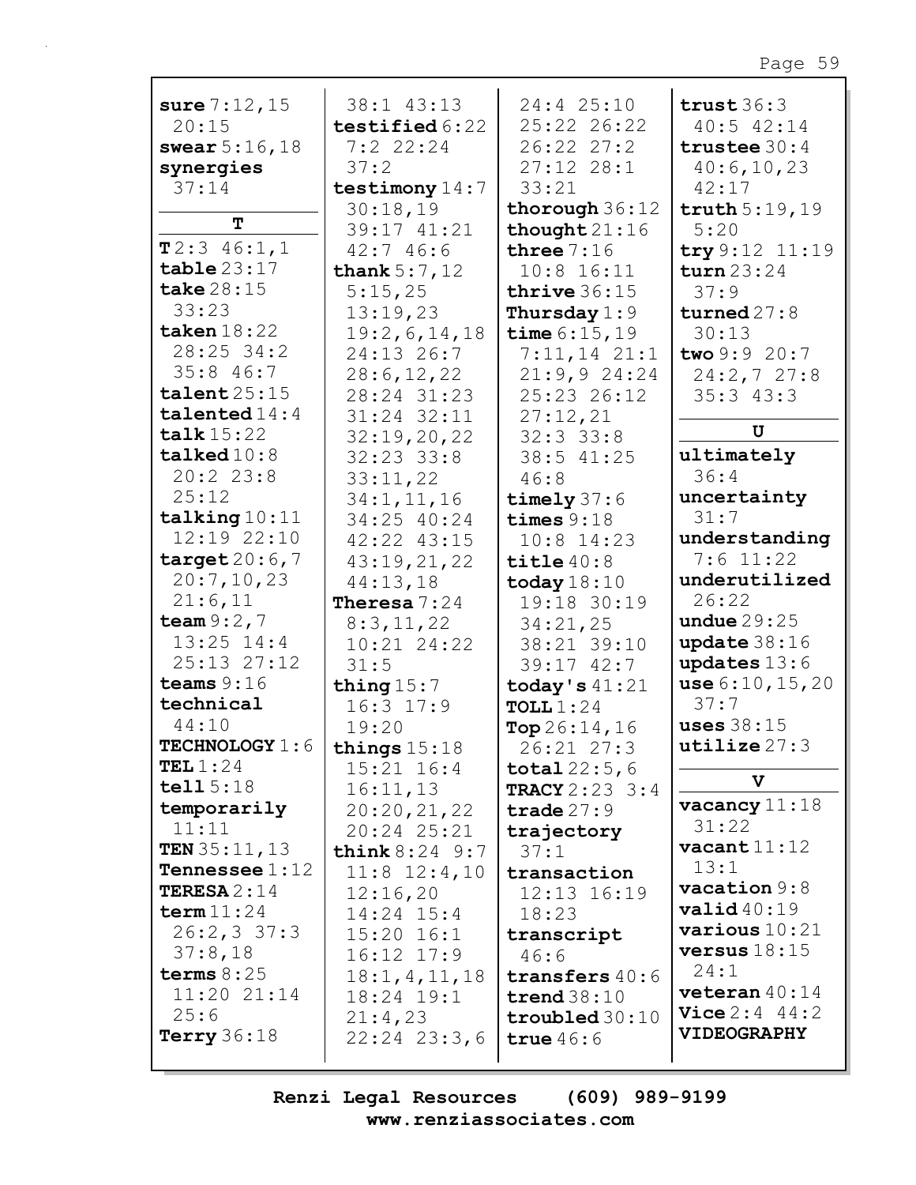**sure** 7:12,15 20:15
**swear** 5:16,18
**synergies** 37:14

**T**

**T** 2:3 46:1,1
**table** 23:17
**take** 28:15 33:23
**taken** 18:22 28:25 34:2 35:8 46:7
**talent** 25:15
**talented** 14:4
**talk** 15:22
**talked** 10:8 20:2 23:8 25:12
**talking** 10:11 12:19 22:10
**target** 20:6,7 20:7,10,23 21:6,11
**team** 9:2,7 13:25 14:4 25:13 27:12
**teams** 9:16
**technical** 44:10
**TECHNOLOGY** 1:6
**TEL** 1:24
**tell** 5:18
**temporarily** 11:11
**TEN** 35:11,13
**Tennessee** 1:12
**TERESA** 2:14
**term** 11:24 26:2,3 37:3 37:8,18
**terms** 8:25 11:20 21:14 25:6
**Terry** 36:18
38:1 43:13
**testified** 6:22 7:2 22:24 37:2
**testimony** 14:7 30:18,19 39:17 41:21 42:7 46:6
**thank** 5:7,12 5:15,25 13:19,23 19:2,6,14,18 24:13 26:7 28:6,12,22 28:24 31:23 31:24 32:11 32:19,20,22 32:23 33:8 33:11,22 34:1,11,16 34:25 40:24 42:22 43:15 43:19,21,22 44:13,18
**Theresa** 7:24 8:3,11,22 10:21 24:22 31:5
**thing** 15:7 16:3 17:9 19:20
**things** 15:18 15:21 16:4 16:11,13 20:20,21,22 20:24 25:21
**think** 8:24 9:7 11:8 12:4,10 12:16,20 14:24 15:4 15:20 16:1 16:12 17:9 18:1,4,11,18 18:24 19:1 21:4,23 22:24 23:3,6
24:4 25:10 25:22 26:22 26:22 27:2 27:12 28:1 33:21
**thorough** 36:12
**thought** 21:16
**three** 7:16 10:8 16:11
**thrive** 36:15
**Thursday** 1:9
**time** 6:15,19 7:11,14 21:1 21:9,9 24:24 25:23 26:12 27:12,21 32:3 33:8 38:5 41:25 46:8
**timely** 37:6
**times** 9:18 10:8 14:23
**title** 40:8
**today** 18:10 19:18 30:19 34:21,25 38:21 39:10 39:17 42:7
**today's** 41:21
**TOLL** 1:24
**Top** 26:14,16 26:21 27:3
**total** 22:5,6
**TRACY** 2:23 3:4
**trade** 27:9
**trajectory** 37:1
**transaction** 12:13 16:19 18:23
**transcript** 46:6
**transfers** 40:6
**trend** 38:10
**troubled** 30:10
**true** 46:6
**trust** 36:3 40:5 42:14
**trustee** 30:4 40:6,10,23 42:17
**truth** 5:19,19 5:20
**try** 9:12 11:19
**turn** 23:24 37:9
**turned** 27:8 30:13
**two** 9:9 20:7 24:2,7 27:8 35:3 43:3

**U**

**ultimately** 36:4
**uncertainty** 31:7
**understanding** 7:6 11:22
**underutilized** 26:22
**undue** 29:25
**update** 38:16
**updates** 13:6
**use** 6:10,15,20 37:7
**uses** 38:15
**utilize** 27:3

**V**

**vacancy** 11:18 31:22
**vacant** 11:12 13:1
**vacation** 9:8
**valid** 40:19
**various** 10:21
**versus** 18:15 24:1
**veteran** 40:14
**Vice** 2:4 44:2
**VIDEOGRAPHY**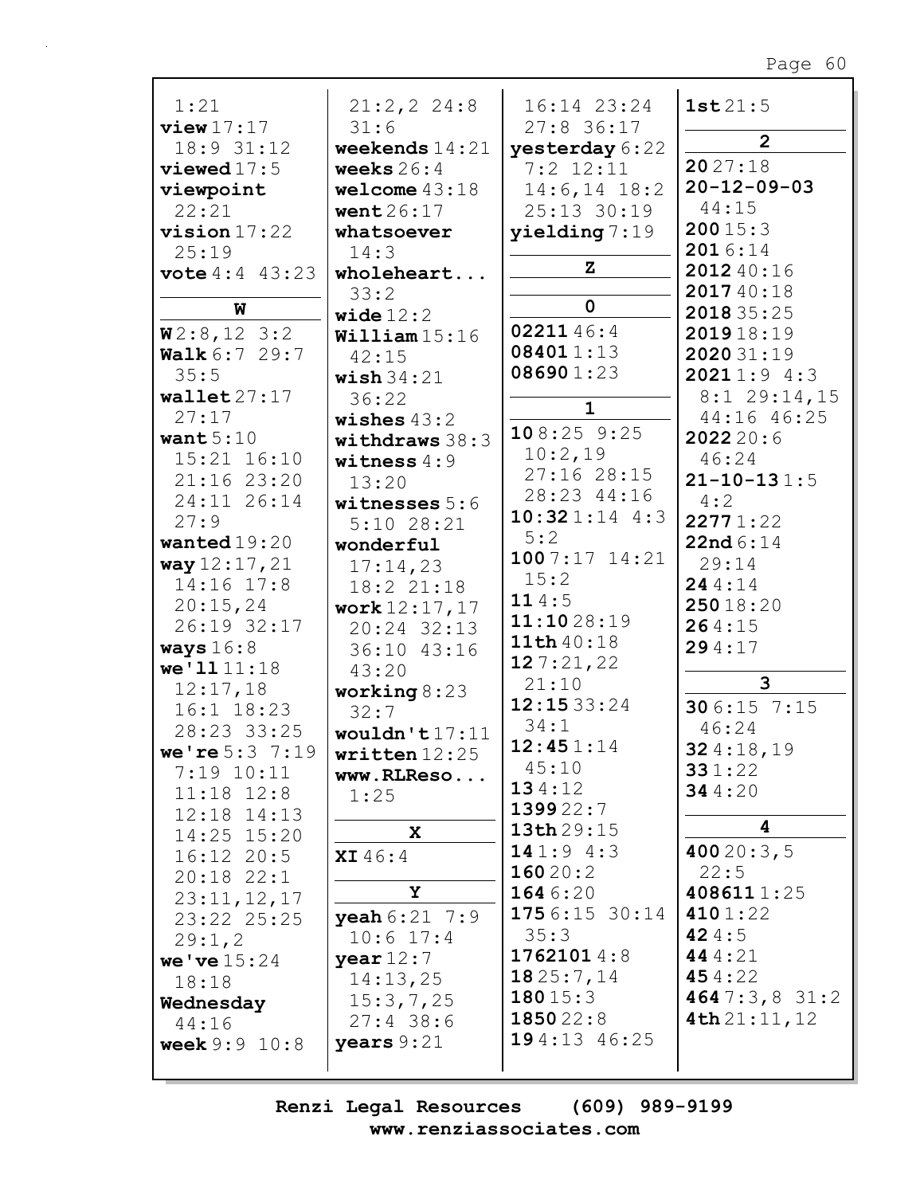1:21
**view** 17:17
18:9 31:12
**viewed** 17:5
**viewpoint**
22:21
**vision** 17:22
25:19
**vote** 4:4 43:23

**W**

**W** 2:8,12 3:2
**Walk** 6:7 29:7
35:5
**wallet** 27:17
27:17
**want** 5:10
15:21 16:10
21:16 23:20
24:11 26:14
27:9
**wanted** 19:20
**way** 12:17,21
14:16 17:8
20:15,24
26:19 32:17
**ways** 16:8
**we'll** 11:18
12:17,18
16:1 18:23
28:23 33:25
**we're** 5:3 7:19
7:19 10:11
11:18 12:8
12:18 14:13
14:25 15:20
16:12 20:5
20:18 22:1
23:11,12,17
23:22 25:25
29:1,2
**we've** 15:24
18:18
**Wednesday**
44:16
**week** 9:9 10:8
21:2,2 24:8
31:6
**weekends** 14:21
**weeks** 26:4
**welcome** 43:18
**went** 26:17
**whatsoever**
14:3
**wholeheart...**
33:2
**wide** 12:2
**William** 15:16
42:15
**wish** 34:21
36:22
**wishes** 43:2
**withdraws** 38:3
**witness** 4:9
13:20
**witnesses** 5:6
5:10 28:21
**wonderful**
17:14,23
18:2 21:18
**work** 12:17,17
20:24 32:13
36:10 43:16
43:20
**working** 8:23
32:7
**wouldn't** 17:11
**written** 12:25
**www.RLReso...**
1:25

**X**

**XI** 46:4

**Y**

**yeah** 6:21 7:9
10:6 17:4
**year** 12:7
14:13,25
15:3,7,25
27:4 38:6
**years** 9:21
16:14 23:24
27:8 36:17
**yesterday** 6:22
7:2 12:11
14:6,14 18:2
25:13 30:19
**yielding** 7:19

**Z**

**0**

**02211** 46:4
**08401** 1:13
**08690** 1:23

**1**

**10** 8:25 9:25
10:2,19
27:16 28:15
28:23 44:16
**10:32** 1:14 4:3
5:2
**100** 7:17 14:21
15:2
**11** 4:5
**11:10** 28:19
**11th** 40:18
**12** 7:21,22
21:10
**12:15** 33:24
34:1
**12:45** 1:14
45:10
**13** 4:12
**1399** 22:7
**13th** 29:15
**14** 1:9 4:3
**160** 20:2
**164** 6:20
**175** 6:15 30:14
35:3
**1762101** 4:8
**18** 25:7,14
**180** 15:3
**1850** 22:8
**19** 4:13 46:25
**1st** 21:5

**2**

**20** 27:18
**20-12-09-03**
44:15
**200** 15:3
**201** 6:14
**2012** 40:16
**2017** 40:18
**2018** 35:25
**2019** 18:19
**2020** 31:19
**2021** 1:9 4:3
8:1 29:14,15
44:16 46:25
**2022** 20:6
46:24
**21-10-13** 1:5
4:2
**2277** 1:22
**22nd** 6:14
29:14
**24** 4:14
**250** 18:20
**26** 4:15
**29** 4:17

**3**

**30** 6:15 7:15
46:24
**32** 4:18,19
**33** 1:22
**34** 4:20

**4**

**400** 20:3,5
22:5
**408611** 1:25
**410** 1:22
**42** 4:5
**44** 4:21
**45** 4:22
**464** 7:3,8 31:2
**4th** 21:11,12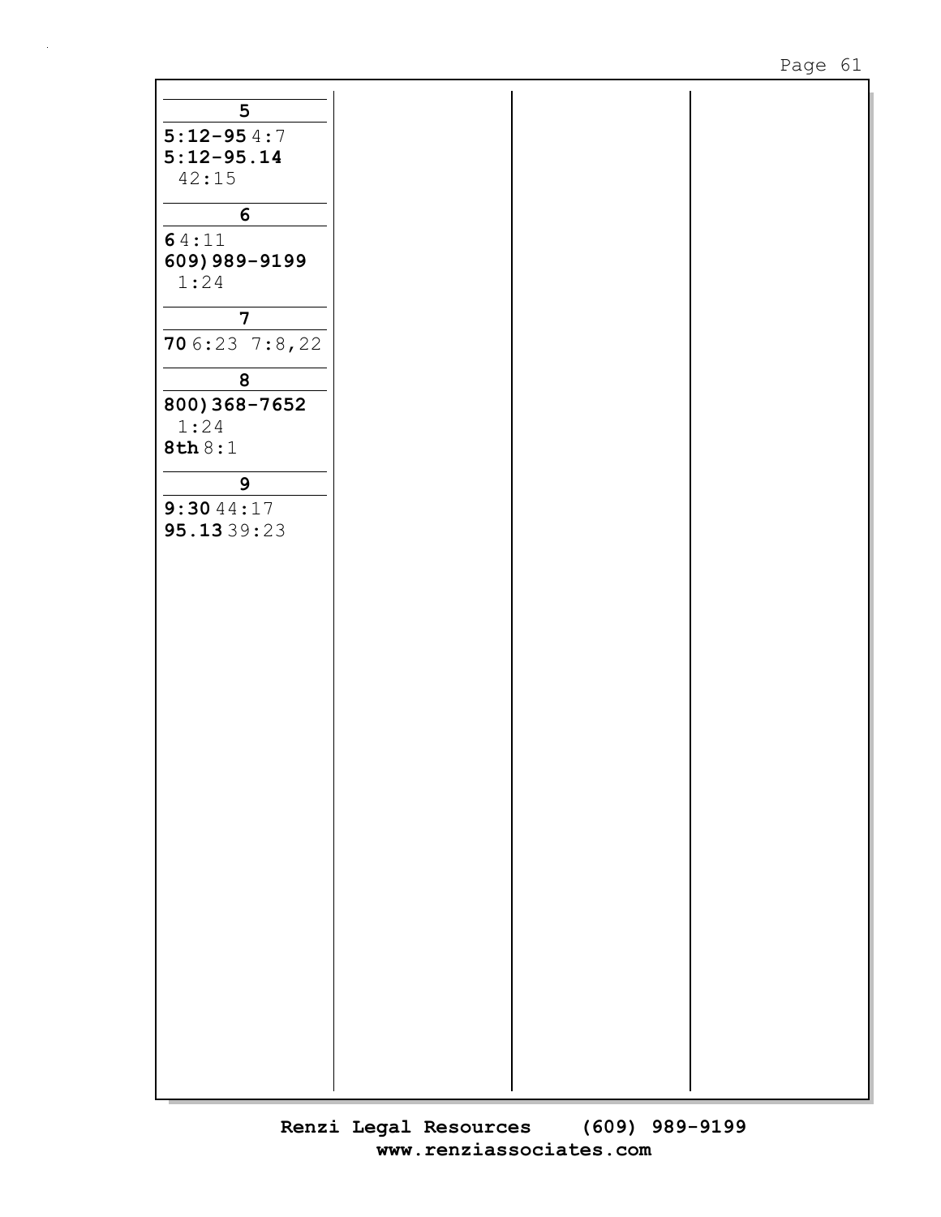## 5

**5:12-95** 4:7
**5:12-95.14** 42:15

## 6

**6** 4:11
**609) 989-9199** 1:24

## 7

**70** 6:23 7:8,22

## 8

**800) 368-7652** 1:24
**8th** 8:1

## 9

**9:30** 44:17
**95.13** 39:23